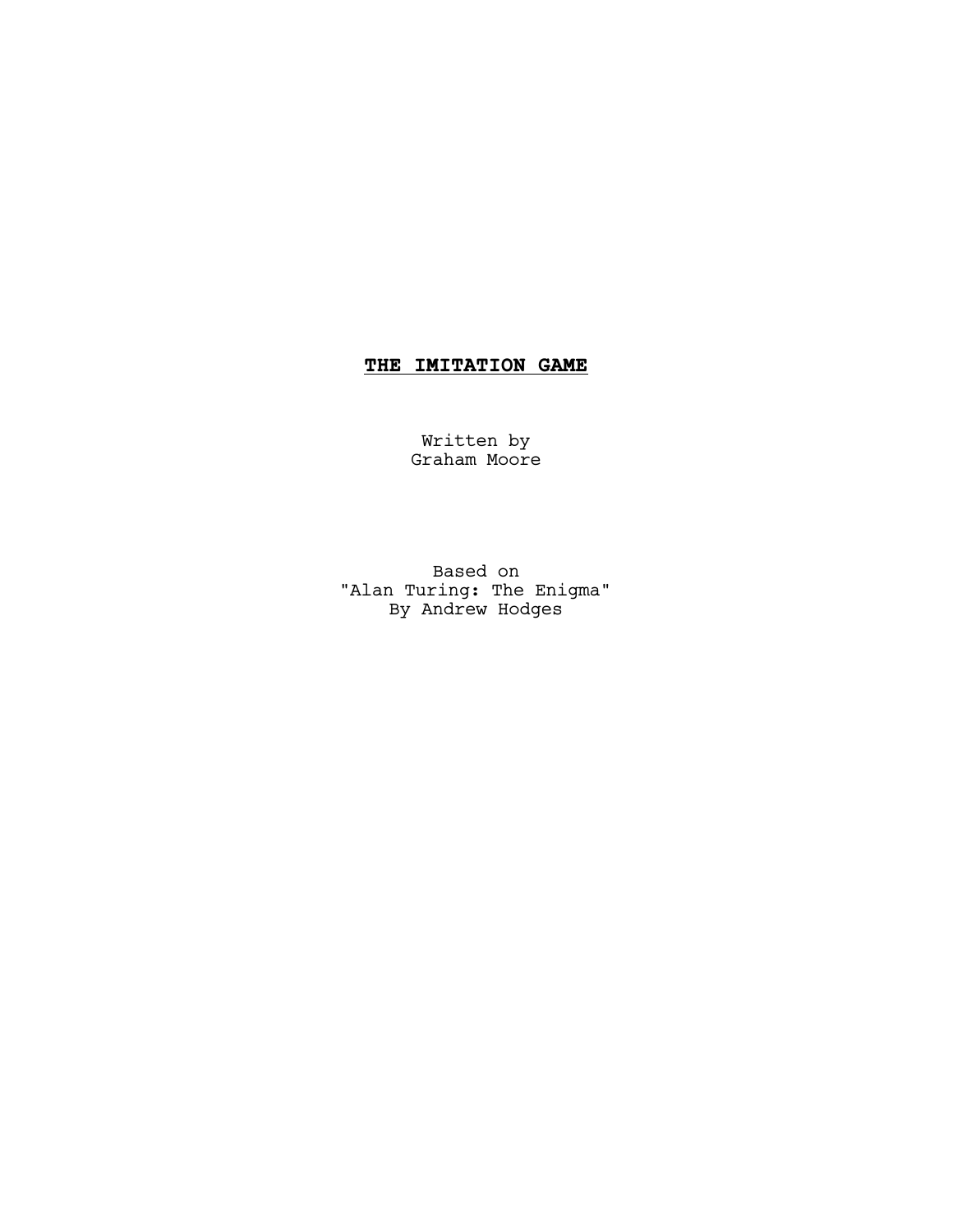# **THE IMITATION GAME**

Written by
Graham Moore

Based on
"Alan Turing: The Enigma"
By Andrew Hodges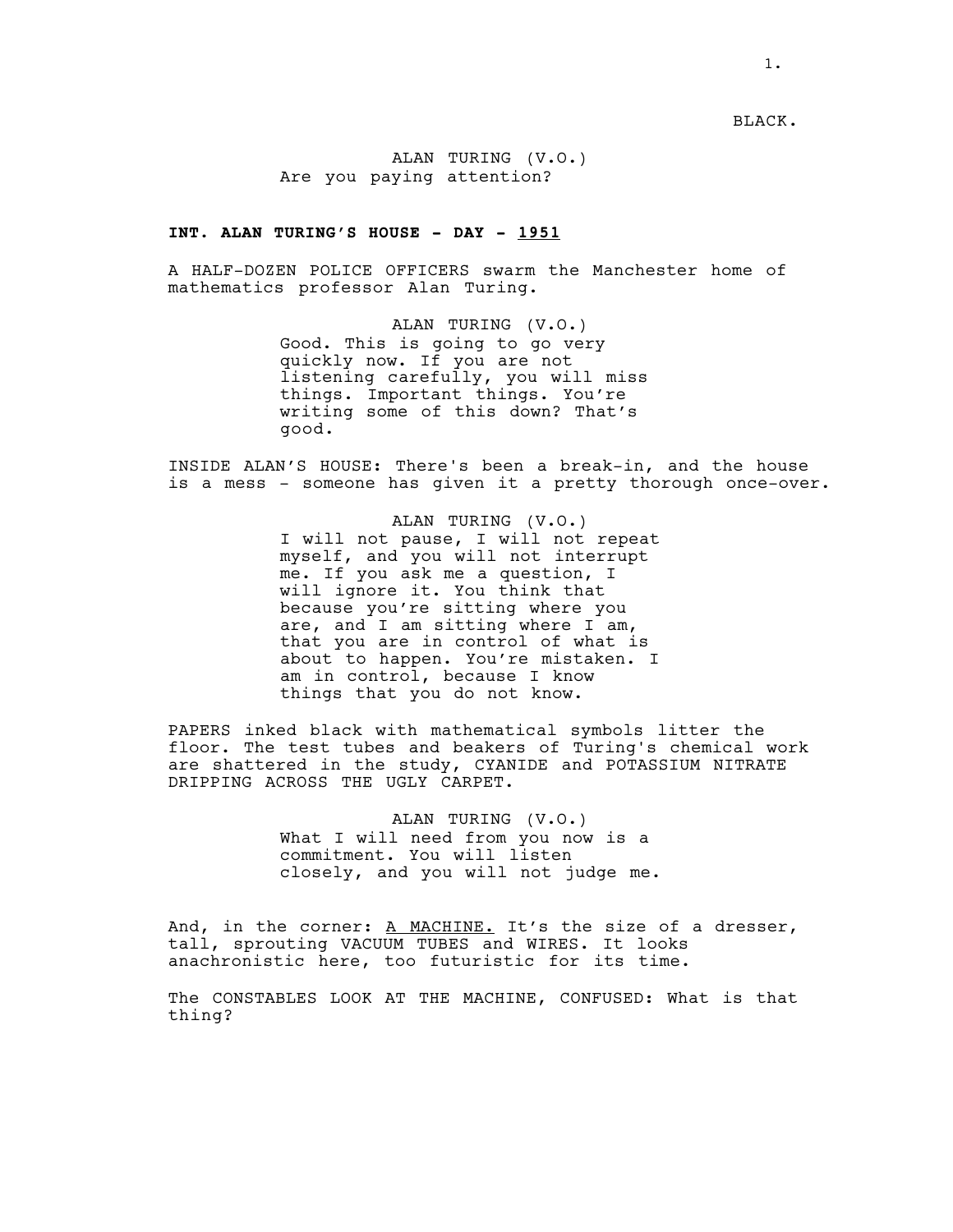BLACK.

ALAN TURING (V.O.)
Are you paying attention?

**INT. ALAN TURING'S HOUSE - DAY - 1951**

A HALF-DOZEN POLICE OFFICERS swarm the Manchester home of mathematics professor Alan Turing.

ALAN TURING (V.O.)
Good. This is going to go very quickly now. If you are not listening carefully, you will miss things. Important things. You're writing some of this down? That's good.

INSIDE ALAN'S HOUSE: There's been a break-in, and the house is a mess - someone has given it a pretty thorough once-over.

ALAN TURING (V.O.)
I will not pause, I will not repeat myself, and you will not interrupt me. If you ask me a question, I will ignore it. You think that because you're sitting where you are, and I am sitting where I am, that you are in control of what is about to happen. You're mistaken. I am in control, because I know things that you do not know.

PAPERS inked black with mathematical symbols litter the floor. The test tubes and beakers of Turing's chemical work are shattered in the study, CYANIDE and POTASSIUM NITRATE DRIPPING ACROSS THE UGLY CARPET.

ALAN TURING (V.O.)
What I will need from you now is a commitment. You will listen closely, and you will not judge me.

And, in the corner: A MACHINE. It's the size of a dresser, tall, sprouting VACUUM TUBES and WIRES. It looks anachronistic here, too futuristic for its time.

The CONSTABLES LOOK AT THE MACHINE, CONFUSED: What is that thing?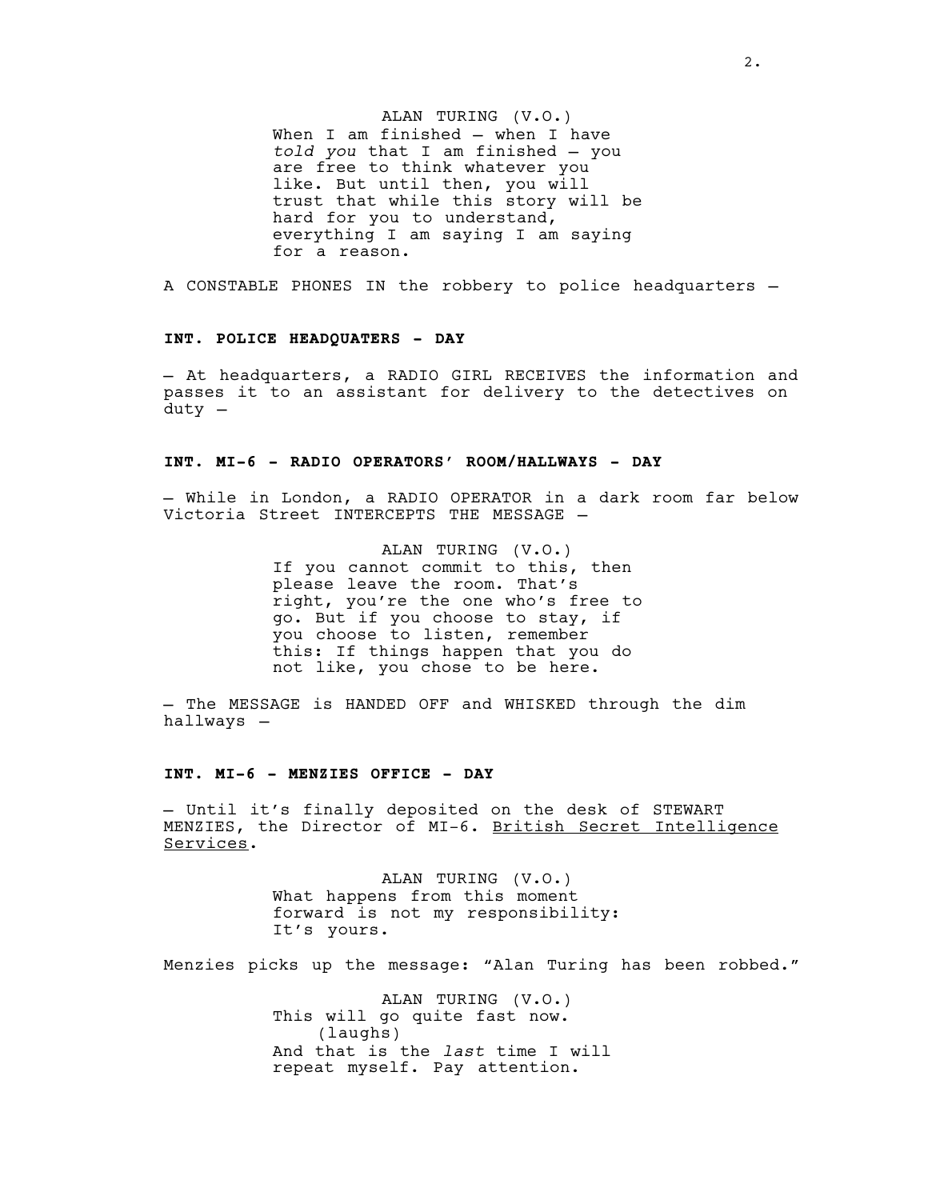ALAN TURING (V.O.)
When I am finished – when I have *told you* that I am finished – you are free to think whatever you like. But until then, you will trust that while this story will be hard for you to understand, everything I am saying I am saying for a reason.

A CONSTABLE PHONES IN the robbery to police headquarters –

**INT. POLICE HEADQUATERS - DAY**

– At headquarters, a RADIO GIRL RECEIVES the information and passes it to an assistant for delivery to the detectives on duty –

**INT. MI-6 - RADIO OPERATORS' ROOM/HALLWAYS - DAY**

– While in London, a RADIO OPERATOR in a dark room far below Victoria Street INTERCEPTS THE MESSAGE –

ALAN TURING (V.O.)
If you cannot commit to this, then please leave the room. That's right, you're the one who's free to go. But if you choose to stay, if you choose to listen, remember this: If things happen that you do not like, you chose to be here.

– The MESSAGE is HANDED OFF and WHISKED through the dim hallways –

**INT. MI-6 - MENZIES OFFICE - DAY**

– Until it's finally deposited on the desk of STEWART MENZIES, the Director of MI-6. British Secret Intelligence Services.

ALAN TURING (V.O.)
What happens from this moment forward is not my responsibility: It's yours.

Menzies picks up the message: "Alan Turing has been robbed."

ALAN TURING (V.O.)
This will go quite fast now.
(laughs)
And that is the *last* time I will repeat myself. Pay attention.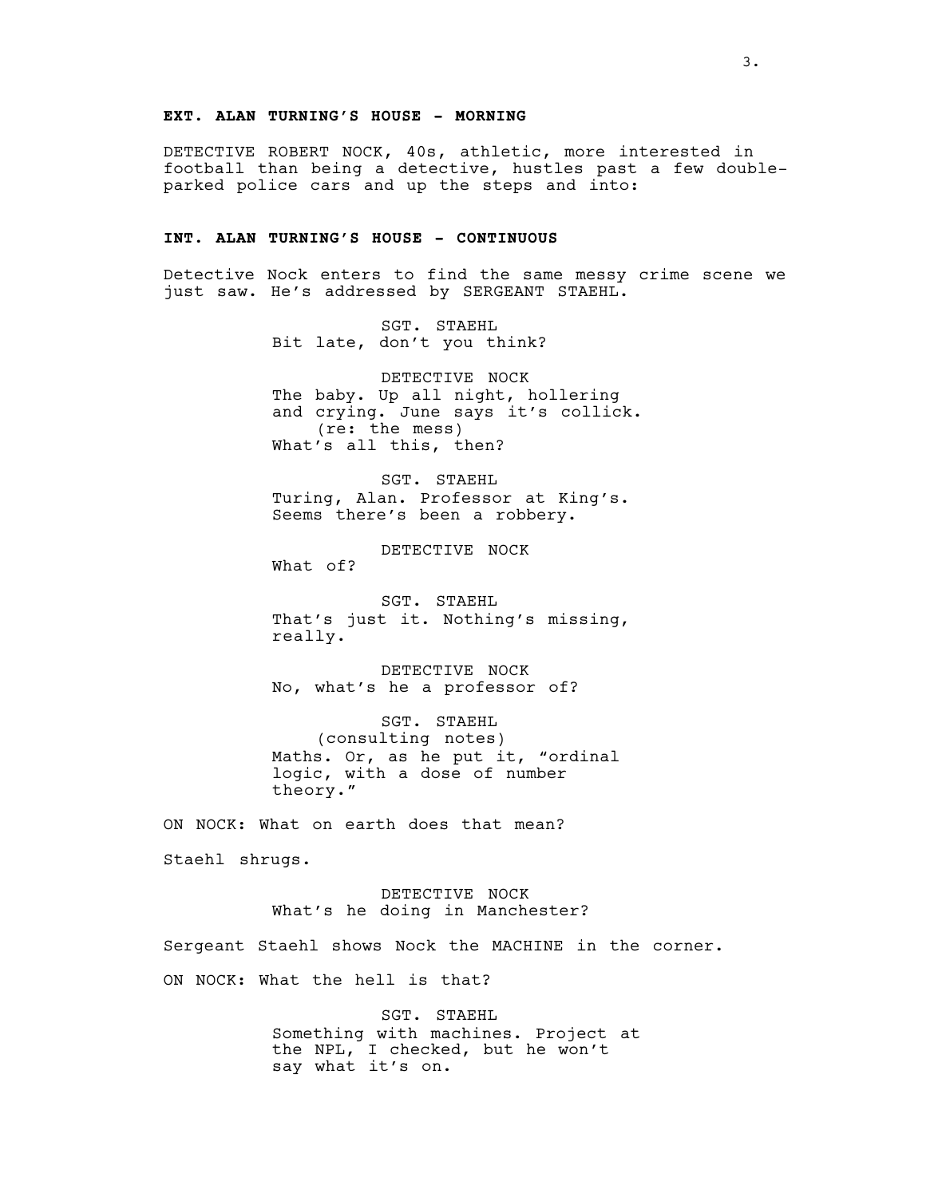**EXT. ALAN TURING'S HOUSE - MORNING**

DETECTIVE ROBERT NOCK, 40s, athletic, more interested in football than being a detective, hustles past a few double-parked police cars and up the steps and into:

**INT. ALAN TURING'S HOUSE - CONTINUOUS**

Detective Nock enters to find the same messy crime scene we just saw. He's addressed by SERGEANT STAEHL.

SGT. STAEHL
Bit late, don't you think?

DETECTIVE NOCK
The baby. Up all night, hollering and crying. June says it's collick.
(re: the mess)
What's all this, then?

SGT. STAEHL
Turing, Alan. Professor at King's. Seems there's been a robbery.

DETECTIVE NOCK
What of?

SGT. STAEHL
That's just it. Nothing's missing, really.

DETECTIVE NOCK
No, what's he a professor of?

SGT. STAEHL
(consulting notes)
Maths. Or, as he put it, "ordinal logic, with a dose of number theory."

ON NOCK: What on earth does that mean?

Staehl shrugs.

DETECTIVE NOCK
What's he doing in Manchester?

Sergeant Staehl shows Nock the MACHINE in the corner.

ON NOCK: What the hell is that?

SGT. STAEHL
Something with machines. Project at the NPL, I checked, but he won't say what it's on.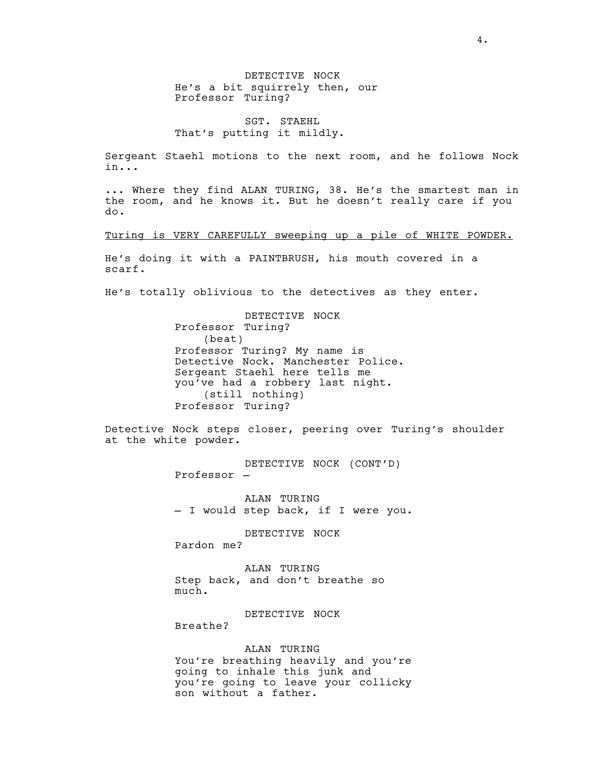DETECTIVE NOCK
He's a bit squirrely then, our Professor Turing?

SGT. STAEHL
That's putting it mildly.

Sergeant Staehl motions to the next room, and he follows Nock in...

... Where they find ALAN TURING, 38. He's the smartest man in the room, and he knows it. But he doesn't really care if you do.

<u>Turing is VERY CAREFULLY sweeping up a pile of WHITE POWDER.</u>

He's doing it with a PAINTBRUSH, his mouth covered in a scarf.

He's totally oblivious to the detectives as they enter.

DETECTIVE NOCK
Professor Turing?
(beat)
Professor Turing? My name is Detective Nock. Manchester Police. Sergeant Staehl here tells me you've had a robbery last night.
(still nothing)
Professor Turing?

Detective Nock steps closer, peering over Turing's shoulder at the white powder.

DETECTIVE NOCK (CONT'D)
Professor —

ALAN TURING
— I would step back, if I were you.

DETECTIVE NOCK
Pardon me?

ALAN TURING
Step back, and don't breathe so much.

DETECTIVE NOCK
Breathe?

ALAN TURING
You're breathing heavily and you're going to inhale this junk and you're going to leave your collicky son without a father.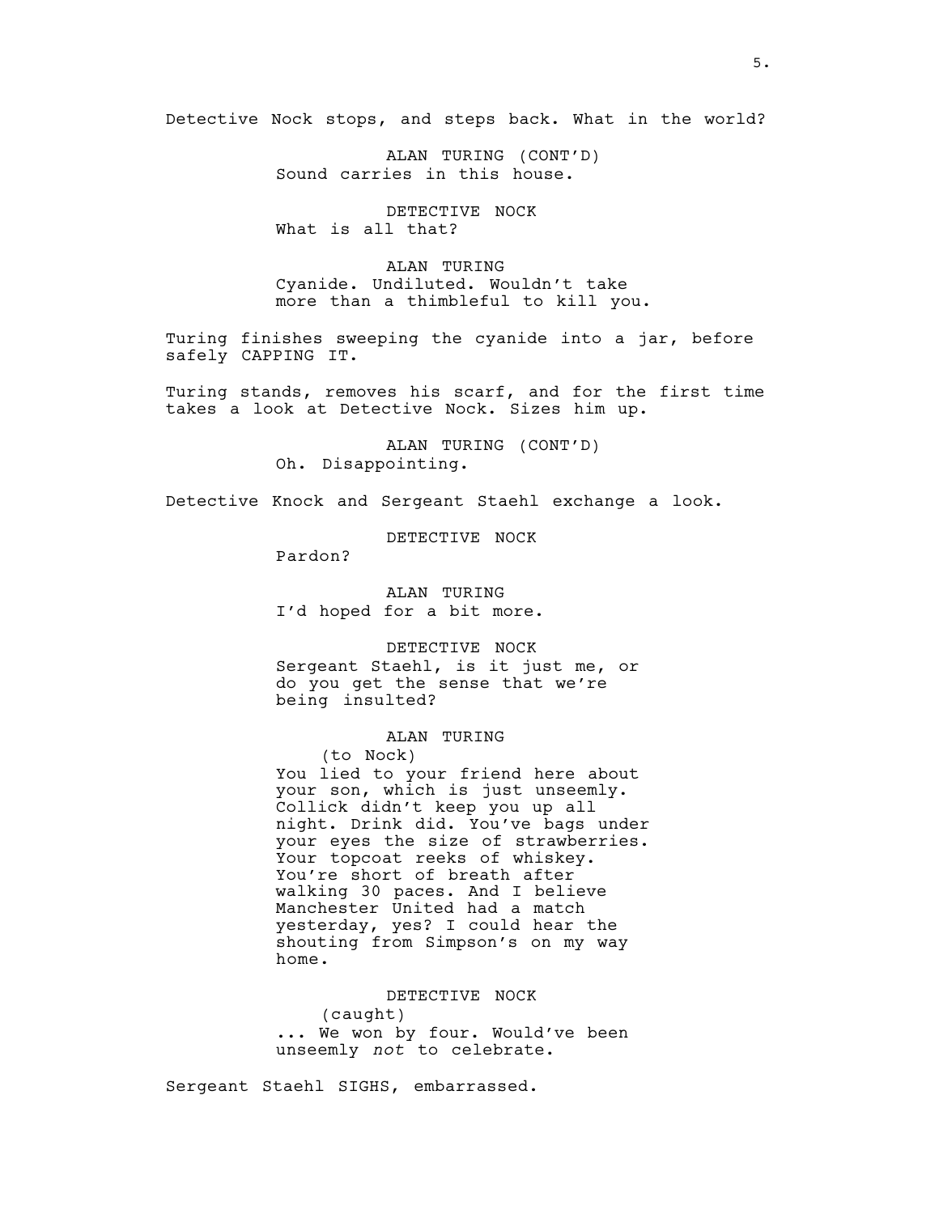Detective Nock stops, and steps back. What in the world?

ALAN TURING (CONT'D)
Sound carries in this house.

DETECTIVE NOCK
What is all that?

ALAN TURING
Cyanide. Undiluted. Wouldn't take more than a thimbleful to kill you.

Turing finishes sweeping the cyanide into a jar, before safely CAPPING IT.

Turing stands, removes his scarf, and for the first time takes a look at Detective Nock. Sizes him up.

ALAN TURING (CONT'D)
Oh. Disappointing.

Detective Knock and Sergeant Staehl exchange a look.

DETECTIVE NOCK
Pardon?

ALAN TURING
I'd hoped for a bit more.

DETECTIVE NOCK
Sergeant Staehl, is it just me, or do you get the sense that we're being insulted?

ALAN TURING
(to Nock)
You lied to your friend here about your son, which is just unseemly. Collick didn't keep you up all night. Drink did. You've bags under your eyes the size of strawberries. Your topcoat reeks of whiskey. You're short of breath after walking 30 paces. And I believe Manchester United had a match yesterday, yes? I could hear the shouting from Simpson's on my way home.

DETECTIVE NOCK
(caught)
... We won by four. Would've been unseemly *not* to celebrate.

Sergeant Staehl SIGHS, embarrassed.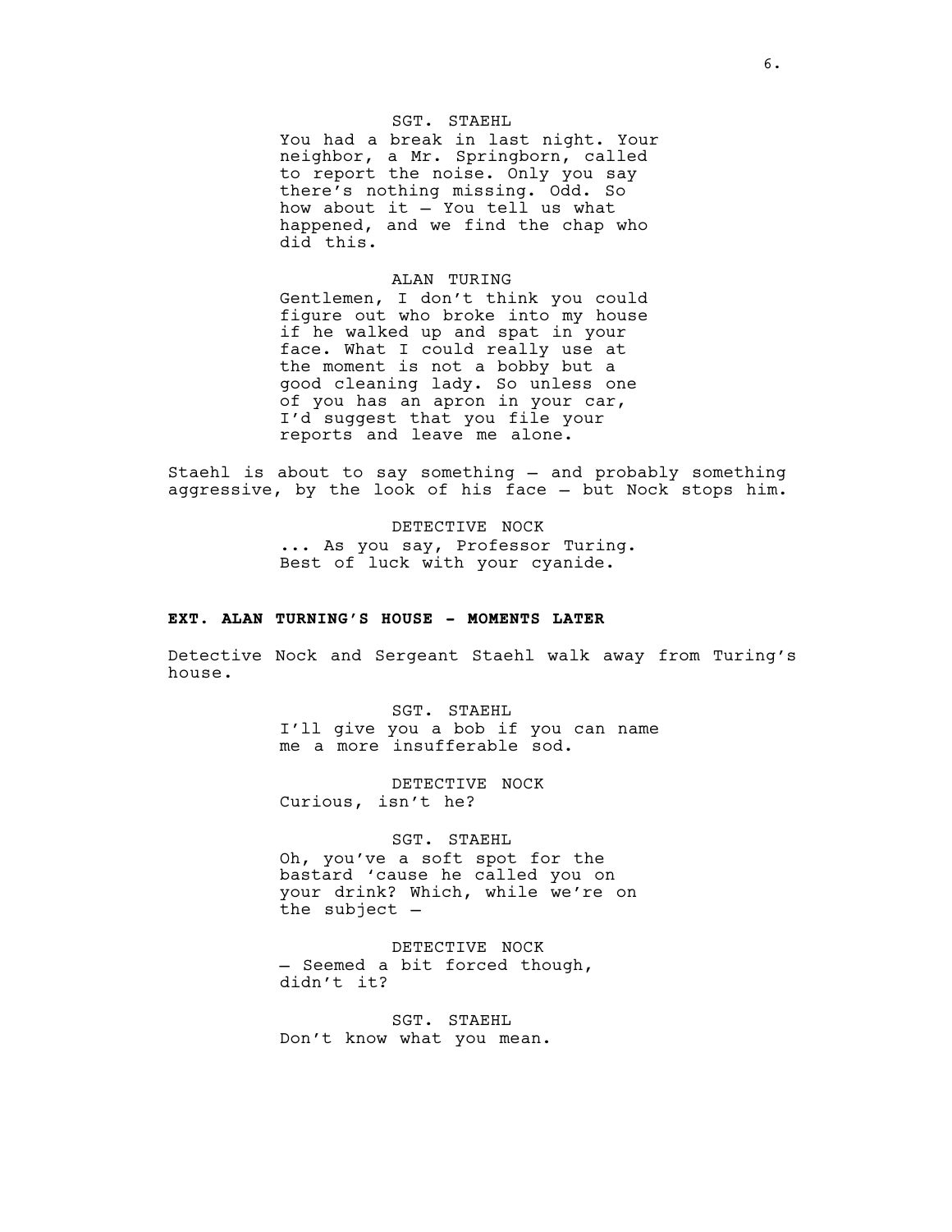SGT. STAEHL
You had a break in last night. Your neighbor, a Mr. Springborn, called to report the noise. Only you say there's nothing missing. Odd. So how about it – You tell us what happened, and we find the chap who did this.

ALAN TURING
Gentlemen, I don't think you could figure out who broke into my house if he walked up and spat in your face. What I could really use at the moment is not a bobby but a good cleaning lady. So unless one of you has an apron in your car, I'd suggest that you file your reports and leave me alone.

Staehl is about to say something – and probably something aggressive, by the look of his face – but Nock stops him.

DETECTIVE NOCK
... As you say, Professor Turing. Best of luck with your cyanide.

**EXT. ALAN TURNING'S HOUSE - MOMENTS LATER**

Detective Nock and Sergeant Staehl walk away from Turing's house.

SGT. STAEHL
I'll give you a bob if you can name me a more insufferable sod.

DETECTIVE NOCK
Curious, isn't he?

SGT. STAEHL
Oh, you've a soft spot for the bastard 'cause he called you on your drink? Which, while we're on the subject –

DETECTIVE NOCK
– Seemed a bit forced though, didn't it?

SGT. STAEHL
Don't know what you mean.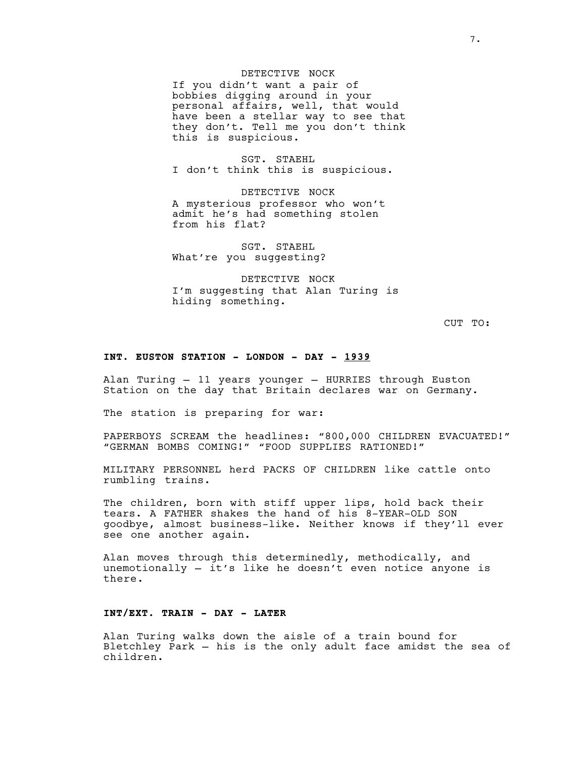DETECTIVE NOCK
If you didn't want a pair of bobbies digging around in your personal affairs, well, that would have been a stellar way to see that they don't. Tell me you don't think this is suspicious.

SGT. STAEHL
I don't think this is suspicious.

DETECTIVE NOCK
A mysterious professor who won't admit he's had something stolen from his flat?

SGT. STAEHL
What're you suggesting?

DETECTIVE NOCK
I'm suggesting that Alan Turing is hiding something.

CUT TO:

**INT. EUSTON STATION - LONDON - DAY - <u>1939</u>**

Alan Turing – 11 years younger – HURRIES through Euston Station on the day that Britain declares war on Germany.

The station is preparing for war:

PAPERBOYS SCREAM the headlines: "800,000 CHILDREN EVACUATED!" "GERMAN BOMBS COMING!" "FOOD SUPPLIES RATIONED!"

MILITARY PERSONNEL herd PACKS OF CHILDREN like cattle onto rumbling trains.

The children, born with stiff upper lips, hold back their tears. A FATHER shakes the hand of his 8-YEAR-OLD SON goodbye, almost business-like. Neither knows if they'll ever see one another again.

Alan moves through this determinedly, methodically, and unemotionally – it's like he doesn't even notice anyone is there.

**INT/EXT. TRAIN - DAY - LATER**

Alan Turing walks down the aisle of a train bound for Bletchley Park – his is the only adult face amidst the sea of children.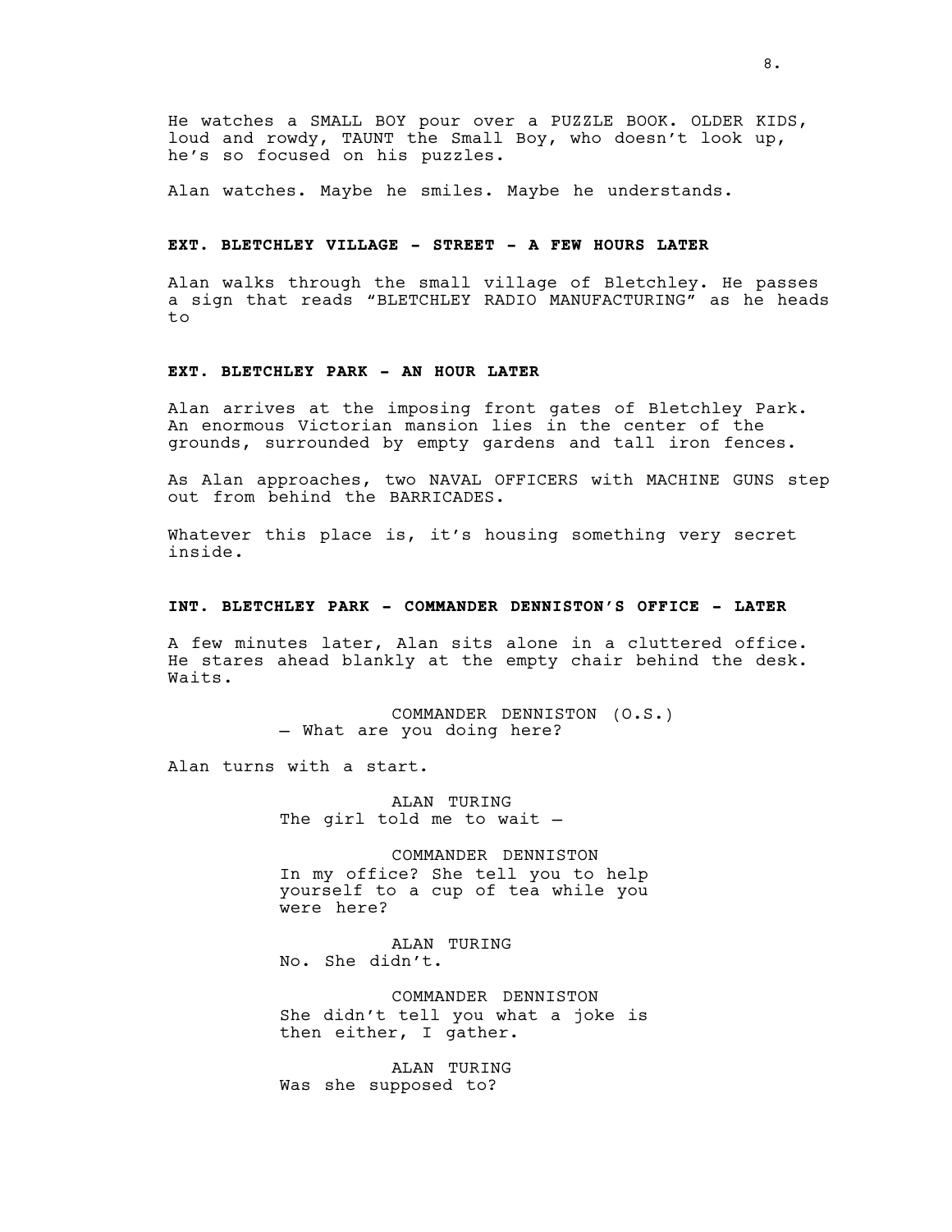He watches a SMALL BOY pour over a PUZZLE BOOK. OLDER KIDS, loud and rowdy, TAUNT the Small Boy, who doesn't look up, he's so focused on his puzzles.

Alan watches. Maybe he smiles. Maybe he understands.

**EXT. BLETCHLEY VILLAGE - STREET - A FEW HOURS LATER**

Alan walks through the small village of Bletchley. He passes a sign that reads "BLETCHLEY RADIO MANUFACTURING" as he heads to

**EXT. BLETCHLEY PARK - AN HOUR LATER**

Alan arrives at the imposing front gates of Bletchley Park. An enormous Victorian mansion lies in the center of the grounds, surrounded by empty gardens and tall iron fences.

As Alan approaches, two NAVAL OFFICERS with MACHINE GUNS step out from behind the BARRICADES.

Whatever this place is, it's housing something very secret inside.

**INT. BLETCHLEY PARK - COMMANDER DENNISTON'S OFFICE - LATER**

A few minutes later, Alan sits alone in a cluttered office. He stares ahead blankly at the empty chair behind the desk. Waits.

COMMANDER DENNISTON (O.S.)
— What are you doing here?

Alan turns with a start.

ALAN TURING
The girl told me to wait —

COMMANDER DENNISTON
In my office? She tell you to help yourself to a cup of tea while you were here?

ALAN TURING
No. She didn't.

COMMANDER DENNISTON
She didn't tell you what a joke is then either, I gather.

ALAN TURING
Was she supposed to?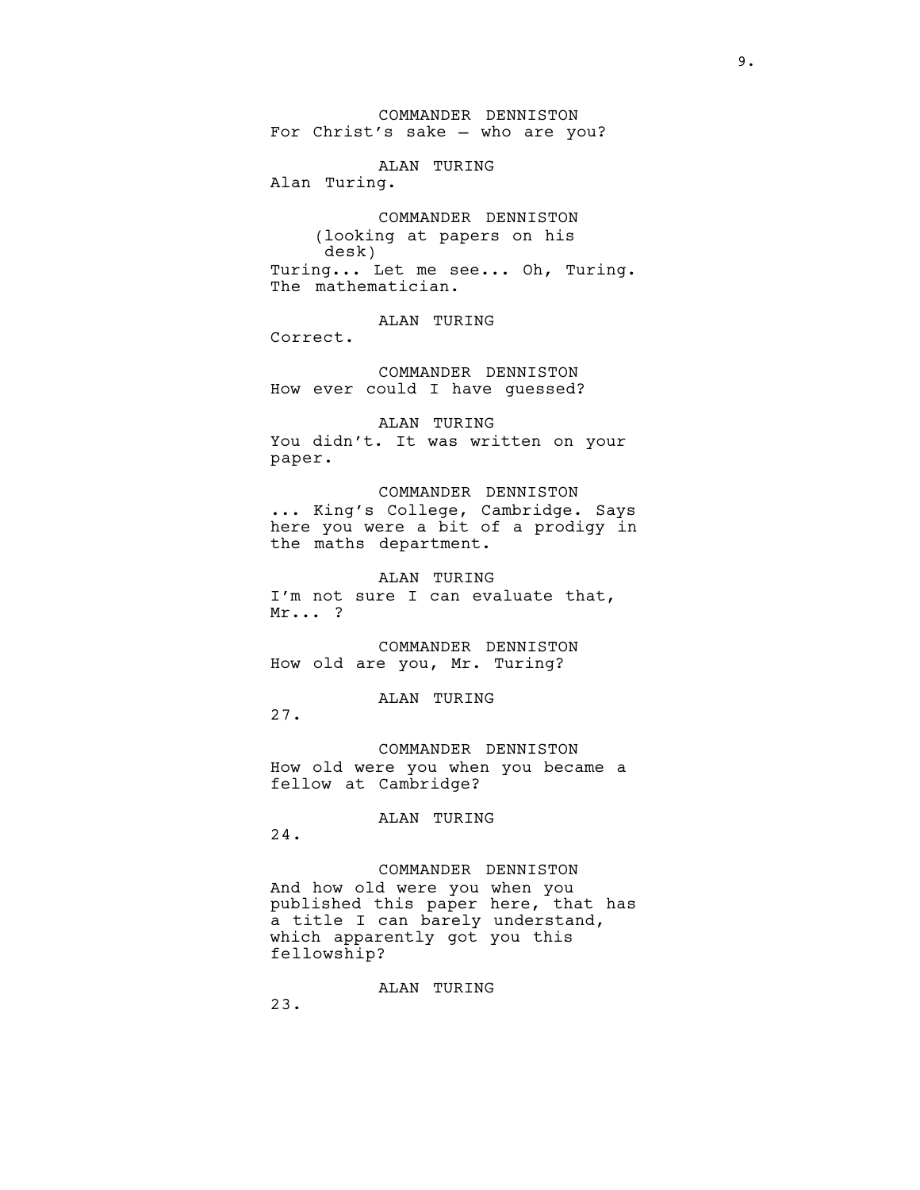COMMANDER DENNISTON
For Christ's sake – who are you?

ALAN TURING
Alan Turing.

COMMANDER DENNISTON
(looking at papers on his desk)
Turing... Let me see... Oh, Turing. The mathematician.

ALAN TURING
Correct.

COMMANDER DENNISTON
How ever could I have guessed?

ALAN TURING
You didn't. It was written on your paper.

COMMANDER DENNISTON
... King's College, Cambridge. Says here you were a bit of a prodigy in the maths department.

ALAN TURING
I'm not sure I can evaluate that, Mr... ?

COMMANDER DENNISTON
How old are you, Mr. Turing?

ALAN TURING
27.

COMMANDER DENNISTON
How old were you when you became a fellow at Cambridge?

ALAN TURING
24.

COMMANDER DENNISTON
And how old were you when you published this paper here, that has a title I can barely understand, which apparently got you this fellowship?

ALAN TURING
23.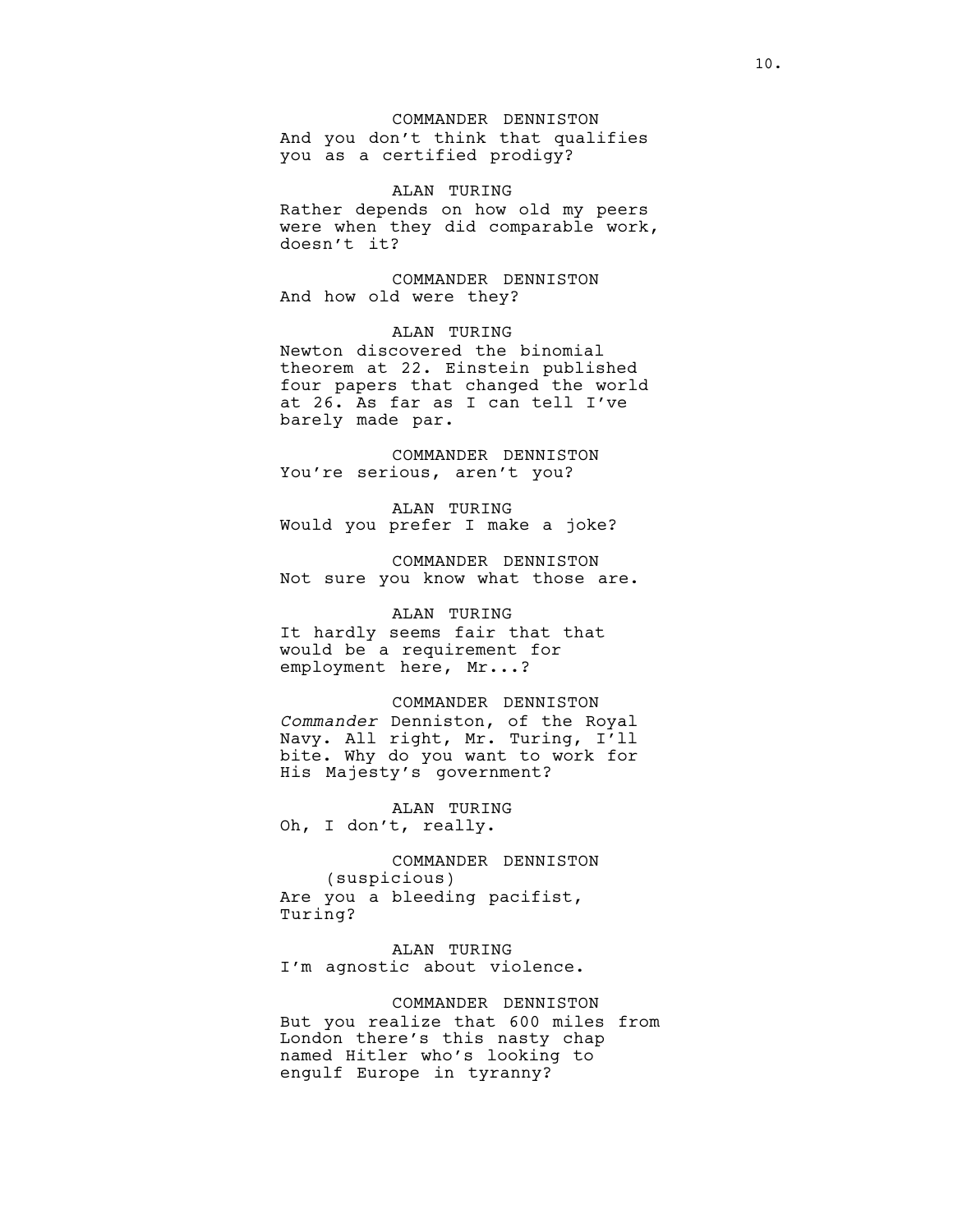COMMANDER DENNISTON
And you don't think that qualifies you as a certified prodigy?

ALAN TURING
Rather depends on how old my peers were when they did comparable work, doesn't it?

COMMANDER DENNISTON
And how old were they?

ALAN TURING
Newton discovered the binomial theorem at 22. Einstein published four papers that changed the world at 26. As far as I can tell I've barely made par.

COMMANDER DENNISTON
You're serious, aren't you?

ALAN TURING
Would you prefer I make a joke?

COMMANDER DENNISTON
Not sure you know what those are.

ALAN TURING
It hardly seems fair that that would be a requirement for employment here, Mr...?

COMMANDER DENNISTON
*Commander* Denniston, of the Royal Navy. All right, Mr. Turing, I'll bite. Why do you want to work for His Majesty's government?

ALAN TURING
Oh, I don't, really.

COMMANDER DENNISTON
(suspicious)
Are you a bleeding pacifist, Turing?

ALAN TURING
I'm agnostic about violence.

COMMANDER DENNISTON
But you realize that 600 miles from London there's this nasty chap named Hitler who's looking to engulf Europe in tyranny?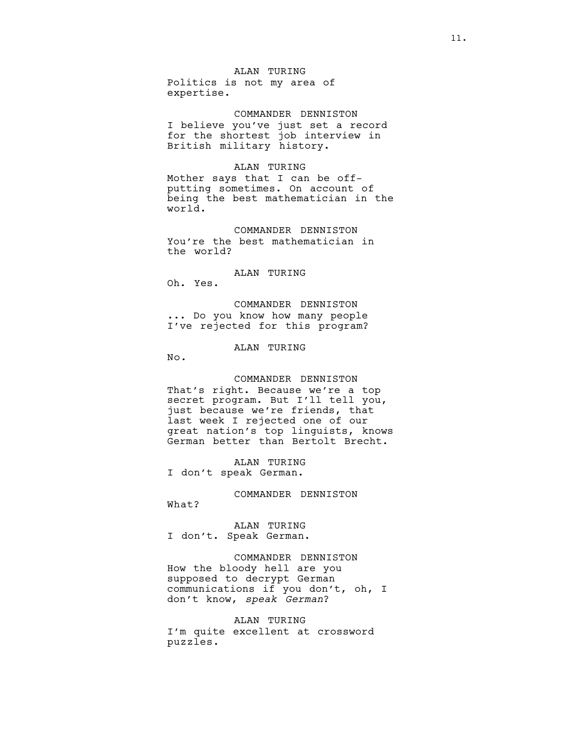ALAN TURING
Politics is not my area of expertise.

COMMANDER DENNISTON
I believe you've just set a record for the shortest job interview in British military history.

ALAN TURING
Mother says that I can be off-putting sometimes. On account of being the best mathematician in the world.

COMMANDER DENNISTON
You're the best mathematician in the world?

ALAN TURING
Oh. Yes.

COMMANDER DENNISTON
... Do you know how many people I've rejected for this program?

ALAN TURING
No.

COMMANDER DENNISTON
That's right. Because we're a top secret program. But I'll tell you, just because we're friends, that last week I rejected one of our great nation's top linguists, knows German better than Bertolt Brecht.

ALAN TURING
I don't speak German.

COMMANDER DENNISTON
What?

ALAN TURING
I don't. Speak German.

COMMANDER DENNISTON
How the bloody hell are you supposed to decrypt German communications if you don't, oh, I don't know, *speak German*?

ALAN TURING
I'm quite excellent at crossword puzzles.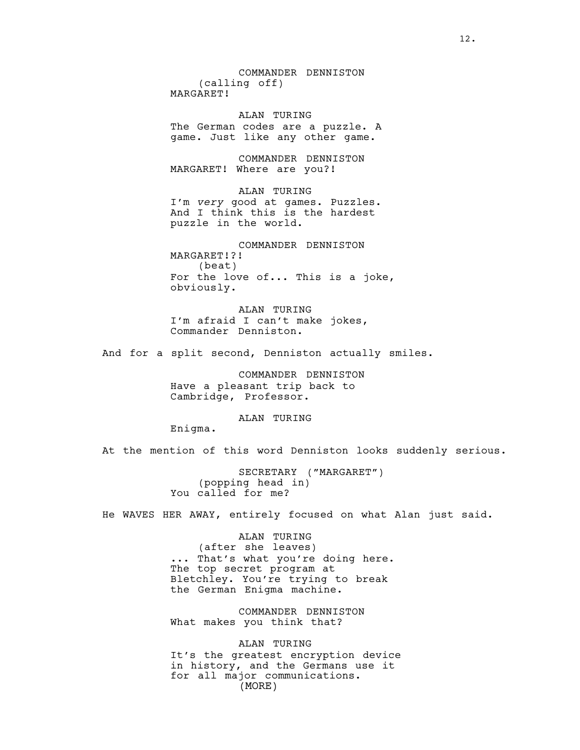COMMANDER DENNISTON
(calling off)
MARGARET!

ALAN TURING
The German codes are a puzzle. A game. Just like any other game.

COMMANDER DENNISTON
MARGARET! Where are you?!

ALAN TURING
I'm *very* good at games. Puzzles. And I think this is the hardest puzzle in the world.

COMMANDER DENNISTON
MARGARET!?!
(beat)
For the love of... This is a joke, obviously.

ALAN TURING
I'm afraid I can't make jokes, Commander Denniston.

And for a split second, Denniston actually smiles.

COMMANDER DENNISTON
Have a pleasant trip back to Cambridge, Professor.

ALAN TURING
Enigma.

At the mention of this word Denniston looks suddenly serious.

SECRETARY ("MARGARET")
(popping head in)
You called for me?

He WAVES HER AWAY, entirely focused on what Alan just said.

ALAN TURING
(after she leaves)
... That's what you're doing here. The top secret program at Bletchley. You're trying to break the German Enigma machine.

COMMANDER DENNISTON
What makes you think that?

ALAN TURING
It's the greatest encryption device in history, and the Germans use it for all major communications.
(MORE)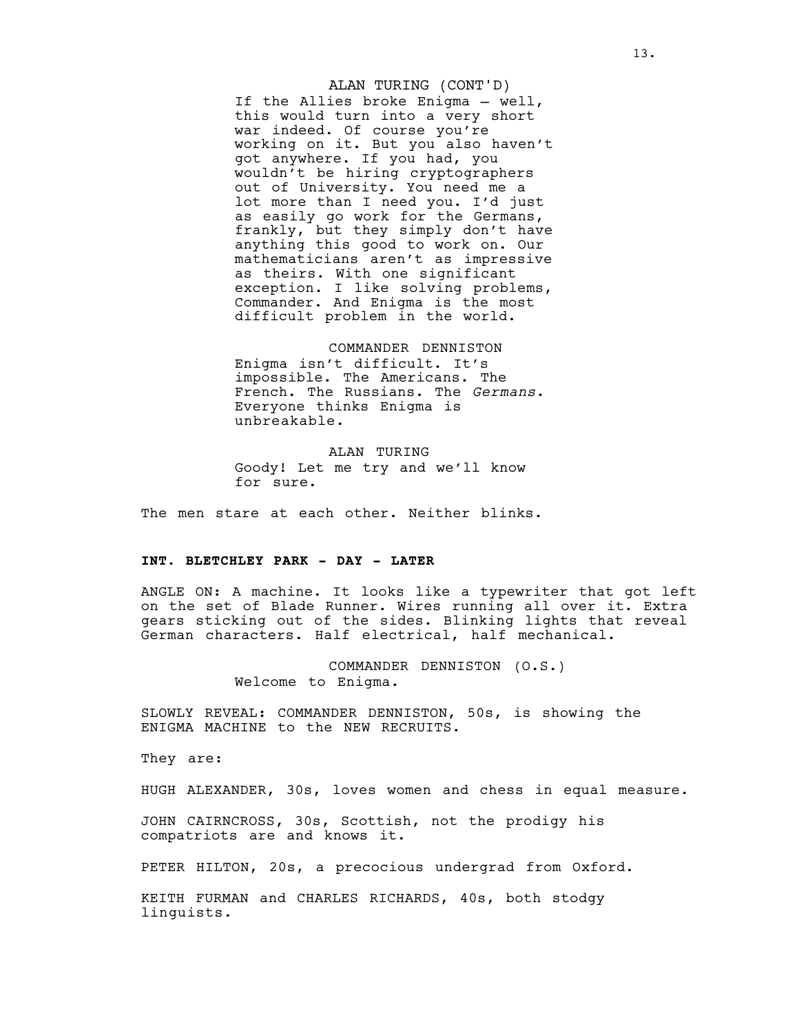ALAN TURING (CONT'D)

If the Allies broke Enigma – well, this would turn into a very short war indeed. Of course you're working on it. But you also haven't got anywhere. If you had, you wouldn't be hiring cryptographers out of University. You need me a lot more than I need you. I'd just as easily go work for the Germans, frankly, but they simply don't have anything this good to work on. Our mathematicians aren't as impressive as theirs. With one significant exception. I like solving problems, Commander. And Enigma is the most difficult problem in the world.

COMMANDER DENNISTON

Enigma isn't difficult. It's impossible. The Americans. The French. The Russians. The *Germans*. Everyone thinks Enigma is unbreakable.

ALAN TURING

Goody! Let me try and we'll know for sure.

The men stare at each other. Neither blinks.

**INT. BLETCHLEY PARK - DAY - LATER**

ANGLE ON: A machine. It looks like a typewriter that got left on the set of Blade Runner. Wires running all over it. Extra gears sticking out of the sides. Blinking lights that reveal German characters. Half electrical, half mechanical.

COMMANDER DENNISTON (O.S.)

Welcome to Enigma.

SLOWLY REVEAL: COMMANDER DENNISTON, 50s, is showing the ENIGMA MACHINE to the NEW RECRUITS.

They are:

HUGH ALEXANDER, 30s, loves women and chess in equal measure.

JOHN CAIRNCROSS, 30s, Scottish, not the prodigy his compatriots are and knows it.

PETER HILTON, 20s, a precocious undergrad from Oxford.

KEITH FURMAN and CHARLES RICHARDS, 40s, both stodgy linguists.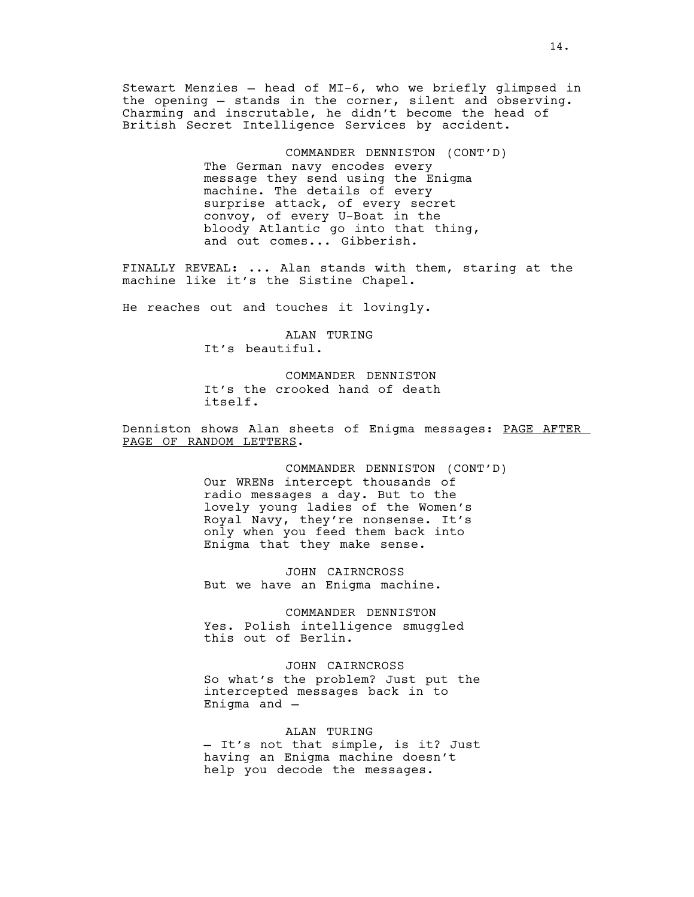Stewart Menzies – head of MI-6, who we briefly glimpsed in the opening – stands in the corner, silent and observing. Charming and inscrutable, he didn't become the head of British Secret Intelligence Services by accident.

COMMANDER DENNISTON (CONT'D)
The German navy encodes every message they send using the Enigma machine. The details of every surprise attack, of every secret convoy, of every U-Boat in the bloody Atlantic go into that thing, and out comes... Gibberish.

FINALLY REVEAL: ... Alan stands with them, staring at the machine like it's the Sistine Chapel.

He reaches out and touches it lovingly.

ALAN TURING
It's beautiful.

COMMANDER DENNISTON
It's the crooked hand of death itself.

Denniston shows Alan sheets of Enigma messages: PAGE AFTER PAGE OF RANDOM LETTERS.

COMMANDER DENNISTON (CONT'D)
Our WRENs intercept thousands of radio messages a day. But to the lovely young ladies of the Women's Royal Navy, they're nonsense. It's only when you feed them back into Enigma that they make sense.

JOHN CAIRNCROSS
But we have an Enigma machine.

COMMANDER DENNISTON
Yes. Polish intelligence smuggled this out of Berlin.

JOHN CAIRNCROSS
So what's the problem? Just put the intercepted messages back in to Enigma and –

ALAN TURING
– It's not that simple, is it? Just having an Enigma machine doesn't help you decode the messages.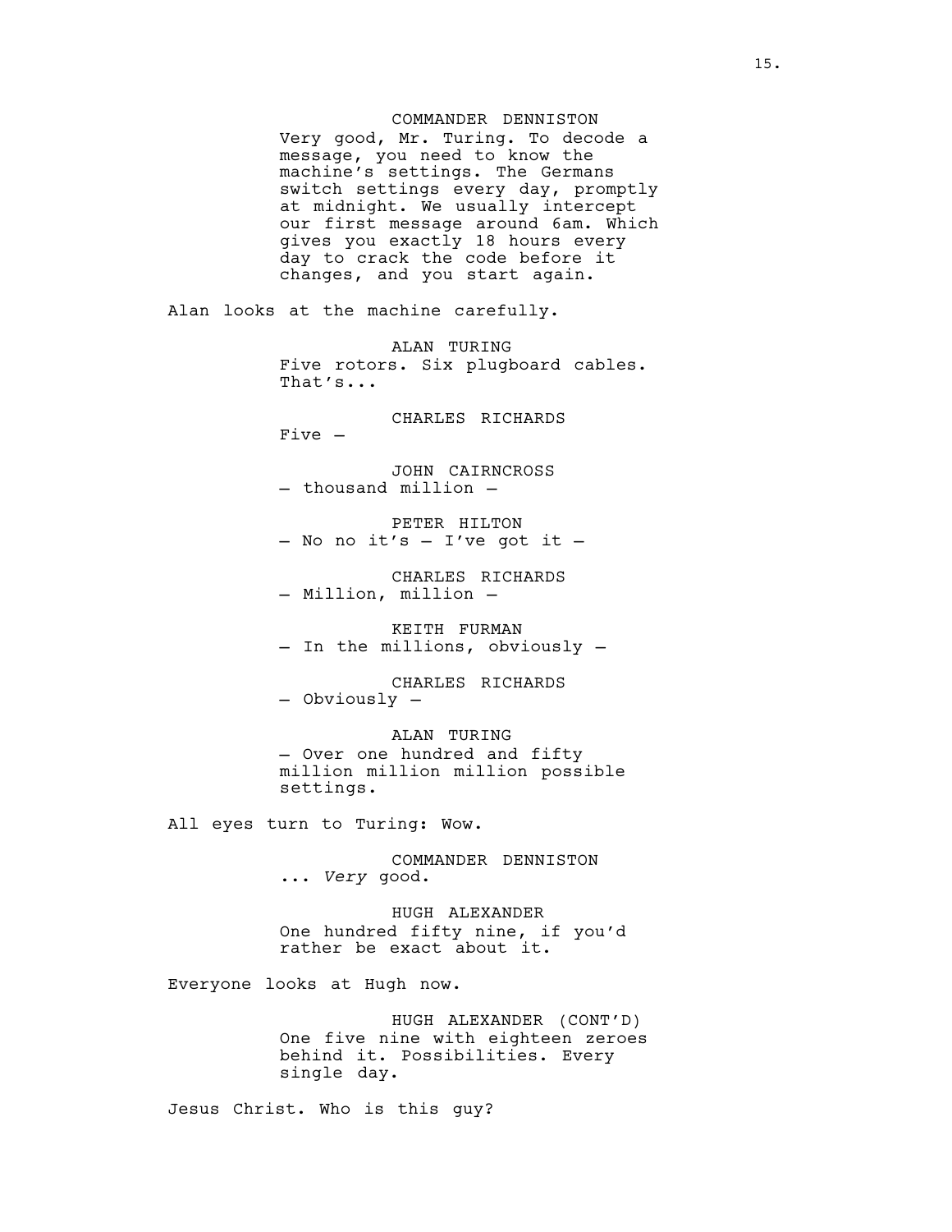COMMANDER DENNISTON
Very good, Mr. Turing. To decode a message, you need to know the machine's settings. The Germans switch settings every day, promptly at midnight. We usually intercept our first message around 6am. Which gives you exactly 18 hours every day to crack the code before it changes, and you start again.

Alan looks at the machine carefully.

ALAN TURING
Five rotors. Six plugboard cables. That's...

CHARLES RICHARDS
Five —

JOHN CAIRNCROSS
— thousand million —

PETER HILTON
— No no it's — I've got it —

CHARLES RICHARDS
— Million, million —

KEITH FURMAN
— In the millions, obviously —

CHARLES RICHARDS
— Obviously —

ALAN TURING
— Over one hundred and fifty million million million possible settings.

All eyes turn to Turing: Wow.

COMMANDER DENNISTON
... *Very* good.

HUGH ALEXANDER
One hundred fifty nine, if you'd rather be exact about it.

Everyone looks at Hugh now.

HUGH ALEXANDER (CONT'D)
One five nine with eighteen zeroes behind it. Possibilities. Every single day.

Jesus Christ. Who is this guy?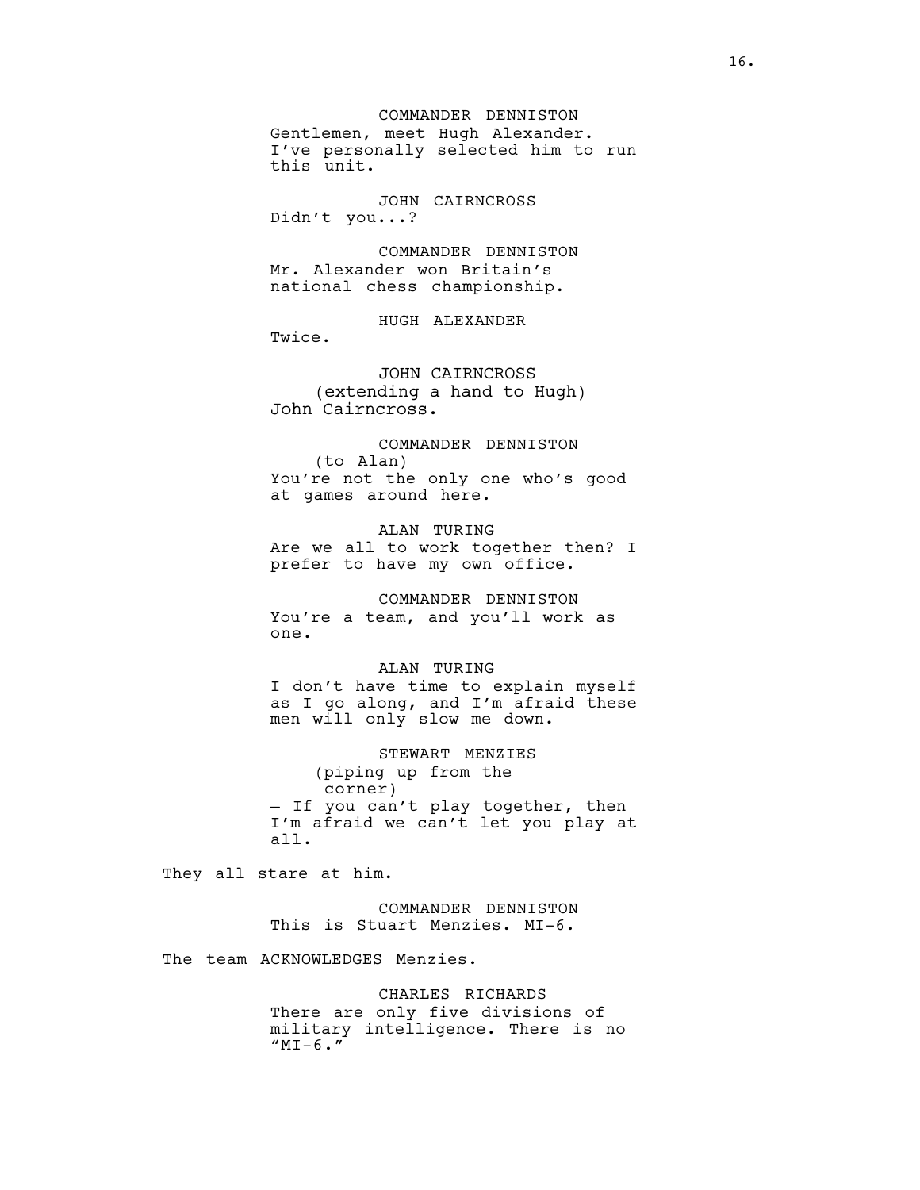COMMANDER DENNISTON
Gentlemen, meet Hugh Alexander. I've personally selected him to run this unit.

JOHN CAIRNCROSS
Didn't you...?

COMMANDER DENNISTON
Mr. Alexander won Britain's national chess championship.

HUGH ALEXANDER
Twice.

JOHN CAIRNCROSS
(extending a hand to Hugh)
John Cairncross.

COMMANDER DENNISTON
(to Alan)
You're not the only one who's good at games around here.

ALAN TURING
Are we all to work together then? I prefer to have my own office.

COMMANDER DENNISTON
You're a team, and you'll work as one.

ALAN TURING
I don't have time to explain myself as I go along, and I'm afraid these men will only slow me down.

STEWART MENZIES
(piping up from the corner)
— If you can't play together, then I'm afraid we can't let you play at all.

They all stare at him.

COMMANDER DENNISTON
This is Stuart Menzies. MI-6.

The team ACKNOWLEDGES Menzies.

CHARLES RICHARDS
There are only five divisions of military intelligence. There is no "MI-6."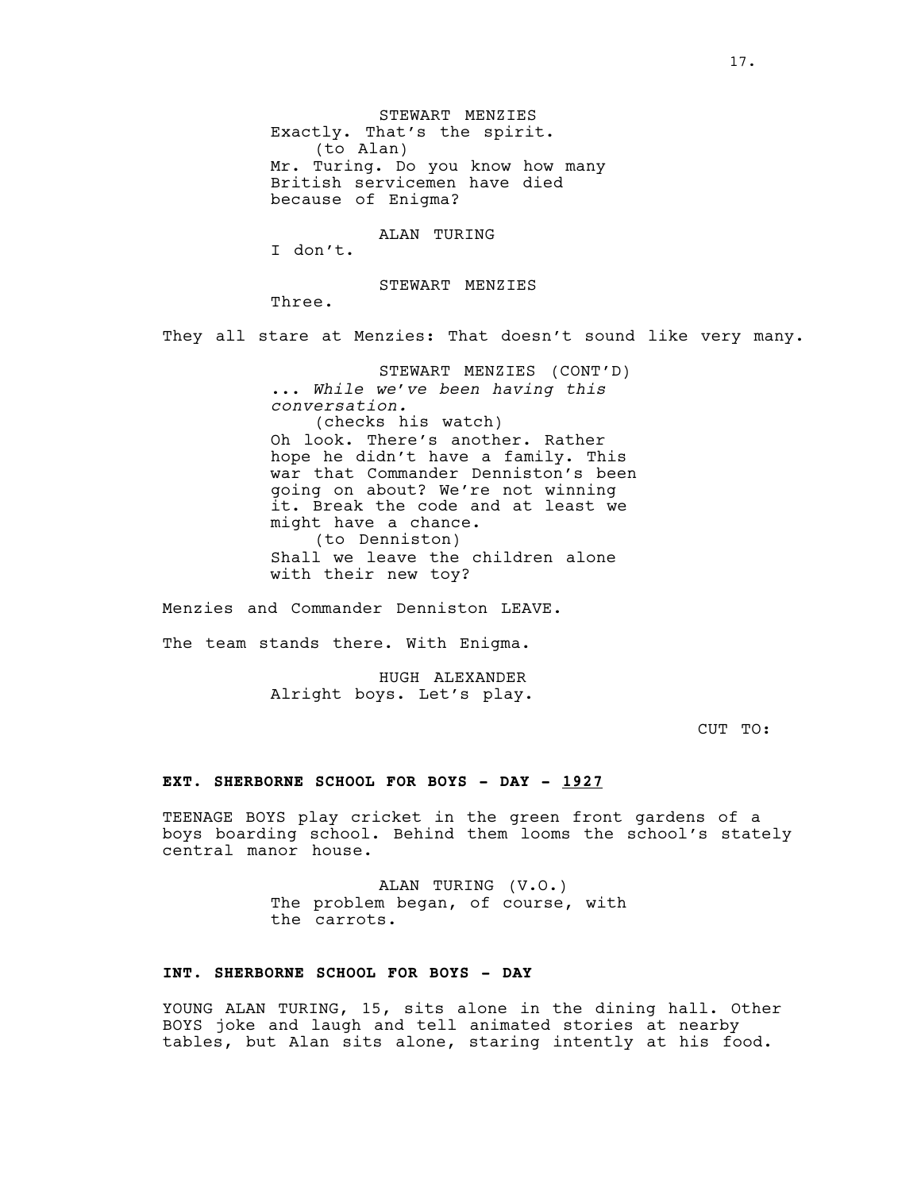STEWART MENZIES
Exactly. That's the spirit.
(to Alan)
Mr. Turing. Do you know how many British servicemen have died because of Enigma?

ALAN TURING
I don't.

STEWART MENZIES
Three.

They all stare at Menzies: That doesn't sound like very many.

STEWART MENZIES (CONT'D)
... *While we've been having this conversation.*
(checks his watch)
Oh look. There's another. Rather hope he didn't have a family. This war that Commander Denniston's been going on about? We're not winning it. Break the code and at least we might have a chance.
(to Denniston)
Shall we leave the children alone with their new toy?

Menzies and Commander Denniston LEAVE.

The team stands there. With Enigma.

HUGH ALEXANDER
Alright boys. Let's play.

CUT TO:

**EXT. SHERBORNE SCHOOL FOR BOYS - DAY - 1927**

TEENAGE BOYS play cricket in the green front gardens of a boys boarding school. Behind them looms the school's stately central manor house.

ALAN TURING (V.O.)
The problem began, of course, with the carrots.

**INT. SHERBORNE SCHOOL FOR BOYS - DAY**

YOUNG ALAN TURING, 15, sits alone in the dining hall. Other BOYS joke and laugh and tell animated stories at nearby tables, but Alan sits alone, staring intently at his food.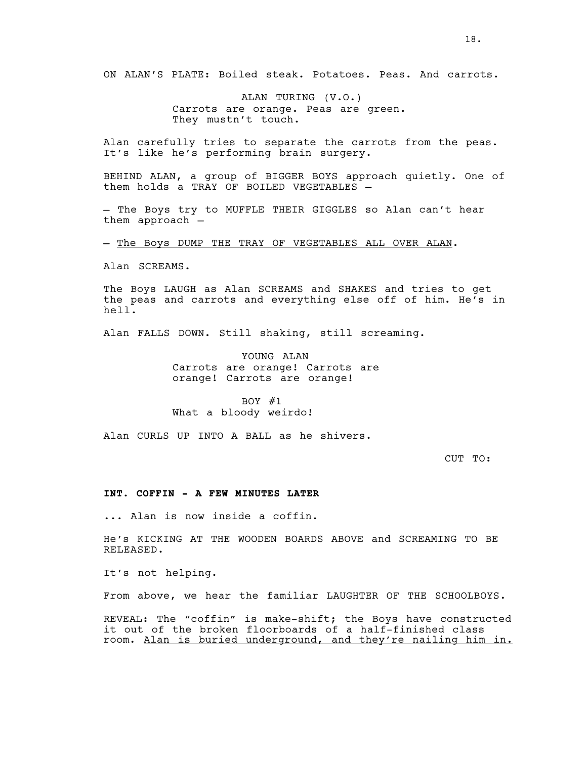ON ALAN'S PLATE: Boiled steak. Potatoes. Peas. And carrots.

ALAN TURING (V.O.)
Carrots are orange. Peas are green.
They mustn't touch.

Alan carefully tries to separate the carrots from the peas. It's like he's performing brain surgery.

BEHIND ALAN, a group of BIGGER BOYS approach quietly. One of them holds a TRAY OF BOILED VEGETABLES –

– The Boys try to MUFFLE THEIR GIGGLES so Alan can't hear them approach –

– The Boys DUMP THE TRAY OF VEGETABLES ALL OVER ALAN.

Alan SCREAMS.

The Boys LAUGH as Alan SCREAMS and SHAKES and tries to get the peas and carrots and everything else off of him. He's in hell.

Alan FALLS DOWN. Still shaking, still screaming.

YOUNG ALAN
Carrots are orange! Carrots are
orange! Carrots are orange!

BOY #1
What a bloody weirdo!

Alan CURLS UP INTO A BALL as he shivers.

CUT TO:

**INT. COFFIN - A FEW MINUTES LATER**

... Alan is now inside a coffin.

He's KICKING AT THE WOODEN BOARDS ABOVE and SCREAMING TO BE RELEASED.

It's not helping.

From above, we hear the familiar LAUGHTER OF THE SCHOOLBOYS.

REVEAL: The "coffin" is make-shift; the Boys have constructed it out of the broken floorboards of a half-finished class room. Alan is buried underground, and they're nailing him in.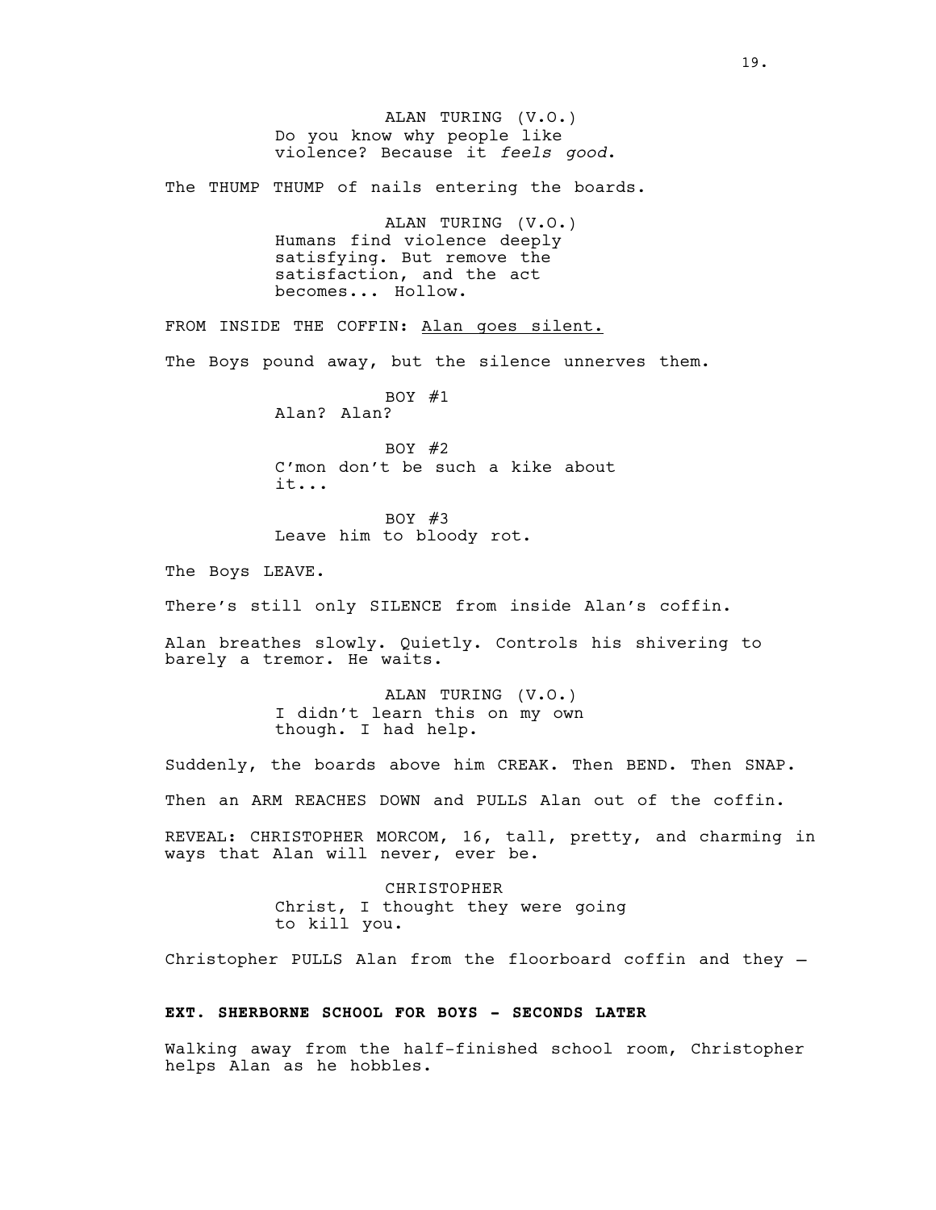ALAN TURING (V.O.)
Do you know why people like violence? Because it *feels good*.

The THUMP THUMP of nails entering the boards.

ALAN TURING (V.O.)
Humans find violence deeply satisfying. But remove the satisfaction, and the act becomes... Hollow.

FROM INSIDE THE COFFIN: Alan goes silent.

The Boys pound away, but the silence unnerves them.

BOY #1
Alan? Alan?

BOY #2
C'mon don't be such a kike about it...

BOY #3
Leave him to bloody rot.

The Boys LEAVE.

There's still only SILENCE from inside Alan's coffin.

Alan breathes slowly. Quietly. Controls his shivering to barely a tremor. He waits.

ALAN TURING (V.O.)
I didn't learn this on my own though. I had help.

Suddenly, the boards above him CREAK. Then BEND. Then SNAP.

Then an ARM REACHES DOWN and PULLS Alan out of the coffin.

REVEAL: CHRISTOPHER MORCOM, 16, tall, pretty, and charming in ways that Alan will never, ever be.

CHRISTOPHER
Christ, I thought they were going to kill you.

Christopher PULLS Alan from the floorboard coffin and they –

**EXT. SHERBORNE SCHOOL FOR BOYS - SECONDS LATER**

Walking away from the half-finished school room, Christopher helps Alan as he hobbles.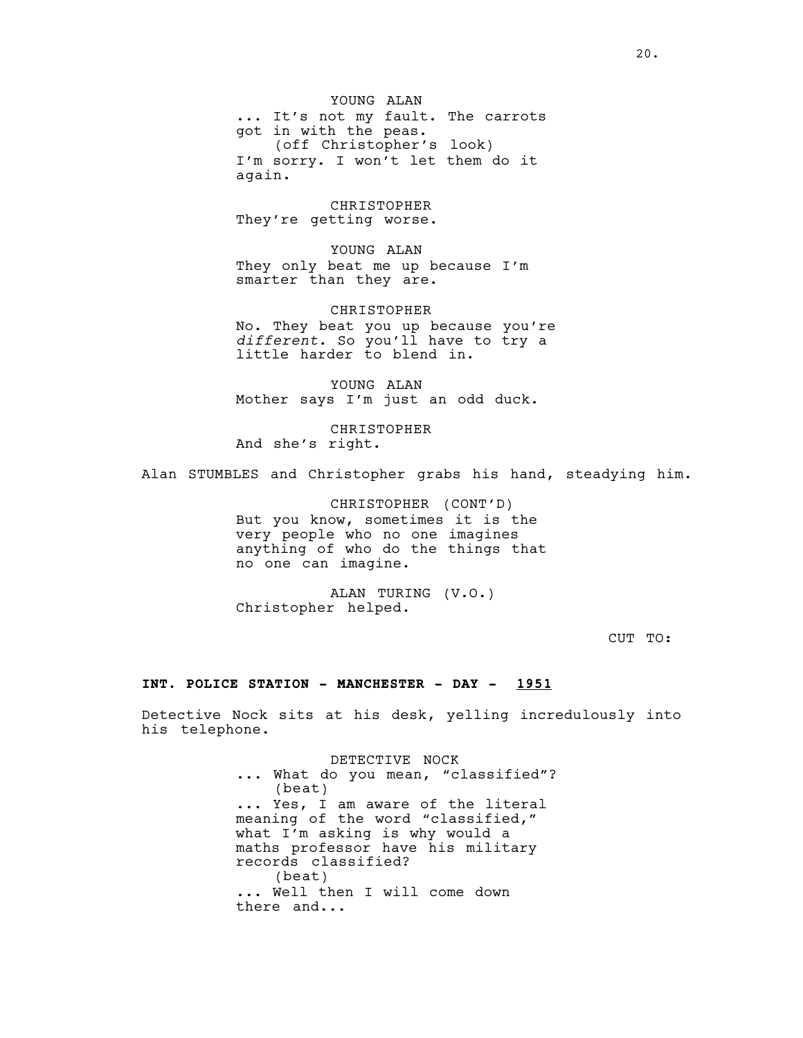YOUNG ALAN
... It's not my fault. The carrots got in with the peas.
(off Christopher's look)
I'm sorry. I won't let them do it again.

CHRISTOPHER
They're getting worse.

YOUNG ALAN
They only beat me up because I'm smarter than they are.

CHRISTOPHER
No. They beat you up because you're *different*. So you'll have to try a little harder to blend in.

YOUNG ALAN
Mother says I'm just an odd duck.

CHRISTOPHER
And she's right.

Alan STUMBLES and Christopher grabs his hand, steadying him.

CHRISTOPHER (CONT'D)
But you know, sometimes it is the very people who no one imagines anything of who do the things that no one can imagine.

ALAN TURING (V.O.)
Christopher helped.

CUT TO:

**INT. POLICE STATION - MANCHESTER - DAY - <u>1951</u>**

Detective Nock sits at his desk, yelling incredulously into his telephone.

DETECTIVE NOCK
... What do you mean, "classified"?
(beat)
... Yes, I am aware of the literal meaning of the word "classified," what I'm asking is why would a maths professor have his military records classified?
(beat)
... Well then I will come down there and...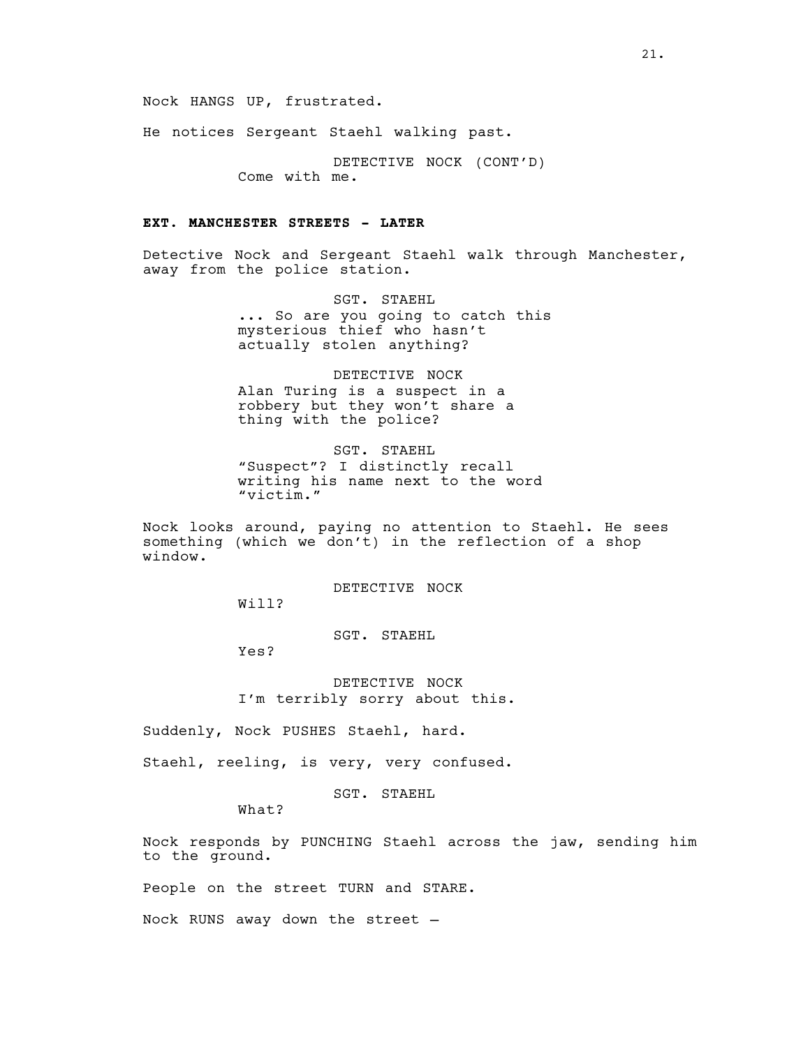Nock HANGS UP, frustrated.

He notices Sergeant Staehl walking past.

DETECTIVE NOCK (CONT'D)
Come with me.

**EXT. MANCHESTER STREETS - LATER**

Detective Nock and Sergeant Staehl walk through Manchester, away from the police station.

SGT. STAEHL
... So are you going to catch this mysterious thief who hasn't actually stolen anything?

DETECTIVE NOCK
Alan Turing is a suspect in a robbery but they won't share a thing with the police?

SGT. STAEHL
"Suspect"? I distinctly recall writing his name next to the word "victim."

Nock looks around, paying no attention to Staehl. He sees something (which we don't) in the reflection of a shop window.

DETECTIVE NOCK
Will?

SGT. STAEHL
Yes?

DETECTIVE NOCK
I'm terribly sorry about this.

Suddenly, Nock PUSHES Staehl, hard.

Staehl, reeling, is very, very confused.

SGT. STAEHL
What?

Nock responds by PUNCHING Staehl across the jaw, sending him to the ground.

People on the street TURN and STARE.

Nock RUNS away down the street –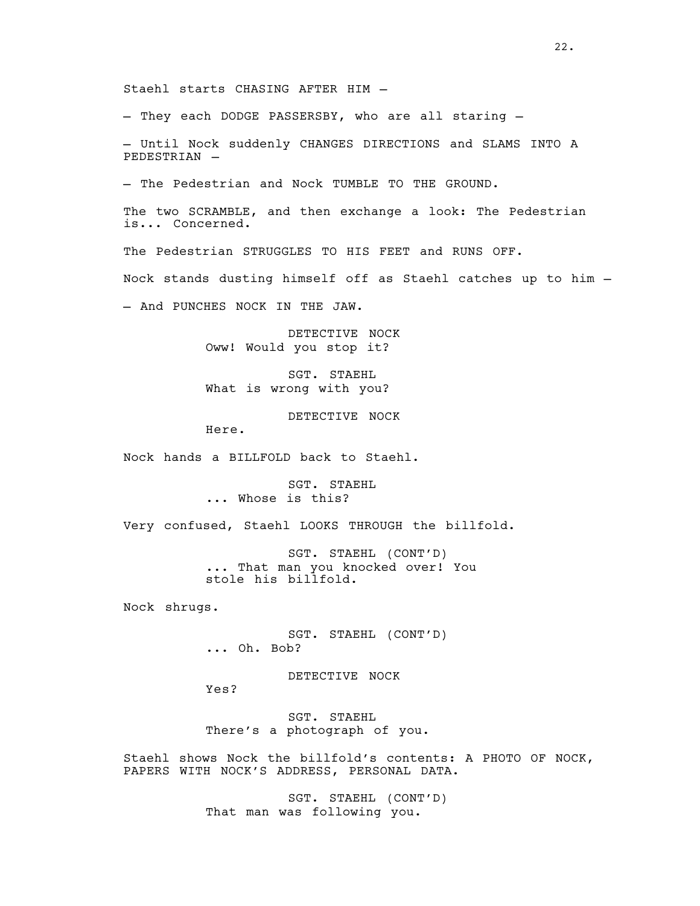Staehl starts CHASING AFTER HIM –

– They each DODGE PASSERSBY, who are all staring –

– Until Nock suddenly CHANGES DIRECTIONS and SLAMS INTO A PEDESTRIAN –

– The Pedestrian and Nock TUMBLE TO THE GROUND.

The two SCRAMBLE, and then exchange a look: The Pedestrian is... Concerned.

The Pedestrian STRUGGLES TO HIS FEET and RUNS OFF.

Nock stands dusting himself off as Staehl catches up to him –

– And PUNCHES NOCK IN THE JAW.

DETECTIVE NOCK
Oww! Would you stop it?

SGT. STAEHL
What is wrong with you?

DETECTIVE NOCK
Here.

Nock hands a BILLFOLD back to Staehl.

SGT. STAEHL
... Whose is this?

Very confused, Staehl LOOKS THROUGH the billfold.

SGT. STAEHL (CONT'D)
... That man you knocked over! You stole his billfold.

Nock shrugs.

SGT. STAEHL (CONT'D)
... Oh. Bob?

DETECTIVE NOCK
Yes?

SGT. STAEHL
There's a photograph of you.

Staehl shows Nock the billfold's contents: A PHOTO OF NOCK, PAPERS WITH NOCK'S ADDRESS, PERSONAL DATA.

SGT. STAEHL (CONT'D)
That man was following you.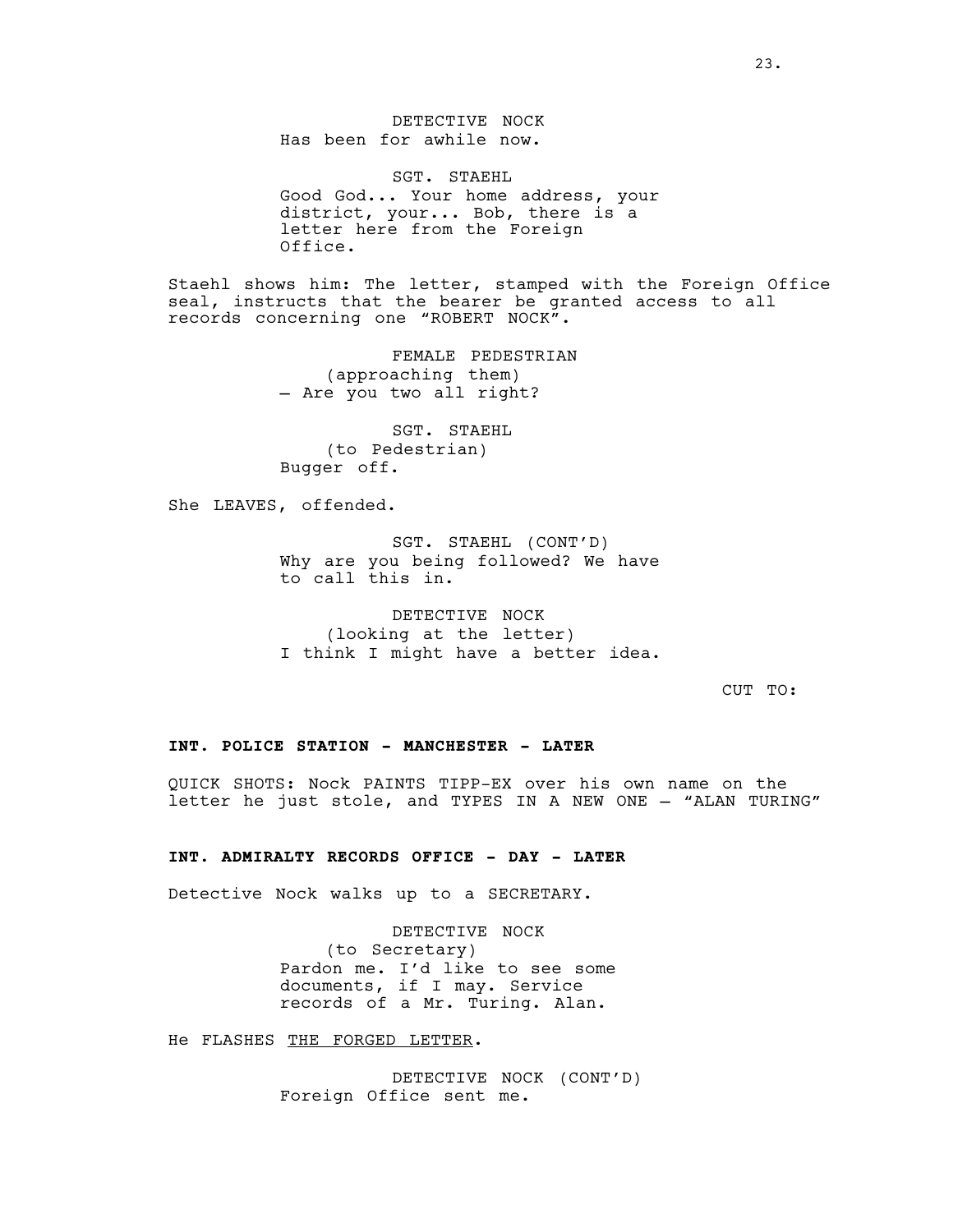DETECTIVE NOCK
Has been for awhile now.

SGT. STAEHL
Good God... Your home address, your district, your... Bob, there is a letter here from the Foreign Office.

Staehl shows him: The letter, stamped with the Foreign Office seal, instructs that the bearer be granted access to all records concerning one "ROBERT NOCK".

FEMALE PEDESTRIAN
(approaching them)
— Are you two all right?

SGT. STAEHL
(to Pedestrian)
Bugger off.

She LEAVES, offended.

SGT. STAEHL (CONT'D)
Why are you being followed? We have to call this in.

DETECTIVE NOCK
(looking at the letter)
I think I might have a better idea.

CUT TO:

**INT. POLICE STATION - MANCHESTER - LATER**

QUICK SHOTS: Nock PAINTS TIPP-EX over his own name on the letter he just stole, and TYPES IN A NEW ONE — "ALAN TURING"

**INT. ADMIRALTY RECORDS OFFICE - DAY - LATER**

Detective Nock walks up to a SECRETARY.

DETECTIVE NOCK
(to Secretary)
Pardon me. I'd like to see some documents, if I may. Service records of a Mr. Turing. Alan.

He FLASHES <u>THE FORGED LETTER</u>.

DETECTIVE NOCK (CONT'D)
Foreign Office sent me.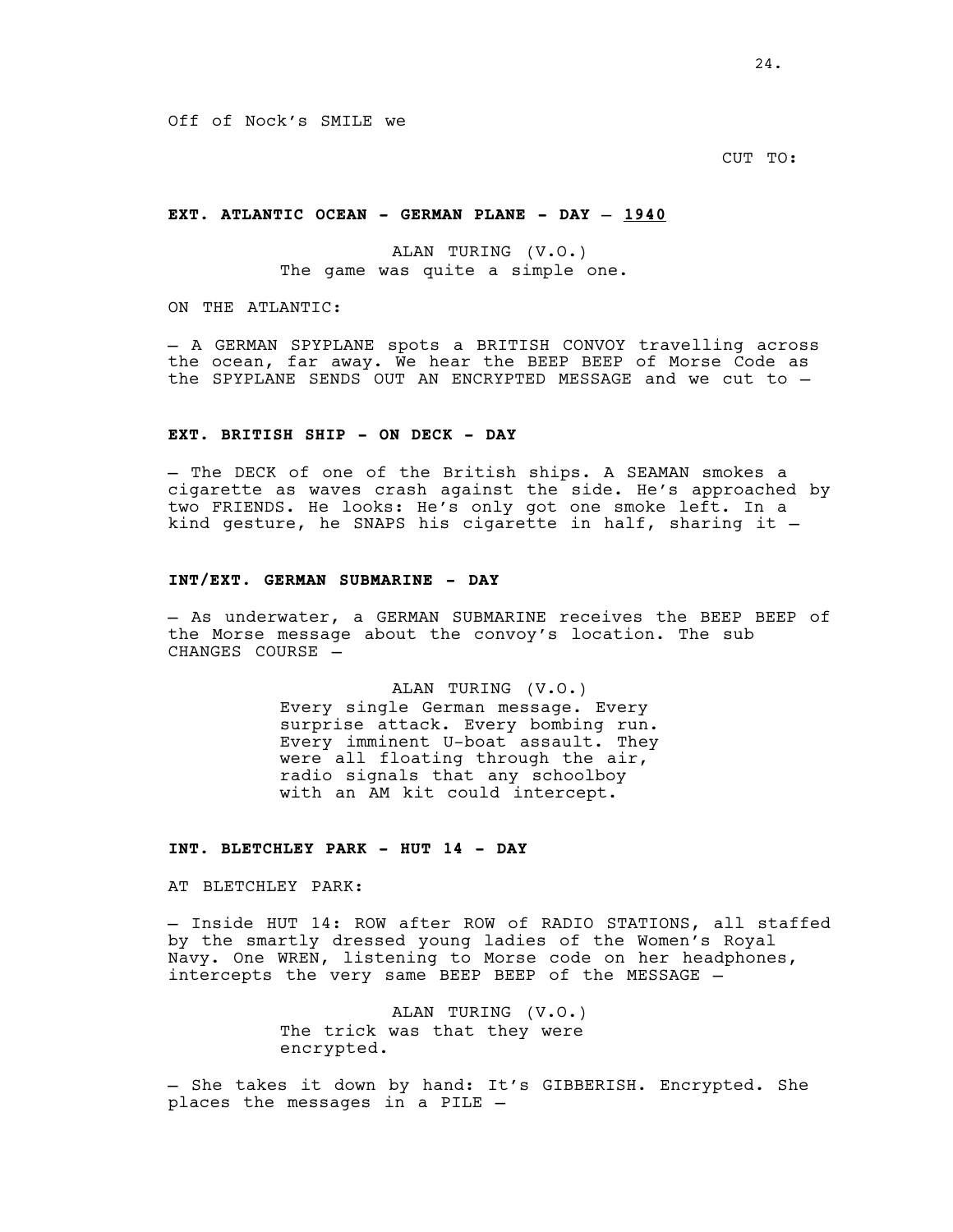Off of Nock's SMILE we

CUT TO:

**EXT. ATLANTIC OCEAN - GERMAN PLANE - DAY – 1940**

ALAN TURING (V.O.)
The game was quite a simple one.

ON THE ATLANTIC:

– A GERMAN SPYPLANE spots a BRITISH CONVOY travelling across the ocean, far away. We hear the BEEP BEEP of Morse Code as the SPYPLANE SENDS OUT AN ENCRYPTED MESSAGE and we cut to –

**EXT. BRITISH SHIP - ON DECK - DAY**

– The DECK of one of the British ships. A SEAMAN smokes a cigarette as waves crash against the side. He's approached by two FRIENDS. He looks: He's only got one smoke left. In a kind gesture, he SNAPS his cigarette in half, sharing it –

**INT/EXT. GERMAN SUBMARINE - DAY**

– As underwater, a GERMAN SUBMARINE receives the BEEP BEEP of the Morse message about the convoy's location. The sub CHANGES COURSE –

ALAN TURING (V.O.)
Every single German message. Every surprise attack. Every bombing run. Every imminent U-boat assault. They were all floating through the air, radio signals that any schoolboy with an AM kit could intercept.

**INT. BLETCHLEY PARK - HUT 14 - DAY**

AT BLETCHLEY PARK:

– Inside HUT 14: ROW after ROW of RADIO STATIONS, all staffed by the smartly dressed young ladies of the Women's Royal Navy. One WREN, listening to Morse code on her headphones, intercepts the very same BEEP BEEP of the MESSAGE –

ALAN TURING (V.O.)
The trick was that they were encrypted.

– She takes it down by hand: It's GIBBERISH. Encrypted. She places the messages in a PILE –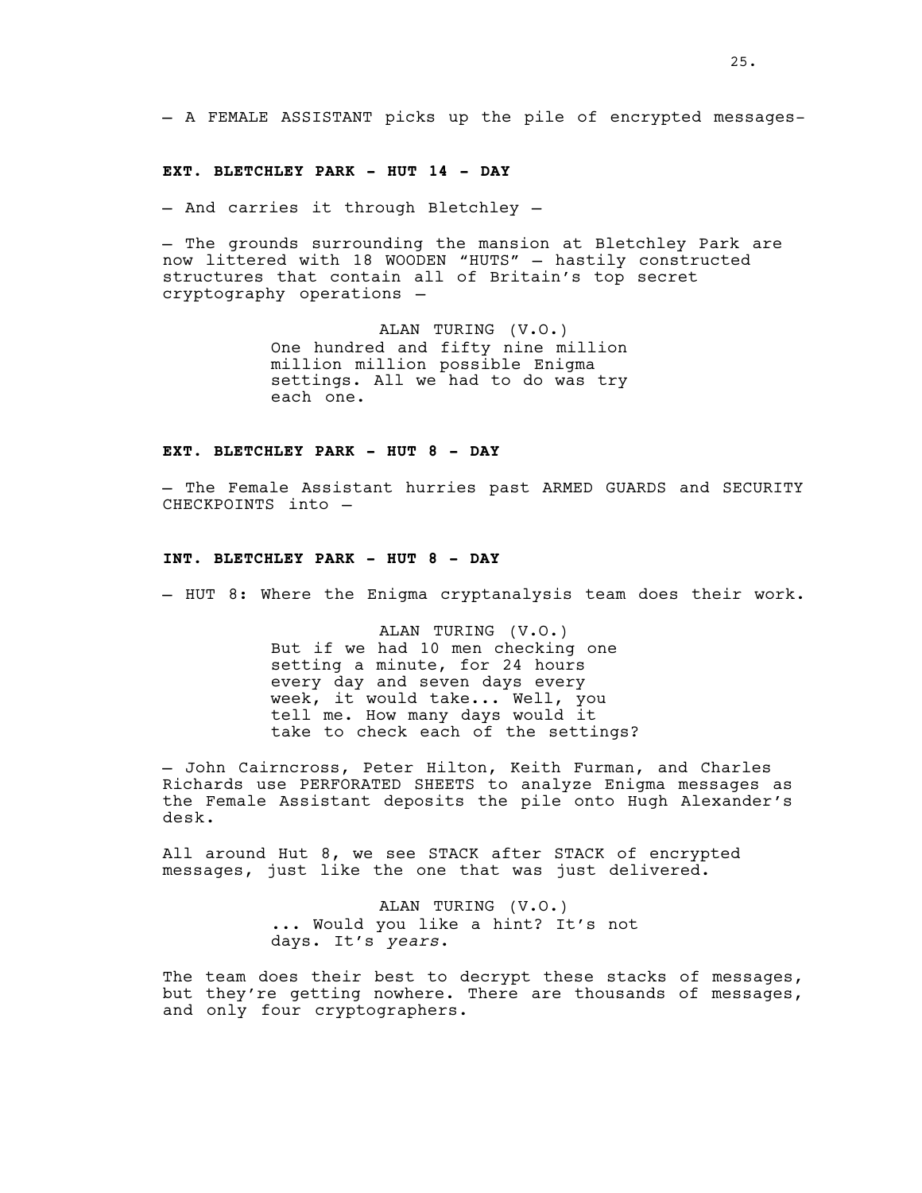— A FEMALE ASSISTANT picks up the pile of encrypted messages-

**EXT. BLETCHLEY PARK - HUT 14 - DAY**

— And carries it through Bletchley —

— The grounds surrounding the mansion at Bletchley Park are now littered with 18 WOODEN "HUTS" — hastily constructed structures that contain all of Britain's top secret cryptography operations —

ALAN TURING (V.O.)
One hundred and fifty nine million million million possible Enigma settings. All we had to do was try each one.

**EXT. BLETCHLEY PARK - HUT 8 - DAY**

— The Female Assistant hurries past ARMED GUARDS and SECURITY CHECKPOINTS into —

**INT. BLETCHLEY PARK - HUT 8 - DAY**

— HUT 8: Where the Enigma cryptanalysis team does their work.

ALAN TURING (V.O.)
But if we had 10 men checking one setting a minute, for 24 hours every day and seven days every week, it would take... Well, you tell me. How many days would it take to check each of the settings?

— John Cairncross, Peter Hilton, Keith Furman, and Charles Richards use PERFORATED SHEETS to analyze Enigma messages as the Female Assistant deposits the pile onto Hugh Alexander's desk.

All around Hut 8, we see STACK after STACK of encrypted messages, just like the one that was just delivered.

ALAN TURING (V.O.)
... Would you like a hint? It's not days. It's *years*.

The team does their best to decrypt these stacks of messages, but they're getting nowhere. There are thousands of messages, and only four cryptographers.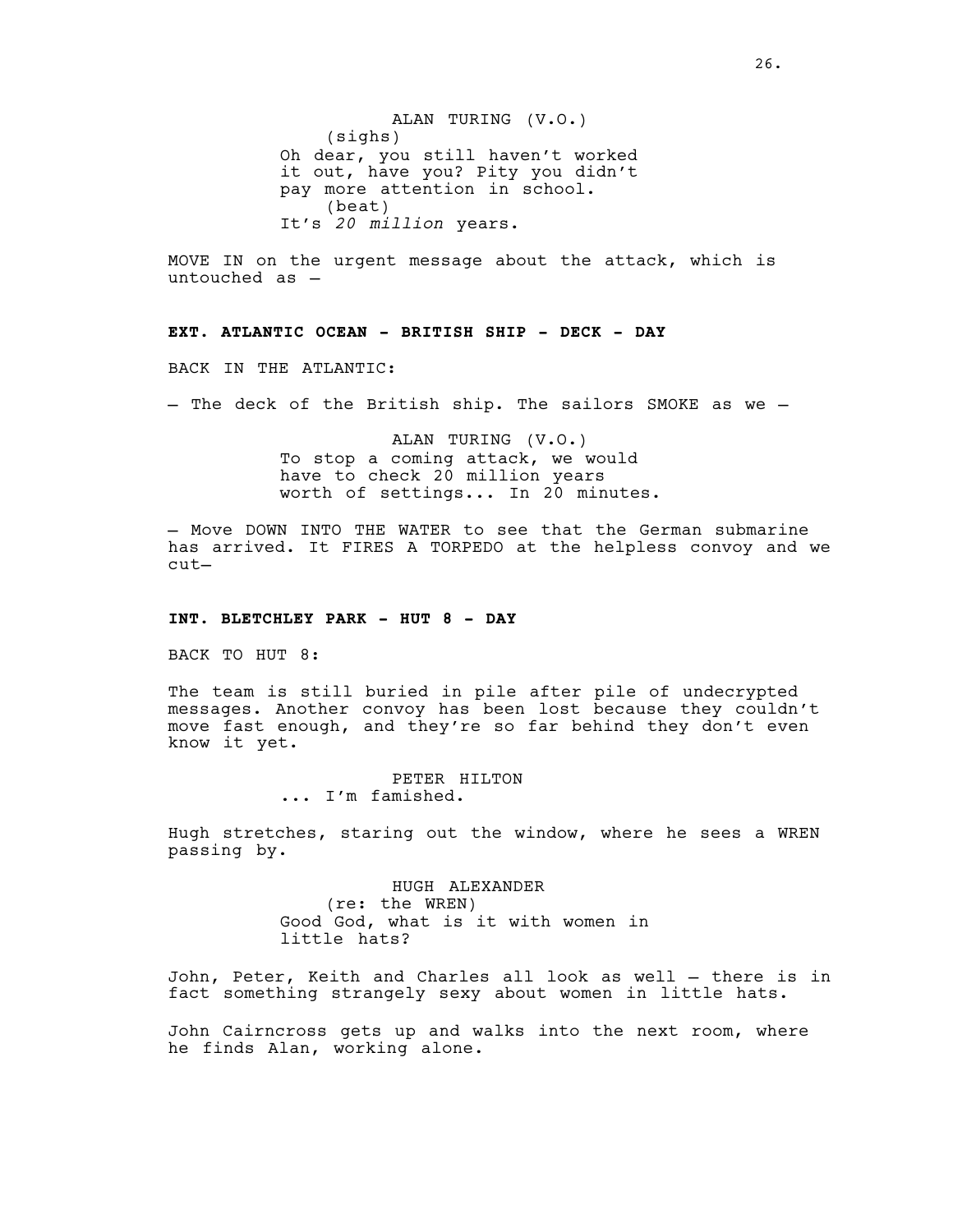ALAN TURING (V.O.)
(sighs)
Oh dear, you still haven't worked it out, have you? Pity you didn't pay more attention in school.
(beat)
It's *20 million* years.

MOVE IN on the urgent message about the attack, which is untouched as –

**EXT. ATLANTIC OCEAN - BRITISH SHIP - DECK - DAY**

BACK IN THE ATLANTIC:

– The deck of the British ship. The sailors SMOKE as we –

ALAN TURING (V.O.)
To stop a coming attack, we would have to check 20 million years worth of settings... In 20 minutes.

– Move DOWN INTO THE WATER to see that the German submarine has arrived. It FIRES A TORPEDO at the helpless convoy and we cut–

**INT. BLETCHLEY PARK - HUT 8 - DAY**

BACK TO HUT 8:

The team is still buried in pile after pile of undecrypted messages. Another convoy has been lost because they couldn't move fast enough, and they're so far behind they don't even know it yet.

PETER HILTON
... I'm famished.

Hugh stretches, staring out the window, where he sees a WREN passing by.

HUGH ALEXANDER
(re: the WREN)
Good God, what is it with women in little hats?

John, Peter, Keith and Charles all look as well – there is in fact something strangely sexy about women in little hats.

John Cairncross gets up and walks into the next room, where he finds Alan, working alone.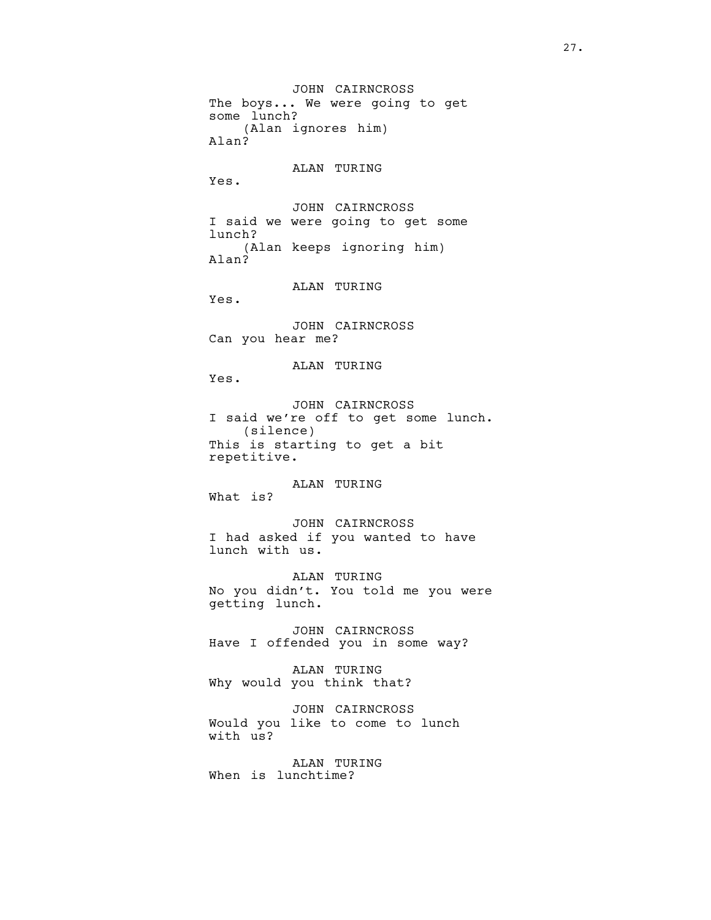JOHN CAIRNCROSS
The boys... We were going to get some lunch?
(Alan ignores him)
Alan?

ALAN TURING
Yes.

JOHN CAIRNCROSS
I said we were going to get some lunch?
(Alan keeps ignoring him)
Alan?

ALAN TURING
Yes.

JOHN CAIRNCROSS
Can you hear me?

ALAN TURING
Yes.

JOHN CAIRNCROSS
I said we're off to get some lunch.
(silence)
This is starting to get a bit repetitive.

ALAN TURING
What is?

JOHN CAIRNCROSS
I had asked if you wanted to have lunch with us.

ALAN TURING
No you didn't. You told me you were getting lunch.

JOHN CAIRNCROSS
Have I offended you in some way?

ALAN TURING
Why would you think that?

JOHN CAIRNCROSS
Would you like to come to lunch with us?

ALAN TURING
When is lunchtime?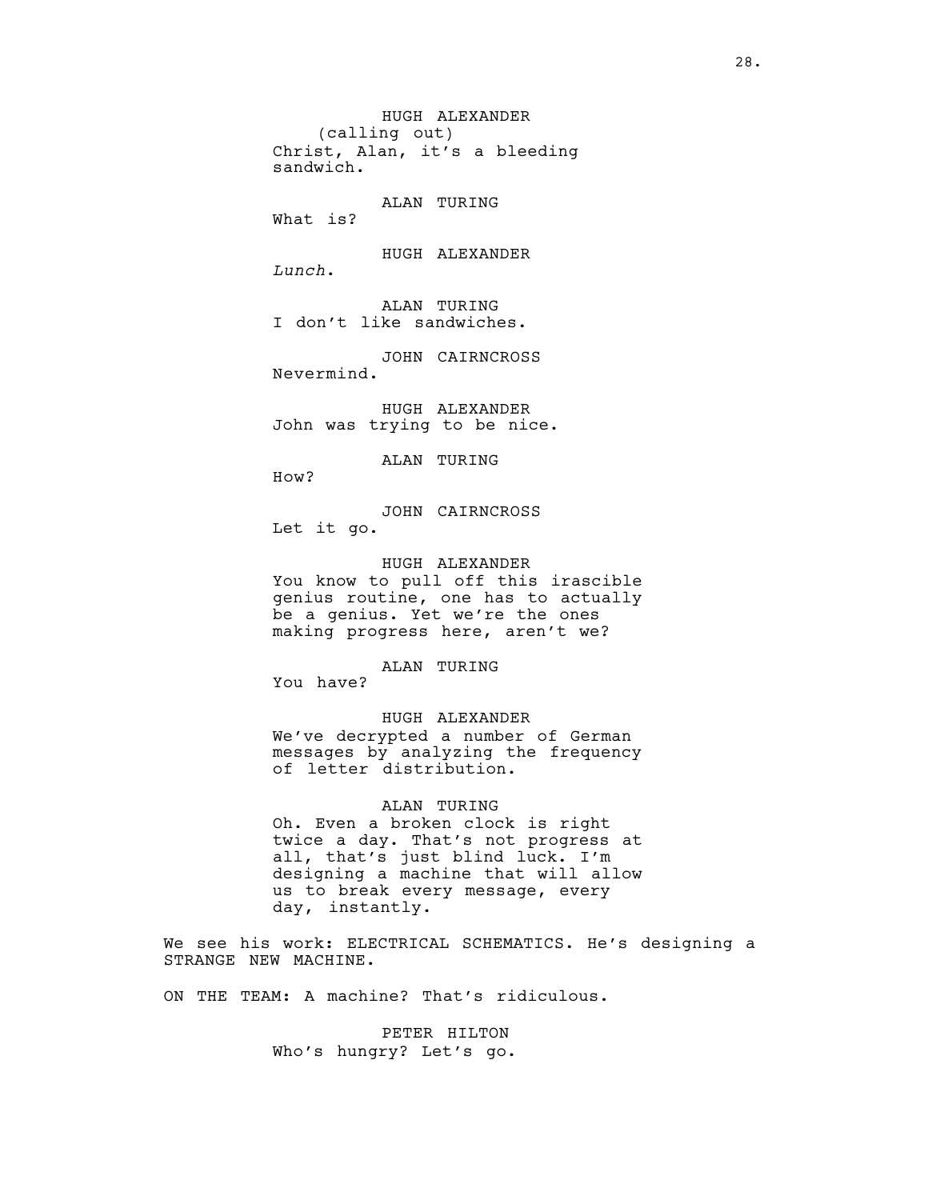HUGH ALEXANDER
(calling out)
Christ, Alan, it's a bleeding sandwich.

ALAN TURING
What is?

HUGH ALEXANDER
*Lunch*.

ALAN TURING
I don't like sandwiches.

JOHN CAIRNCROSS
Nevermind.

HUGH ALEXANDER
John was trying to be nice.

ALAN TURING
How?

JOHN CAIRNCROSS
Let it go.

HUGH ALEXANDER
You know to pull off this irascible genius routine, one has to actually be a genius. Yet we're the ones making progress here, aren't we?

ALAN TURING
You have?

HUGH ALEXANDER
We've decrypted a number of German messages by analyzing the frequency of letter distribution.

ALAN TURING
Oh. Even a broken clock is right twice a day. That's not progress at all, that's just blind luck. I'm designing a machine that will allow us to break every message, every day, instantly.

We see his work: ELECTRICAL SCHEMATICS. He's designing a STRANGE NEW MACHINE.

ON THE TEAM: A machine? That's ridiculous.

PETER HILTON
Who's hungry? Let's go.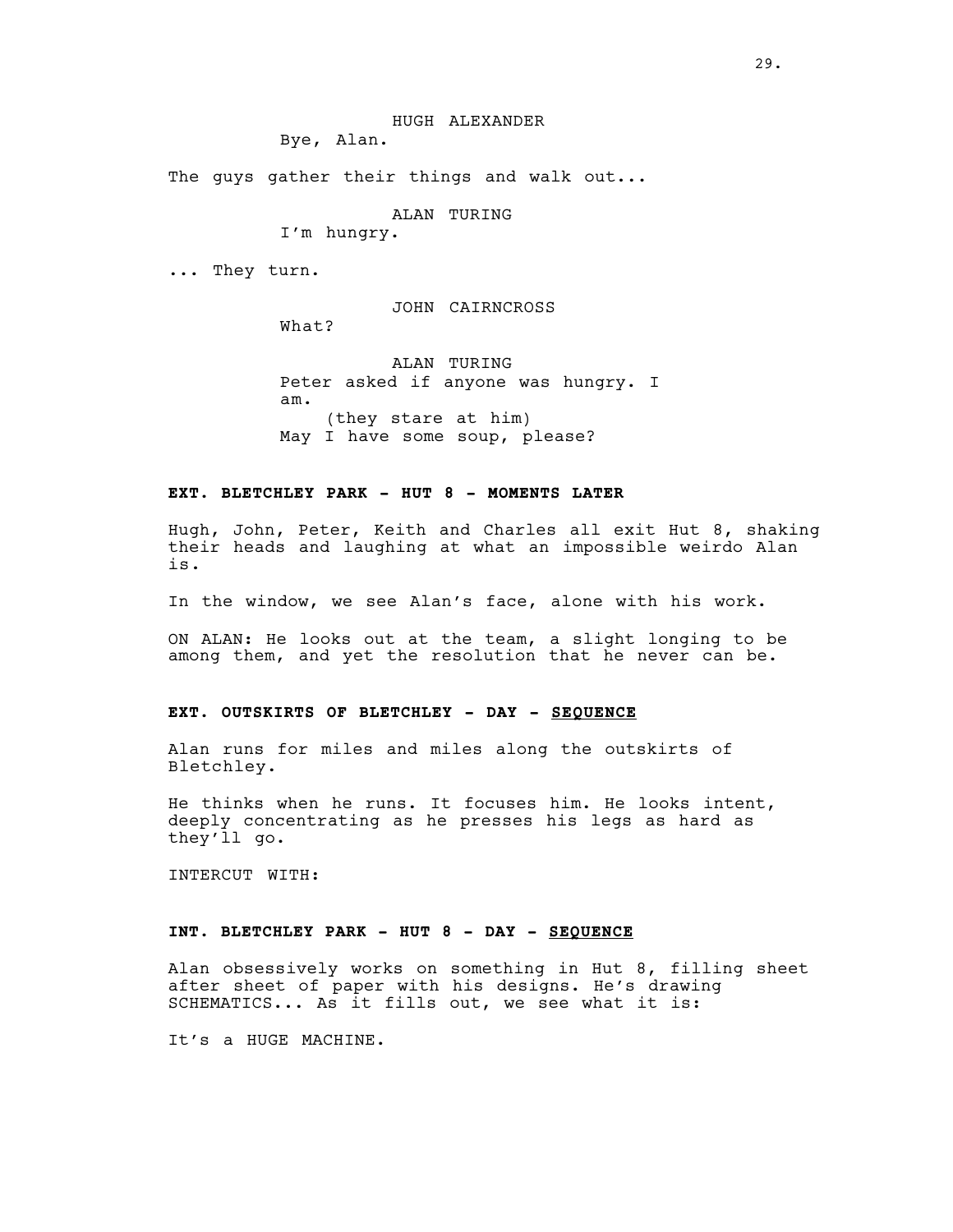HUGH ALEXANDER
Bye, Alan.

The guys gather their things and walk out...

ALAN TURING
I'm hungry.

... They turn.

JOHN CAIRNCROSS
What?

ALAN TURING
Peter asked if anyone was hungry. I am.
(they stare at him)
May I have some soup, please?

**EXT. BLETCHLEY PARK - HUT 8 - MOMENTS LATER**

Hugh, John, Peter, Keith and Charles all exit Hut 8, shaking their heads and laughing at what an impossible weirdo Alan is.

In the window, we see Alan's face, alone with his work.

ON ALAN: He looks out at the team, a slight longing to be among them, and yet the resolution that he never can be.

**EXT. OUTSKIRTS OF BLETCHLEY - DAY - SEQUENCE**

Alan runs for miles and miles along the outskirts of Bletchley.

He thinks when he runs. It focuses him. He looks intent, deeply concentrating as he presses his legs as hard as they'll go.

INTERCUT WITH:

**INT. BLETCHLEY PARK - HUT 8 - DAY - SEQUENCE**

Alan obsessively works on something in Hut 8, filling sheet after sheet of paper with his designs. He's drawing SCHEMATICS... As it fills out, we see what it is:

It's a HUGE MACHINE.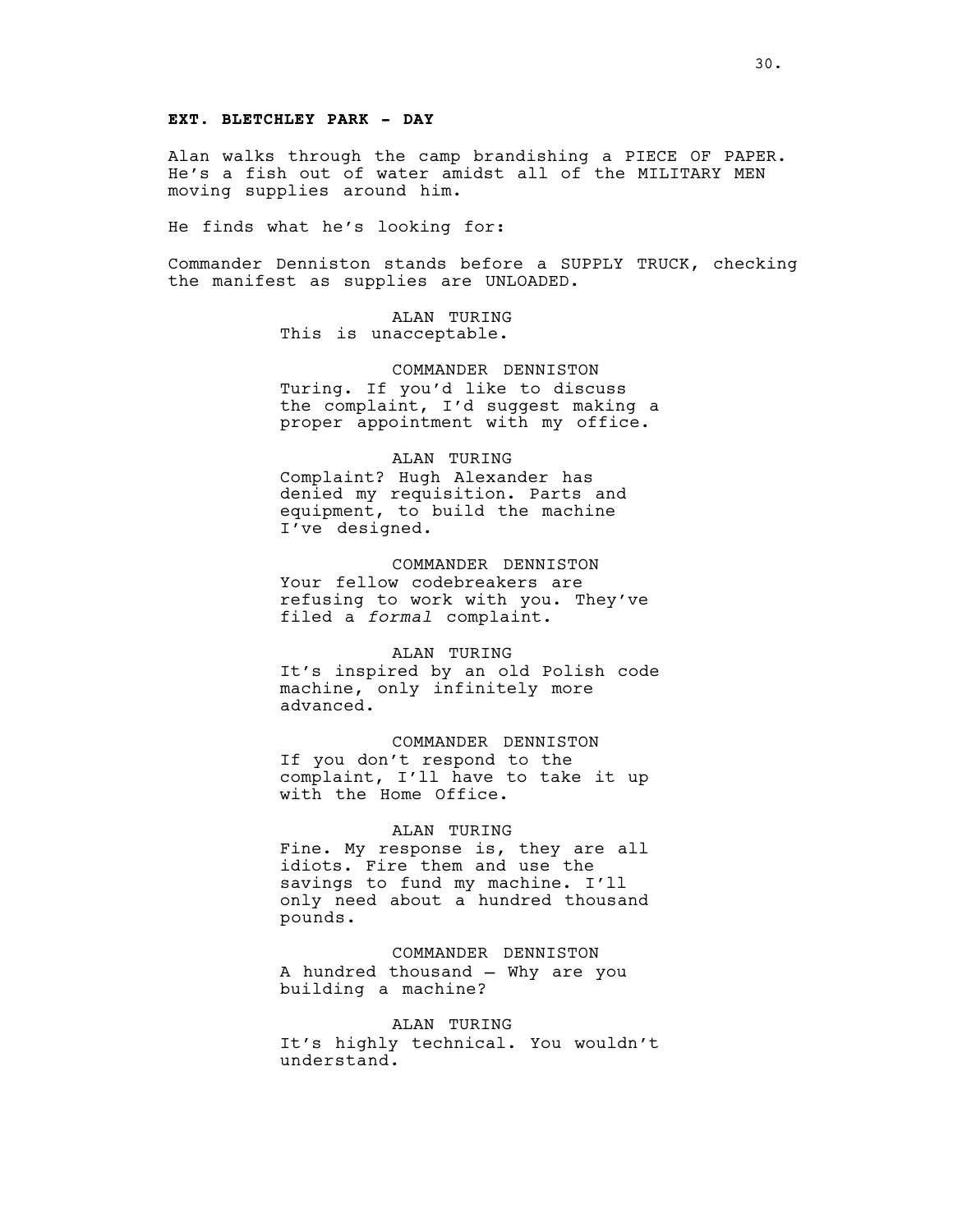**EXT. BLETCHLEY PARK - DAY**

Alan walks through the camp brandishing a PIECE OF PAPER. He's a fish out of water amidst all of the MILITARY MEN moving supplies around him.

He finds what he's looking for:

Commander Denniston stands before a SUPPLY TRUCK, checking the manifest as supplies are UNLOADED.

ALAN TURING
This is unacceptable.

COMMANDER DENNISTON
Turing. If you'd like to discuss the complaint, I'd suggest making a proper appointment with my office.

ALAN TURING
Complaint? Hugh Alexander has denied my requisition. Parts and equipment, to build the machine I've designed.

COMMANDER DENNISTON
Your fellow codebreakers are refusing to work with you. They've filed a *formal* complaint.

ALAN TURING
It's inspired by an old Polish code machine, only infinitely more advanced.

COMMANDER DENNISTON
If you don't respond to the complaint, I'll have to take it up with the Home Office.

ALAN TURING
Fine. My response is, they are all idiots. Fire them and use the savings to fund my machine. I'll only need about a hundred thousand pounds.

COMMANDER DENNISTON
A hundred thousand – Why are you building a machine?

ALAN TURING
It's highly technical. You wouldn't understand.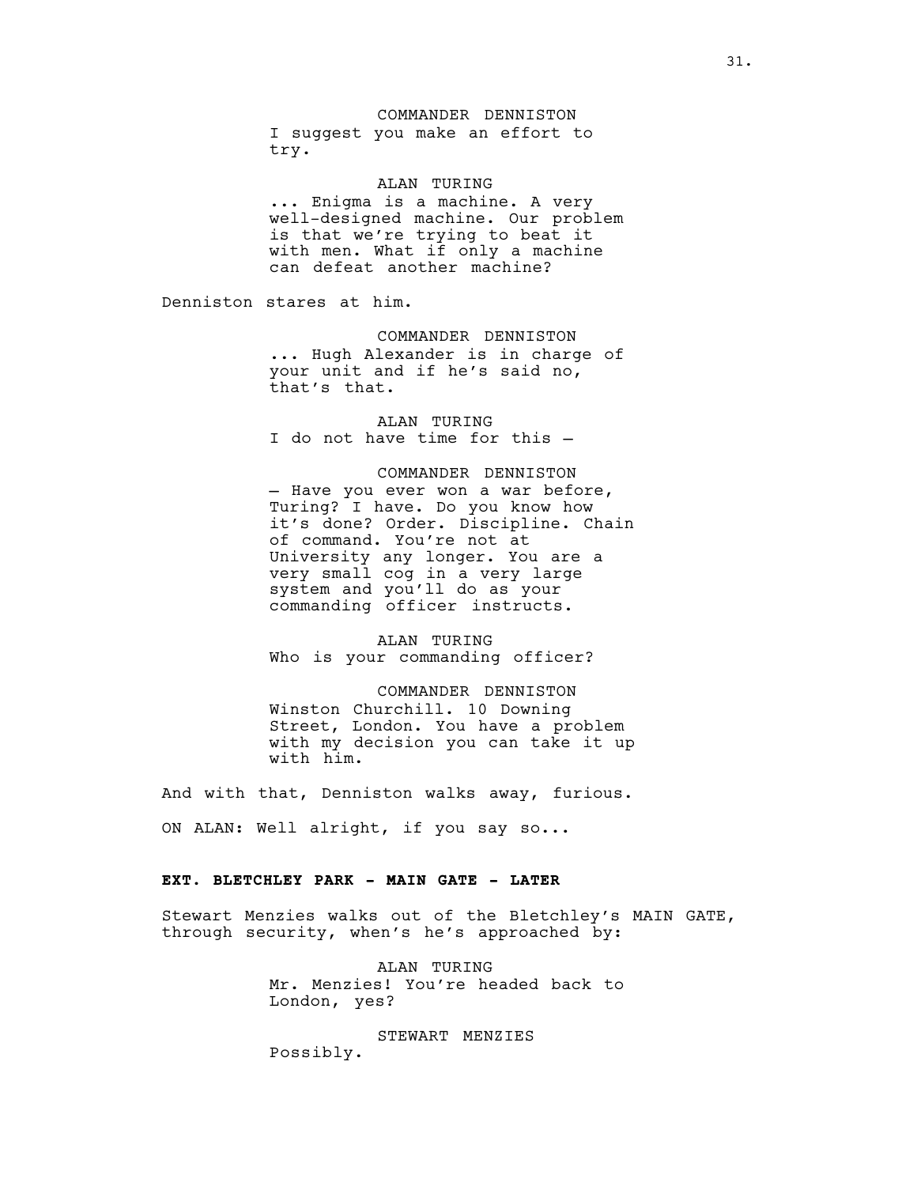COMMANDER DENNISTON
I suggest you make an effort to try.

ALAN TURING
... Enigma is a machine. A very well-designed machine. Our problem is that we're trying to beat it with men. What if only a machine can defeat another machine?

Denniston stares at him.

COMMANDER DENNISTON
... Hugh Alexander is in charge of your unit and if he's said no, that's that.

ALAN TURING
I do not have time for this –

COMMANDER DENNISTON
– Have you ever won a war before, Turing? I have. Do you know how it's done? Order. Discipline. Chain of command. You're not at University any longer. You are a very small cog in a very large system and you'll do as your commanding officer instructs.

ALAN TURING
Who is your commanding officer?

COMMANDER DENNISTON
Winston Churchill. 10 Downing Street, London. You have a problem with my decision you can take it up with him.

And with that, Denniston walks away, furious.

ON ALAN: Well alright, if you say so...

**EXT. BLETCHLEY PARK - MAIN GATE - LATER**

Stewart Menzies walks out of the Bletchley's MAIN GATE, through security, when's he's approached by:

ALAN TURING
Mr. Menzies! You're headed back to London, yes?

STEWART MENZIES
Possibly.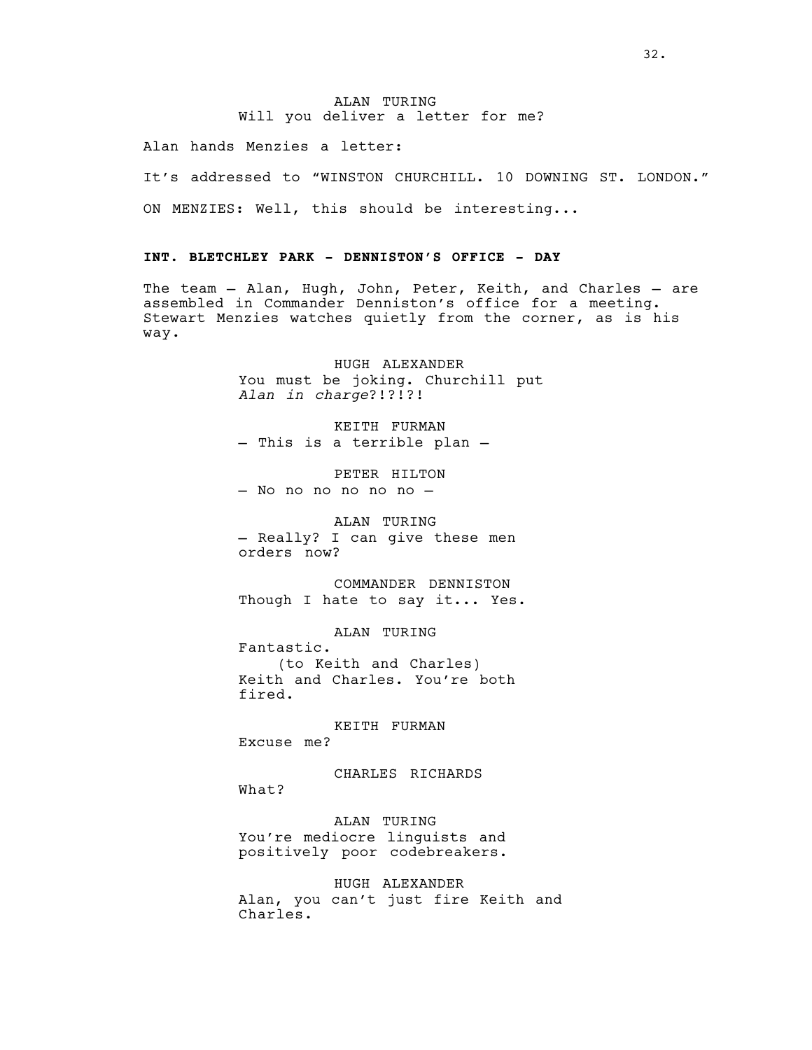ALAN TURING
Will you deliver a letter for me?

Alan hands Menzies a letter:

It's addressed to "WINSTON CHURCHILL. 10 DOWNING ST. LONDON."

ON MENZIES: Well, this should be interesting...

**INT. BLETCHLEY PARK - DENNISTON'S OFFICE - DAY**

The team — Alan, Hugh, John, Peter, Keith, and Charles — are assembled in Commander Denniston's office for a meeting. Stewart Menzies watches quietly from the corner, as is his way.

HUGH ALEXANDER
You must be joking. Churchill put *Alan in charge*?!?!?!

KEITH FURMAN
— This is a terrible plan —

PETER HILTON
— No no no no no no —

ALAN TURING
— Really? I can give these men orders now?

COMMANDER DENNISTON
Though I hate to say it... Yes.

ALAN TURING
Fantastic.
(to Keith and Charles)
Keith and Charles. You're both fired.

KEITH FURMAN
Excuse me?

CHARLES RICHARDS
What?

ALAN TURING
You're mediocre linguists and positively poor codebreakers.

HUGH ALEXANDER
Alan, you can't just fire Keith and Charles.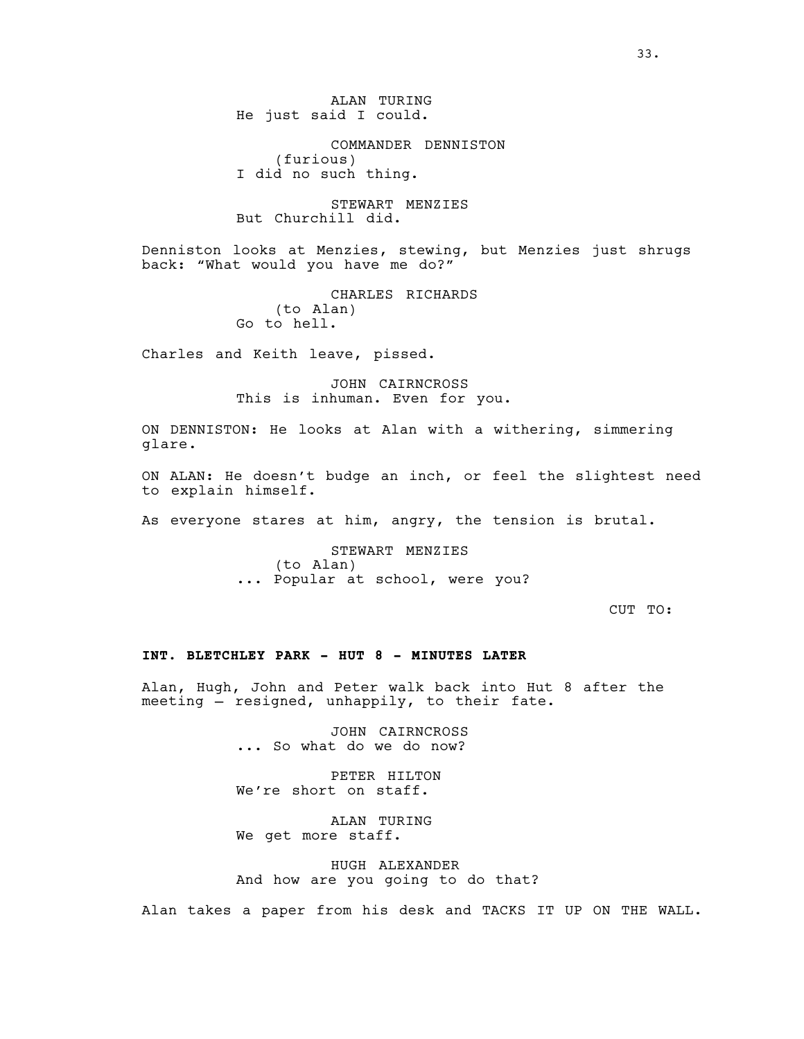ALAN TURING
He just said I could.

COMMANDER DENNISTON
(furious)
I did no such thing.

STEWART MENZIES
But Churchill did.

Denniston looks at Menzies, stewing, but Menzies just shrugs back: “What would you have me do?”

CHARLES RICHARDS
(to Alan)
Go to hell.

Charles and Keith leave, pissed.

JOHN CAIRNCROSS
This is inhuman. Even for you.

ON DENNISTON: He looks at Alan with a withering, simmering glare.

ON ALAN: He doesn’t budge an inch, or feel the slightest need to explain himself.

As everyone stares at him, angry, the tension is brutal.

STEWART MENZIES
(to Alan)
... Popular at school, were you?

CUT TO:

**INT. BLETCHLEY PARK - HUT 8 - MINUTES LATER**

Alan, Hugh, John and Peter walk back into Hut 8 after the meeting – resigned, unhappily, to their fate.

JOHN CAIRNCROSS
... So what do we do now?

PETER HILTON
We’re short on staff.

ALAN TURING
We get more staff.

HUGH ALEXANDER
And how are you going to do that?

Alan takes a paper from his desk and TACKS IT UP ON THE WALL.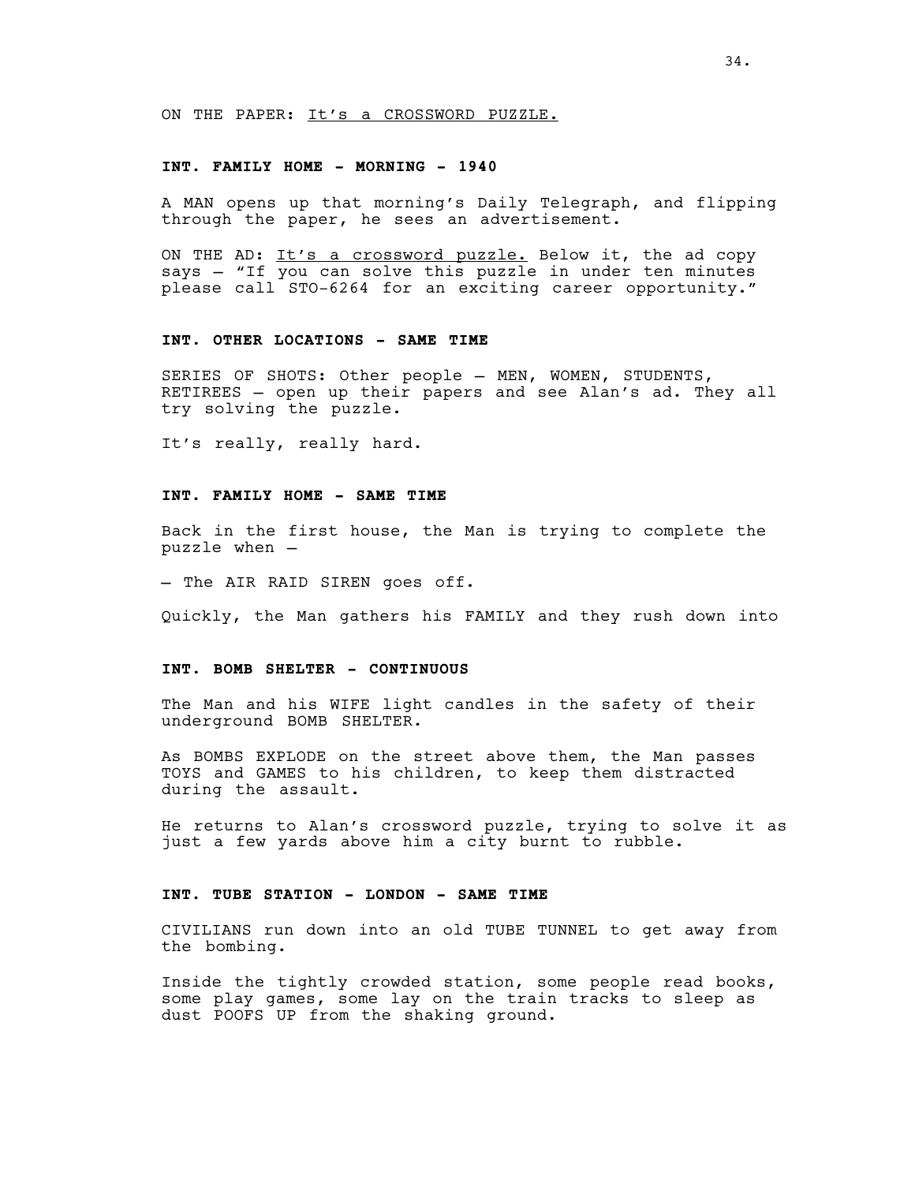ON THE PAPER: It's a CROSSWORD PUZZLE.

**INT. FAMILY HOME - MORNING - 1940**

A MAN opens up that morning's Daily Telegraph, and flipping through the paper, he sees an advertisement.

ON THE AD: It's a crossword puzzle. Below it, the ad copy says – "If you can solve this puzzle in under ten minutes please call STO-6264 for an exciting career opportunity."

**INT. OTHER LOCATIONS - SAME TIME**

SERIES OF SHOTS: Other people – MEN, WOMEN, STUDENTS, RETIREES – open up their papers and see Alan's ad. They all try solving the puzzle.

It's really, really hard.

**INT. FAMILY HOME - SAME TIME**

Back in the first house, the Man is trying to complete the puzzle when –

– The AIR RAID SIREN goes off.

Quickly, the Man gathers his FAMILY and they rush down into

**INT. BOMB SHELTER - CONTINUOUS**

The Man and his WIFE light candles in the safety of their underground BOMB SHELTER.

As BOMBS EXPLODE on the street above them, the Man passes TOYS and GAMES to his children, to keep them distracted during the assault.

He returns to Alan's crossword puzzle, trying to solve it as just a few yards above him a city burnt to rubble.

**INT. TUBE STATION - LONDON - SAME TIME**

CIVILIANS run down into an old TUBE TUNNEL to get away from the bombing.

Inside the tightly crowded station, some people read books, some play games, some lay on the train tracks to sleep as dust POOFS UP from the shaking ground.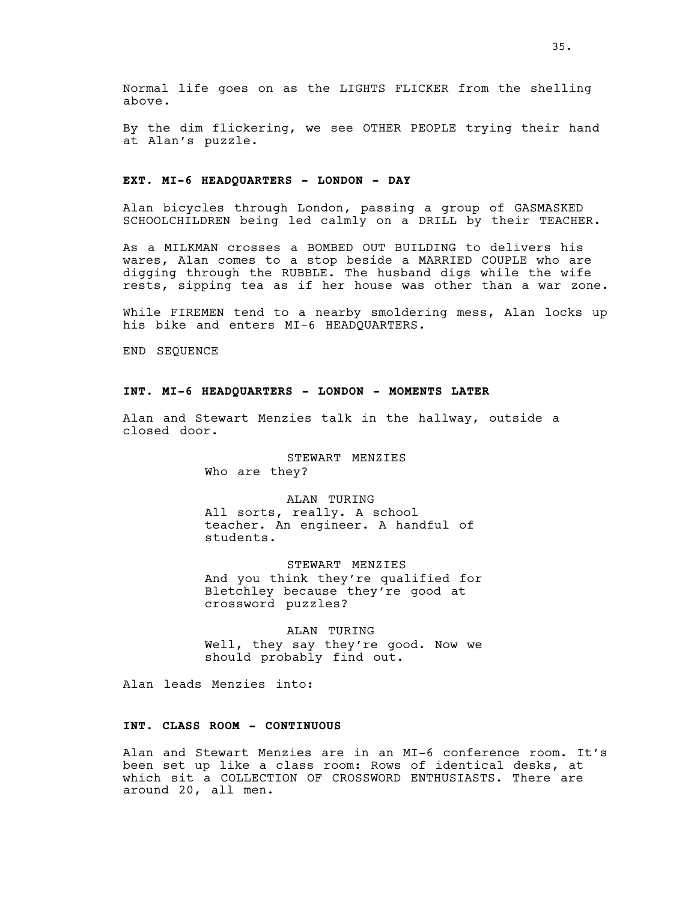Normal life goes on as the LIGHTS FLICKER from the shelling above.

By the dim flickering, we see OTHER PEOPLE trying their hand at Alan's puzzle.

**EXT. MI-6 HEADQUARTERS - LONDON - DAY**

Alan bicycles through London, passing a group of GASMASKED SCHOOLCHILDREN being led calmly on a DRILL by their TEACHER.

As a MILKMAN crosses a BOMBED OUT BUILDING to delivers his wares, Alan comes to a stop beside a MARRIED COUPLE who are digging through the RUBBLE. The husband digs while the wife rests, sipping tea as if her house was other than a war zone.

While FIREMEN tend to a nearby smoldering mess, Alan locks up his bike and enters MI-6 HEADQUARTERS.

END SEQUENCE

**INT. MI-6 HEADQUARTERS - LONDON - MOMENTS LATER**

Alan and Stewart Menzies talk in the hallway, outside a closed door.

STEWART MENZIES
Who are they?

ALAN TURING
All sorts, really. A school teacher. An engineer. A handful of students.

STEWART MENZIES
And you think they're qualified for Bletchley because they're good at crossword puzzles?

ALAN TURING
Well, they say they're good. Now we should probably find out.

Alan leads Menzies into:

**INT. CLASS ROOM - CONTINUOUS**

Alan and Stewart Menzies are in an MI-6 conference room. It's been set up like a class room: Rows of identical desks, at which sit a COLLECTION OF CROSSWORD ENTHUSIASTS. There are around 20, all men.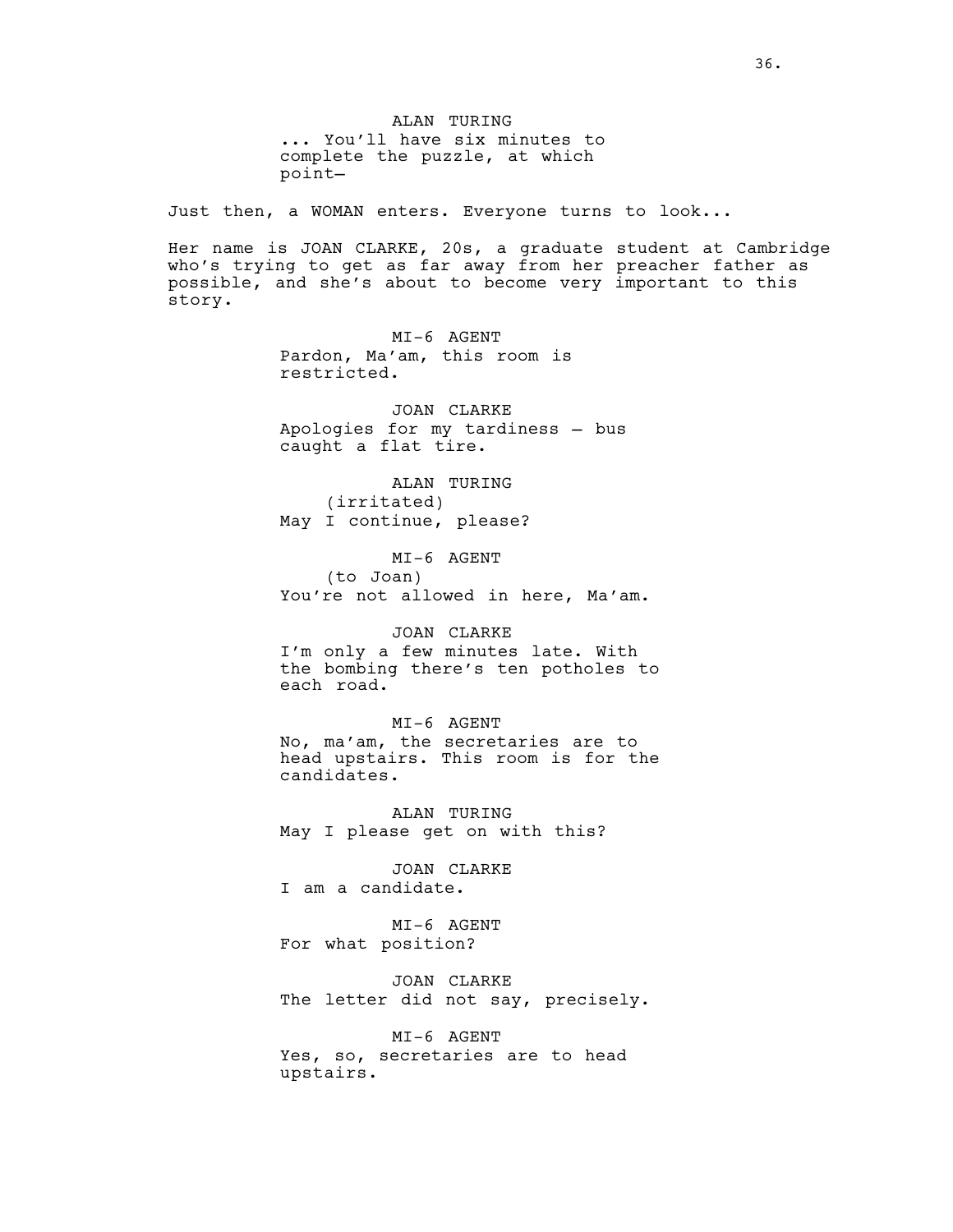ALAN TURING
... You'll have six minutes to complete the puzzle, at which point—

Just then, a WOMAN enters. Everyone turns to look...

Her name is JOAN CLARKE, 20s, a graduate student at Cambridge who's trying to get as far away from her preacher father as possible, and she's about to become very important to this story.

MI-6 AGENT
Pardon, Ma'am, this room is restricted.

JOAN CLARKE
Apologies for my tardiness – bus caught a flat tire.

ALAN TURING
(irritated)
May I continue, please?

MI-6 AGENT
(to Joan)
You're not allowed in here, Ma'am.

JOAN CLARKE
I'm only a few minutes late. With the bombing there's ten potholes to each road.

MI-6 AGENT
No, ma'am, the secretaries are to head upstairs. This room is for the candidates.

ALAN TURING
May I please get on with this?

JOAN CLARKE
I am a candidate.

MI-6 AGENT
For what position?

JOAN CLARKE
The letter did not say, precisely.

MI-6 AGENT
Yes, so, secretaries are to head upstairs.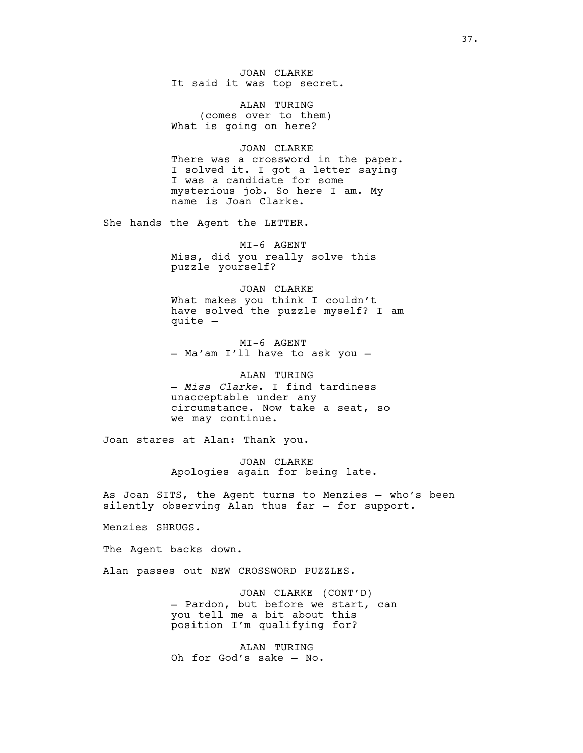JOAN CLARKE
It said it was top secret.

ALAN TURING
(comes over to them)
What is going on here?

JOAN CLARKE
There was a crossword in the paper. I solved it. I got a letter saying I was a candidate for some mysterious job. So here I am. My name is Joan Clarke.

She hands the Agent the LETTER.

MI-6 AGENT
Miss, did you really solve this puzzle yourself?

JOAN CLARKE
What makes you think I couldn't have solved the puzzle myself? I am quite –

MI-6 AGENT
– Ma'am I'll have to ask you –

ALAN TURING
– *Miss Clarke*. I find tardiness unacceptable under any circumstance. Now take a seat, so we may continue.

Joan stares at Alan: Thank you.

JOAN CLARKE
Apologies again for being late.

As Joan SITS, the Agent turns to Menzies – who's been silently observing Alan thus far – for support.

Menzies SHRUGS.

The Agent backs down.

Alan passes out NEW CROSSWORD PUZZLES.

JOAN CLARKE (CONT'D)
– Pardon, but before we start, can you tell me a bit about this position I'm qualifying for?

ALAN TURING
Oh for God's sake – No.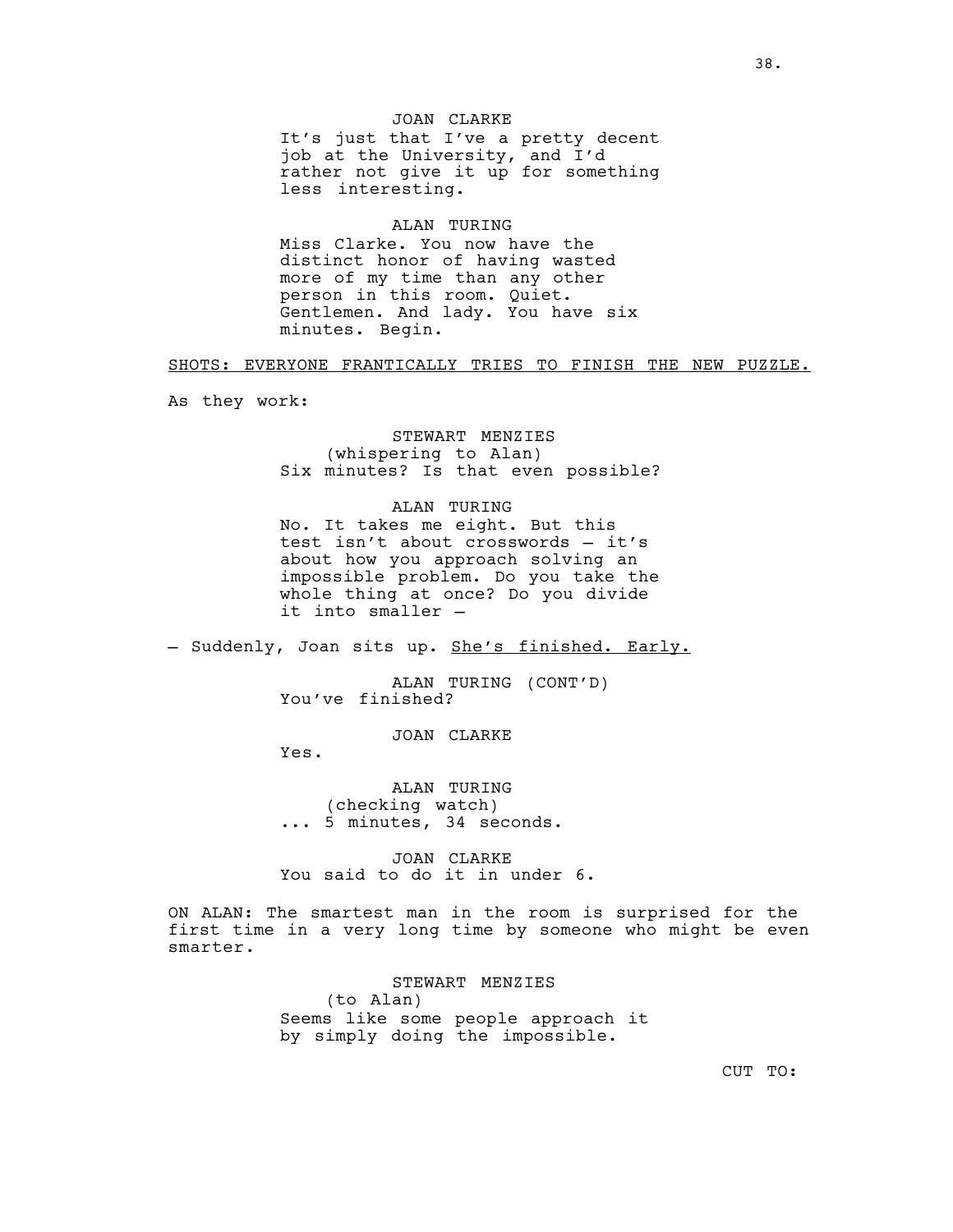JOAN CLARKE

It's just that I've a pretty decent job at the University, and I'd rather not give it up for something less interesting.

ALAN TURING

Miss Clarke. You now have the distinct honor of having wasted more of my time than any other person in this room. Quiet. Gentlemen. And lady. You have six minutes. Begin.

<u>SHOTS: EVERYONE FRANTICALLY TRIES TO FINISH THE NEW PUZZLE.</u>

As they work:

STEWART MENZIES

(whispering to Alan)

Six minutes? Is that even possible?

ALAN TURING

No. It takes me eight. But this test isn't about crosswords – it's about how you approach solving an impossible problem. Do you take the whole thing at once? Do you divide it into smaller –

– Suddenly, Joan sits up. <u>She's finished. Early.</u>

ALAN TURING (CONT'D)

You've finished?

JOAN CLARKE

Yes.

ALAN TURING

(checking watch)

... 5 minutes, 34 seconds.

JOAN CLARKE

You said to do it in under 6.

ON ALAN: The smartest man in the room is surprised for the first time in a very long time by someone who might be even smarter.

STEWART MENZIES

(to Alan)

Seems like some people approach it by simply doing the impossible.

CUT TO: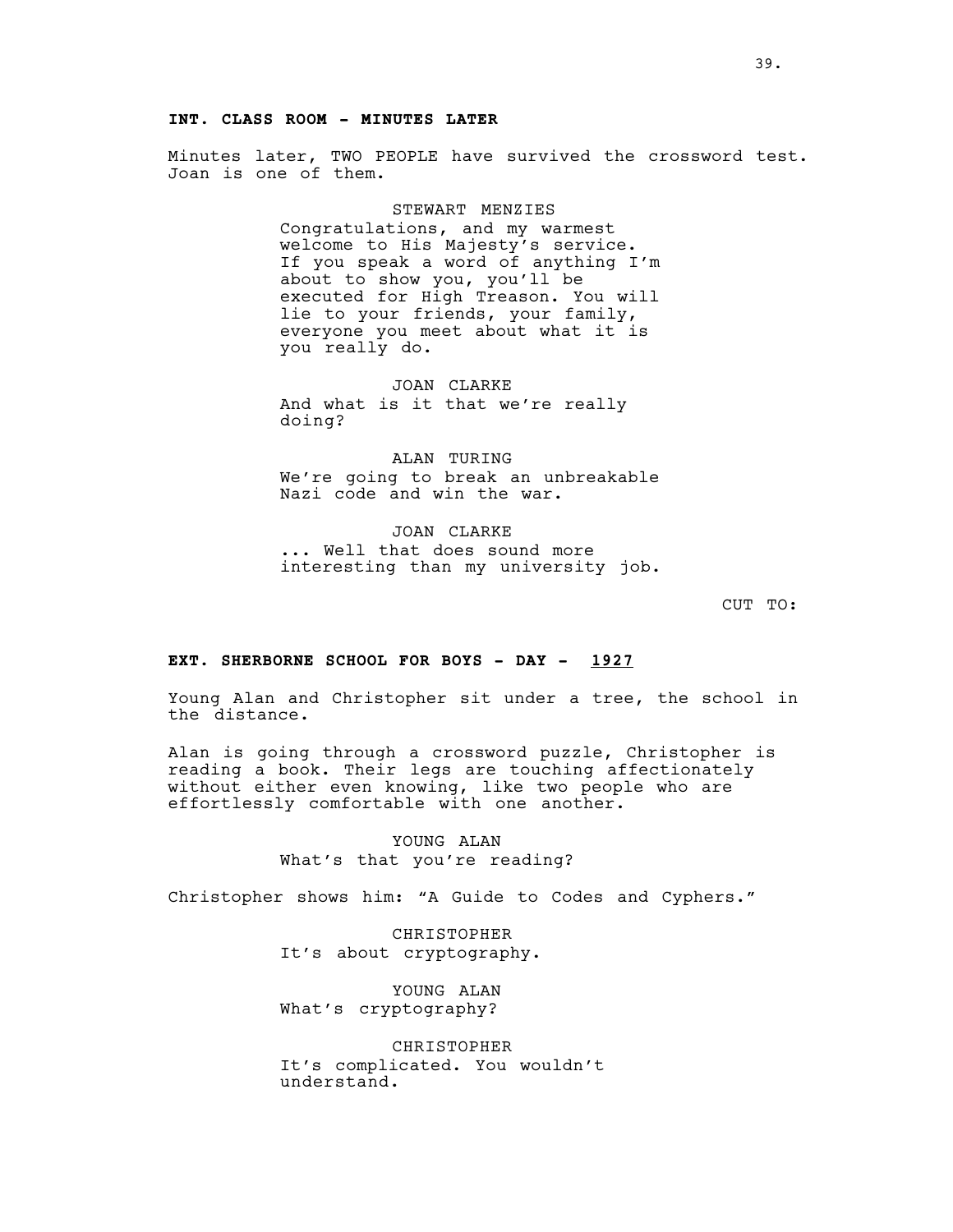**INT. CLASS ROOM - MINUTES LATER**

Minutes later, TWO PEOPLE have survived the crossword test. Joan is one of them.

STEWART MENZIES
Congratulations, and my warmest welcome to His Majesty's service. If you speak a word of anything I'm about to show you, you'll be executed for High Treason. You will lie to your friends, your family, everyone you meet about what it is you really do.

JOAN CLARKE
And what is it that we're really doing?

ALAN TURING
We're going to break an unbreakable Nazi code and win the war.

JOAN CLARKE
... Well that does sound more interesting than my university job.

CUT TO:

**EXT. SHERBORNE SCHOOL FOR BOYS - DAY - <u>1927</u>**

Young Alan and Christopher sit under a tree, the school in the distance.

Alan is going through a crossword puzzle, Christopher is reading a book. Their legs are touching affectionately without either even knowing, like two people who are effortlessly comfortable with one another.

YOUNG ALAN
What's that you're reading?

Christopher shows him: "A Guide to Codes and Cyphers."

CHRISTOPHER
It's about cryptography.

YOUNG ALAN
What's cryptography?

CHRISTOPHER
It's complicated. You wouldn't understand.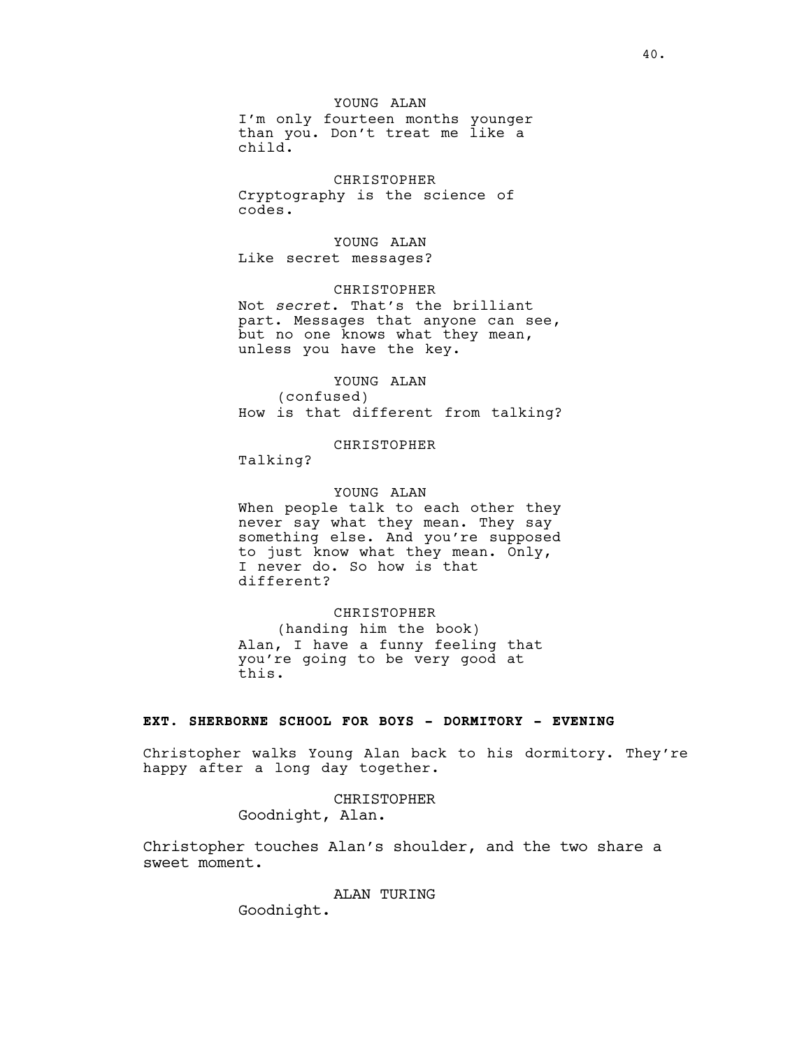YOUNG ALAN

I'm only fourteen months younger than you. Don't treat me like a child.

CHRISTOPHER

Cryptography is the science of codes.

YOUNG ALAN

Like secret messages?

CHRISTOPHER

Not *secret*. That's the brilliant part. Messages that anyone can see, but no one knows what they mean, unless you have the key.

YOUNG ALAN

(confused)

How is that different from talking?

CHRISTOPHER

Talking?

YOUNG ALAN

When people talk to each other they never say what they mean. They say something else. And you're supposed to just know what they mean. Only, I never do. So how is that different?

CHRISTOPHER

(handing him the book)

Alan, I have a funny feeling that you're going to be very good at this.

**EXT. SHERBORNE SCHOOL FOR BOYS - DORMITORY - EVENING**

Christopher walks Young Alan back to his dormitory. They're happy after a long day together.

CHRISTOPHER

Goodnight, Alan.

Christopher touches Alan's shoulder, and the two share a sweet moment.

ALAN TURING

Goodnight.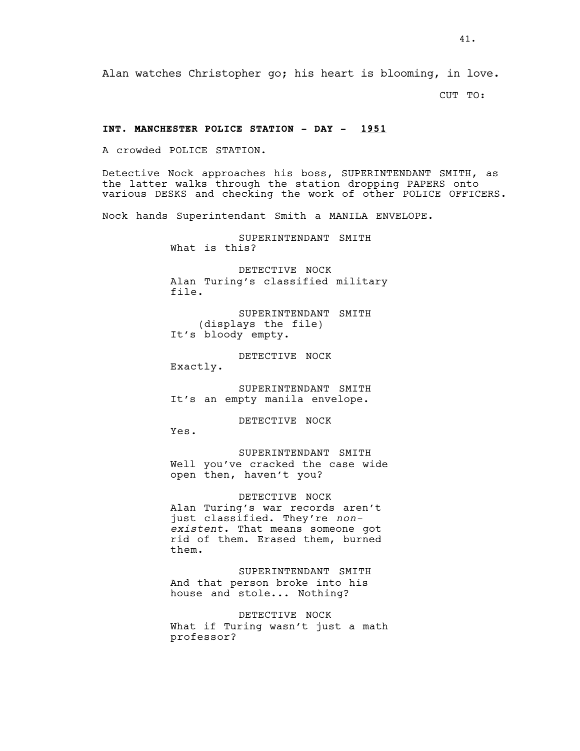Alan watches Christopher go; his heart is blooming, in love.

CUT TO:

**INT. MANCHESTER POLICE STATION - DAY - 1951**

A crowded POLICE STATION.

Detective Nock approaches his boss, SUPERINTENDANT SMITH, as the latter walks through the station dropping PAPERS onto various DESKS and checking the work of other POLICE OFFICERS.

Nock hands Superintendant Smith a MANILA ENVELOPE.

SUPERINTENDANT SMITH
What is this?

DETECTIVE NOCK
Alan Turing's classified military file.

SUPERINTENDANT SMITH
(displays the file)
It's bloody empty.

DETECTIVE NOCK
Exactly.

SUPERINTENDANT SMITH
It's an empty manila envelope.

DETECTIVE NOCK
Yes.

SUPERINTENDANT SMITH
Well you've cracked the case wide open then, haven't you?

DETECTIVE NOCK
Alan Turing's war records aren't just classified. They're *non-existent*. That means someone got rid of them. Erased them, burned them.

SUPERINTENDANT SMITH
And that person broke into his house and stole... Nothing?

DETECTIVE NOCK
What if Turing wasn't just a math professor?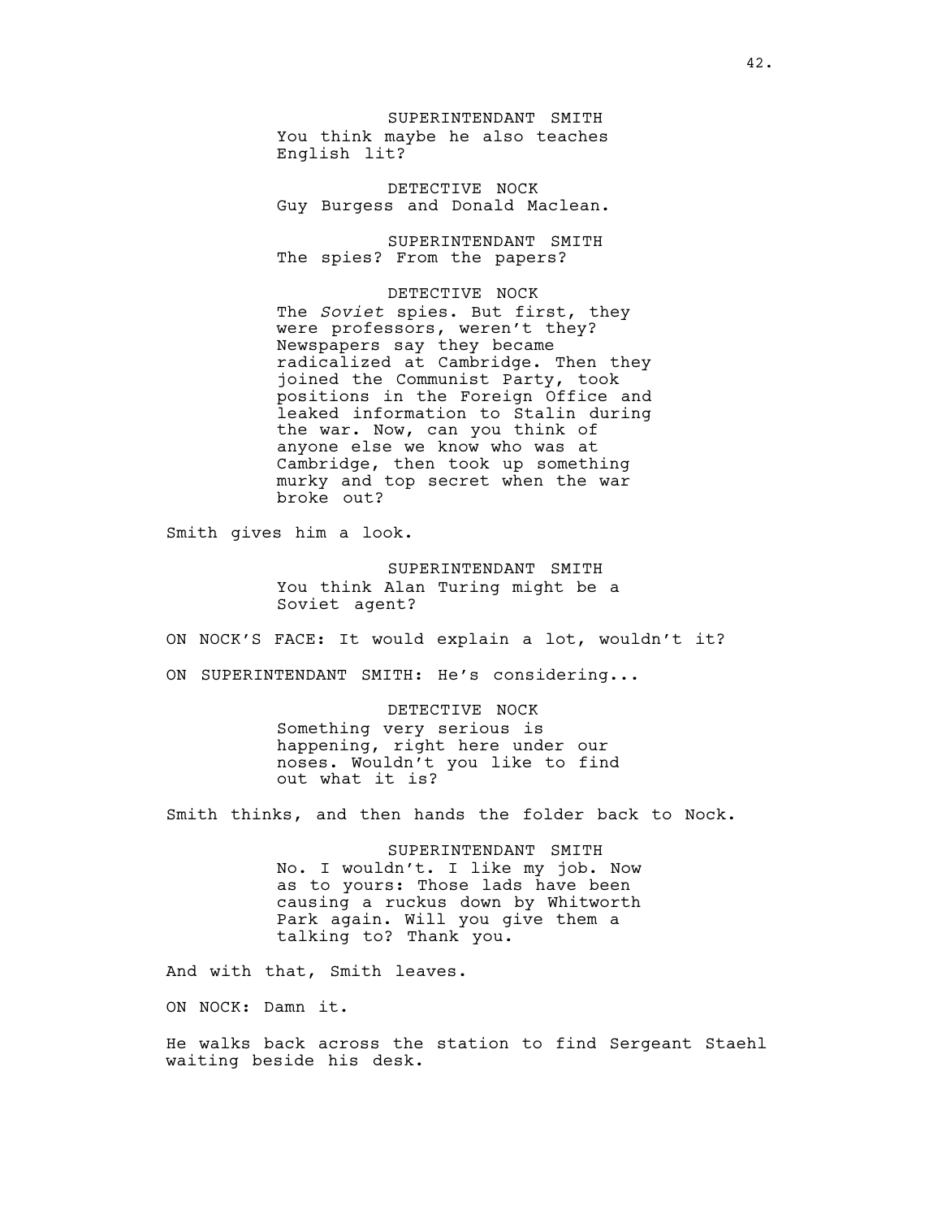SUPERINTENDANT SMITH
You think maybe he also teaches English lit?

DETECTIVE NOCK
Guy Burgess and Donald Maclean.

SUPERINTENDANT SMITH
The spies? From the papers?

DETECTIVE NOCK
The *Soviet* spies. But first, they were professors, weren't they? Newspapers say they became radicalized at Cambridge. Then they joined the Communist Party, took positions in the Foreign Office and leaked information to Stalin during the war. Now, can you think of anyone else we know who was at Cambridge, then took up something murky and top secret when the war broke out?

Smith gives him a look.

SUPERINTENDANT SMITH
You think Alan Turing might be a Soviet agent?

ON NOCK'S FACE: It would explain a lot, wouldn't it?

ON SUPERINTENDANT SMITH: He's considering...

DETECTIVE NOCK
Something very serious is happening, right here under our noses. Wouldn't you like to find out what it is?

Smith thinks, and then hands the folder back to Nock.

SUPERINTENDANT SMITH
No. I wouldn't. I like my job. Now as to yours: Those lads have been causing a ruckus down by Whitworth Park again. Will you give them a talking to? Thank you.

And with that, Smith leaves.

ON NOCK: Damn it.

He walks back across the station to find Sergeant Staehl waiting beside his desk.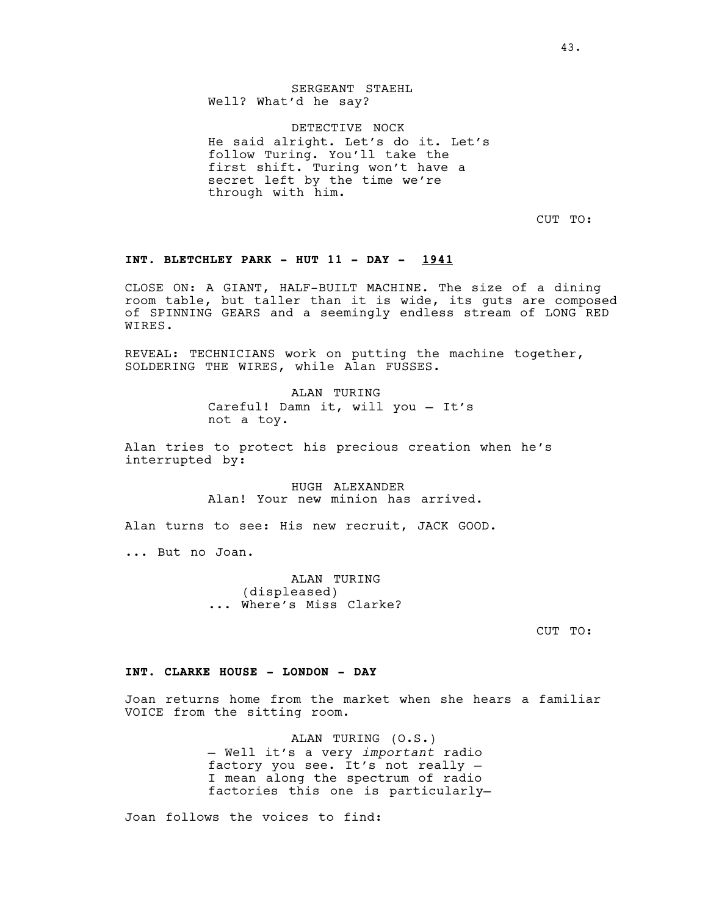SERGEANT STAEHL
Well? What'd he say?

DETECTIVE NOCK
He said alright. Let's do it. Let's follow Turing. You'll take the first shift. Turing won't have a secret left by the time we're through with him.

CUT TO:

**INT. BLETCHLEY PARK - HUT 11 - DAY - 1941**

CLOSE ON: A GIANT, HALF-BUILT MACHINE. The size of a dining room table, but taller than it is wide, its guts are composed of SPINNING GEARS and a seemingly endless stream of LONG RED WIRES.

REVEAL: TECHNICIANS work on putting the machine together, SOLDERING THE WIRES, while Alan FUSSES.

ALAN TURING
Careful! Damn it, will you – It's not a toy.

Alan tries to protect his precious creation when he's interrupted by:

HUGH ALEXANDER
Alan! Your new minion has arrived.

Alan turns to see: His new recruit, JACK GOOD.

... But no Joan.

ALAN TURING
(displeased)
... Where's Miss Clarke?

CUT TO:

**INT. CLARKE HOUSE - LONDON - DAY**

Joan returns home from the market when she hears a familiar VOICE from the sitting room.

ALAN TURING (O.S.)
– Well it's a very *important* radio factory you see. It's not really – I mean along the spectrum of radio factories this one is particularly–

Joan follows the voices to find: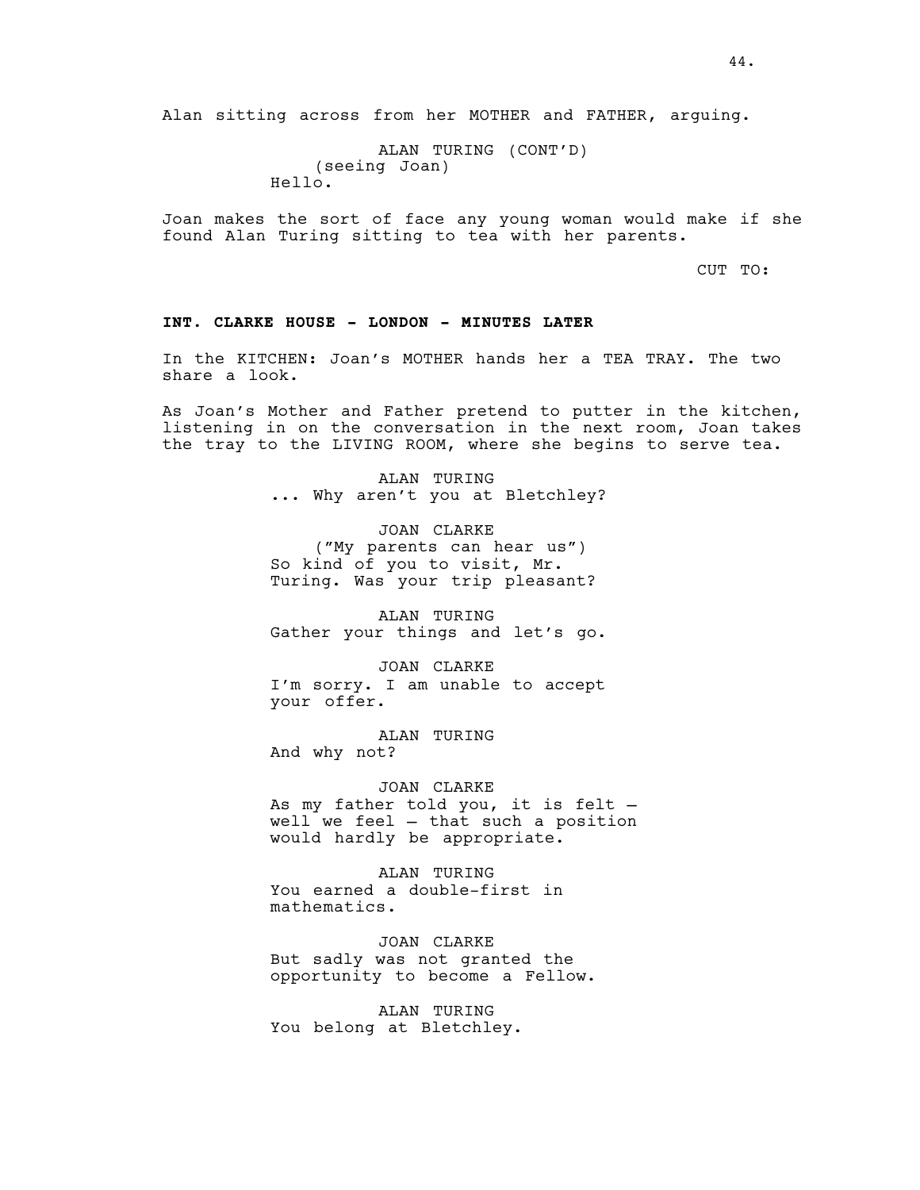Alan sitting across from her MOTHER and FATHER, arguing.

ALAN TURING (CONT'D)
(seeing Joan)
Hello.

Joan makes the sort of face any young woman would make if she found Alan Turing sitting to tea with her parents.

CUT TO:

**INT. CLARKE HOUSE - LONDON - MINUTES LATER**

In the KITCHEN: Joan's MOTHER hands her a TEA TRAY. The two share a look.

As Joan's Mother and Father pretend to putter in the kitchen, listening in on the conversation in the next room, Joan takes the tray to the LIVING ROOM, where she begins to serve tea.

ALAN TURING
... Why aren't you at Bletchley?

JOAN CLARKE
("My parents can hear us")
So kind of you to visit, Mr. Turing. Was your trip pleasant?

ALAN TURING
Gather your things and let's go.

JOAN CLARKE
I'm sorry. I am unable to accept your offer.

ALAN TURING
And why not?

JOAN CLARKE
As my father told you, it is felt – well we feel – that such a position would hardly be appropriate.

ALAN TURING
You earned a double-first in mathematics.

JOAN CLARKE
But sadly was not granted the opportunity to become a Fellow.

ALAN TURING
You belong at Bletchley.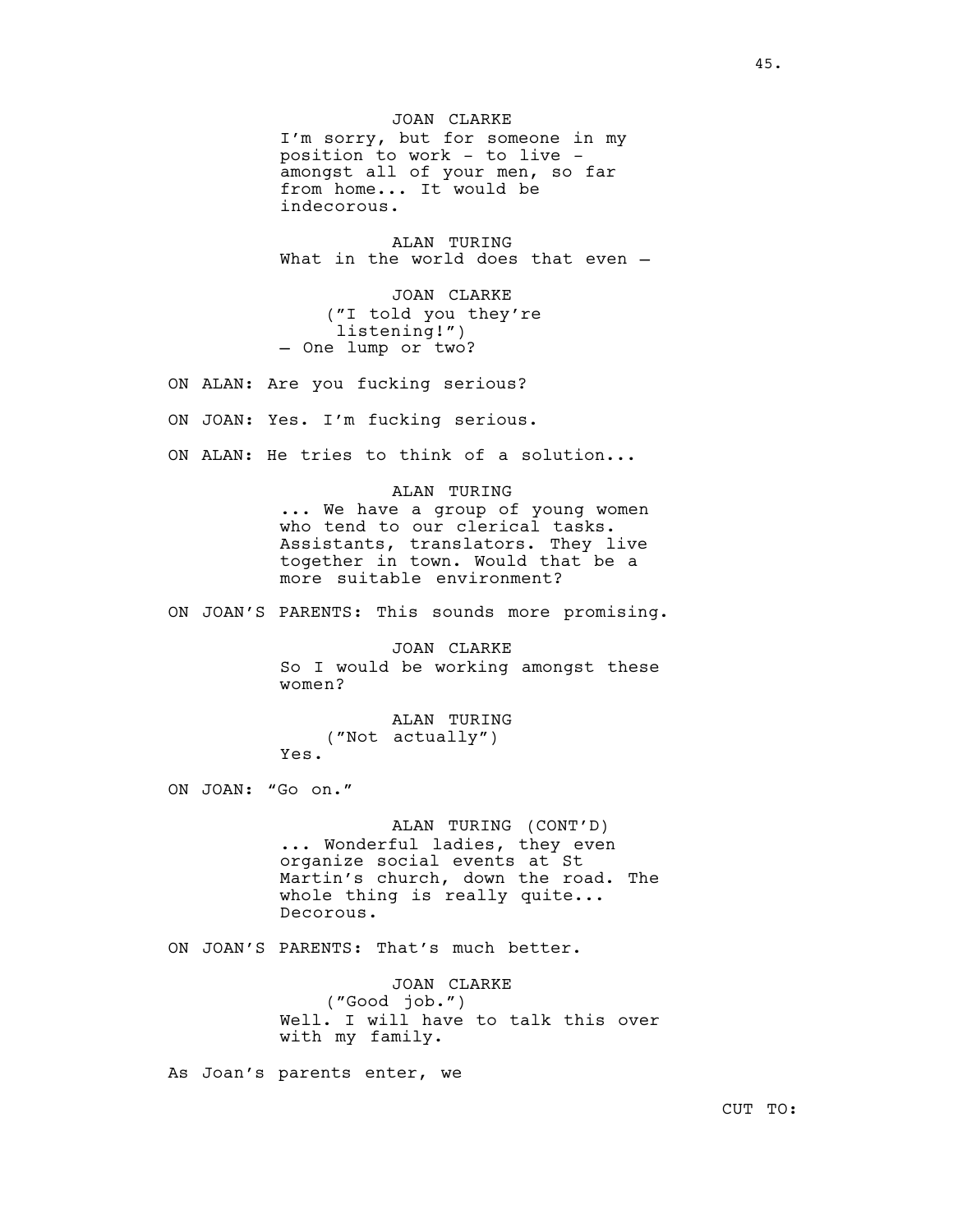JOAN CLARKE
I'm sorry, but for someone in my position to work - to live - amongst all of your men, so far from home... It would be indecorous.

ALAN TURING
What in the world does that even –

JOAN CLARKE
("I told you they're listening!")
– One lump or two?

ON ALAN: Are you fucking serious?

ON JOAN: Yes. I'm fucking serious.

ON ALAN: He tries to think of a solution...

ALAN TURING
... We have a group of young women who tend to our clerical tasks. Assistants, translators. They live together in town. Would that be a more suitable environment?

ON JOAN'S PARENTS: This sounds more promising.

JOAN CLARKE
So I would be working amongst these women?

ALAN TURING
("Not actually")
Yes.

ON JOAN: "Go on."

ALAN TURING (CONT'D)
... Wonderful ladies, they even organize social events at St Martin's church, down the road. The whole thing is really quite... Decorous.

ON JOAN'S PARENTS: That's much better.

JOAN CLARKE
("Good job.")
Well. I will have to talk this over with my family.

As Joan's parents enter, we

CUT TO: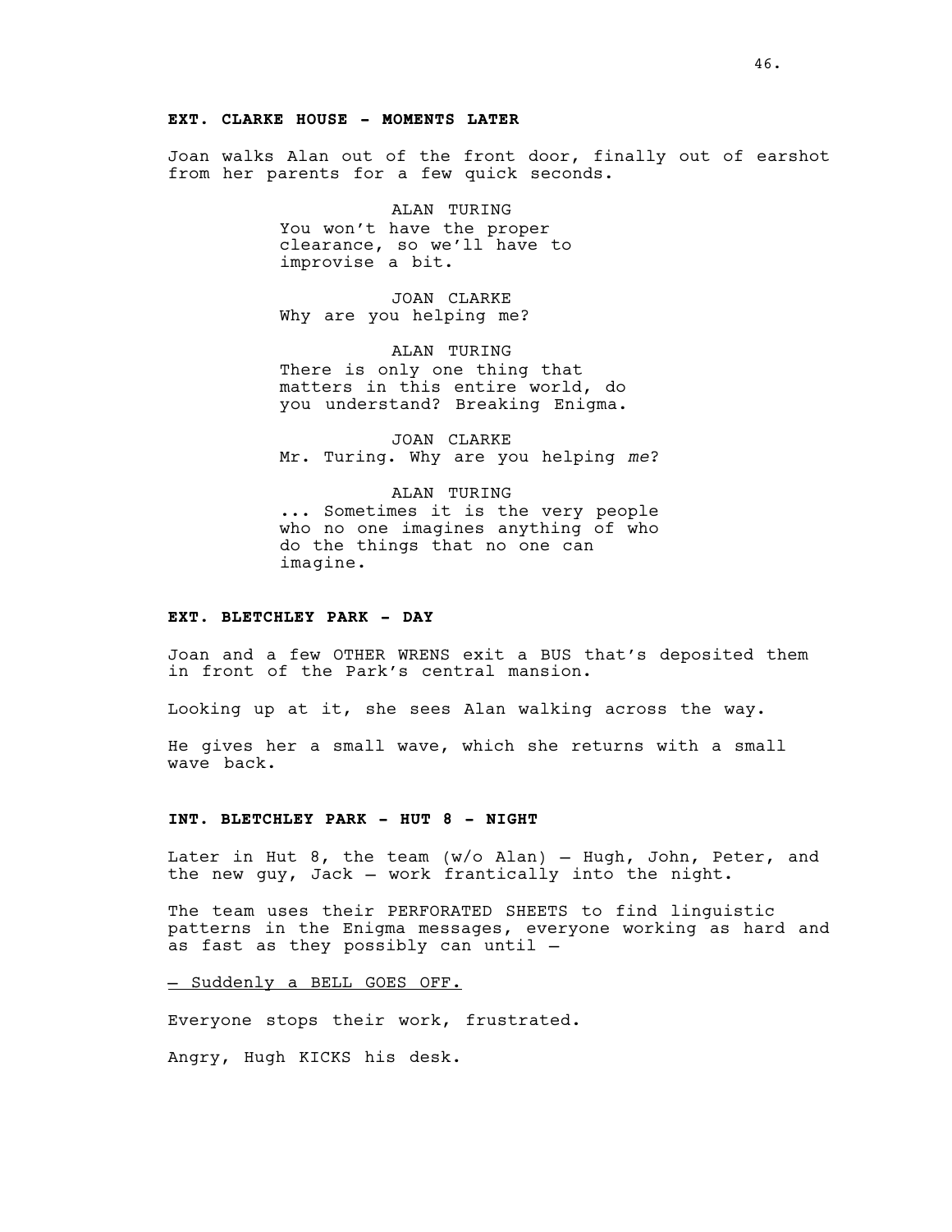**EXT. CLARKE HOUSE - MOMENTS LATER**

Joan walks Alan out of the front door, finally out of earshot from her parents for a few quick seconds.

ALAN TURING
You won't have the proper clearance, so we'll have to improvise a bit.

JOAN CLARKE
Why are you helping me?

ALAN TURING
There is only one thing that matters in this entire world, do you understand? Breaking Enigma.

JOAN CLARKE
Mr. Turing. Why are you helping *me*?

ALAN TURING
... Sometimes it is the very people who no one imagines anything of who do the things that no one can imagine.

**EXT. BLETCHLEY PARK - DAY**

Joan and a few OTHER WRENS exit a BUS that's deposited them in front of the Park's central mansion.

Looking up at it, she sees Alan walking across the way.

He gives her a small wave, which she returns with a small wave back.

**INT. BLETCHLEY PARK - HUT 8 - NIGHT**

Later in Hut 8, the team (w/o Alan) – Hugh, John, Peter, and the new guy, Jack – work frantically into the night.

The team uses their PERFORATED SHEETS to find linguistic patterns in the Enigma messages, everyone working as hard and as fast as they possibly can until –

<u>– Suddenly a BELL GOES OFF.</u>

Everyone stops their work, frustrated.

Angry, Hugh KICKS his desk.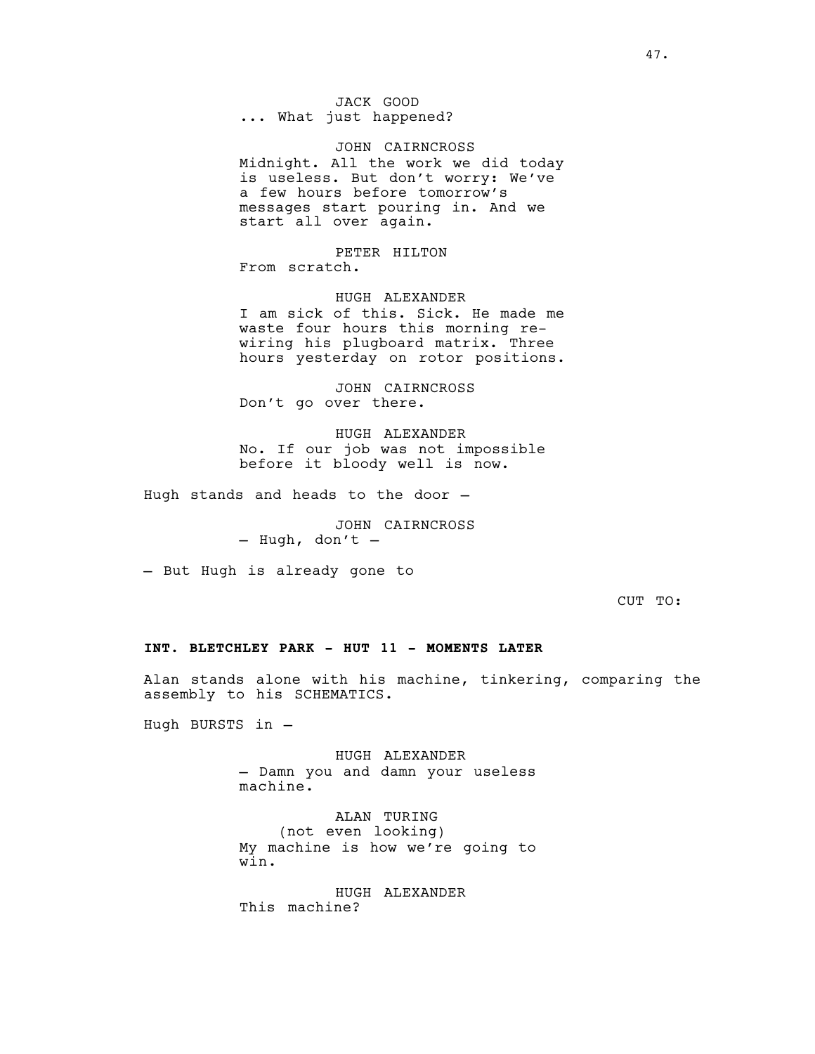JACK GOOD
... What just happened?

JOHN CAIRNCROSS
Midnight. All the work we did today is useless. But don't worry: We've a few hours before tomorrow's messages start pouring in. And we start all over again.

PETER HILTON
From scratch.

HUGH ALEXANDER
I am sick of this. Sick. He made me waste four hours this morning re-wiring his plugboard matrix. Three hours yesterday on rotor positions.

JOHN CAIRNCROSS
Don't go over there.

HUGH ALEXANDER
No. If our job was not impossible before it bloody well is now.

Hugh stands and heads to the door –

JOHN CAIRNCROSS
– Hugh, don't –

– But Hugh is already gone to

CUT TO:

**INT. BLETCHLEY PARK - HUT 11 - MOMENTS LATER**

Alan stands alone with his machine, tinkering, comparing the assembly to his SCHEMATICS.

Hugh BURSTS in –

HUGH ALEXANDER
– Damn you and damn your useless machine.

ALAN TURING
(not even looking)
My machine is how we're going to win.

HUGH ALEXANDER
This machine?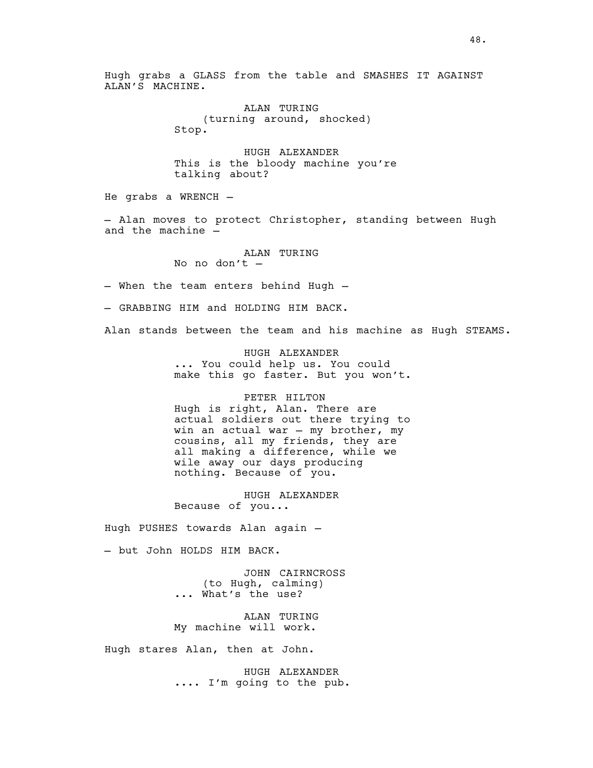Hugh grabs a GLASS from the table and SMASHES IT AGAINST ALAN'S MACHINE.

ALAN TURING
(turning around, shocked)
Stop.

HUGH ALEXANDER
This is the bloody machine you're talking about?

He grabs a WRENCH –

– Alan moves to protect Christopher, standing between Hugh and the machine –

ALAN TURING
No no don't –

– When the team enters behind Hugh –

– GRABBING HIM and HOLDING HIM BACK.

Alan stands between the team and his machine as Hugh STEAMS.

HUGH ALEXANDER
... You could help us. You could make this go faster. But you won't.

PETER HILTON
Hugh is right, Alan. There are actual soldiers out there trying to win an actual war – my brother, my cousins, all my friends, they are all making a difference, while we wile away our days producing nothing. Because of you.

HUGH ALEXANDER
Because of you...

Hugh PUSHES towards Alan again –

– but John HOLDS HIM BACK.

JOHN CAIRNCROSS
(to Hugh, calming)
... What's the use?

ALAN TURING
My machine will work.

Hugh stares Alan, then at John.

HUGH ALEXANDER
.... I'm going to the pub.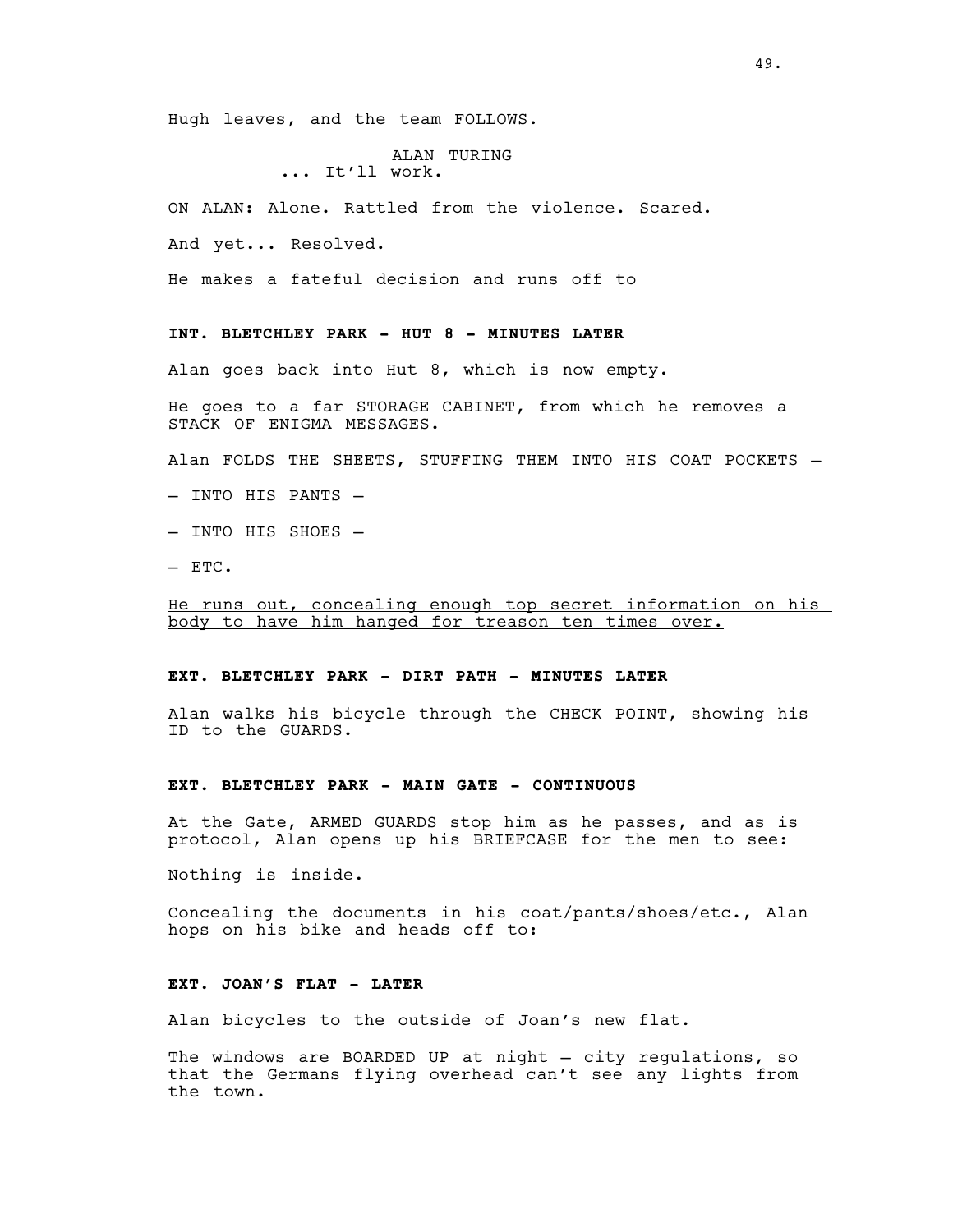Hugh leaves, and the team FOLLOWS.

ALAN TURING
... It'll work.

ON ALAN: Alone. Rattled from the violence. Scared.

And yet... Resolved.

He makes a fateful decision and runs off to

**INT. BLETCHLEY PARK - HUT 8 - MINUTES LATER**

Alan goes back into Hut 8, which is now empty.

He goes to a far STORAGE CABINET, from which he removes a STACK OF ENIGMA MESSAGES.

Alan FOLDS THE SHEETS, STUFFING THEM INTO HIS COAT POCKETS –

– INTO HIS PANTS –

– INTO HIS SHOES –

– ETC.

<u>He runs out, concealing enough top secret information on his body to have him hanged for treason ten times over.</u>

**EXT. BLETCHLEY PARK - DIRT PATH - MINUTES LATER**

Alan walks his bicycle through the CHECK POINT, showing his ID to the GUARDS.

**EXT. BLETCHLEY PARK - MAIN GATE - CONTINUOUS**

At the Gate, ARMED GUARDS stop him as he passes, and as is protocol, Alan opens up his BRIEFCASE for the men to see:

Nothing is inside.

Concealing the documents in his coat/pants/shoes/etc., Alan hops on his bike and heads off to:

**EXT. JOAN'S FLAT - LATER**

Alan bicycles to the outside of Joan's new flat.

The windows are BOARDED UP at night – city regulations, so that the Germans flying overhead can't see any lights from the town.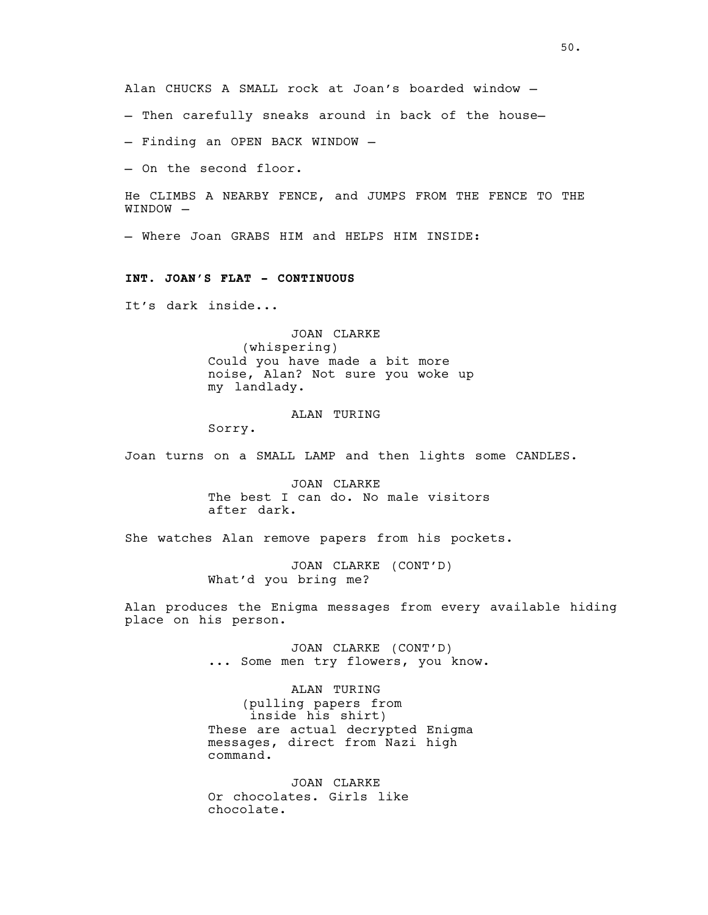Alan CHUCKS A SMALL rock at Joan's boarded window –

– Then carefully sneaks around in back of the house–

– Finding an OPEN BACK WINDOW –

– On the second floor.

He CLIMBS A NEARBY FENCE, and JUMPS FROM THE FENCE TO THE WINDOW –

– Where Joan GRABS HIM and HELPS HIM INSIDE:

**INT. JOAN'S FLAT - CONTINUOUS**

It's dark inside...

JOAN CLARKE
(whispering)
Could you have made a bit more noise, Alan? Not sure you woke up my landlady.

ALAN TURING
Sorry.

Joan turns on a SMALL LAMP and then lights some CANDLES.

JOAN CLARKE
The best I can do. No male visitors after dark.

She watches Alan remove papers from his pockets.

JOAN CLARKE (CONT'D)
What'd you bring me?

Alan produces the Enigma messages from every available hiding place on his person.

JOAN CLARKE (CONT'D)
... Some men try flowers, you know.

ALAN TURING
(pulling papers from inside his shirt)
These are actual decrypted Enigma messages, direct from Nazi high command.

JOAN CLARKE
Or chocolates. Girls like chocolate.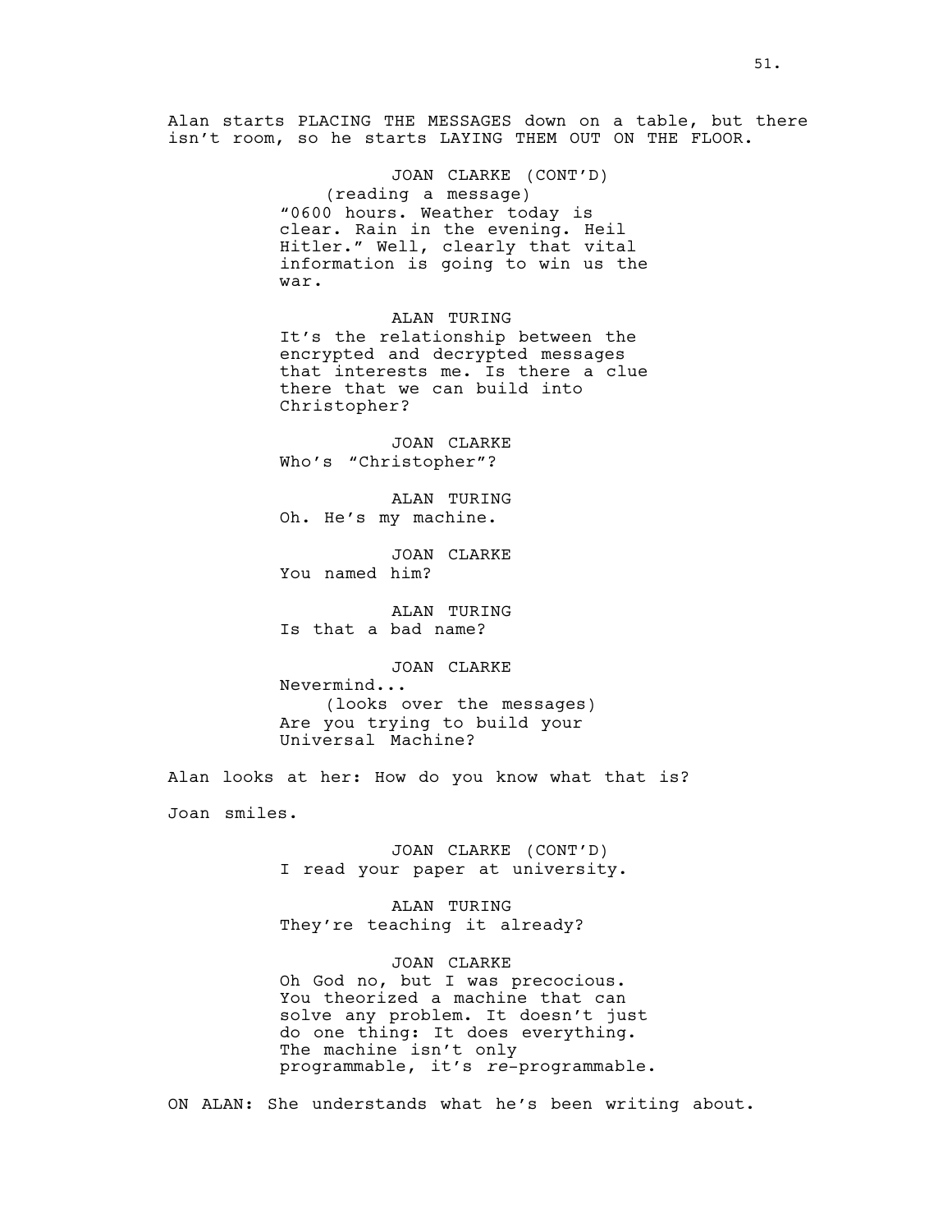Alan starts PLACING THE MESSAGES down on a table, but there isn't room, so he starts LAYING THEM OUT ON THE FLOOR.

JOAN CLARKE (CONT'D)
(reading a message)
"0600 hours. Weather today is clear. Rain in the evening. Heil Hitler." Well, clearly that vital information is going to win us the war.

ALAN TURING
It's the relationship between the encrypted and decrypted messages that interests me. Is there a clue there that we can build into Christopher?

JOAN CLARKE
Who's "Christopher"?

ALAN TURING
Oh. He's my machine.

JOAN CLARKE
You named him?

ALAN TURING
Is that a bad name?

JOAN CLARKE
Nevermind...
(looks over the messages)
Are you trying to build your Universal Machine?

Alan looks at her: How do you know what that is?

Joan smiles.

JOAN CLARKE (CONT'D)
I read your paper at university.

ALAN TURING
They're teaching it already?

JOAN CLARKE
Oh God no, but I was precocious. You theorized a machine that can solve any problem. It doesn't just do one thing: It does everything. The machine isn't only programmable, it's *re*-programmable.

ON ALAN: She understands what he's been writing about.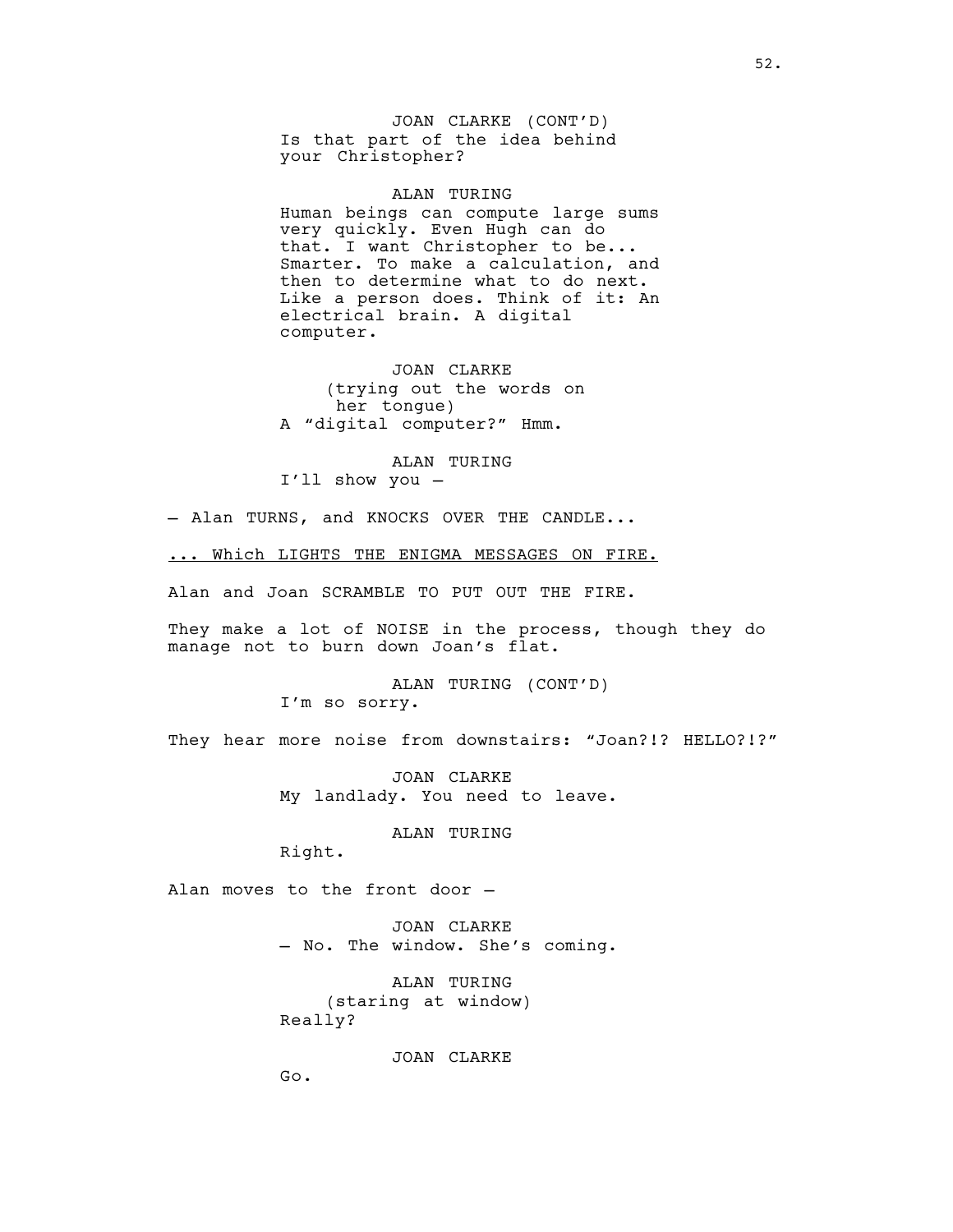JOAN CLARKE (CONT'D)
Is that part of the idea behind your Christopher?

ALAN TURING
Human beings can compute large sums very quickly. Even Hugh can do that. I want Christopher to be... Smarter. To make a calculation, and then to determine what to do next. Like a person does. Think of it: An electrical brain. A digital computer.

JOAN CLARKE
(trying out the words on her tongue)
A "digital computer?" Hmm.

ALAN TURING
I'll show you –

– Alan TURNS, and KNOCKS OVER THE CANDLE...

... Which LIGHTS THE ENIGMA MESSAGES ON FIRE.

Alan and Joan SCRAMBLE TO PUT OUT THE FIRE.

They make a lot of NOISE in the process, though they do manage not to burn down Joan's flat.

ALAN TURING (CONT'D)
I'm so sorry.

They hear more noise from downstairs: "Joan?!? HELLO?!?"

JOAN CLARKE
My landlady. You need to leave.

ALAN TURING
Right.

Alan moves to the front door –

JOAN CLARKE
– No. The window. She's coming.

ALAN TURING
(staring at window)
Really?

JOAN CLARKE
Go.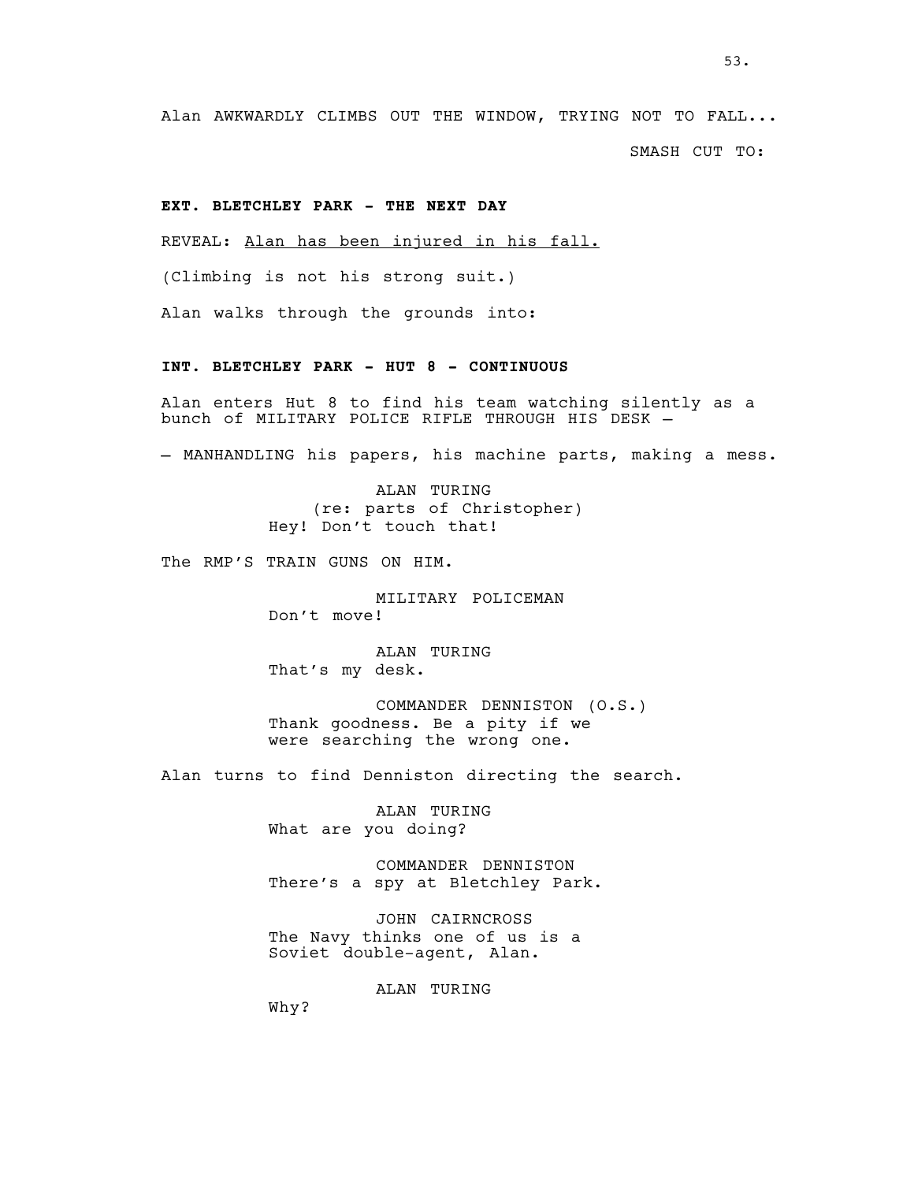Alan AWKWARDLY CLIMBS OUT THE WINDOW, TRYING NOT TO FALL...

SMASH CUT TO:

**EXT. BLETCHLEY PARK - THE NEXT DAY**

REVEAL: <u>Alan has been injured in his fall.</u>

(Climbing is not his strong suit.)

Alan walks through the grounds into:

**INT. BLETCHLEY PARK - HUT 8 - CONTINUOUS**

Alan enters Hut 8 to find his team watching silently as a bunch of MILITARY POLICE RIFLE THROUGH HIS DESK —

— MANHANDLING his papers, his machine parts, making a mess.

ALAN TURING
(re: parts of Christopher)
Hey! Don't touch that!

The RMP'S TRAIN GUNS ON HIM.

MILITARY POLICEMAN
Don't move!

ALAN TURING
That's my desk.

COMMANDER DENNISTON (O.S.)
Thank goodness. Be a pity if we were searching the wrong one.

Alan turns to find Denniston directing the search.

ALAN TURING
What are you doing?

COMMANDER DENNISTON
There's a spy at Bletchley Park.

JOHN CAIRNCROSS
The Navy thinks one of us is a Soviet double-agent, Alan.

ALAN TURING
Why?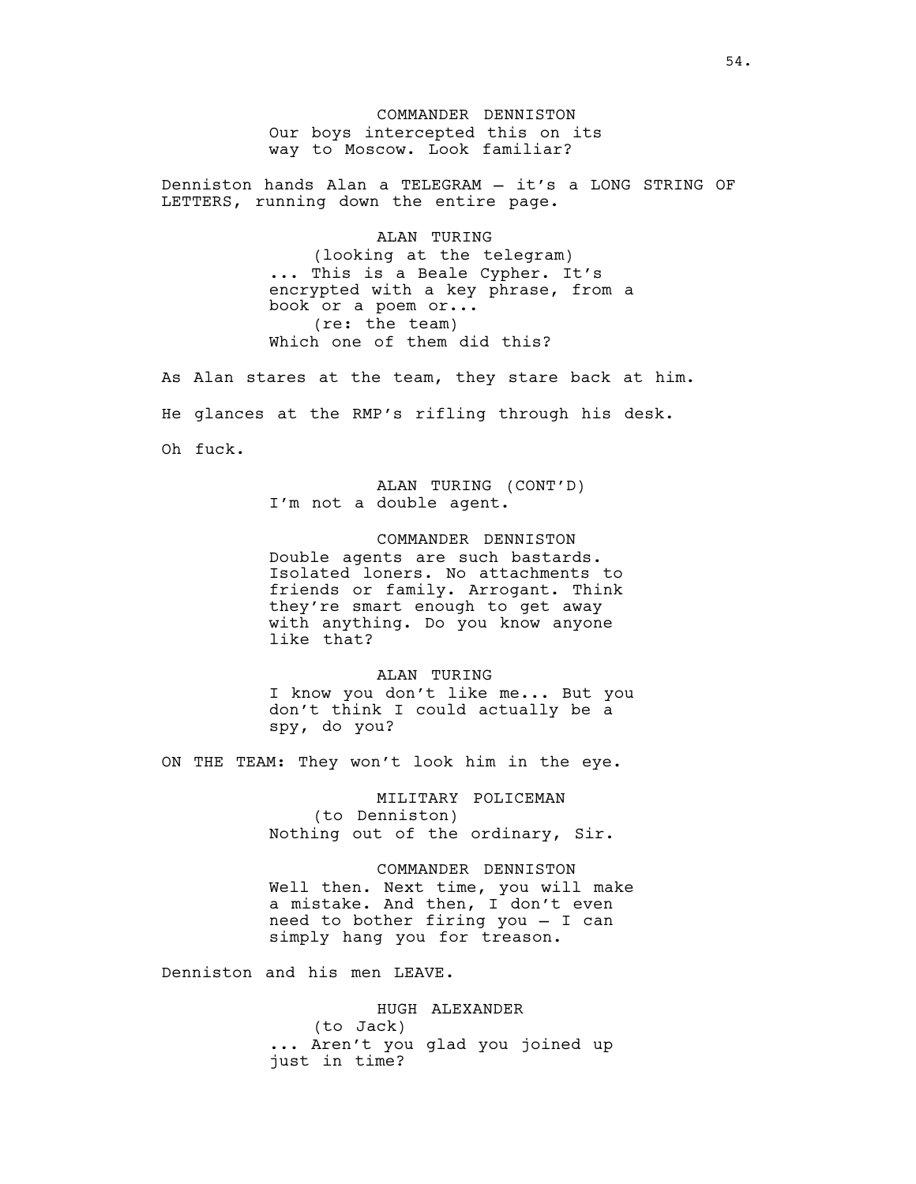COMMANDER DENNISTON
Our boys intercepted this on its way to Moscow. Look familiar?

Denniston hands Alan a TELEGRAM – it's a LONG STRING OF LETTERS, running down the entire page.

ALAN TURING
(looking at the telegram)
... This is a Beale Cypher. It's encrypted with a key phrase, from a book or a poem or...
(re: the team)
Which one of them did this?

As Alan stares at the team, they stare back at him.

He glances at the RMP's rifling through his desk.

Oh fuck.

ALAN TURING (CONT'D)
I'm not a double agent.

COMMANDER DENNISTON
Double agents are such bastards. Isolated loners. No attachments to friends or family. Arrogant. Think they're smart enough to get away with anything. Do you know anyone like that?

ALAN TURING
I know you don't like me... But you don't think I could actually be a spy, do you?

ON THE TEAM: They won't look him in the eye.

MILITARY POLICEMAN
(to Denniston)
Nothing out of the ordinary, Sir.

COMMANDER DENNISTON
Well then. Next time, you will make a mistake. And then, I don't even need to bother firing you – I can simply hang you for treason.

Denniston and his men LEAVE.

HUGH ALEXANDER
(to Jack)
... Aren't you glad you joined up just in time?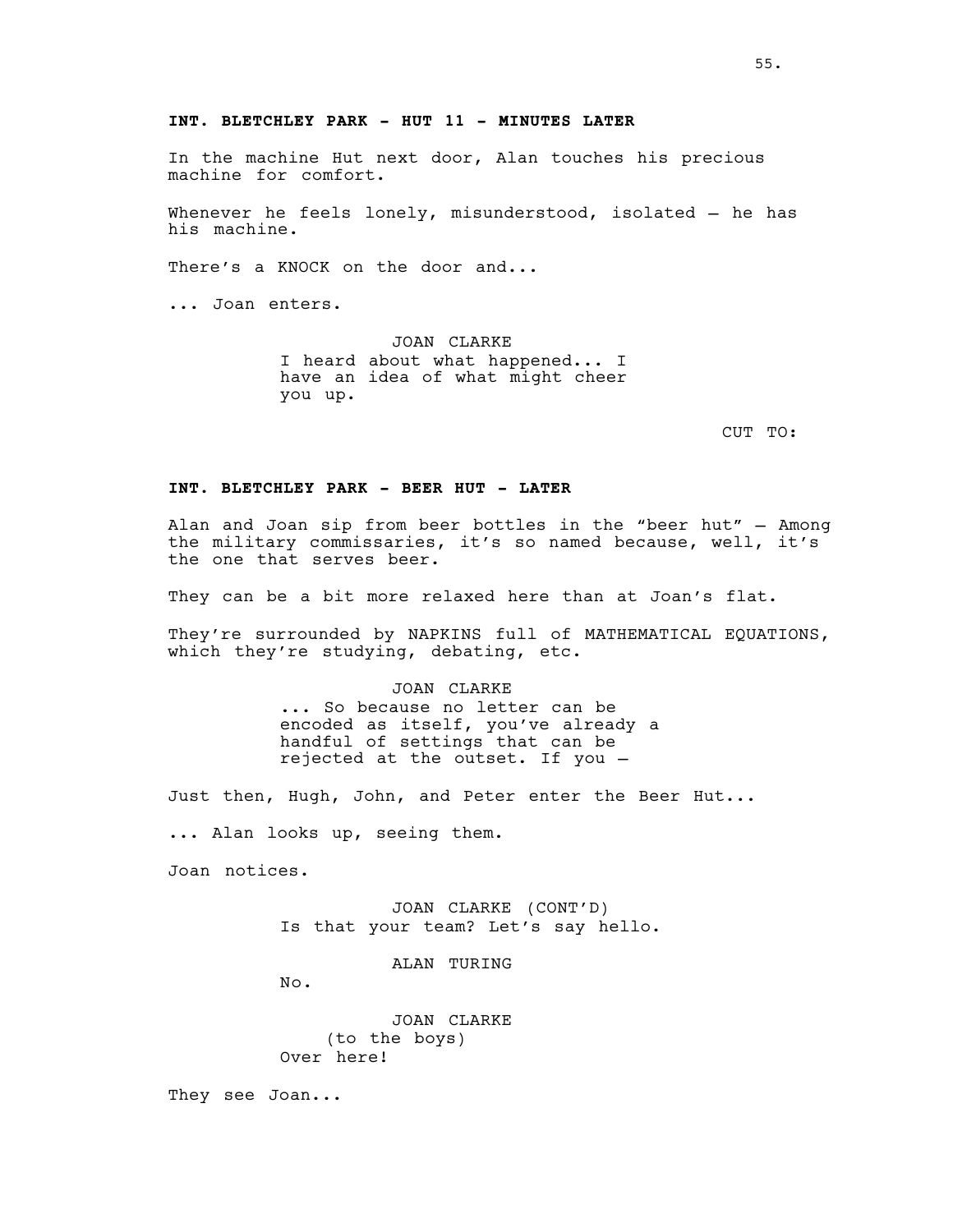**INT. BLETCHLEY PARK - HUT 11 - MINUTES LATER**

In the machine Hut next door, Alan touches his precious machine for comfort.

Whenever he feels lonely, misunderstood, isolated – he has his machine.

There's a KNOCK on the door and...

... Joan enters.

JOAN CLARKE
I heard about what happened... I have an idea of what might cheer you up.

CUT TO:

**INT. BLETCHLEY PARK - BEER HUT - LATER**

Alan and Joan sip from beer bottles in the "beer hut" – Among the military commissaries, it's so named because, well, it's the one that serves beer.

They can be a bit more relaxed here than at Joan's flat.

They're surrounded by NAPKINS full of MATHEMATICAL EQUATIONS, which they're studying, debating, etc.

JOAN CLARKE
... So because no letter can be encoded as itself, you've already a handful of settings that can be rejected at the outset. If you –

Just then, Hugh, John, and Peter enter the Beer Hut...

... Alan looks up, seeing them.

Joan notices.

JOAN CLARKE (CONT'D)
Is that your team? Let's say hello.

ALAN TURING
No.

JOAN CLARKE
(to the boys)
Over here!

They see Joan...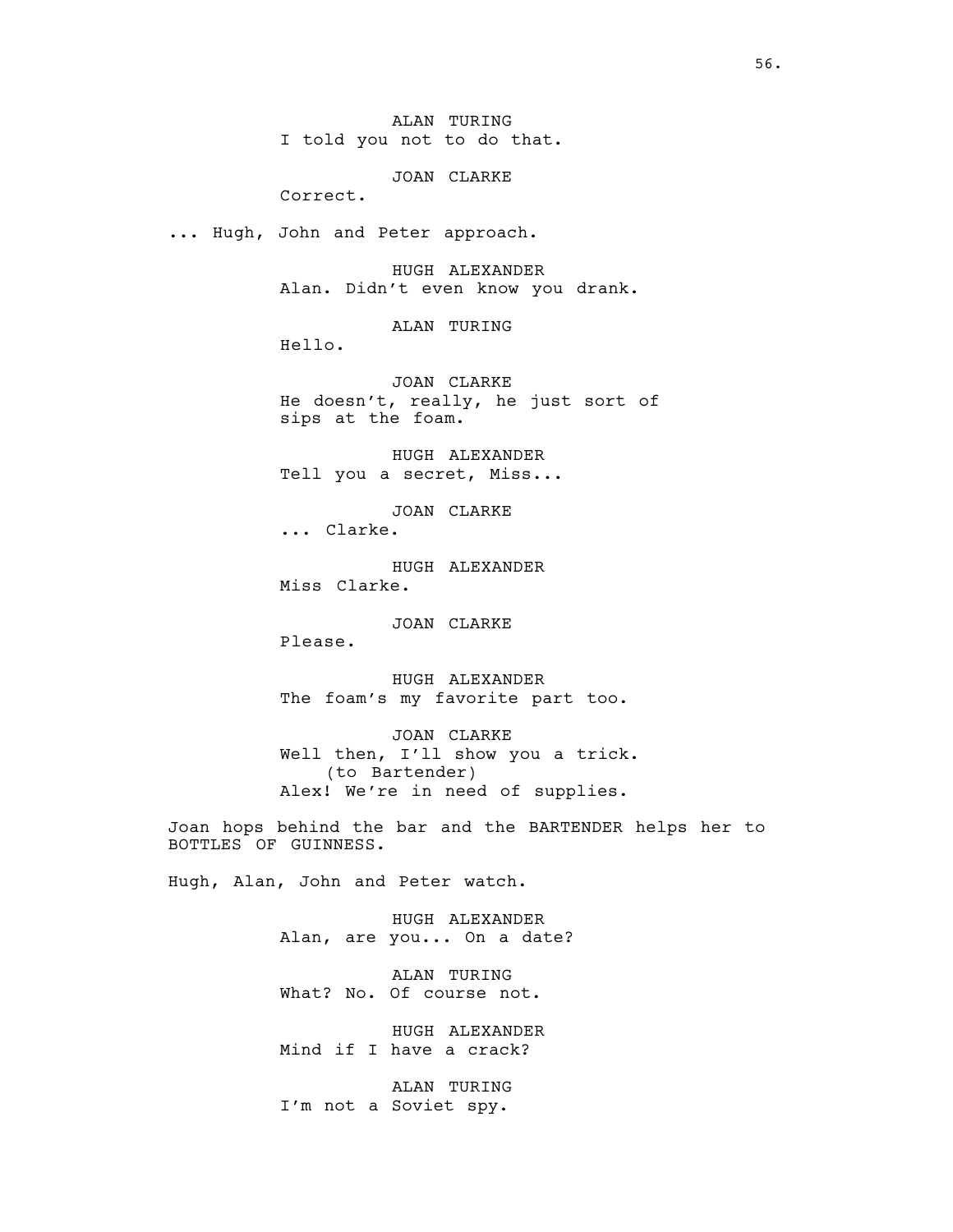ALAN TURING
I told you not to do that.

JOAN CLARKE
Correct.

... Hugh, John and Peter approach.

HUGH ALEXANDER
Alan. Didn't even know you drank.

ALAN TURING
Hello.

JOAN CLARKE
He doesn't, really, he just sort of sips at the foam.

HUGH ALEXANDER
Tell you a secret, Miss...

JOAN CLARKE
... Clarke.

HUGH ALEXANDER
Miss Clarke.

JOAN CLARKE
Please.

HUGH ALEXANDER
The foam's my favorite part too.

JOAN CLARKE
Well then, I'll show you a trick.
(to Bartender)
Alex! We're in need of supplies.

Joan hops behind the bar and the BARTENDER helps her to BOTTLES OF GUINNESS.

Hugh, Alan, John and Peter watch.

HUGH ALEXANDER
Alan, are you... On a date?

ALAN TURING
What? No. Of course not.

HUGH ALEXANDER
Mind if I have a crack?

ALAN TURING
I'm not a Soviet spy.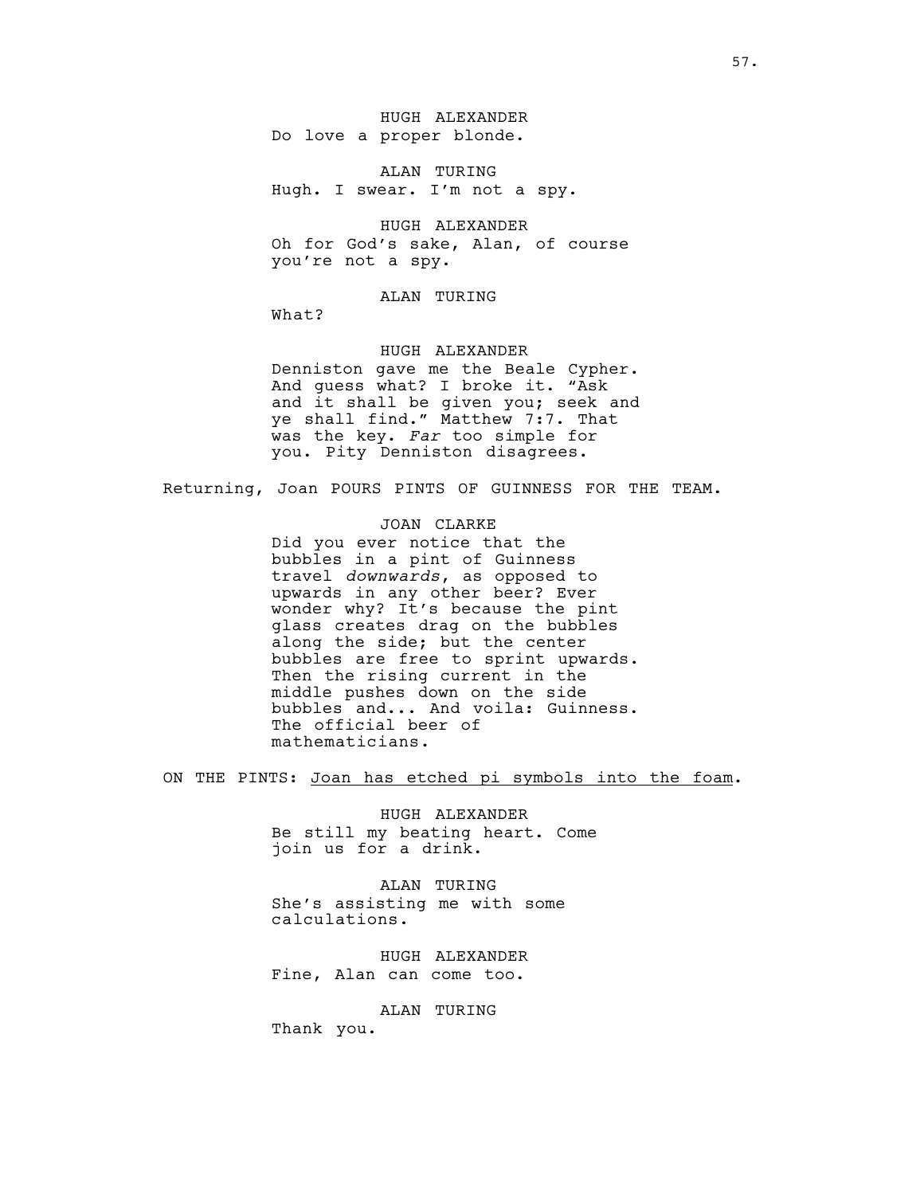HUGH ALEXANDER

Do love a proper blonde.

ALAN TURING

Hugh. I swear. I'm not a spy.

HUGH ALEXANDER

Oh for God's sake, Alan, of course you're not a spy.

ALAN TURING

What?

HUGH ALEXANDER

Denniston gave me the Beale Cypher. And guess what? I broke it. "Ask and it shall be given you; seek and ye shall find." Matthew 7:7. That was the key. *Far* too simple for you. Pity Denniston disagrees.

Returning, Joan POURS PINTS OF GUINNESS FOR THE TEAM.

JOAN CLARKE

Did you ever notice that the bubbles in a pint of Guinness travel *downwards*, as opposed to upwards in any other beer? Ever wonder why? It's because the pint glass creates drag on the bubbles along the side; but the center bubbles are free to sprint upwards. Then the rising current in the middle pushes down on the side bubbles and... And voila: Guinness. The official beer of mathematicians.

ON THE PINTS: <u>Joan has etched pi symbols into the foam</u>.

HUGH ALEXANDER

Be still my beating heart. Come join us for a drink.

ALAN TURING

She's assisting me with some calculations.

HUGH ALEXANDER

Fine, Alan can come too.

ALAN TURING

Thank you.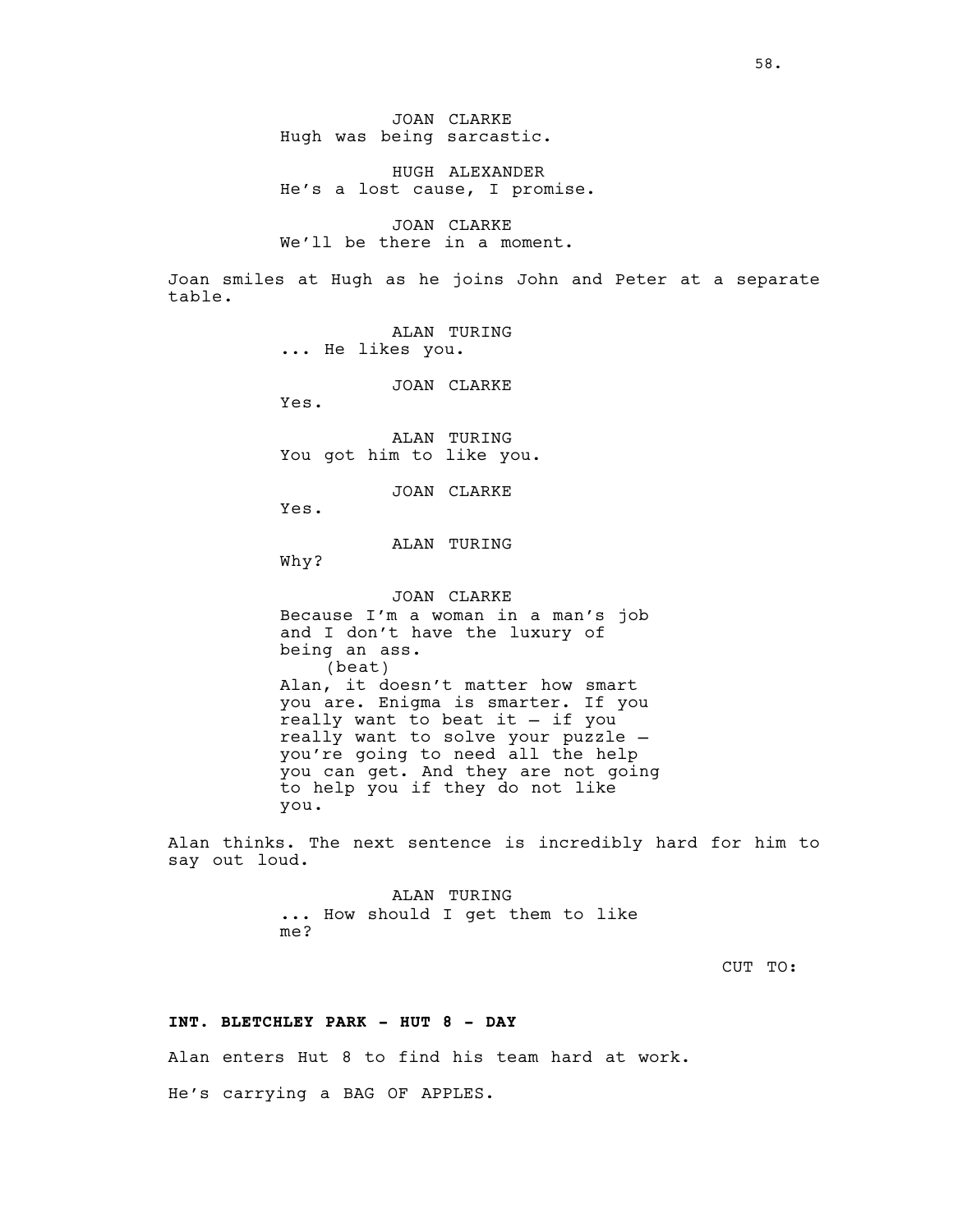JOAN CLARKE
Hugh was being sarcastic.

HUGH ALEXANDER
He's a lost cause, I promise.

JOAN CLARKE
We'll be there in a moment.

Joan smiles at Hugh as he joins John and Peter at a separate table.

ALAN TURING
... He likes you.

JOAN CLARKE
Yes.

ALAN TURING
You got him to like you.

JOAN CLARKE
Yes.

ALAN TURING
Why?

JOAN CLARKE
Because I'm a woman in a man's job and I don't have the luxury of being an ass.
(beat)
Alan, it doesn't matter how smart you are. Enigma is smarter. If you really want to beat it – if you really want to solve your puzzle – you're going to need all the help you can get. And they are not going to help you if they do not like you.

Alan thinks. The next sentence is incredibly hard for him to say out loud.

ALAN TURING
... How should I get them to like me?

CUT TO:

**INT. BLETCHLEY PARK - HUT 8 - DAY**

Alan enters Hut 8 to find his team hard at work.

He's carrying a BAG OF APPLES.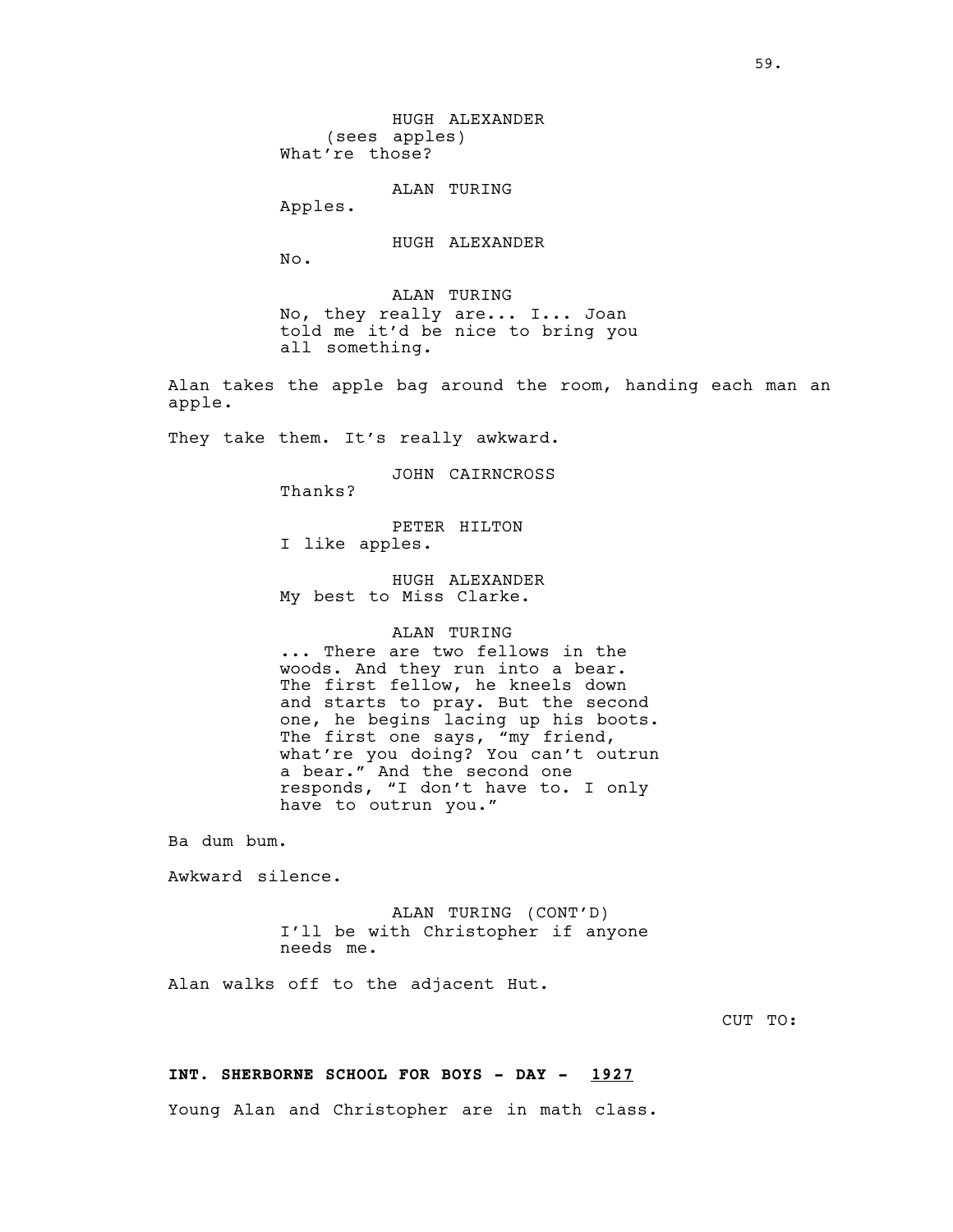HUGH ALEXANDER
(sees apples)
What're those?

ALAN TURING
Apples.

HUGH ALEXANDER
No.

ALAN TURING
No, they really are... I... Joan told me it'd be nice to bring you all something.

Alan takes the apple bag around the room, handing each man an apple.

They take them. It's really awkward.

JOHN CAIRNCROSS
Thanks?

PETER HILTON
I like apples.

HUGH ALEXANDER
My best to Miss Clarke.

ALAN TURING
... There are two fellows in the woods. And they run into a bear. The first fellow, he kneels down and starts to pray. But the second one, he begins lacing up his boots. The first one says, "my friend, what're you doing? You can't outrun a bear." And the second one responds, "I don't have to. I only have to outrun you."

Ba dum bum.

Awkward silence.

ALAN TURING (CONT'D)
I'll be with Christopher if anyone needs me.

Alan walks off to the adjacent Hut.

CUT TO:

**INT. SHERBORNE SCHOOL FOR BOYS - DAY - <u>1927</u>**

Young Alan and Christopher are in math class.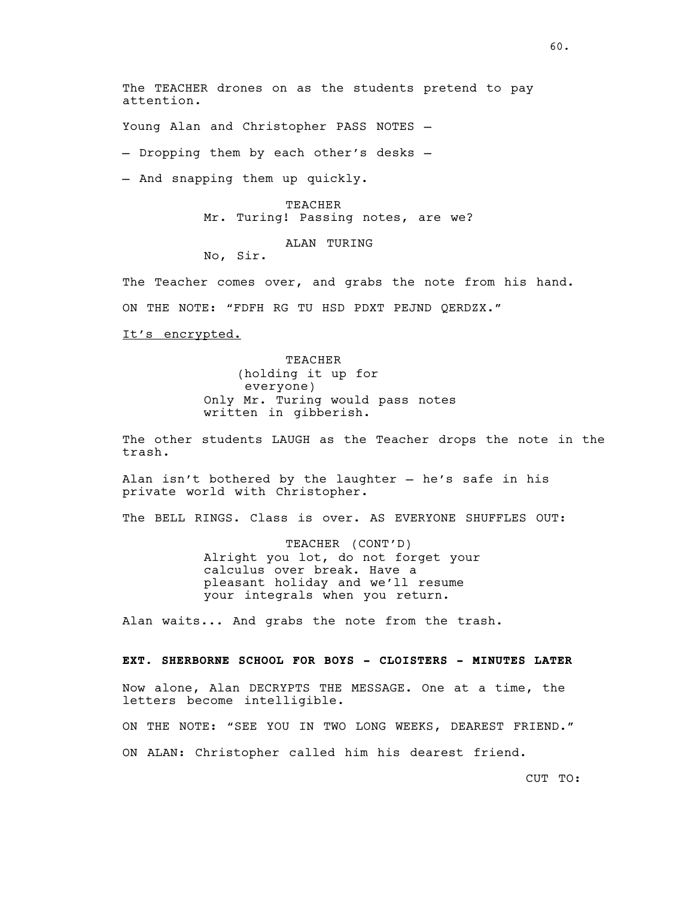The TEACHER drones on as the students pretend to pay attention.

Young Alan and Christopher PASS NOTES –

– Dropping them by each other's desks –

– And snapping them up quickly.

TEACHER
Mr. Turing! Passing notes, are we?

ALAN TURING
No, Sir.

The Teacher comes over, and grabs the note from his hand.

ON THE NOTE: "FDFH RG TU HSD PDXT PEJND QERDZX."

<u>It's encrypted.</u>

TEACHER
(holding it up for everyone)
Only Mr. Turing would pass notes written in gibberish.

The other students LAUGH as the Teacher drops the note in the trash.

Alan isn't bothered by the laughter – he's safe in his private world with Christopher.

The BELL RINGS. Class is over. AS EVERYONE SHUFFLES OUT:

TEACHER (CONT'D)
Alright you lot, do not forget your calculus over break. Have a pleasant holiday and we'll resume your integrals when you return.

Alan waits... And grabs the note from the trash.

**EXT. SHERBORNE SCHOOL FOR BOYS - CLOISTERS - MINUTES LATER**

Now alone, Alan DECRYPTS THE MESSAGE. One at a time, the letters become intelligible.

ON THE NOTE: "SEE YOU IN TWO LONG WEEKS, DEAREST FRIEND."

ON ALAN: Christopher called him his dearest friend.

CUT TO: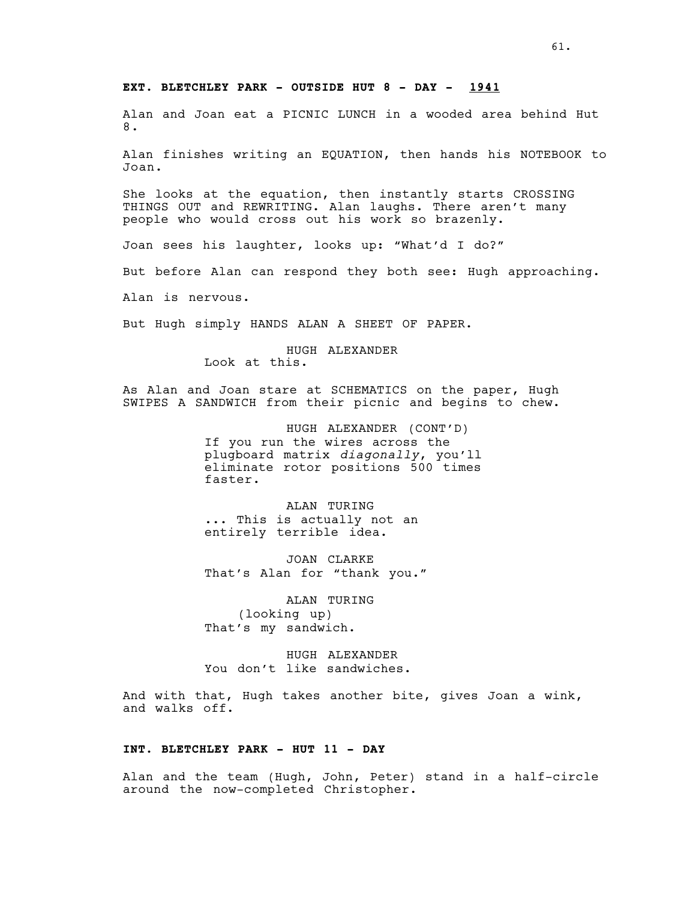**EXT. BLETCHLEY PARK - OUTSIDE HUT 8 - DAY - 1941**

Alan and Joan eat a PICNIC LUNCH in a wooded area behind Hut 8.

Alan finishes writing an EQUATION, then hands his NOTEBOOK to Joan.

She looks at the equation, then instantly starts CROSSING THINGS OUT and REWRITING. Alan laughs. There aren't many people who would cross out his work so brazenly.

Joan sees his laughter, looks up: "What'd I do?"

But before Alan can respond they both see: Hugh approaching.

Alan is nervous.

But Hugh simply HANDS ALAN A SHEET OF PAPER.

HUGH ALEXANDER
Look at this.

As Alan and Joan stare at SCHEMATICS on the paper, Hugh SWIPES A SANDWICH from their picnic and begins to chew.

HUGH ALEXANDER (CONT'D)
If you run the wires across the plugboard matrix *diagonally*, you'll eliminate rotor positions 500 times faster.

ALAN TURING
... This is actually not an entirely terrible idea.

JOAN CLARKE
That's Alan for "thank you."

ALAN TURING
(looking up)
That's my sandwich.

HUGH ALEXANDER
You don't like sandwiches.

And with that, Hugh takes another bite, gives Joan a wink, and walks off.

**INT. BLETCHLEY PARK - HUT 11 - DAY**

Alan and the team (Hugh, John, Peter) stand in a half-circle around the now-completed Christopher.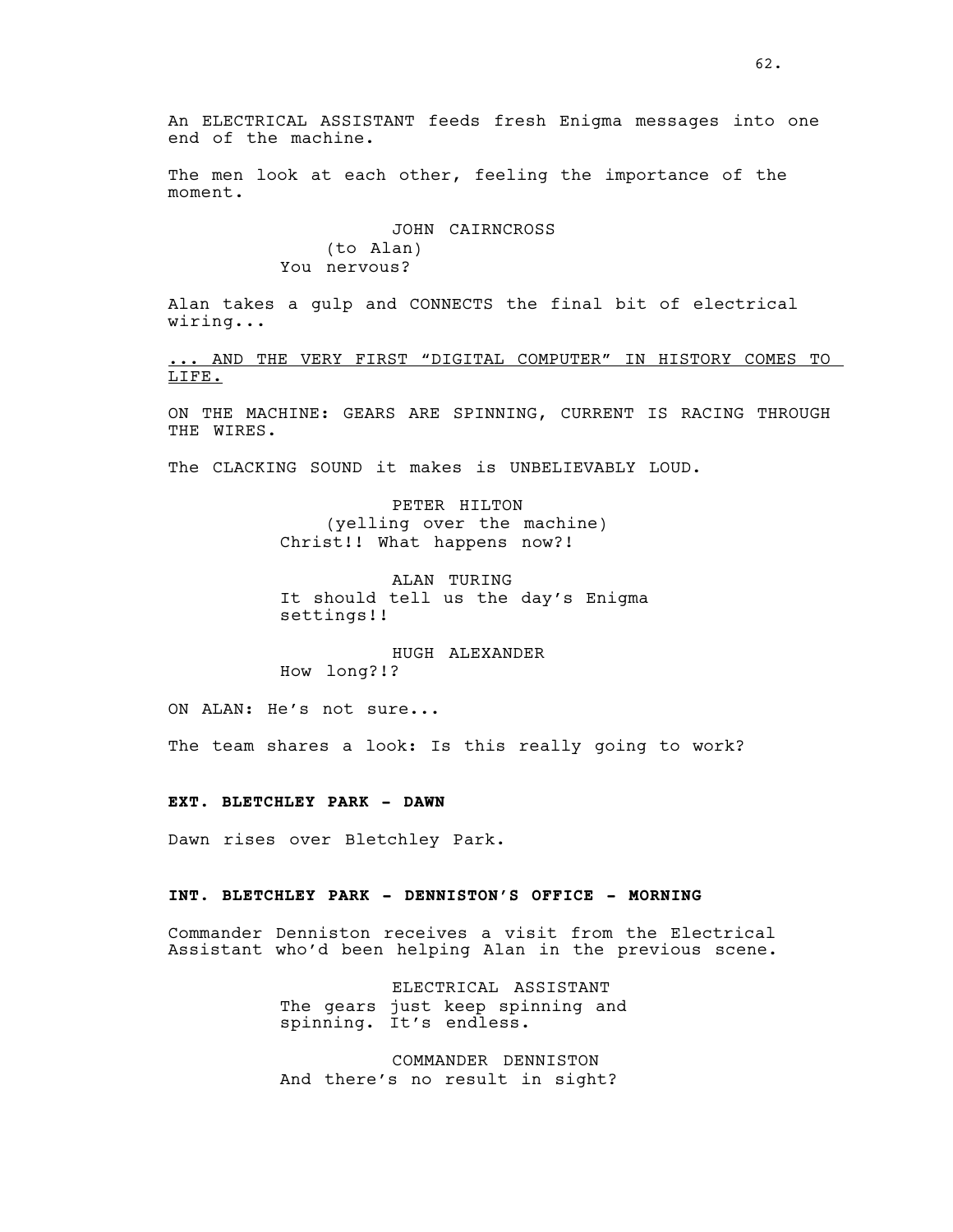An ELECTRICAL ASSISTANT feeds fresh Enigma messages into one end of the machine.

The men look at each other, feeling the importance of the moment.

JOHN CAIRNCROSS
(to Alan)
You nervous?

Alan takes a gulp and CONNECTS the final bit of electrical wiring...

<u>... AND THE VERY FIRST “DIGITAL COMPUTER” IN HISTORY COMES TO LIFE.</u>

ON THE MACHINE: GEARS ARE SPINNING, CURRENT IS RACING THROUGH THE WIRES.

The CLACKING SOUND it makes is UNBELIEVABLY LOUD.

PETER HILTON
(yelling over the machine)
Christ!! What happens now?!

ALAN TURING
It should tell us the day’s Enigma settings!!

HUGH ALEXANDER
How long?!?

ON ALAN: He’s not sure...

The team shares a look: Is this really going to work?

**EXT. BLETCHLEY PARK - DAWN**

Dawn rises over Bletchley Park.

**INT. BLETCHLEY PARK - DENNISTON’S OFFICE - MORNING**

Commander Denniston receives a visit from the Electrical Assistant who’d been helping Alan in the previous scene.

ELECTRICAL ASSISTANT
The gears just keep spinning and spinning. It’s endless.

COMMANDER DENNISTON
And there’s no result in sight?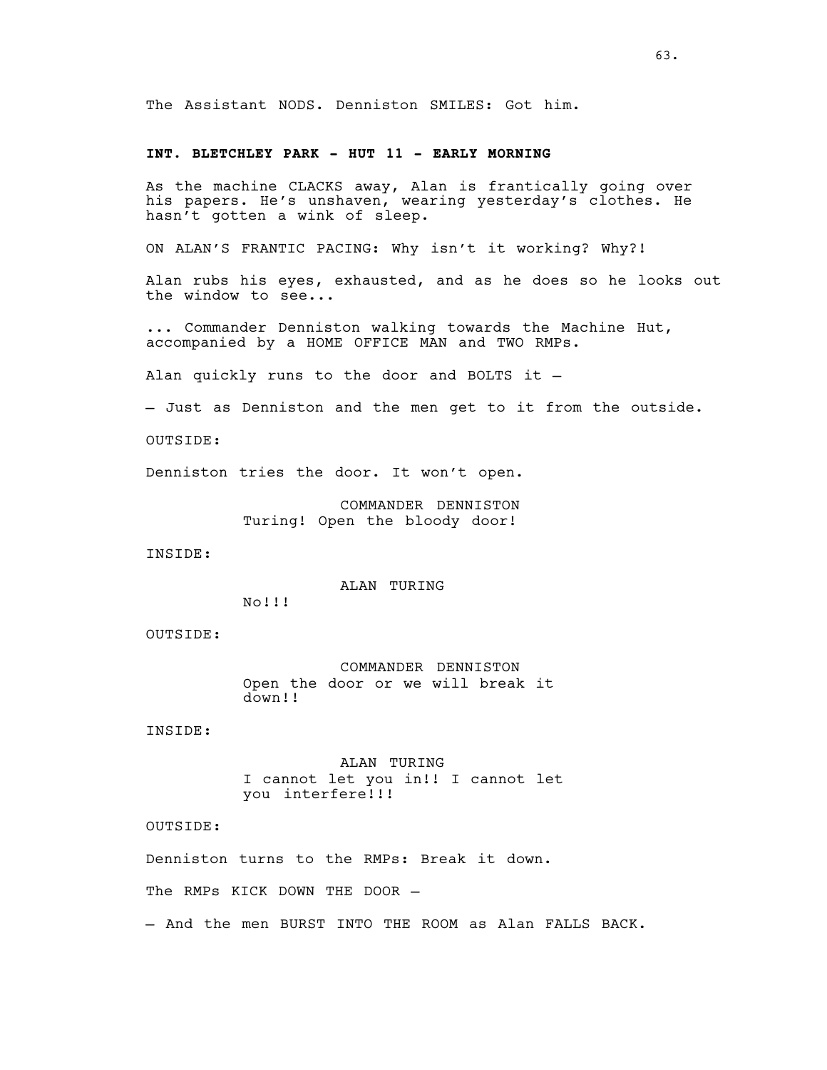The Assistant NODS. Denniston SMILES: Got him.

**INT. BLETCHLEY PARK - HUT 11 - EARLY MORNING**

As the machine CLACKS away, Alan is frantically going over his papers. He's unshaven, wearing yesterday's clothes. He hasn't gotten a wink of sleep.

ON ALAN'S FRANTIC PACING: Why isn't it working? Why?!

Alan rubs his eyes, exhausted, and as he does so he looks out the window to see...

... Commander Denniston walking towards the Machine Hut, accompanied by a HOME OFFICE MAN and TWO RMPs.

Alan quickly runs to the door and BOLTS it –

– Just as Denniston and the men get to it from the outside.

OUTSIDE:

Denniston tries the door. It won't open.

COMMANDER DENNISTON
Turing! Open the bloody door!

INSIDE:

ALAN TURING
No!!!

OUTSIDE:

COMMANDER DENNISTON
Open the door or we will break it down!!

INSIDE:

ALAN TURING
I cannot let you in!! I cannot let you interfere!!!

OUTSIDE:

Denniston turns to the RMPs: Break it down.

The RMPs KICK DOWN THE DOOR –

– And the men BURST INTO THE ROOM as Alan FALLS BACK.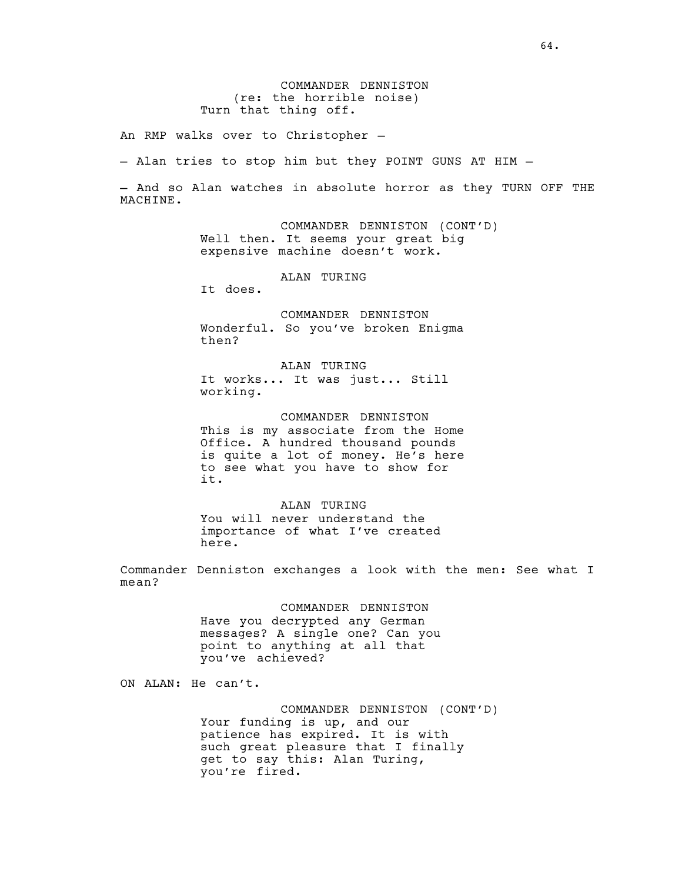COMMANDER DENNISTON
(re: the horrible noise)
Turn that thing off.

An RMP walks over to Christopher —

— Alan tries to stop him but they POINT GUNS AT HIM —

— And so Alan watches in absolute horror as they TURN OFF THE MACHINE.

COMMANDER DENNISTON (CONT'D)
Well then. It seems your great big expensive machine doesn't work.

ALAN TURING
It does.

COMMANDER DENNISTON
Wonderful. So you've broken Enigma then?

ALAN TURING
It works... It was just... Still working.

COMMANDER DENNISTON
This is my associate from the Home Office. A hundred thousand pounds is quite a lot of money. He's here to see what you have to show for it.

ALAN TURING
You will never understand the importance of what I've created here.

Commander Denniston exchanges a look with the men: See what I mean?

COMMANDER DENNISTON
Have you decrypted any German messages? A single one? Can you point to anything at all that you've achieved?

ON ALAN: He can't.

COMMANDER DENNISTON (CONT'D)
Your funding is up, and our patience has expired. It is with such great pleasure that I finally get to say this: Alan Turing, you're fired.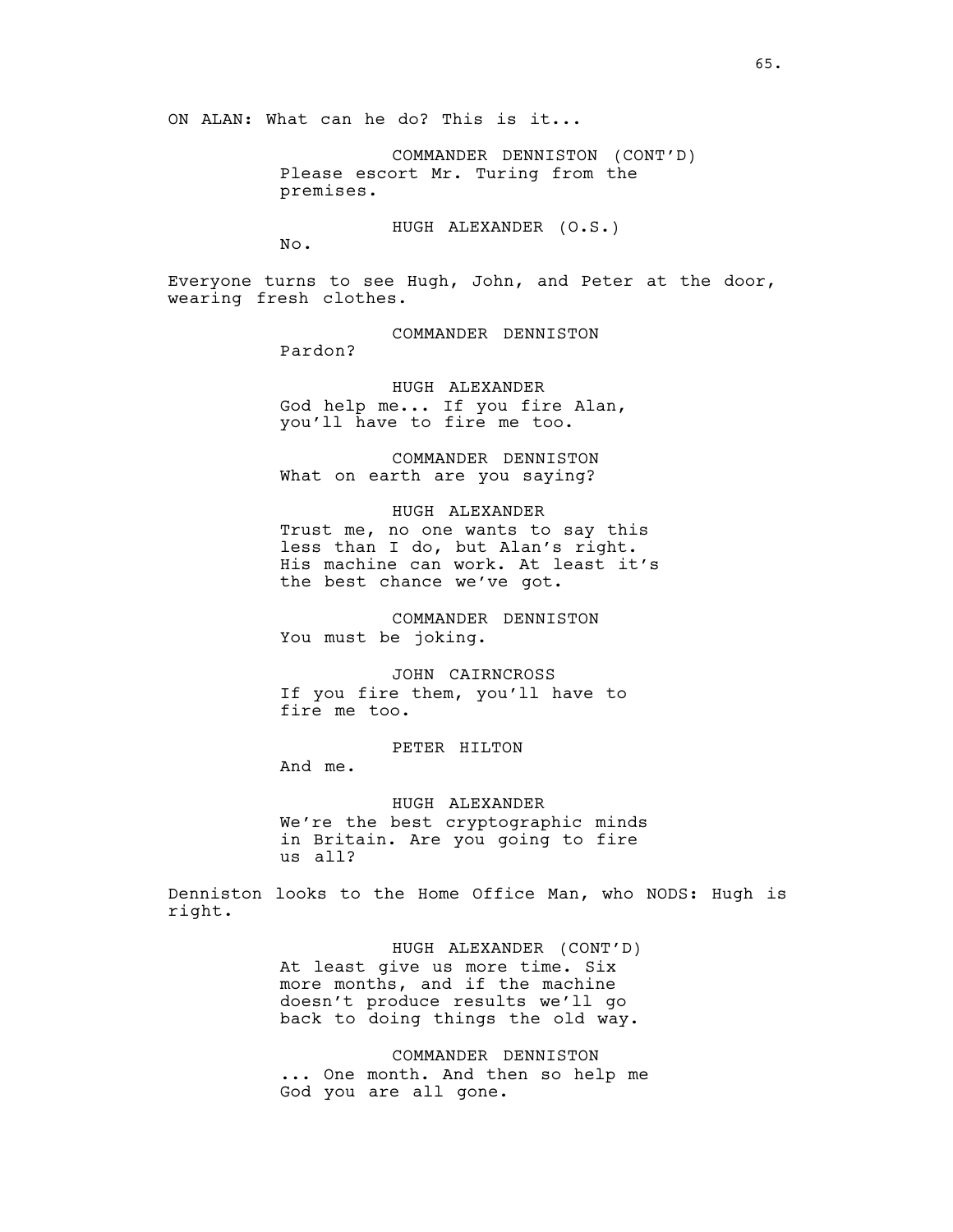ON ALAN: What can he do? This is it...

COMMANDER DENNISTON (CONT'D)
Please escort Mr. Turing from the premises.

HUGH ALEXANDER (O.S.)
No.

Everyone turns to see Hugh, John, and Peter at the door, wearing fresh clothes.

COMMANDER DENNISTON
Pardon?

HUGH ALEXANDER
God help me... If you fire Alan, you'll have to fire me too.

COMMANDER DENNISTON
What on earth are you saying?

HUGH ALEXANDER
Trust me, no one wants to say this less than I do, but Alan's right. His machine can work. At least it's the best chance we've got.

COMMANDER DENNISTON
You must be joking.

JOHN CAIRNCROSS
If you fire them, you'll have to fire me too.

PETER HILTON
And me.

HUGH ALEXANDER
We're the best cryptographic minds in Britain. Are you going to fire us all?

Denniston looks to the Home Office Man, who NODS: Hugh is right.

HUGH ALEXANDER (CONT'D)
At least give us more time. Six more months, and if the machine doesn't produce results we'll go back to doing things the old way.

COMMANDER DENNISTON
... One month. And then so help me God you are all gone.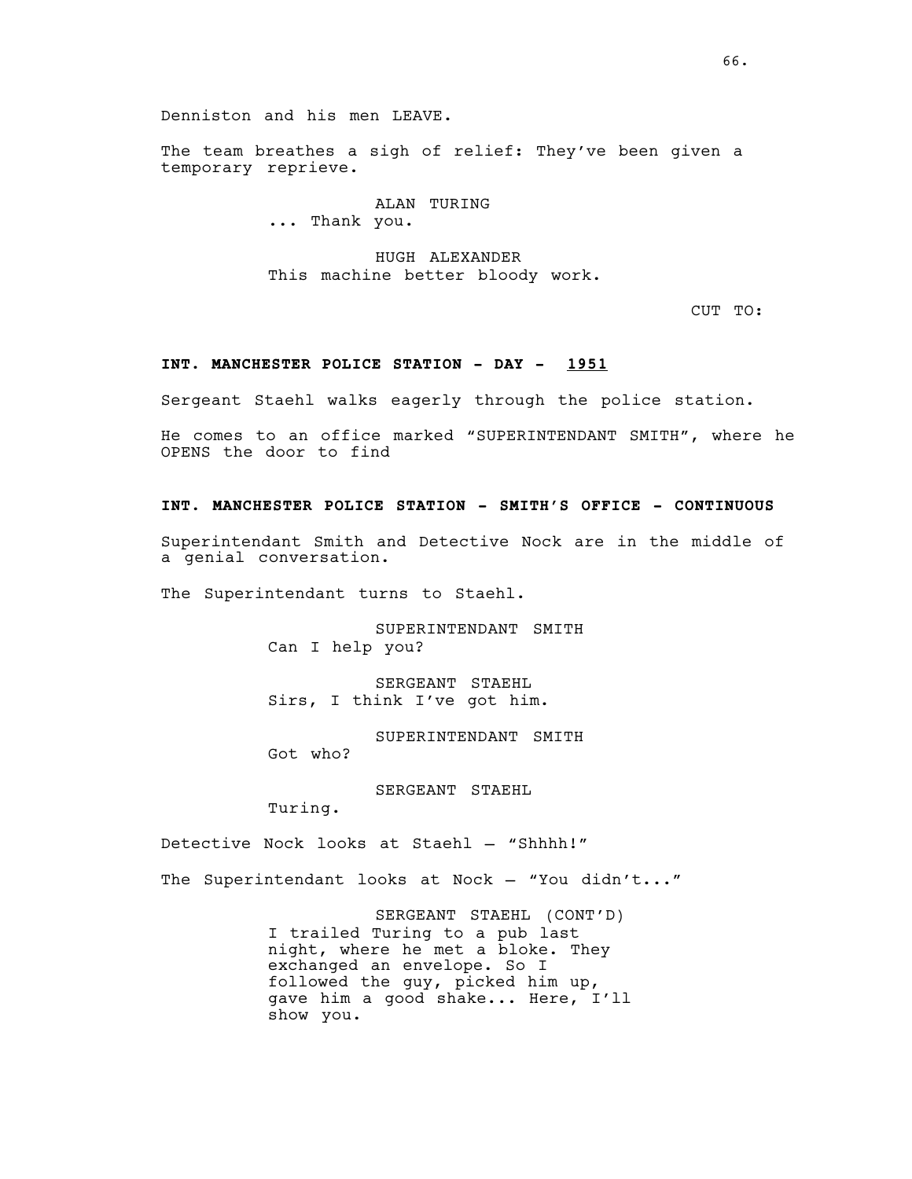Denniston and his men LEAVE.

The team breathes a sigh of relief: They've been given a temporary reprieve.

ALAN TURING
... Thank you.

HUGH ALEXANDER
This machine better bloody work.

CUT TO:

**INT. MANCHESTER POLICE STATION - DAY - 1951**

Sergeant Staehl walks eagerly through the police station.

He comes to an office marked "SUPERINTENDANT SMITH", where he OPENS the door to find

**INT. MANCHESTER POLICE STATION - SMITH'S OFFICE - CONTINUOUS**

Superintendant Smith and Detective Nock are in the middle of a genial conversation.

The Superintendant turns to Staehl.

SUPERINTENDANT SMITH
Can I help you?

SERGEANT STAEHL
Sirs, I think I've got him.

SUPERINTENDANT SMITH
Got who?

SERGEANT STAEHL
Turing.

Detective Nock looks at Staehl – "Shhhh!"

The Superintendant looks at Nock – "You didn't..."

SERGEANT STAEHL (CONT'D)
I trailed Turing to a pub last night, where he met a bloke. They exchanged an envelope. So I followed the guy, picked him up, gave him a good shake... Here, I'll show you.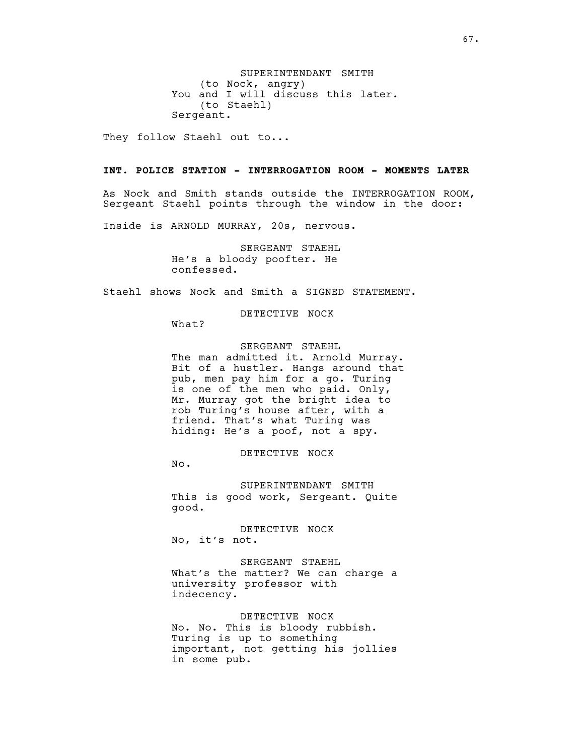SUPERINTENDANT SMITH
(to Nock, angry)
You and I will discuss this later.
(to Staehl)
Sergeant.

They follow Staehl out to...

**INT. POLICE STATION - INTERROGATION ROOM - MOMENTS LATER**

As Nock and Smith stands outside the INTERROGATION ROOM, Sergeant Staehl points through the window in the door:

Inside is ARNOLD MURRAY, 20s, nervous.

SERGEANT STAEHL
He's a bloody poofter. He confessed.

Staehl shows Nock and Smith a SIGNED STATEMENT.

DETECTIVE NOCK
What?

SERGEANT STAEHL
The man admitted it. Arnold Murray. Bit of a hustler. Hangs around that pub, men pay him for a go. Turing is one of the men who paid. Only, Mr. Murray got the bright idea to rob Turing's house after, with a friend. That's what Turing was hiding: He's a poof, not a spy.

DETECTIVE NOCK
No.

SUPERINTENDANT SMITH
This is good work, Sergeant. Quite good.

DETECTIVE NOCK
No, it's not.

SERGEANT STAEHL
What's the matter? We can charge a university professor with indecency.

DETECTIVE NOCK
No. No. This is bloody rubbish. Turing is up to something important, not getting his jollies in some pub.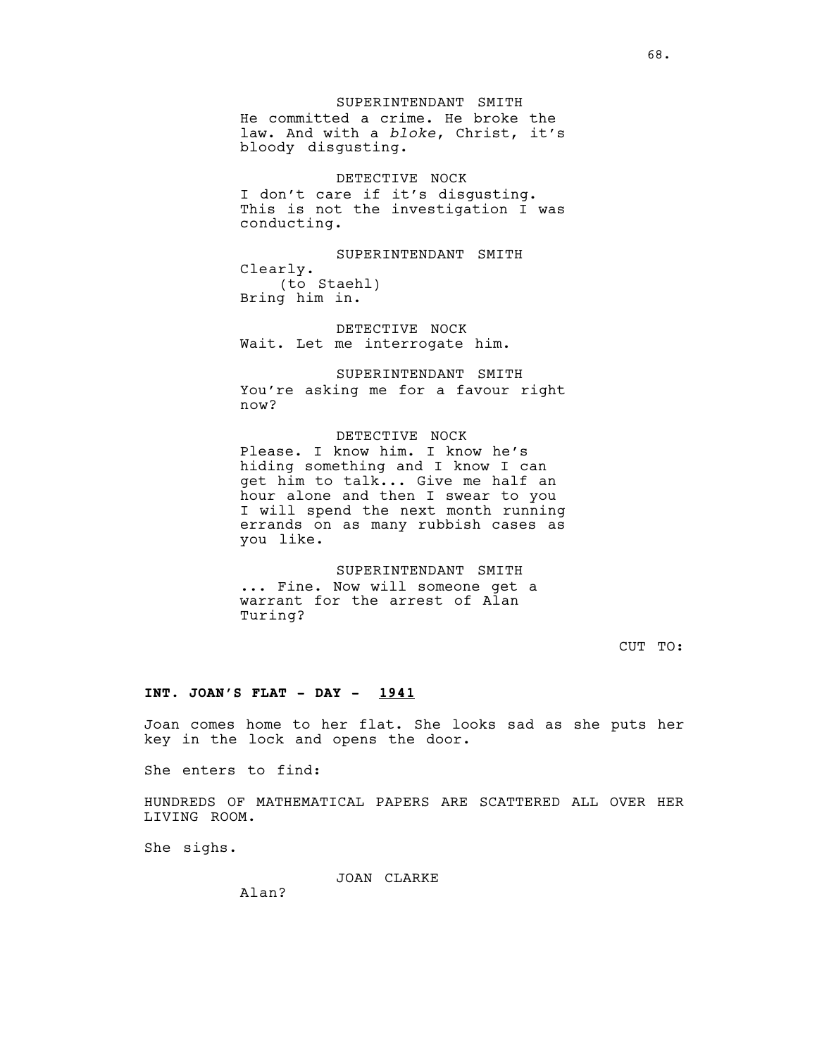SUPERINTENDANT SMITH
He committed a crime. He broke the law. And with a *bloke*, Christ, it's bloody disgusting.

DETECTIVE NOCK
I don't care if it's disgusting. This is not the investigation I was conducting.

SUPERINTENDANT SMITH
Clearly.
(to Staehl)
Bring him in.

DETECTIVE NOCK
Wait. Let me interrogate him.

SUPERINTENDANT SMITH
You're asking me for a favour right now?

DETECTIVE NOCK
Please. I know him. I know he's hiding something and I know I can get him to talk... Give me half an hour alone and then I swear to you I will spend the next month running errands on as many rubbish cases as you like.

SUPERINTENDANT SMITH
... Fine. Now will someone get a warrant for the arrest of Alan Turing?

CUT TO:

**INT. JOAN'S FLAT - DAY - 1941**

Joan comes home to her flat. She looks sad as she puts her key in the lock and opens the door.

She enters to find:

HUNDREDS OF MATHEMATICAL PAPERS ARE SCATTERED ALL OVER HER LIVING ROOM.

She sighs.

JOAN CLARKE
Alan?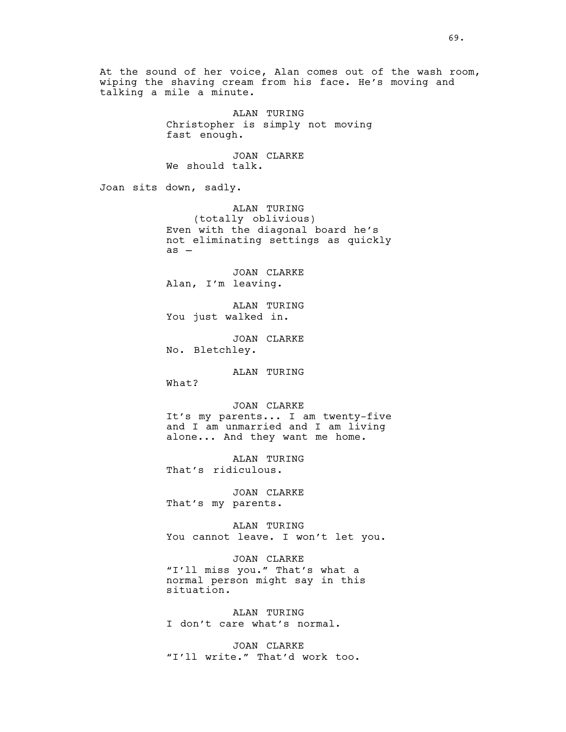At the sound of her voice, Alan comes out of the wash room, wiping the shaving cream from his face. He's moving and talking a mile a minute.

ALAN TURING
Christopher is simply not moving fast enough.

JOAN CLARKE
We should talk.

Joan sits down, sadly.

ALAN TURING
(totally oblivious)
Even with the diagonal board he's not eliminating settings as quickly as –

JOAN CLARKE
Alan, I'm leaving.

ALAN TURING
You just walked in.

JOAN CLARKE
No. Bletchley.

ALAN TURING
What?

JOAN CLARKE
It's my parents... I am twenty-five and I am unmarried and I am living alone... And they want me home.

ALAN TURING
That's ridiculous.

JOAN CLARKE
That's my parents.

ALAN TURING
You cannot leave. I won't let you.

JOAN CLARKE
"I'll miss you." That's what a normal person might say in this situation.

ALAN TURING
I don't care what's normal.

JOAN CLARKE
"I'll write." That'd work too.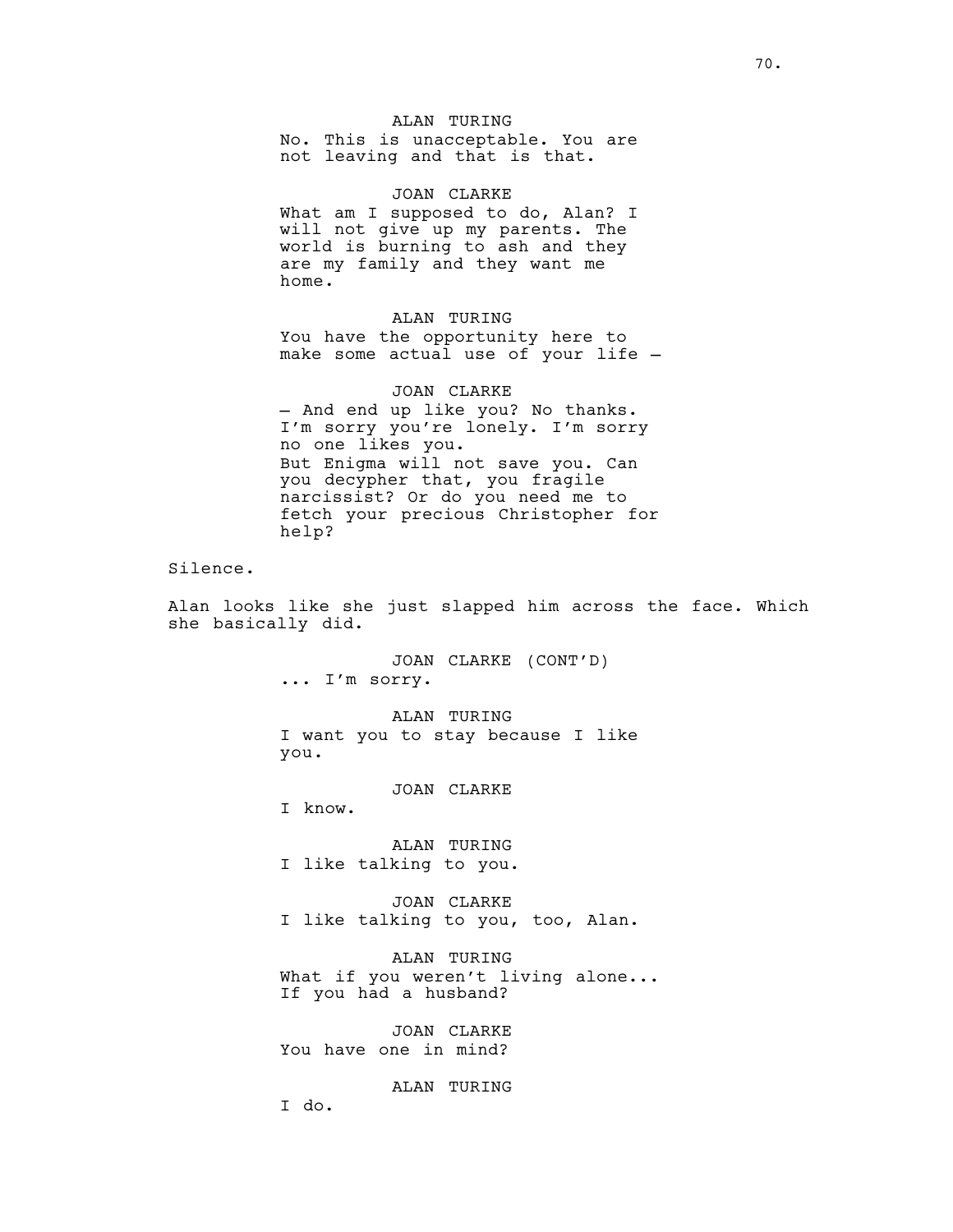ALAN TURING

No. This is unacceptable. You are not leaving and that is that.

JOAN CLARKE

What am I supposed to do, Alan? I will not give up my parents. The world is burning to ash and they are my family and they want me home.

ALAN TURING

You have the opportunity here to make some actual use of your life –

JOAN CLARKE

– And end up like you? No thanks. I'm sorry you're lonely. I'm sorry no one likes you.
But Enigma will not save you. Can you decypher that, you fragile narcissist? Or do you need me to fetch your precious Christopher for help?

Silence.

Alan looks like she just slapped him across the face. Which she basically did.

JOAN CLARKE (CONT'D)

... I'm sorry.

ALAN TURING

I want you to stay because I like you.

JOAN CLARKE

I know.

ALAN TURING

I like talking to you.

JOAN CLARKE

I like talking to you, too, Alan.

ALAN TURING

What if you weren't living alone...
If you had a husband?

JOAN CLARKE

You have one in mind?

ALAN TURING

I do.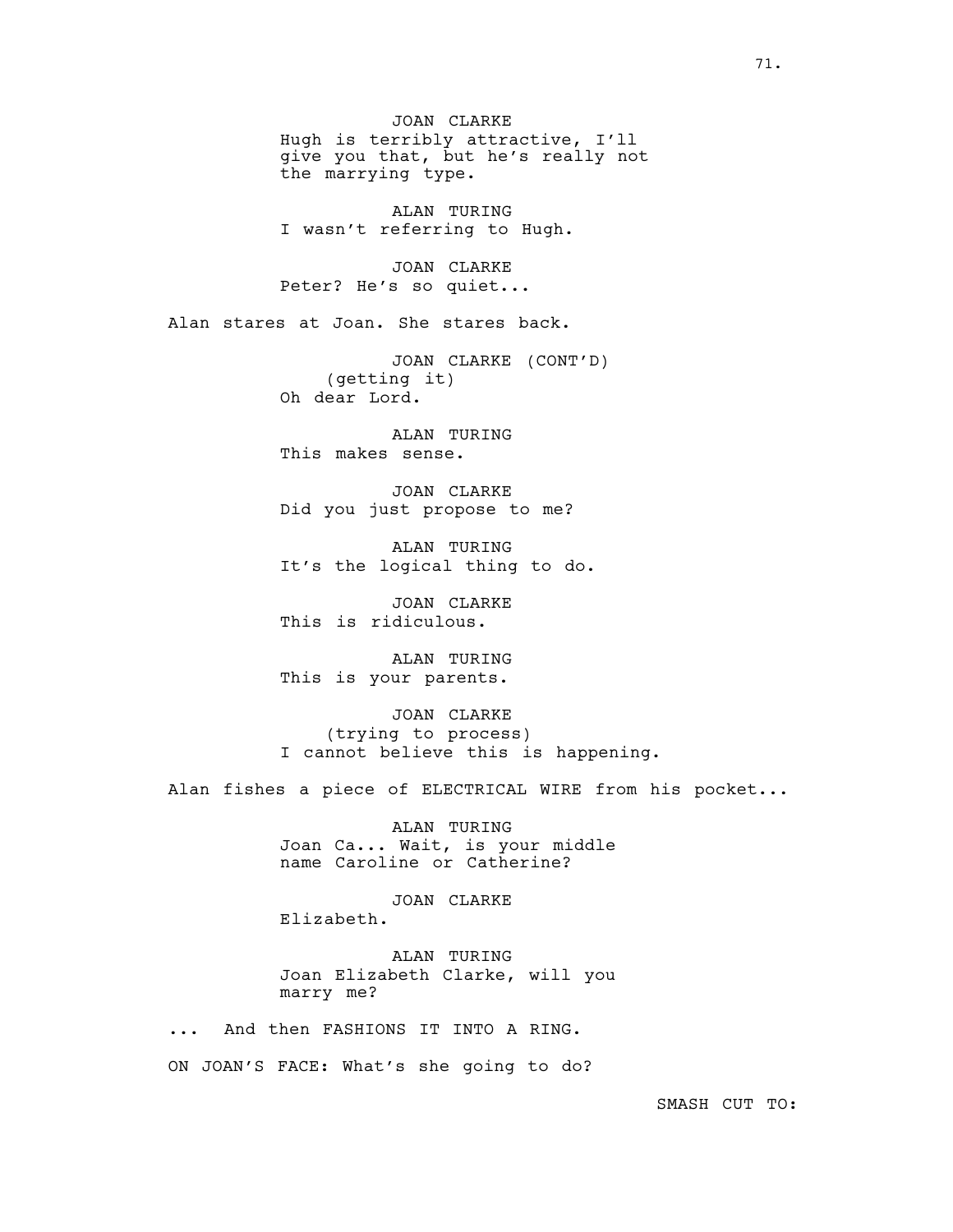JOAN CLARKE
Hugh is terribly attractive, I'll give you that, but he's really not the marrying type.

ALAN TURING
I wasn't referring to Hugh.

JOAN CLARKE
Peter? He's so quiet...

Alan stares at Joan. She stares back.

JOAN CLARKE (CONT'D)
(getting it)
Oh dear Lord.

ALAN TURING
This makes sense.

JOAN CLARKE
Did you just propose to me?

ALAN TURING
It's the logical thing to do.

JOAN CLARKE
This is ridiculous.

ALAN TURING
This is your parents.

JOAN CLARKE
(trying to process)
I cannot believe this is happening.

Alan fishes a piece of ELECTRICAL WIRE from his pocket...

ALAN TURING
Joan Ca... Wait, is your middle name Caroline or Catherine?

JOAN CLARKE
Elizabeth.

ALAN TURING
Joan Elizabeth Clarke, will you marry me?

... And then FASHIONS IT INTO A RING.

ON JOAN'S FACE: What's she going to do?

SMASH CUT TO: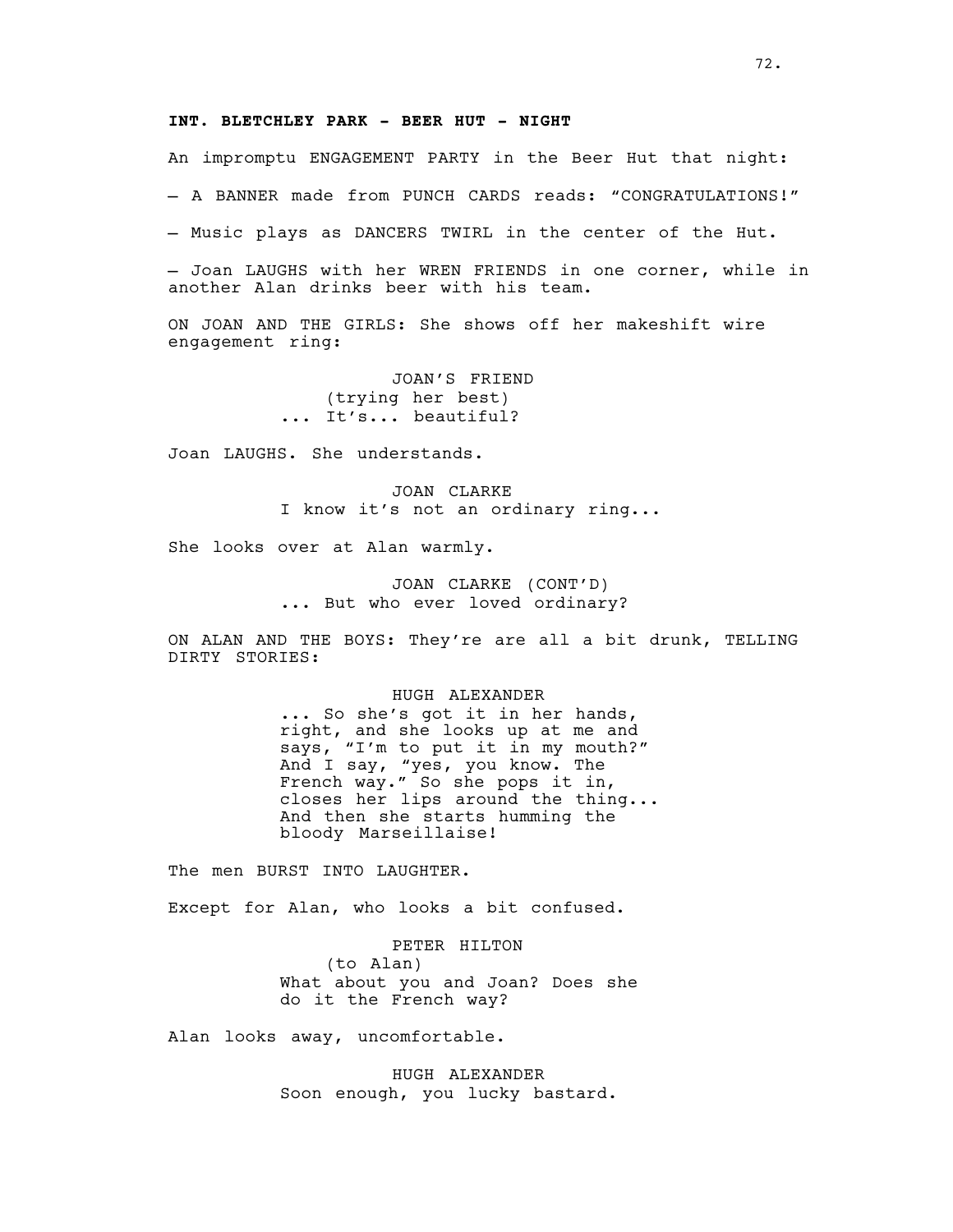**INT. BLETCHLEY PARK - BEER HUT - NIGHT**

An impromptu ENGAGEMENT PARTY in the Beer Hut that night:

— A BANNER made from PUNCH CARDS reads: "CONGRATULATIONS!"

— Music plays as DANCERS TWIRL in the center of the Hut.

— Joan LAUGHS with her WREN FRIENDS in one corner, while in another Alan drinks beer with his team.

ON JOAN AND THE GIRLS: She shows off her makeshift wire engagement ring:

JOAN'S FRIEND
(trying her best)
... It's... beautiful?

Joan LAUGHS. She understands.

JOAN CLARKE
I know it's not an ordinary ring...

She looks over at Alan warmly.

JOAN CLARKE (CONT'D)
... But who ever loved ordinary?

ON ALAN AND THE BOYS: They're are all a bit drunk, TELLING DIRTY STORIES:

HUGH ALEXANDER
... So she's got it in her hands, right, and she looks up at me and says, "I'm to put it in my mouth?" And I say, "yes, you know. The French way." So she pops it in, closes her lips around the thing... And then she starts humming the bloody Marseillaise!

The men BURST INTO LAUGHTER.

Except for Alan, who looks a bit confused.

PETER HILTON
(to Alan)
What about you and Joan? Does she do it the French way?

Alan looks away, uncomfortable.

HUGH ALEXANDER
Soon enough, you lucky bastard.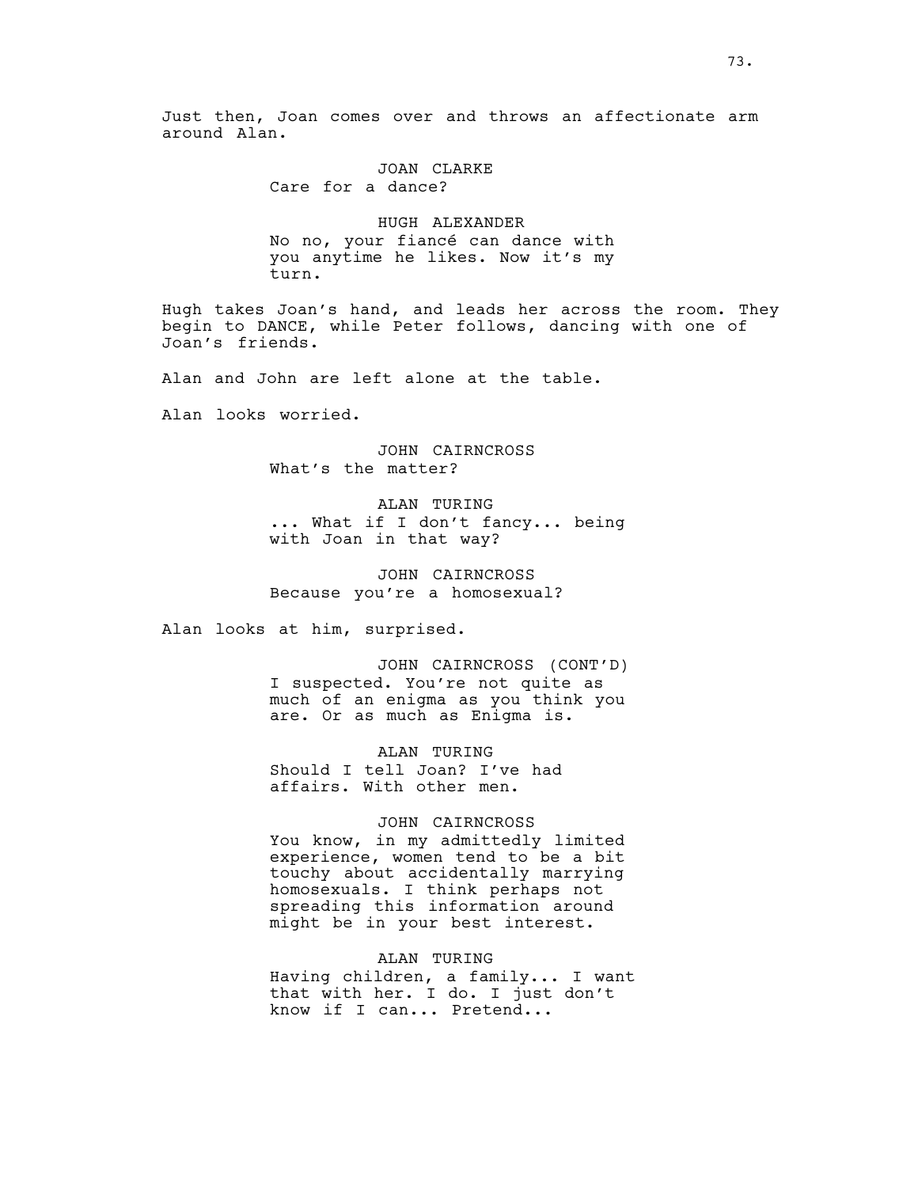Just then, Joan comes over and throws an affectionate arm around Alan.

JOAN CLARKE
Care for a dance?

HUGH ALEXANDER
No no, your fiancé can dance with you anytime he likes. Now it's my turn.

Hugh takes Joan's hand, and leads her across the room. They begin to DANCE, while Peter follows, dancing with one of Joan's friends.

Alan and John are left alone at the table.

Alan looks worried.

JOHN CAIRNCROSS
What's the matter?

ALAN TURING
... What if I don't fancy... being with Joan in that way?

JOHN CAIRNCROSS
Because you're a homosexual?

Alan looks at him, surprised.

JOHN CAIRNCROSS (CONT'D)
I suspected. You're not quite as much of an enigma as you think you are. Or as much as Enigma is.

ALAN TURING
Should I tell Joan? I've had affairs. With other men.

JOHN CAIRNCROSS
You know, in my admittedly limited experience, women tend to be a bit touchy about accidentally marrying homosexuals. I think perhaps not spreading this information around might be in your best interest.

ALAN TURING
Having children, a family... I want that with her. I do. I just don't know if I can... Pretend...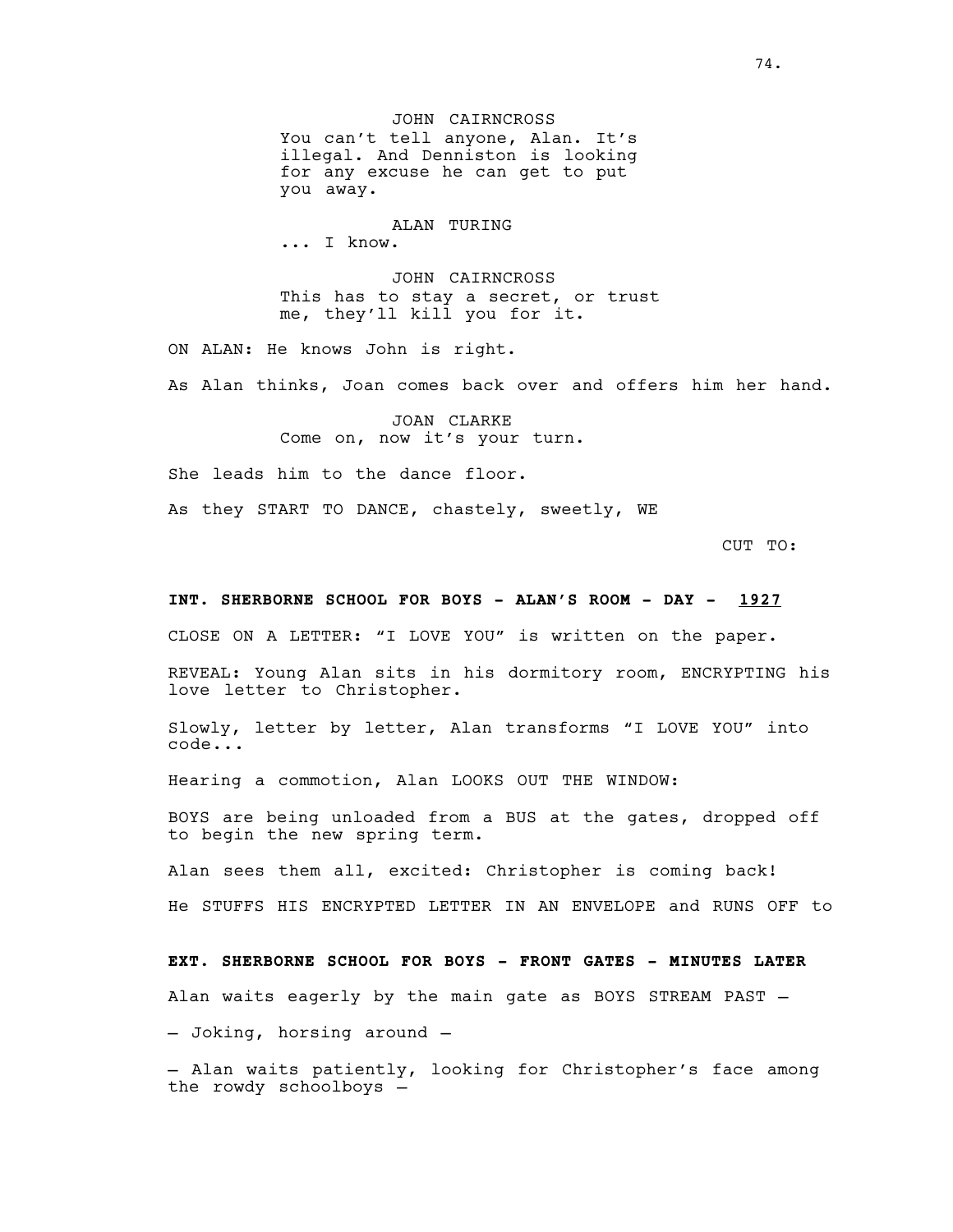JOHN CAIRNCROSS
You can't tell anyone, Alan. It's illegal. And Denniston is looking for any excuse he can get to put you away.

ALAN TURING
... I know.

JOHN CAIRNCROSS
This has to stay a secret, or trust me, they'll kill you for it.

ON ALAN: He knows John is right.

As Alan thinks, Joan comes back over and offers him her hand.

JOAN CLARKE
Come on, now it's your turn.

She leads him to the dance floor.

As they START TO DANCE, chastely, sweetly, WE

CUT TO:

**INT. SHERBORNE SCHOOL FOR BOYS - ALAN'S ROOM - DAY - 1927**

CLOSE ON A LETTER: "I LOVE YOU" is written on the paper.

REVEAL: Young Alan sits in his dormitory room, ENCRYPTING his love letter to Christopher.

Slowly, letter by letter, Alan transforms "I LOVE YOU" into code...

Hearing a commotion, Alan LOOKS OUT THE WINDOW:

BOYS are being unloaded from a BUS at the gates, dropped off to begin the new spring term.

Alan sees them all, excited: Christopher is coming back!

He STUFFS HIS ENCRYPTED LETTER IN AN ENVELOPE and RUNS OFF to

**EXT. SHERBORNE SCHOOL FOR BOYS - FRONT GATES - MINUTES LATER**

Alan waits eagerly by the main gate as BOYS STREAM PAST –

– Joking, horsing around –

– Alan waits patiently, looking for Christopher's face among the rowdy schoolboys –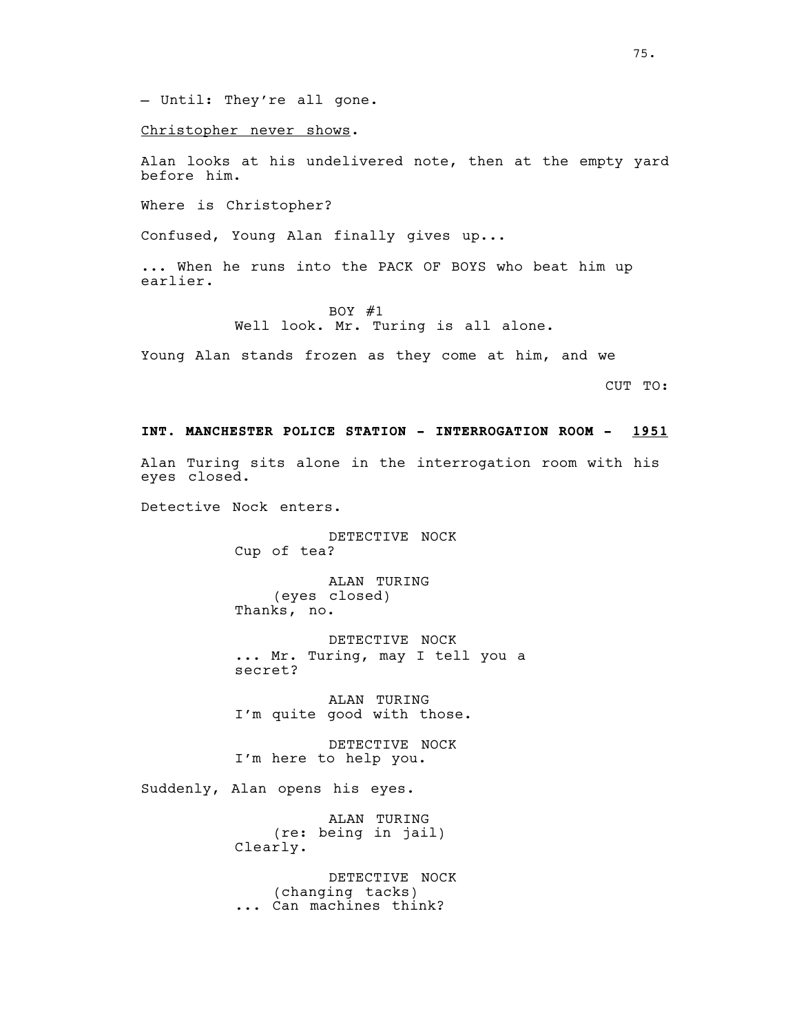— Until: They're all gone.

<u>Christopher never shows</u>.

Alan looks at his undelivered note, then at the empty yard before him.

Where is Christopher?

Confused, Young Alan finally gives up...

... When he runs into the PACK OF BOYS who beat him up earlier.

BOY #1
Well look. Mr. Turing is all alone.

Young Alan stands frozen as they come at him, and we

CUT TO:

**INT. MANCHESTER POLICE STATION - INTERROGATION ROOM - <u>1951</u>**

Alan Turing sits alone in the interrogation room with his eyes closed.

Detective Nock enters.

DETECTIVE NOCK
Cup of tea?

ALAN TURING
(eyes closed)
Thanks, no.

DETECTIVE NOCK
... Mr. Turing, may I tell you a secret?

ALAN TURING
I'm quite good with those.

DETECTIVE NOCK
I'm here to help you.

Suddenly, Alan opens his eyes.

ALAN TURING
(re: being in jail)
Clearly.

DETECTIVE NOCK
(changing tacks)
... Can machines think?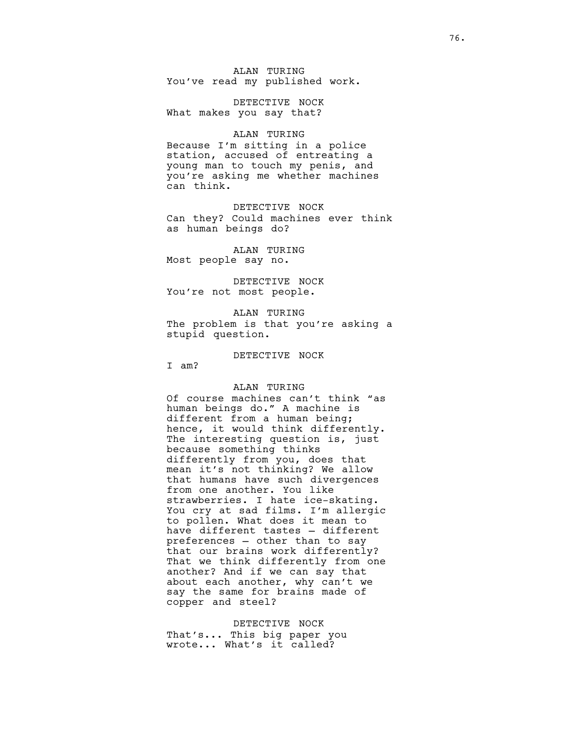ALAN TURING
You've read my published work.

DETECTIVE NOCK
What makes you say that?

ALAN TURING
Because I'm sitting in a police station, accused of entreating a young man to touch my penis, and you're asking me whether machines can think.

DETECTIVE NOCK
Can they? Could machines ever think as human beings do?

ALAN TURING
Most people say no.

DETECTIVE NOCK
You're not most people.

ALAN TURING
The problem is that you're asking a stupid question.

DETECTIVE NOCK
I am?

ALAN TURING
Of course machines can't think "as human beings do." A machine is different from a human being; hence, it would think differently. The interesting question is, just because something thinks differently from you, does that mean it's not thinking? We allow that humans have such divergences from one another. You like strawberries. I hate ice-skating. You cry at sad films. I'm allergic to pollen. What does it mean to have different tastes – different preferences – other than to say that our brains work differently? That we think differently from one another? And if we can say that about each another, why can't we say the same for brains made of copper and steel?

DETECTIVE NOCK
That's... This big paper you wrote... What's it called?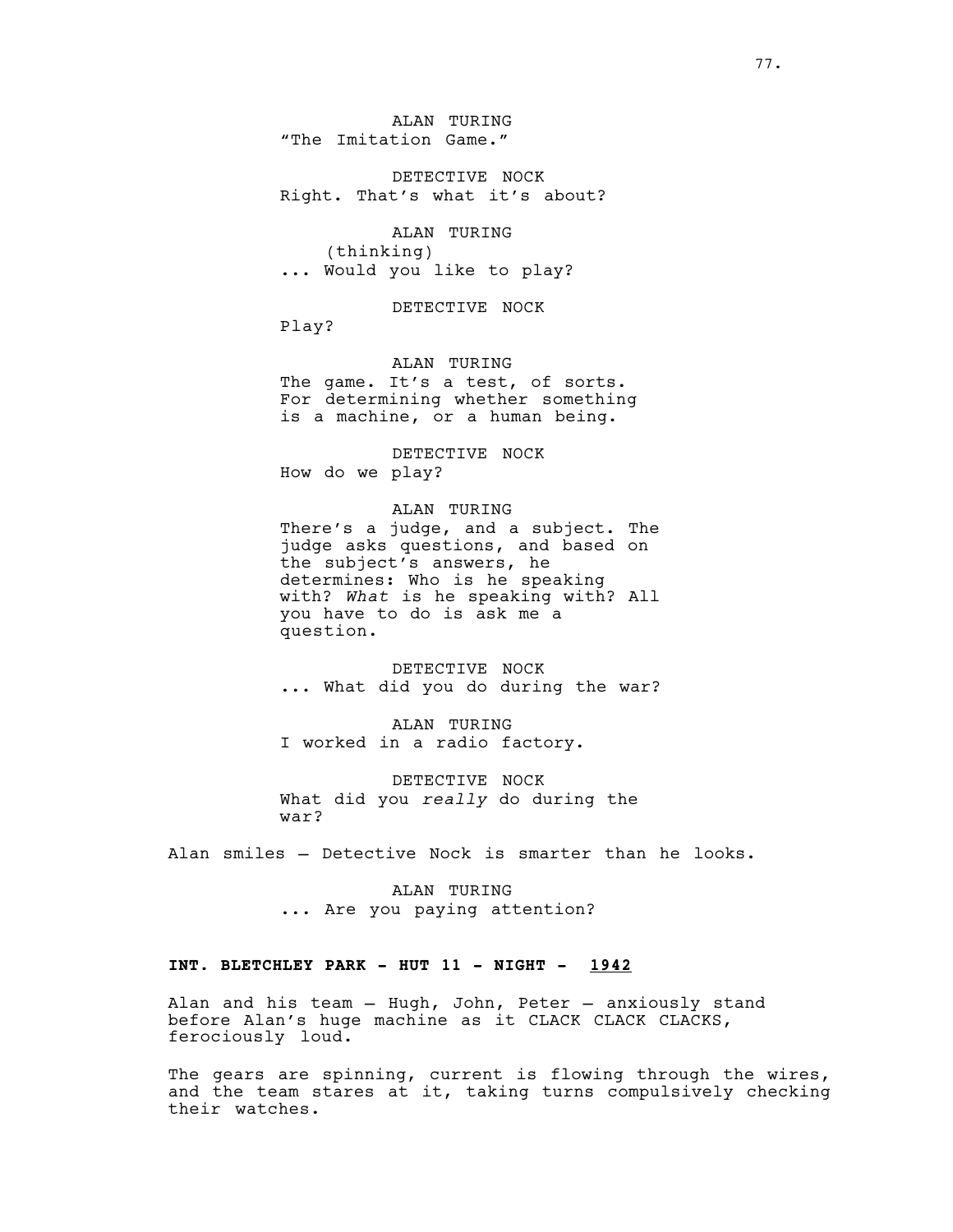ALAN TURING
"The Imitation Game."

DETECTIVE NOCK
Right. That's what it's about?

ALAN TURING
(thinking)
... Would you like to play?

DETECTIVE NOCK
Play?

ALAN TURING
The game. It's a test, of sorts. For determining whether something is a machine, or a human being.

DETECTIVE NOCK
How do we play?

ALAN TURING
There's a judge, and a subject. The judge asks questions, and based on the subject's answers, he determines: Who is he speaking with? *What* is he speaking with? All you have to do is ask me a question.

DETECTIVE NOCK
... What did you do during the war?

ALAN TURING
I worked in a radio factory.

DETECTIVE NOCK
What did you *really* do during the war?

Alan smiles – Detective Nock is smarter than he looks.

ALAN TURING
... Are you paying attention?

**INT. BLETCHLEY PARK - HUT 11 - NIGHT - 1942**

Alan and his team – Hugh, John, Peter – anxiously stand before Alan's huge machine as it CLACK CLACK CLACKS, ferociously loud.

The gears are spinning, current is flowing through the wires, and the team stares at it, taking turns compulsively checking their watches.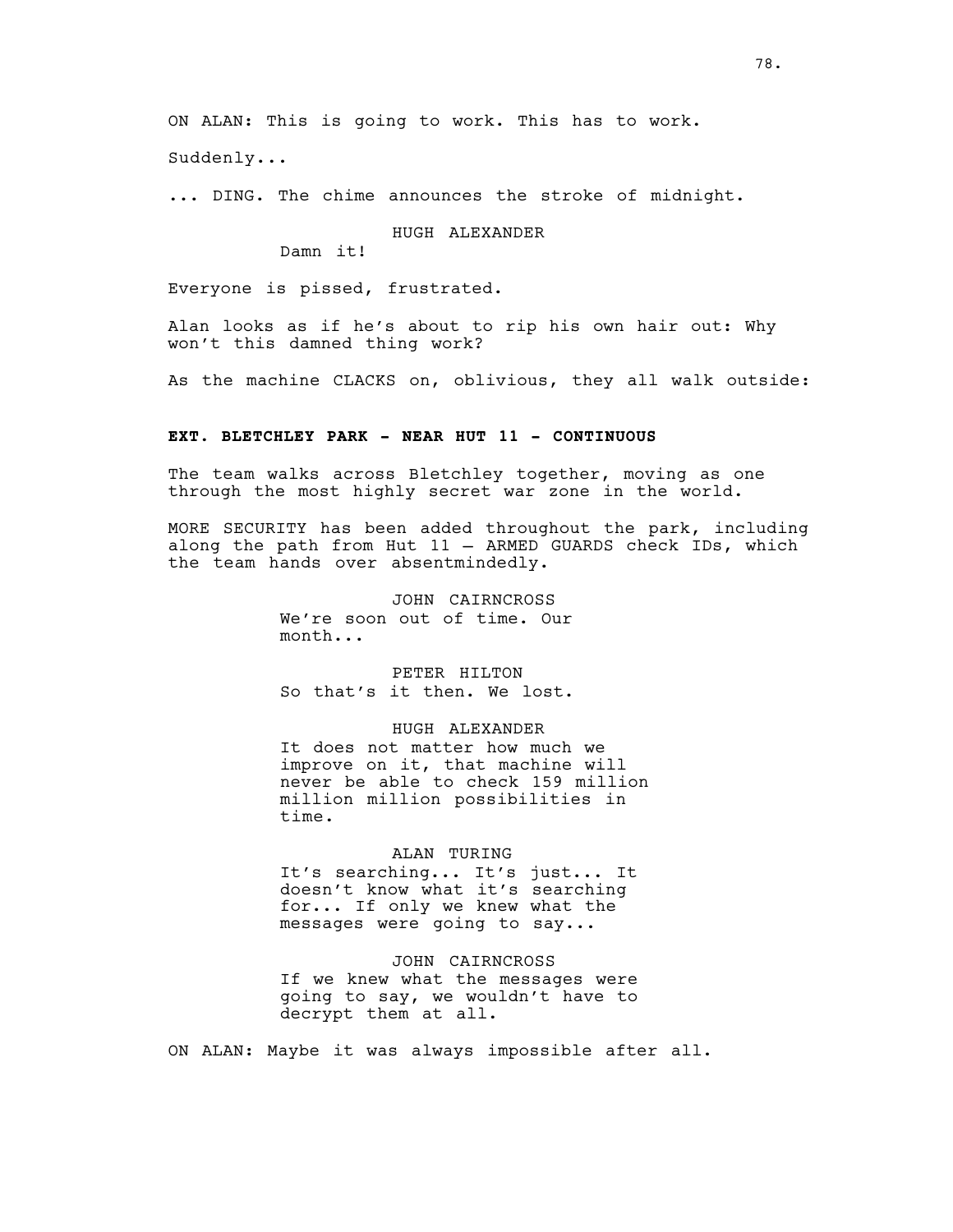ON ALAN: This is going to work. This has to work.

Suddenly...

... DING. The chime announces the stroke of midnight.

HUGH ALEXANDER
Damn it!

Everyone is pissed, frustrated.

Alan looks as if he's about to rip his own hair out: Why won't this damned thing work?

As the machine CLACKS on, oblivious, they all walk outside:

**EXT. BLETCHLEY PARK - NEAR HUT 11 - CONTINUOUS**

The team walks across Bletchley together, moving as one through the most highly secret war zone in the world.

MORE SECURITY has been added throughout the park, including along the path from Hut 11 – ARMED GUARDS check IDs, which the team hands over absentmindedly.

JOHN CAIRNCROSS
We're soon out of time. Our month...

PETER HILTON
So that's it then. We lost.

HUGH ALEXANDER
It does not matter how much we improve on it, that machine will never be able to check 159 million million million possibilities in time.

ALAN TURING
It's searching... It's just... It doesn't know what it's searching for... If only we knew what the messages were going to say...

JOHN CAIRNCROSS
If we knew what the messages were going to say, we wouldn't have to decrypt them at all.

ON ALAN: Maybe it was always impossible after all.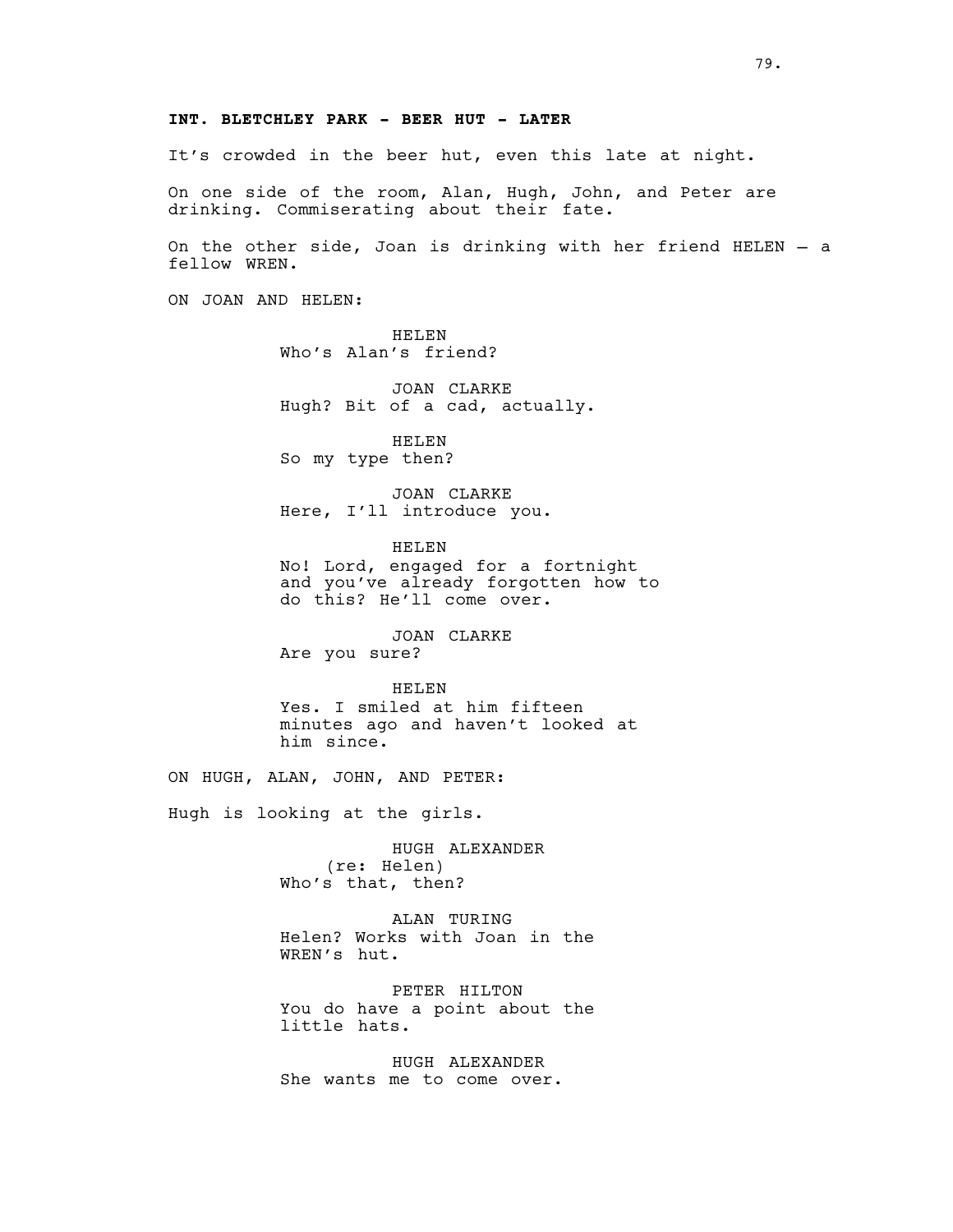**INT. BLETCHLEY PARK - BEER HUT - LATER**

It's crowded in the beer hut, even this late at night.

On one side of the room, Alan, Hugh, John, and Peter are drinking. Commiserating about their fate.

On the other side, Joan is drinking with her friend HELEN – a fellow WREN.

ON JOAN AND HELEN:

HELEN
Who's Alan's friend?

JOAN CLARKE
Hugh? Bit of a cad, actually.

HELEN
So my type then?

JOAN CLARKE
Here, I'll introduce you.

HELEN
No! Lord, engaged for a fortnight and you've already forgotten how to do this? He'll come over.

JOAN CLARKE
Are you sure?

HELEN
Yes. I smiled at him fifteen minutes ago and haven't looked at him since.

ON HUGH, ALAN, JOHN, AND PETER:

Hugh is looking at the girls.

HUGH ALEXANDER
(re: Helen)
Who's that, then?

ALAN TURING
Helen? Works with Joan in the WREN's hut.

PETER HILTON
You do have a point about the little hats.

HUGH ALEXANDER
She wants me to come over.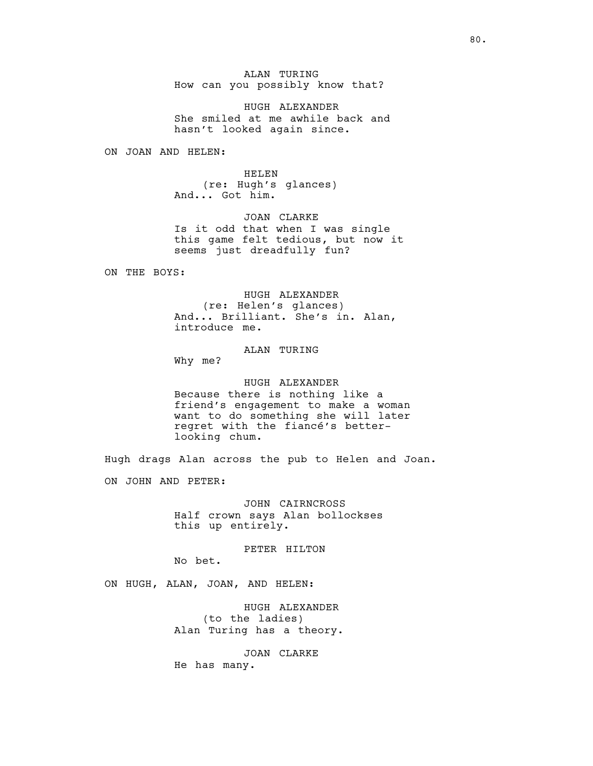ALAN TURING
How can you possibly know that?

HUGH ALEXANDER
She smiled at me awhile back and hasn't looked again since.

ON JOAN AND HELEN:

HELEN
(re: Hugh's glances)
And... Got him.

JOAN CLARKE
Is it odd that when I was single this game felt tedious, but now it seems just dreadfully fun?

ON THE BOYS:

HUGH ALEXANDER
(re: Helen's glances)
And... Brilliant. She's in. Alan, introduce me.

ALAN TURING
Why me?

HUGH ALEXANDER
Because there is nothing like a friend's engagement to make a woman want to do something she will later regret with the fiancé's better-looking chum.

Hugh drags Alan across the pub to Helen and Joan.

ON JOHN AND PETER:

JOHN CAIRNCROSS
Half crown says Alan bollockses this up entirely.

PETER HILTON
No bet.

ON HUGH, ALAN, JOAN, AND HELEN:

HUGH ALEXANDER
(to the ladies)
Alan Turing has a theory.

JOAN CLARKE
He has many.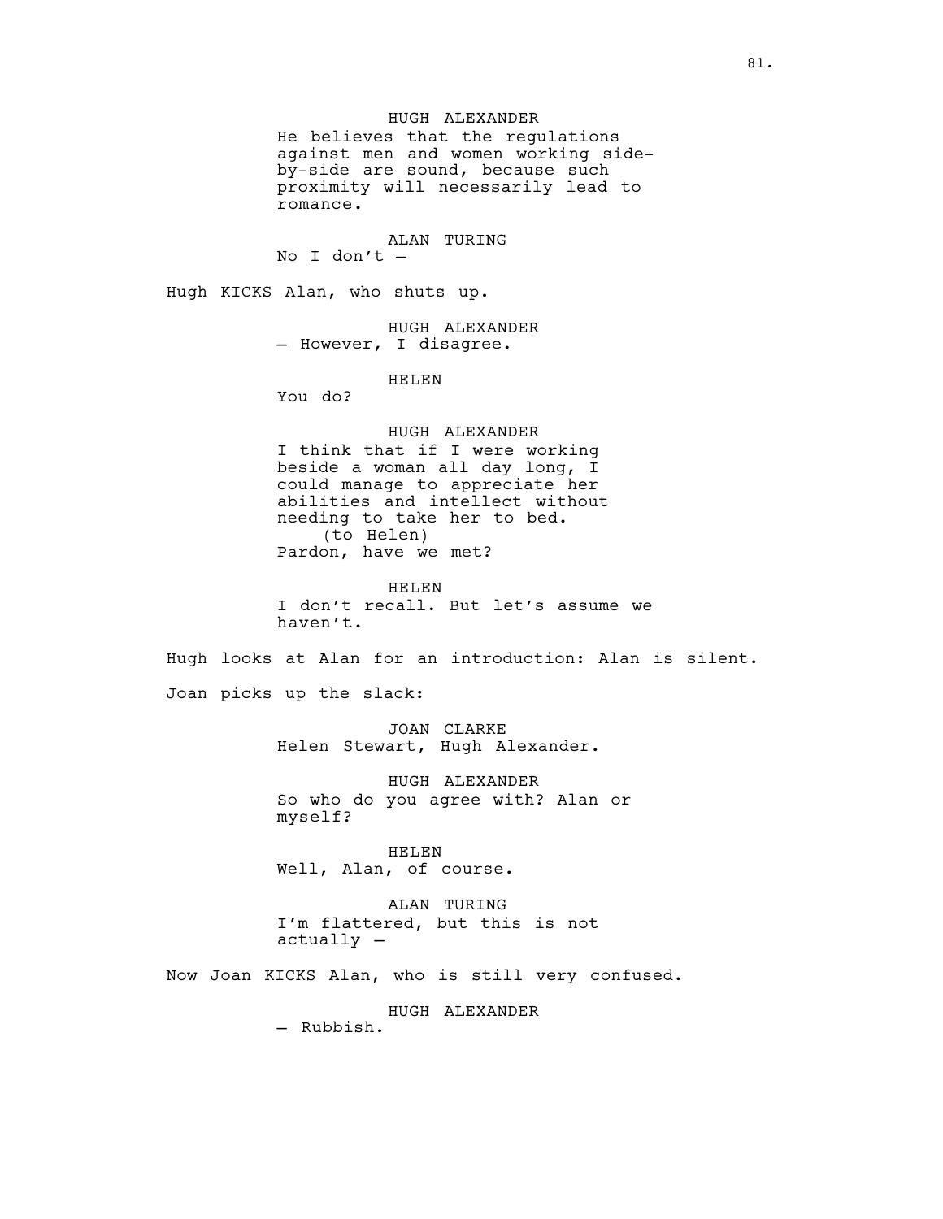HUGH ALEXANDER

He believes that the regulations against men and women working side-by-side are sound, because such proximity will necessarily lead to romance.

ALAN TURING

No I don't –

Hugh KICKS Alan, who shuts up.

HUGH ALEXANDER

– However, I disagree.

HELEN

You do?

HUGH ALEXANDER

I think that if I were working beside a woman all day long, I could manage to appreciate her abilities and intellect without needing to take her to bed.

(to Helen)

Pardon, have we met?

HELEN

I don't recall. But let's assume we haven't.

Hugh looks at Alan for an introduction: Alan is silent.

Joan picks up the slack:

JOAN CLARKE

Helen Stewart, Hugh Alexander.

HUGH ALEXANDER

So who do you agree with? Alan or myself?

HELEN

Well, Alan, of course.

ALAN TURING

I'm flattered, but this is not actually –

Now Joan KICKS Alan, who is still very confused.

HUGH ALEXANDER

– Rubbish.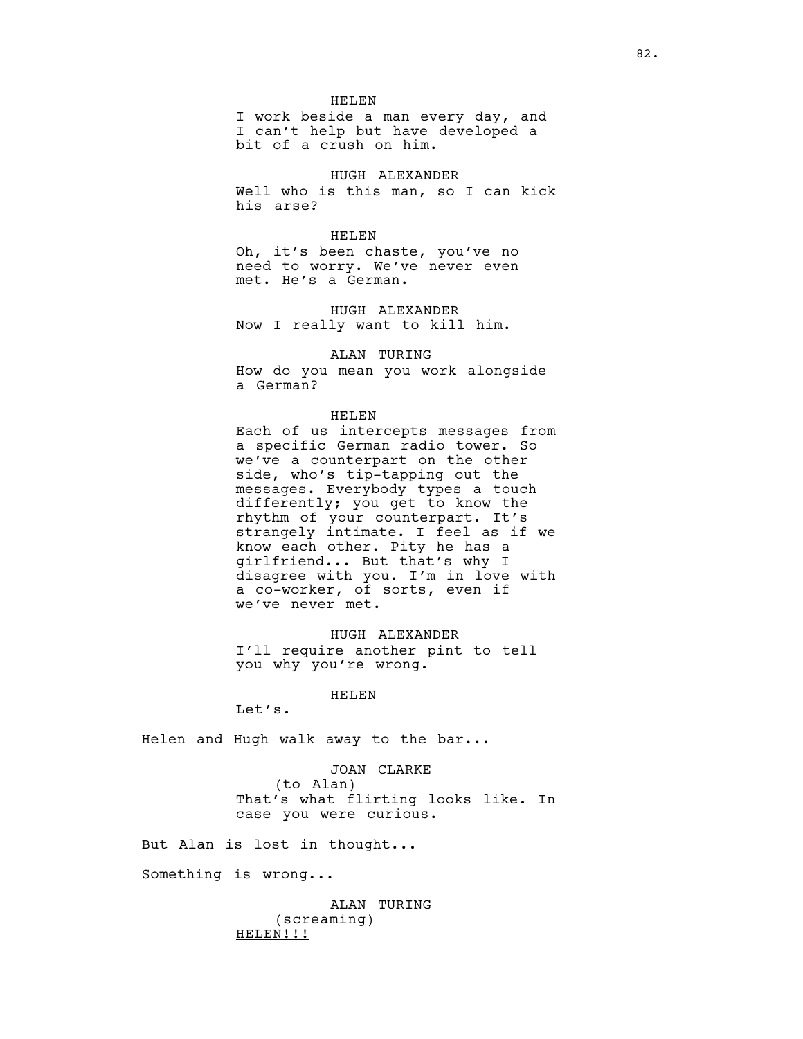HELEN
I work beside a man every day, and I can't help but have developed a bit of a crush on him.

HUGH ALEXANDER
Well who is this man, so I can kick his arse?

HELEN
Oh, it's been chaste, you've no need to worry. We've never even met. He's a German.

HUGH ALEXANDER
Now I really want to kill him.

ALAN TURING
How do you mean you work alongside a German?

HELEN
Each of us intercepts messages from a specific German radio tower. So we've a counterpart on the other side, who's tip-tapping out the messages. Everybody types a touch differently; you get to know the rhythm of your counterpart. It's strangely intimate. I feel as if we know each other. Pity he has a girlfriend... But that's why I disagree with you. I'm in love with a co-worker, of sorts, even if we've never met.

HUGH ALEXANDER
I'll require another pint to tell you why you're wrong.

HELEN
Let's.

Helen and Hugh walk away to the bar...

JOAN CLARKE
(to Alan)
That's what flirting looks like. In case you were curious.

But Alan is lost in thought...

Something is wrong...

ALAN TURING
(screaming)
<u>HELEN!!!</u>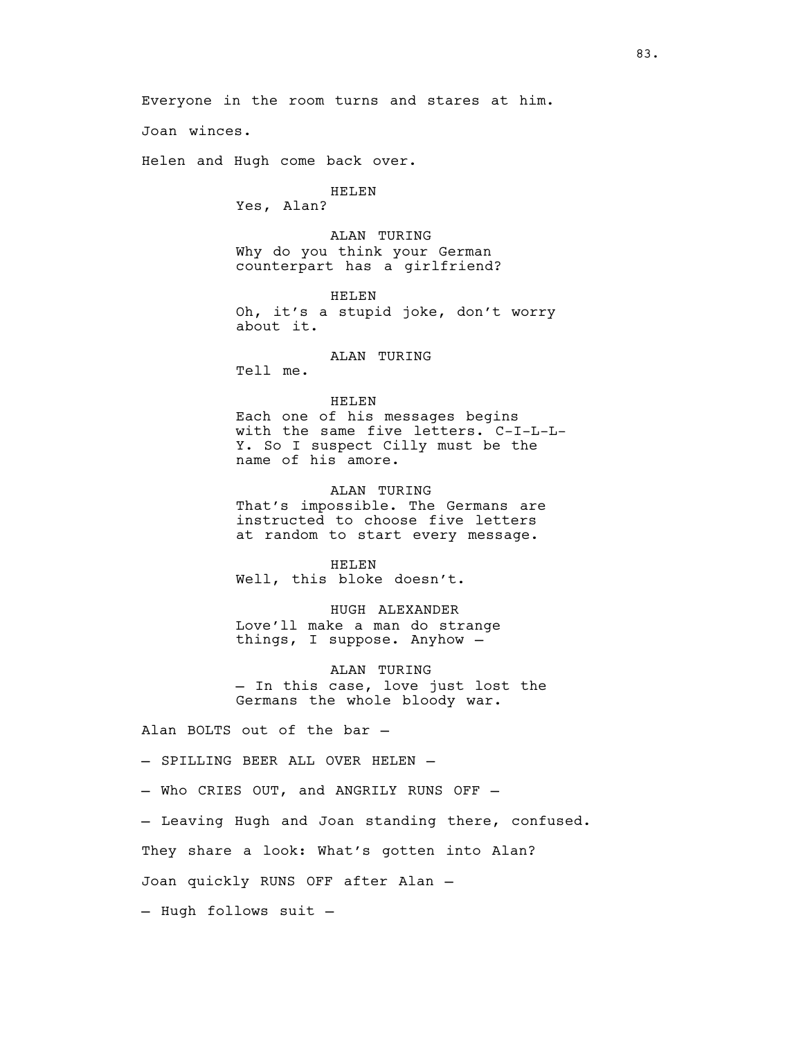Everyone in the room turns and stares at him.

Joan winces.

Helen and Hugh come back over.

HELEN
Yes, Alan?

ALAN TURING
Why do you think your German counterpart has a girlfriend?

HELEN
Oh, it's a stupid joke, don't worry about it.

ALAN TURING
Tell me.

HELEN
Each one of his messages begins with the same five letters. C-I-L-L-Y. So I suspect Cilly must be the name of his amore.

ALAN TURING
That's impossible. The Germans are instructed to choose five letters at random to start every message.

HELEN
Well, this bloke doesn't.

HUGH ALEXANDER
Love'll make a man do strange things, I suppose. Anyhow –

ALAN TURING
– In this case, love just lost the Germans the whole bloody war.

Alan BOLTS out of the bar –

– SPILLING BEER ALL OVER HELEN –

– Who CRIES OUT, and ANGRILY RUNS OFF –

– Leaving Hugh and Joan standing there, confused.

They share a look: What's gotten into Alan?

Joan quickly RUNS OFF after Alan –

– Hugh follows suit –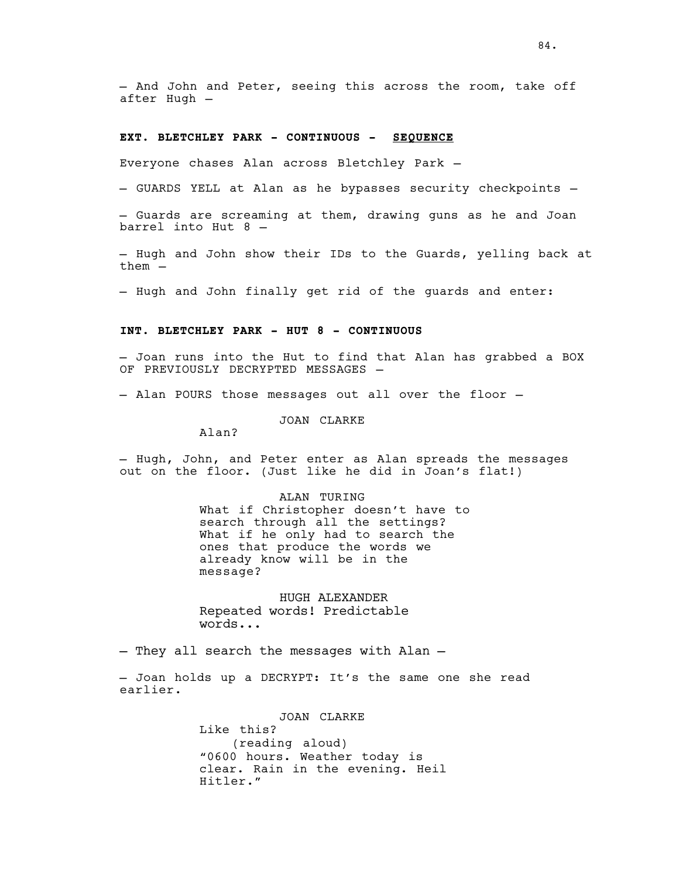— And John and Peter, seeing this across the room, take off after Hugh —

**EXT. BLETCHLEY PARK - CONTINUOUS - <u>SEQUENCE</u>**

Everyone chases Alan across Bletchley Park —

— GUARDS YELL at Alan as he bypasses security checkpoints —

— Guards are screaming at them, drawing guns as he and Joan barrel into Hut 8 —

— Hugh and John show their IDs to the Guards, yelling back at them —

— Hugh and John finally get rid of the guards and enter:

**INT. BLETCHLEY PARK - HUT 8 - CONTINUOUS**

— Joan runs into the Hut to find that Alan has grabbed a BOX OF PREVIOUSLY DECRYPTED MESSAGES —

— Alan POURS those messages out all over the floor —

JOAN CLARKE

Alan?

— Hugh, John, and Peter enter as Alan spreads the messages out on the floor. (Just like he did in Joan's flat!)

ALAN TURING

What if Christopher doesn't have to search through all the settings? What if he only had to search the ones that produce the words we already know will be in the message?

HUGH ALEXANDER

Repeated words! Predictable words...

— They all search the messages with Alan —

— Joan holds up a DECRYPT: It's the same one she read earlier.

JOAN CLARKE

Like this?

(reading aloud)

"0600 hours. Weather today is clear. Rain in the evening. Heil Hitler."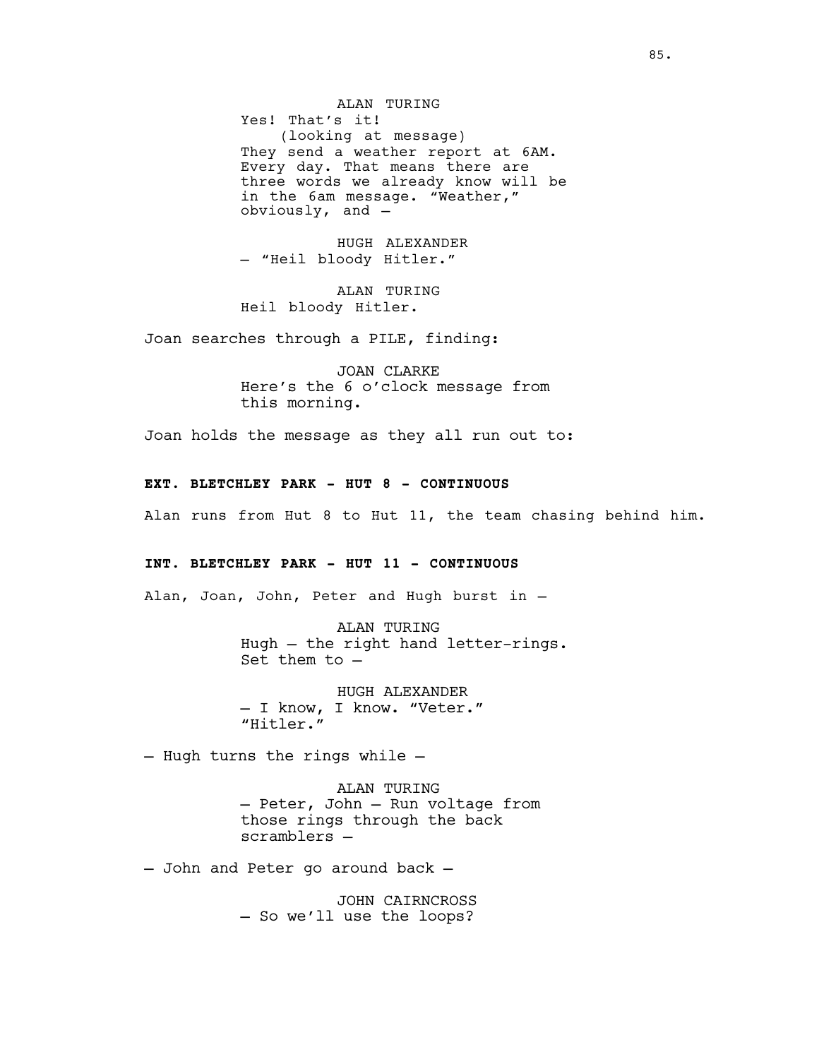ALAN TURING
Yes! That's it!
(looking at message)
They send a weather report at 6AM. Every day. That means there are three words we already know will be in the 6am message. "Weather," obviously, and –

HUGH ALEXANDER
– "Heil bloody Hitler."

ALAN TURING
Heil bloody Hitler.

Joan searches through a PILE, finding:

JOAN CLARKE
Here's the 6 o'clock message from this morning.

Joan holds the message as they all run out to:

**EXT. BLETCHLEY PARK - HUT 8 - CONTINUOUS**

Alan runs from Hut 8 to Hut 11, the team chasing behind him.

**INT. BLETCHLEY PARK - HUT 11 - CONTINUOUS**

Alan, Joan, John, Peter and Hugh burst in –

ALAN TURING
Hugh – the right hand letter-rings. Set them to –

HUGH ALEXANDER
– I know, I know. "Veter." "Hitler."

– Hugh turns the rings while –

ALAN TURING
– Peter, John – Run voltage from those rings through the back scramblers –

– John and Peter go around back –

JOHN CAIRNCROSS
– So we'll use the loops?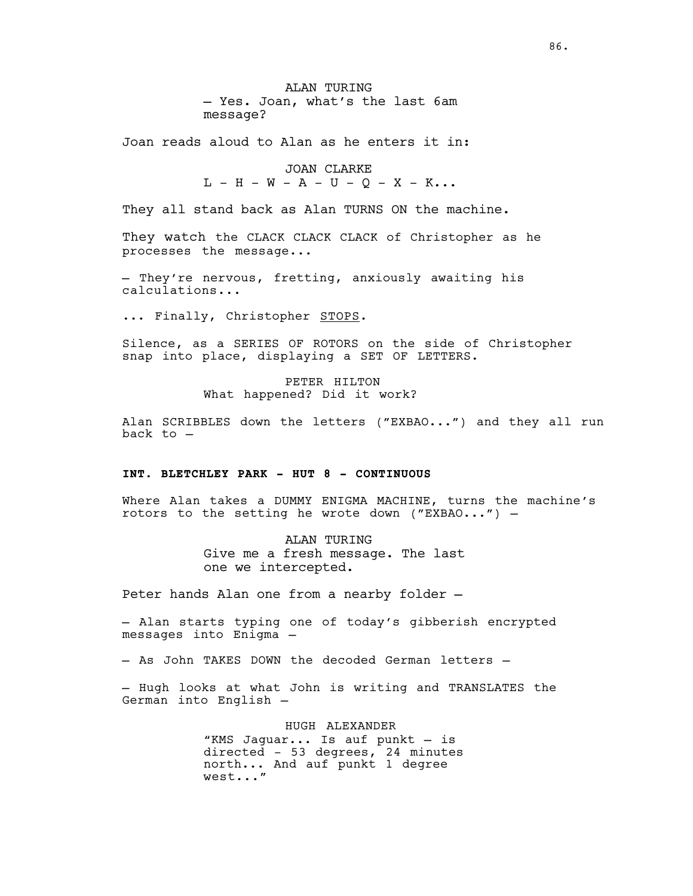ALAN TURING
— Yes. Joan, what's the last 6am message?

Joan reads aloud to Alan as he enters it in:

JOAN CLARKE
L – H – W – A – U – Q – X – K...

They all stand back as Alan TURNS ON the machine.

They watch the CLACK CLACK CLACK of Christopher as he processes the message...

— They're nervous, fretting, anxiously awaiting his calculations...

... Finally, Christopher STOPS.

Silence, as a SERIES OF ROTORS on the side of Christopher snap into place, displaying a SET OF LETTERS.

PETER HILTON
What happened? Did it work?

Alan SCRIBBLES down the letters ("EXBAO...") and they all run back to —

**INT. BLETCHLEY PARK - HUT 8 - CONTINUOUS**

Where Alan takes a DUMMY ENIGMA MACHINE, turns the machine's rotors to the setting he wrote down ("EXBAO...") —

ALAN TURING
Give me a fresh message. The last one we intercepted.

Peter hands Alan one from a nearby folder —

— Alan starts typing one of today's gibberish encrypted messages into Enigma —

— As John TAKES DOWN the decoded German letters —

— Hugh looks at what John is writing and TRANSLATES the German into English —

HUGH ALEXANDER
"KMS Jaguar... Is auf punkt — is directed - 53 degrees, 24 minutes north... And auf punkt 1 degree west..."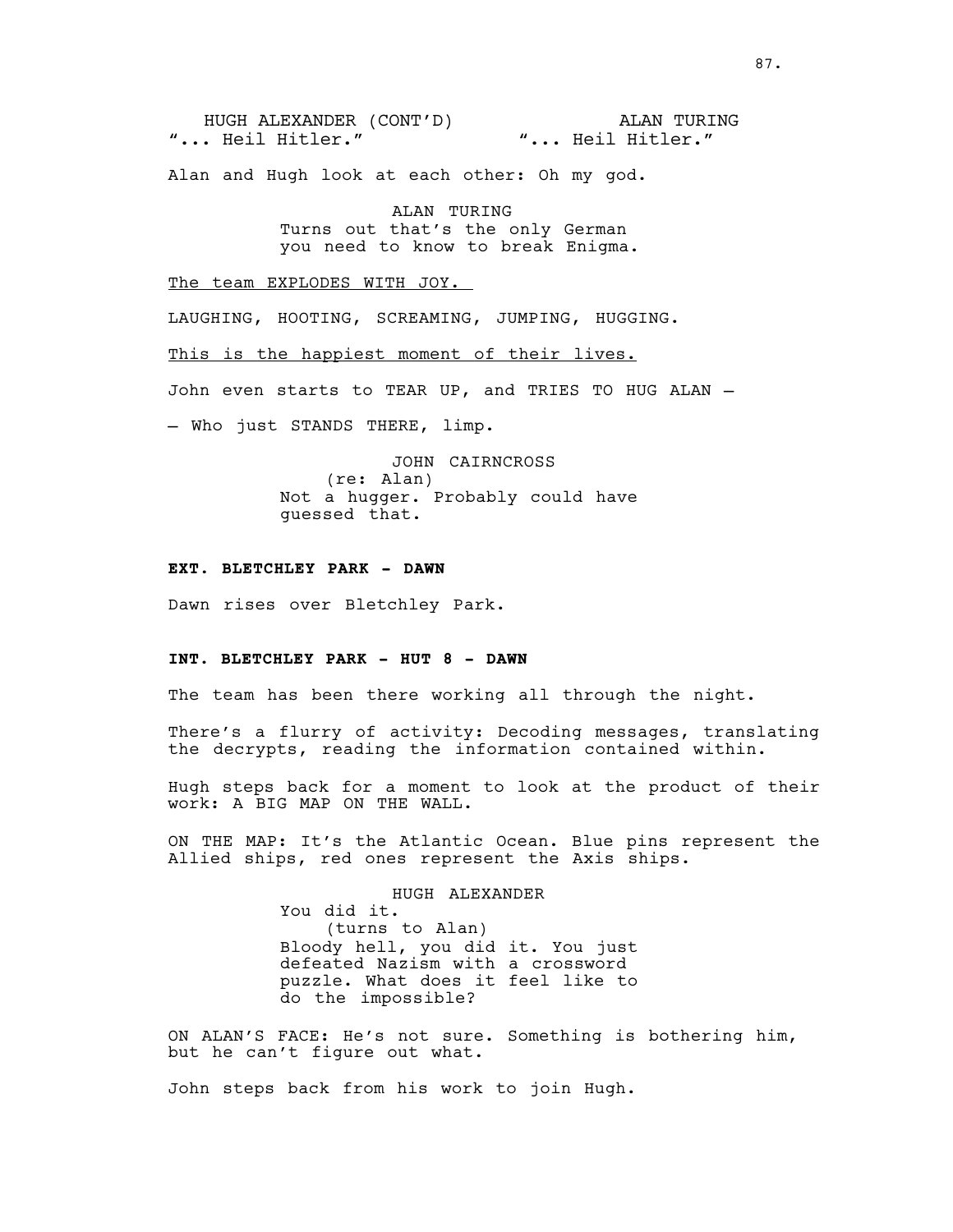HUGH ALEXANDER (CONT'D)
"... Heil Hitler."

ALAN TURING
"... Heil Hitler."

Alan and Hugh look at each other: Oh my god.

ALAN TURING
Turns out that's the only German you need to know to break Enigma.

The team EXPLODES WITH JOY.

LAUGHING, HOOTING, SCREAMING, JUMPING, HUGGING.

This is the happiest moment of their lives.

John even starts to TEAR UP, and TRIES TO HUG ALAN –

– Who just STANDS THERE, limp.

JOHN CAIRNCROSS
(re: Alan)
Not a hugger. Probably could have guessed that.

**EXT. BLETCHLEY PARK - DAWN**

Dawn rises over Bletchley Park.

**INT. BLETCHLEY PARK - HUT 8 - DAWN**

The team has been there working all through the night.

There's a flurry of activity: Decoding messages, translating the decrypts, reading the information contained within.

Hugh steps back for a moment to look at the product of their work: A BIG MAP ON THE WALL.

ON THE MAP: It's the Atlantic Ocean. Blue pins represent the Allied ships, red ones represent the Axis ships.

HUGH ALEXANDER
You did it.
(turns to Alan)
Bloody hell, you did it. You just defeated Nazism with a crossword puzzle. What does it feel like to do the impossible?

ON ALAN'S FACE: He's not sure. Something is bothering him, but he can't figure out what.

John steps back from his work to join Hugh.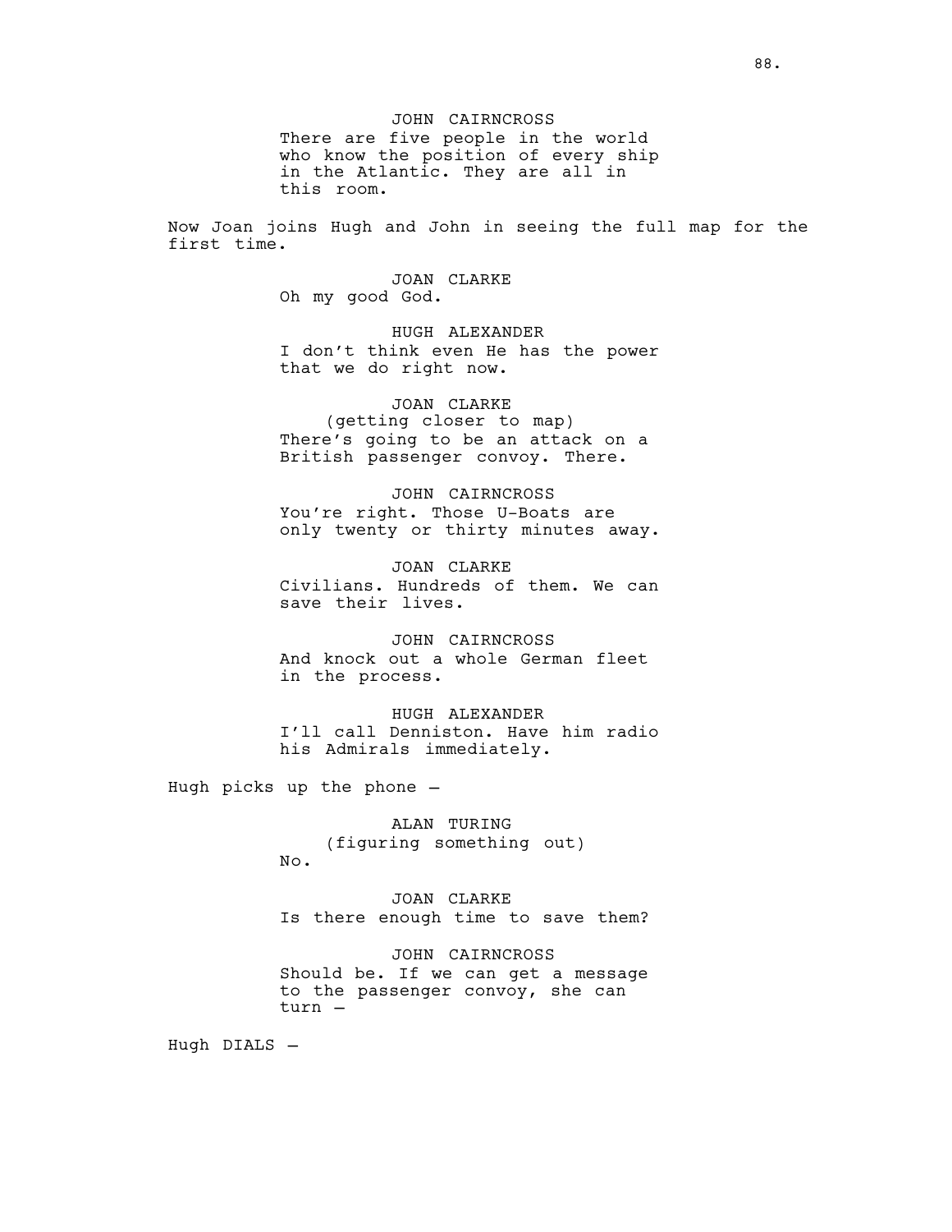JOHN CAIRNCROSS
There are five people in the world who know the position of every ship in the Atlantic. They are all in this room.

Now Joan joins Hugh and John in seeing the full map for the first time.

JOAN CLARKE
Oh my good God.

HUGH ALEXANDER
I don't think even He has the power that we do right now.

JOAN CLARKE
(getting closer to map)
There's going to be an attack on a British passenger convoy. There.

JOHN CAIRNCROSS
You're right. Those U-Boats are only twenty or thirty minutes away.

JOAN CLARKE
Civilians. Hundreds of them. We can save their lives.

JOHN CAIRNCROSS
And knock out a whole German fleet in the process.

HUGH ALEXANDER
I'll call Denniston. Have him radio his Admirals immediately.

Hugh picks up the phone –

ALAN TURING
(figuring something out)
No.

JOAN CLARKE
Is there enough time to save them?

JOHN CAIRNCROSS
Should be. If we can get a message to the passenger convoy, she can turn –

Hugh DIALS –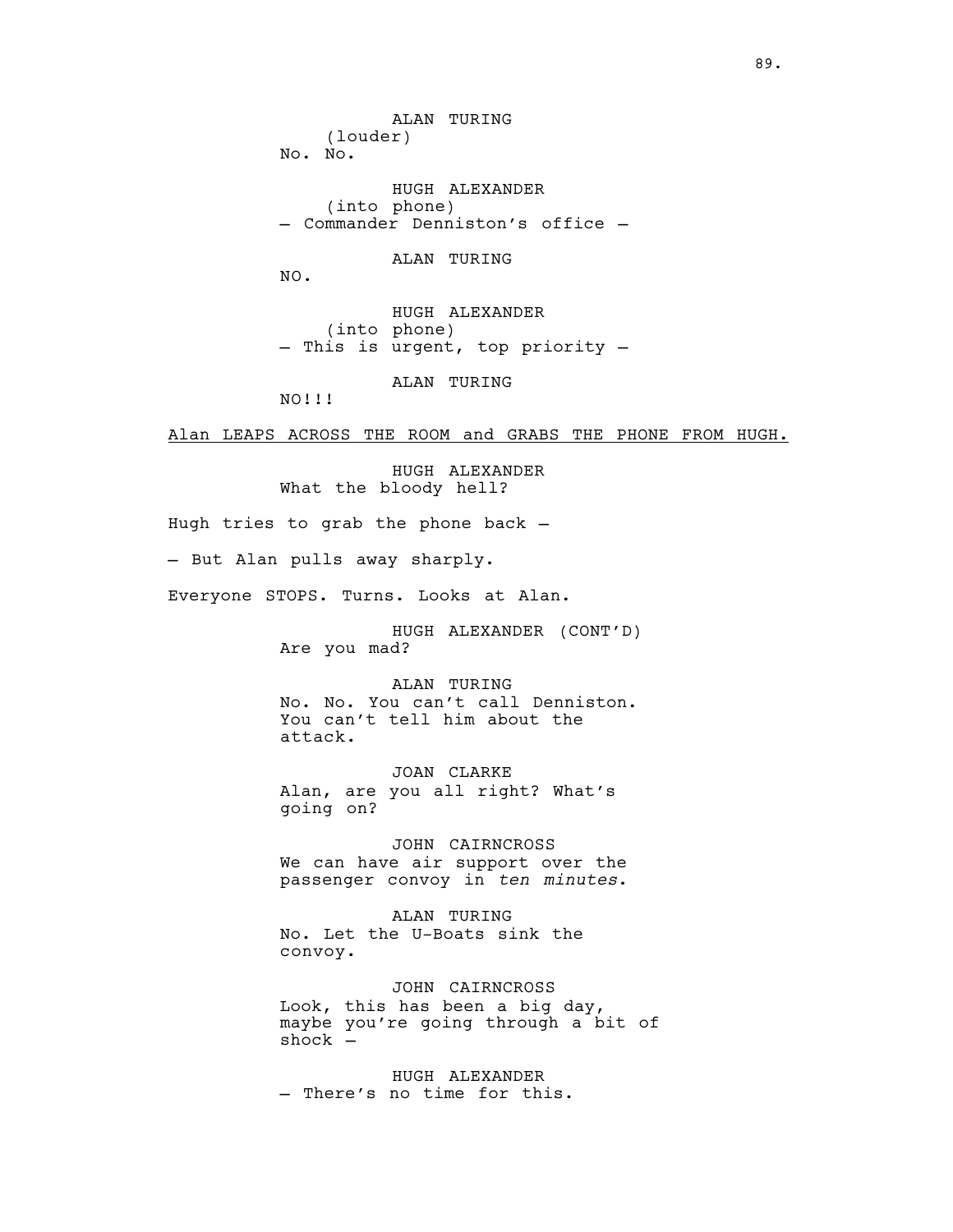ALAN TURING
(louder)
No. No.

HUGH ALEXANDER
(into phone)
— Commander Denniston's office —

ALAN TURING
NO.

HUGH ALEXANDER
(into phone)
— This is urgent, top priority —

ALAN TURING
NO!!!

Alan LEAPS ACROSS THE ROOM and GRABS THE PHONE FROM HUGH.

HUGH ALEXANDER
What the bloody hell?

Hugh tries to grab the phone back —

— But Alan pulls away sharply.

Everyone STOPS. Turns. Looks at Alan.

HUGH ALEXANDER (CONT'D)
Are you mad?

ALAN TURING
No. No. You can't call Denniston. You can't tell him about the attack.

JOAN CLARKE
Alan, are you all right? What's going on?

JOHN CAIRNCROSS
We can have air support over the passenger convoy in *ten minutes*.

ALAN TURING
No. Let the U-Boats sink the convoy.

JOHN CAIRNCROSS
Look, this has been a big day, maybe you're going through a bit of shock —

HUGH ALEXANDER
— There's no time for this.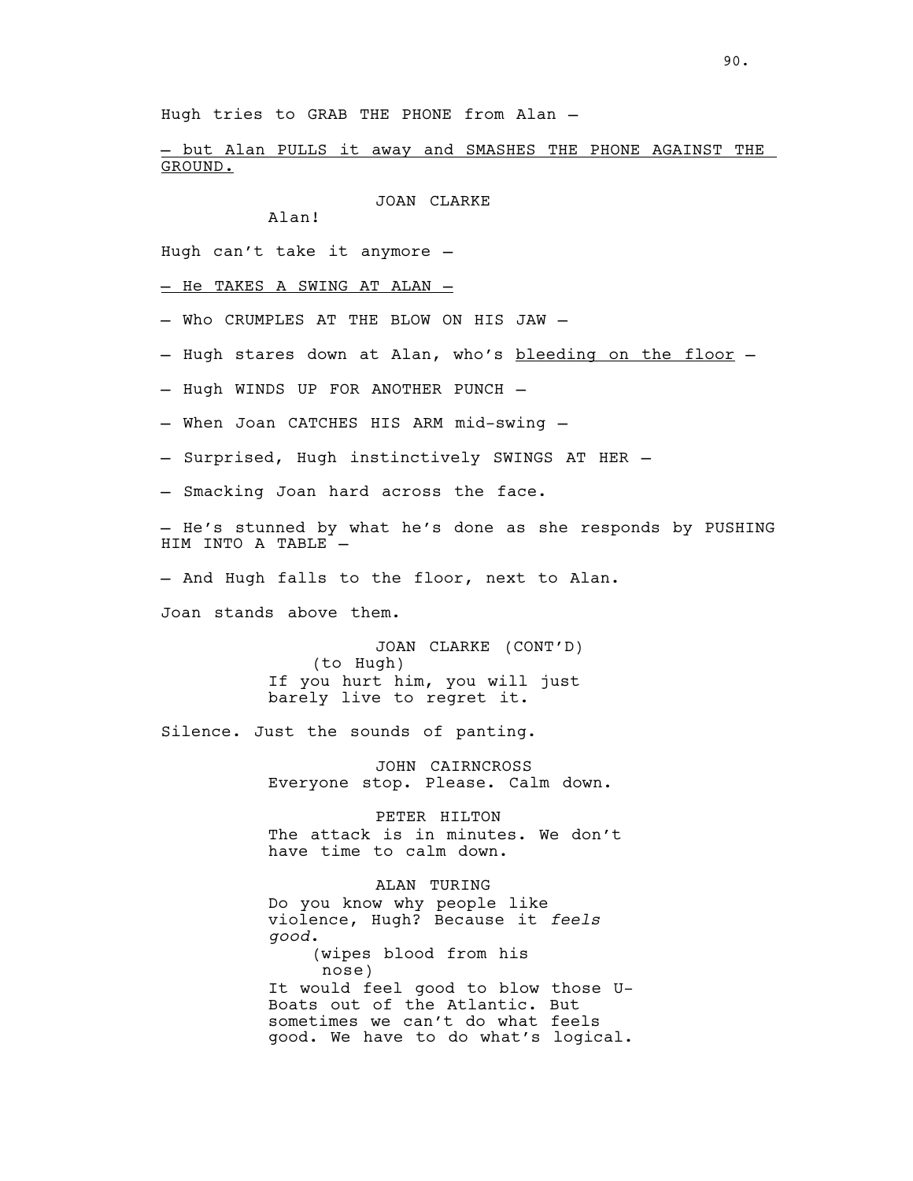Hugh tries to GRAB THE PHONE from Alan –

– but Alan PULLS it away and SMASHES THE PHONE AGAINST THE GROUND.

JOAN CLARKE

Alan!

Hugh can't take it anymore –

– He TAKES A SWING AT ALAN –

– Who CRUMPLES AT THE BLOW ON HIS JAW –

– Hugh stares down at Alan, who's bleeding on the floor –

– Hugh WINDS UP FOR ANOTHER PUNCH –

– When Joan CATCHES HIS ARM mid-swing –

– Surprised, Hugh instinctively SWINGS AT HER –

– Smacking Joan hard across the face.

– He's stunned by what he's done as she responds by PUSHING HIM INTO A TABLE –

– And Hugh falls to the floor, next to Alan.

Joan stands above them.

JOAN CLARKE (CONT'D)

(to Hugh)

If you hurt him, you will just barely live to regret it.

Silence. Just the sounds of panting.

JOHN CAIRNCROSS

Everyone stop. Please. Calm down.

PETER HILTON

The attack is in minutes. We don't have time to calm down.

ALAN TURING

Do you know why people like violence, Hugh? Because it *feels good*.

(wipes blood from his nose)

It would feel good to blow those U-Boats out of the Atlantic. But sometimes we can't do what feels good. We have to do what's logical.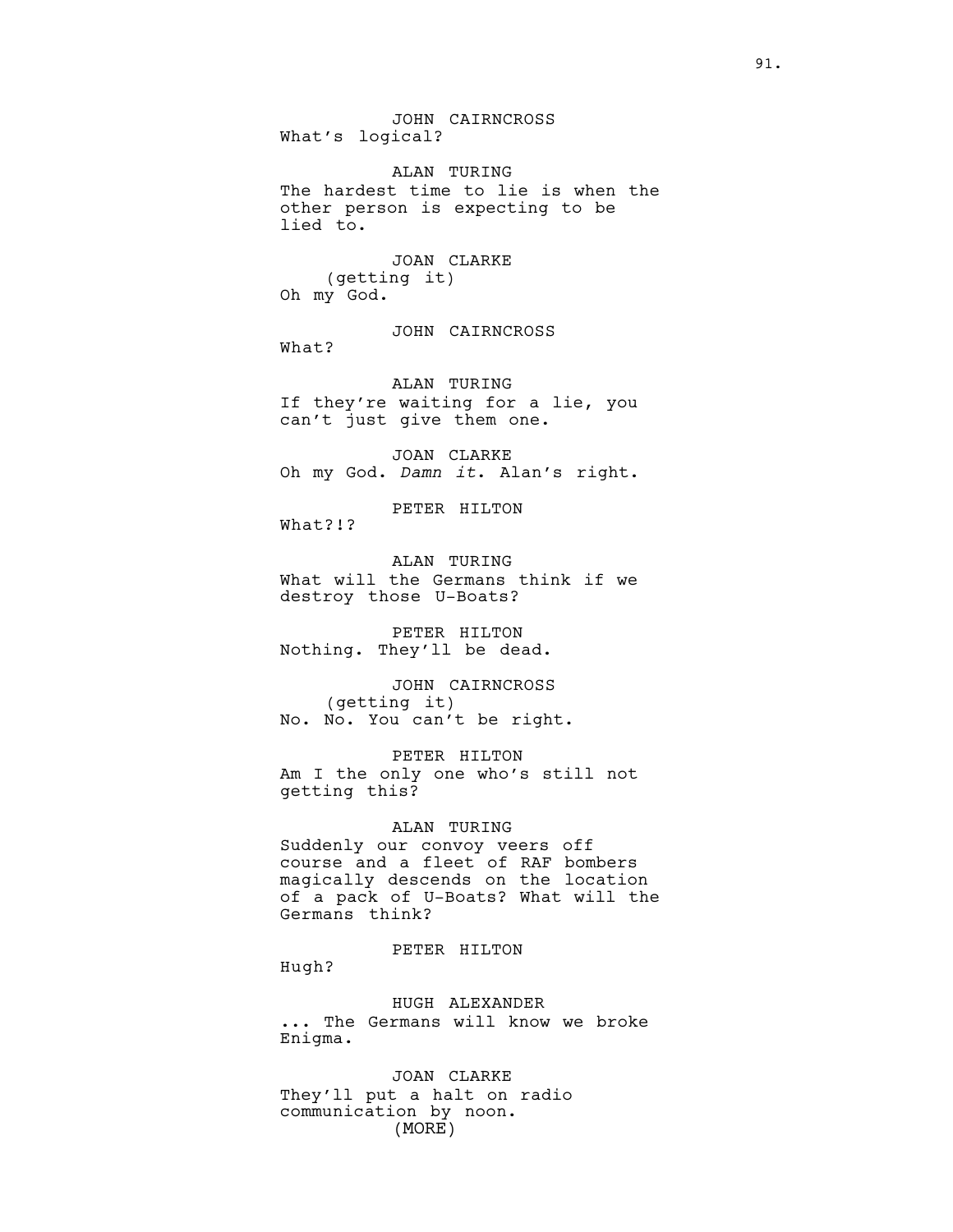JOHN CAIRNCROSS
What's logical?

ALAN TURING
The hardest time to lie is when the other person is expecting to be lied to.

JOAN CLARKE
(getting it)
Oh my God.

JOHN CAIRNCROSS
What?

ALAN TURING
If they're waiting for a lie, you can't just give them one.

JOAN CLARKE
Oh my God. *Damn it*. Alan's right.

PETER HILTON
What?!?

ALAN TURING
What will the Germans think if we destroy those U-Boats?

PETER HILTON
Nothing. They'll be dead.

JOHN CAIRNCROSS
(getting it)
No. No. You can't be right.

PETER HILTON
Am I the only one who's still not getting this?

ALAN TURING
Suddenly our convoy veers off course and a fleet of RAF bombers magically descends on the location of a pack of U-Boats? What will the Germans think?

PETER HILTON
Hugh?

HUGH ALEXANDER
... The Germans will know we broke Enigma.

JOAN CLARKE
They'll put a halt on radio communication by noon.
(MORE)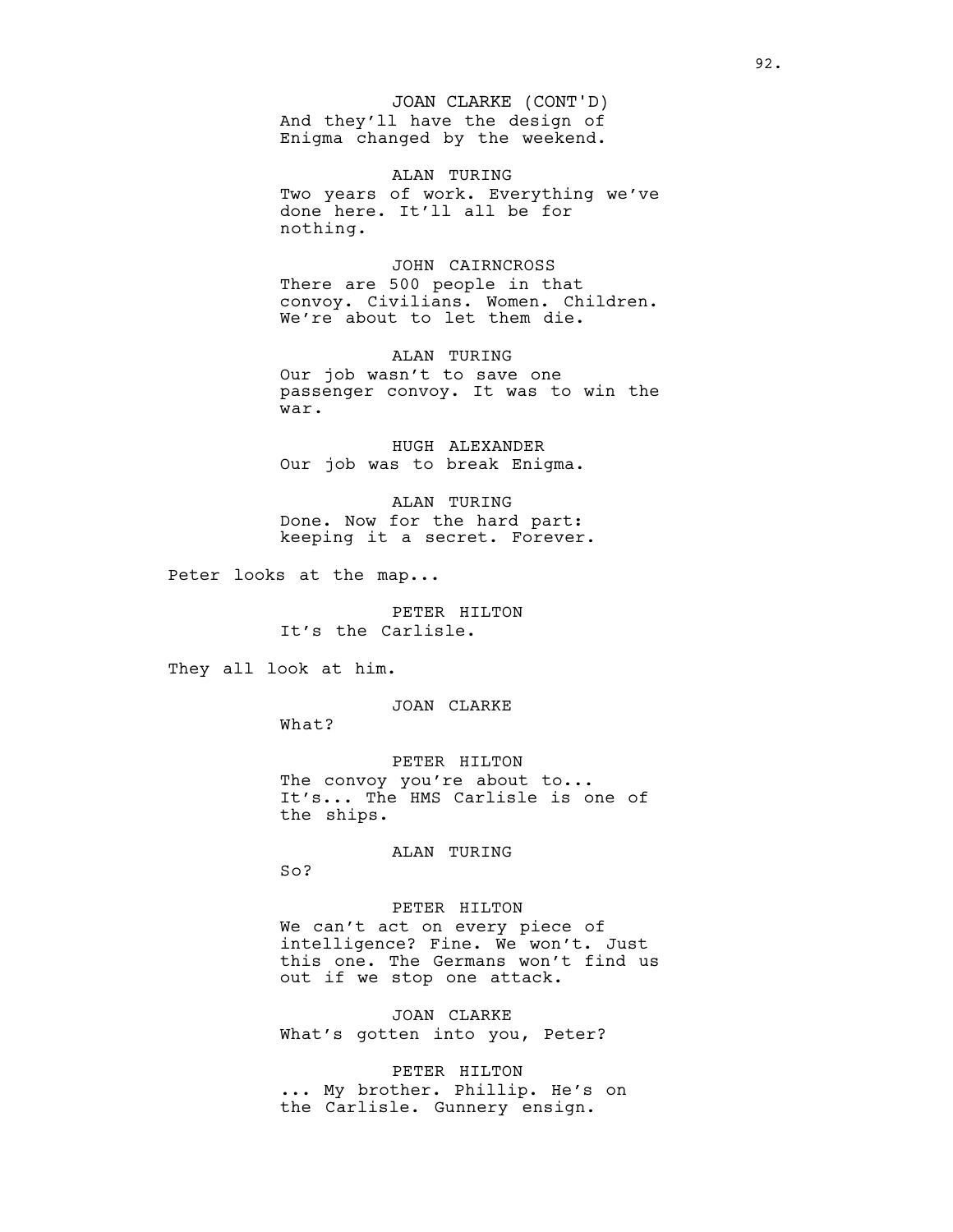JOAN CLARKE (CONT'D)
And they'll have the design of Enigma changed by the weekend.

ALAN TURING
Two years of work. Everything we've done here. It'll all be for nothing.

JOHN CAIRNCROSS
There are 500 people in that convoy. Civilians. Women. Children. We're about to let them die.

ALAN TURING
Our job wasn't to save one passenger convoy. It was to win the war.

HUGH ALEXANDER
Our job was to break Enigma.

ALAN TURING
Done. Now for the hard part: keeping it a secret. Forever.

Peter looks at the map...

PETER HILTON
It's the Carlisle.

They all look at him.

JOAN CLARKE
What?

PETER HILTON
The convoy you're about to... It's... The HMS Carlisle is one of the ships.

ALAN TURING
So?

PETER HILTON
We can't act on every piece of intelligence? Fine. We won't. Just this one. The Germans won't find us out if we stop one attack.

JOAN CLARKE
What's gotten into you, Peter?

PETER HILTON
... My brother. Phillip. He's on the Carlisle. Gunnery ensign.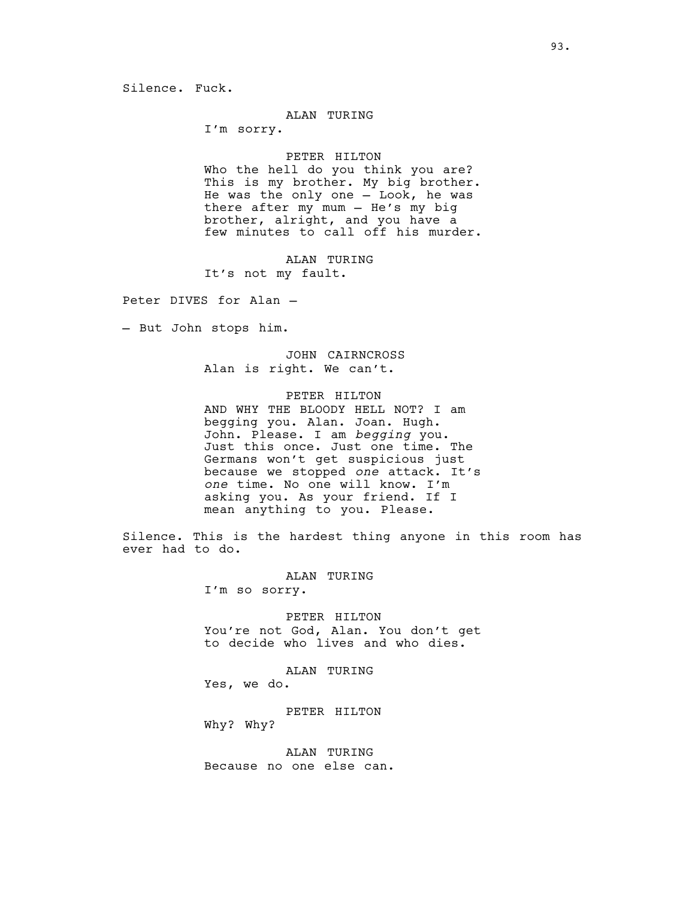Silence. Fuck.

ALAN TURING
I'm sorry.

PETER HILTON
Who the hell do you think you are? This is my brother. My big brother. He was the only one – Look, he was there after my mum – He's my big brother, alright, and you have a few minutes to call off his murder.

ALAN TURING
It's not my fault.

Peter DIVES for Alan –

– But John stops him.

JOHN CAIRNCROSS
Alan is right. We can't.

PETER HILTON
AND WHY THE BLOODY HELL NOT? I am begging you. Alan. Joan. Hugh. John. Please. I am *begging* you. Just this once. Just one time. The Germans won't get suspicious just because we stopped *one* attack. It's *one* time. No one will know. I'm asking you. As your friend. If I mean anything to you. Please.

Silence. This is the hardest thing anyone in this room has ever had to do.

ALAN TURING
I'm so sorry.

PETER HILTON
You're not God, Alan. You don't get to decide who lives and who dies.

ALAN TURING
Yes, we do.

PETER HILTON
Why? Why?

ALAN TURING
Because no one else can.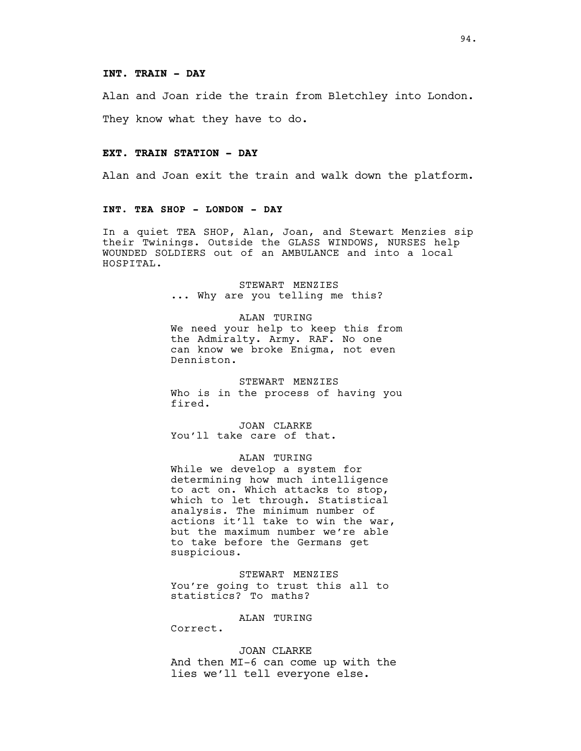**INT. TRAIN - DAY**

Alan and Joan ride the train from Bletchley into London.

They know what they have to do.

**EXT. TRAIN STATION - DAY**

Alan and Joan exit the train and walk down the platform.

**INT. TEA SHOP - LONDON - DAY**

In a quiet TEA SHOP, Alan, Joan, and Stewart Menzies sip their Twinings. Outside the GLASS WINDOWS, NURSES help WOUNDED SOLDIERS out of an AMBULANCE and into a local HOSPITAL.

STEWART MENZIES
... Why are you telling me this?

ALAN TURING
We need your help to keep this from the Admiralty. Army. RAF. No one can know we broke Enigma, not even Denniston.

STEWART MENZIES
Who is in the process of having you fired.

JOAN CLARKE
You'll take care of that.

ALAN TURING
While we develop a system for determining how much intelligence to act on. Which attacks to stop, which to let through. Statistical analysis. The minimum number of actions it'll take to win the war, but the maximum number we're able to take before the Germans get suspicious.

STEWART MENZIES
You're going to trust this all to statistics? To maths?

ALAN TURING
Correct.

JOAN CLARKE
And then MI-6 can come up with the lies we'll tell everyone else.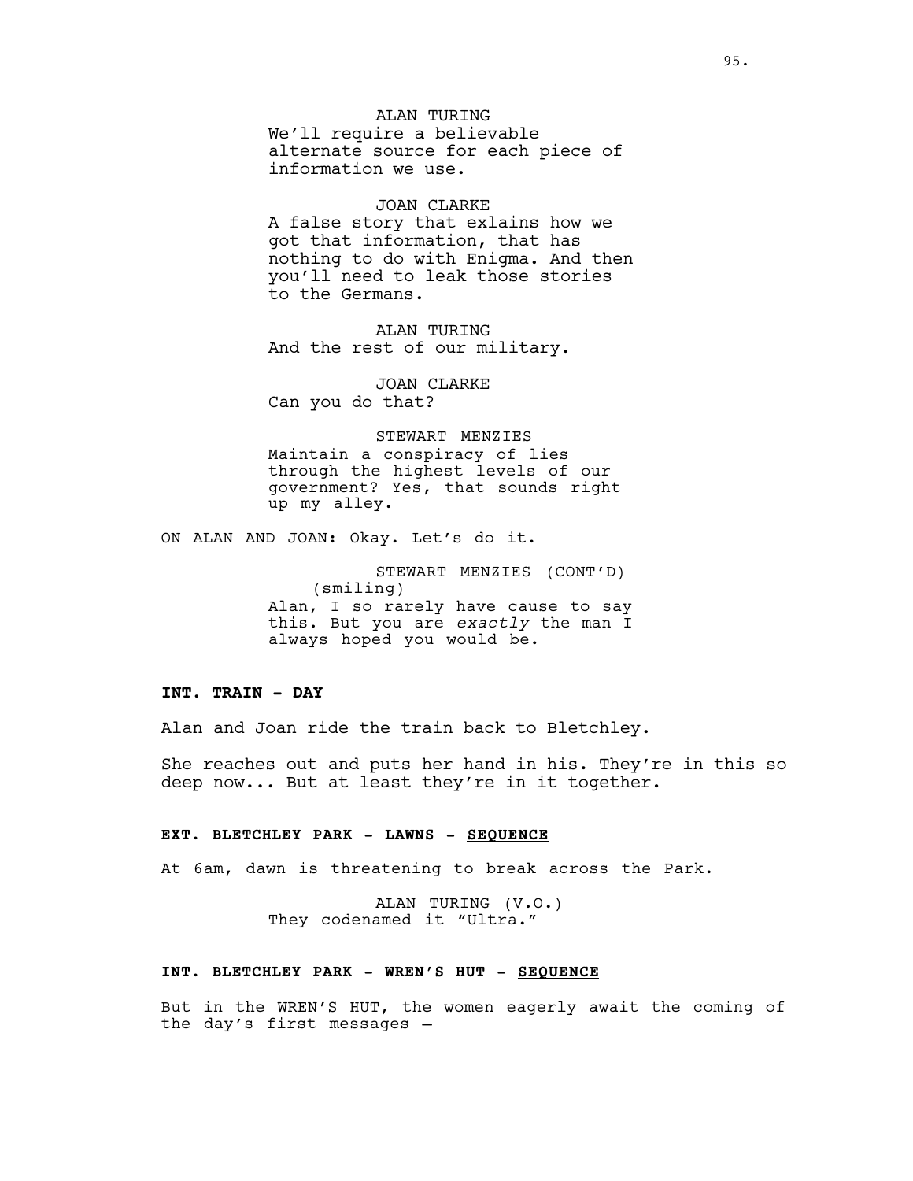ALAN TURING
We'll require a believable alternate source for each piece of information we use.

JOAN CLARKE
A false story that exlains how we got that information, that has nothing to do with Enigma. And then you'll need to leak those stories to the Germans.

ALAN TURING
And the rest of our military.

JOAN CLARKE
Can you do that?

STEWART MENZIES
Maintain a conspiracy of lies through the highest levels of our government? Yes, that sounds right up my alley.

ON ALAN AND JOAN: Okay. Let's do it.

STEWART MENZIES (CONT'D)
(smiling)
Alan, I so rarely have cause to say this. But you are *exactly* the man I always hoped you would be.

**INT. TRAIN - DAY**

Alan and Joan ride the train back to Bletchley.

She reaches out and puts her hand in his. They're in this so deep now... But at least they're in it together.

**EXT. BLETCHLEY PARK - LAWNS - SEQUENCE**

At 6am, dawn is threatening to break across the Park.

ALAN TURING (V.O.)
They codenamed it "Ultra."

**INT. BLETCHLEY PARK - WREN'S HUT - SEQUENCE**

But in the WREN'S HUT, the women eagerly await the coming of the day's first messages –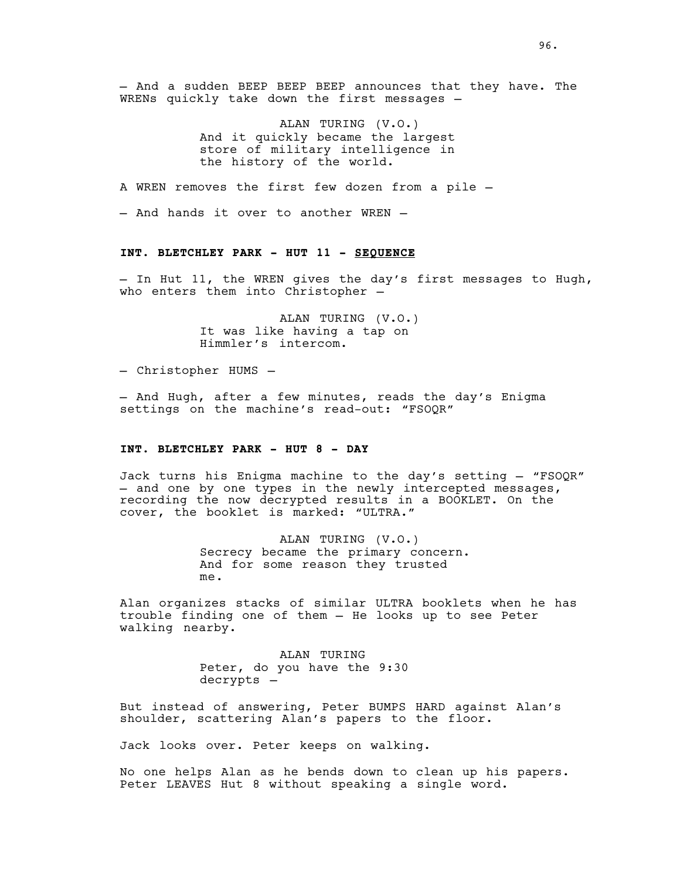– And a sudden BEEP BEEP BEEP announces that they have. The WRENs quickly take down the first messages –

ALAN TURING (V.O.)
And it quickly became the largest store of military intelligence in the history of the world.

A WREN removes the first few dozen from a pile –

– And hands it over to another WREN –

**INT. BLETCHLEY PARK - HUT 11 - SEQUENCE**

– In Hut 11, the WREN gives the day's first messages to Hugh, who enters them into Christopher –

ALAN TURING (V.O.)
It was like having a tap on Himmler's intercom.

– Christopher HUMS –

– And Hugh, after a few minutes, reads the day's Enigma settings on the machine's read-out: "FSOQR"

**INT. BLETCHLEY PARK - HUT 8 - DAY**

Jack turns his Enigma machine to the day's setting – "FSOQR" – and one by one types in the newly intercepted messages, recording the now decrypted results in a BOOKLET. On the cover, the booklet is marked: "ULTRA."

ALAN TURING (V.O.)
Secrecy became the primary concern. And for some reason they trusted me.

Alan organizes stacks of similar ULTRA booklets when he has trouble finding one of them – He looks up to see Peter walking nearby.

ALAN TURING
Peter, do you have the 9:30 decrypts –

But instead of answering, Peter BUMPS HARD against Alan's shoulder, scattering Alan's papers to the floor.

Jack looks over. Peter keeps on walking.

No one helps Alan as he bends down to clean up his papers. Peter LEAVES Hut 8 without speaking a single word.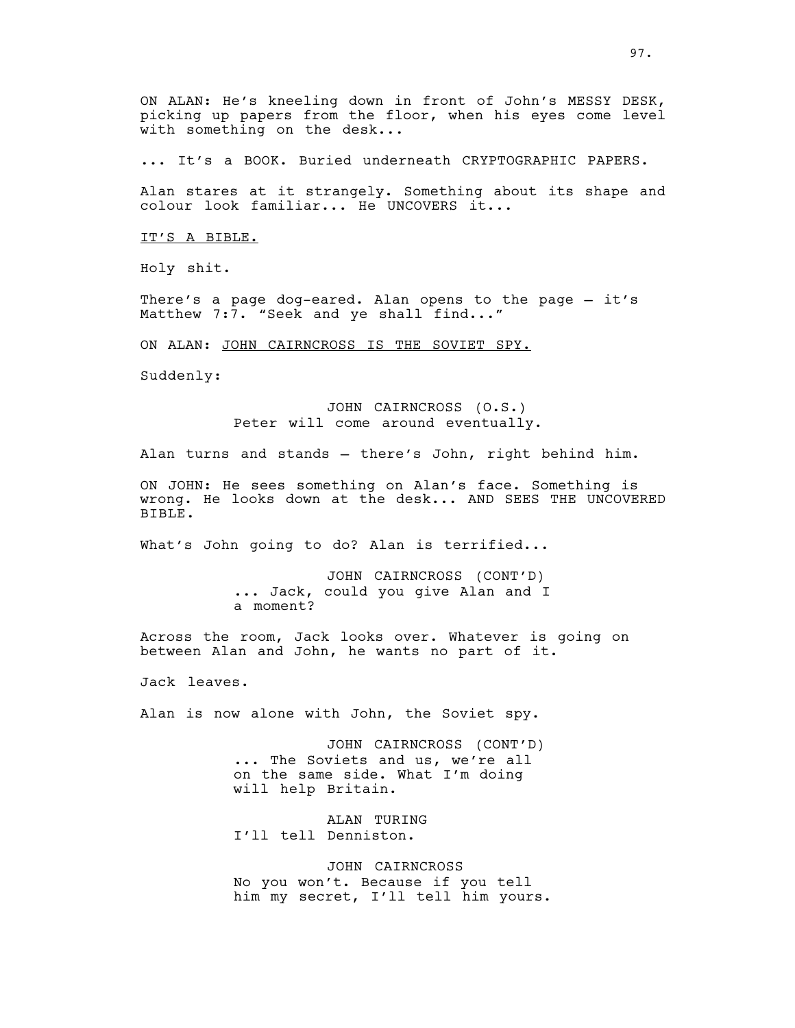ON ALAN: He's kneeling down in front of John's MESSY DESK, picking up papers from the floor, when his eyes come level with something on the desk...

... It's a BOOK. Buried underneath CRYPTOGRAPHIC PAPERS.

Alan stares at it strangely. Something about its shape and colour look familiar... He UNCOVERS it...

<u>IT'S A BIBLE.</u>

Holy shit.

There's a page dog-eared. Alan opens to the page – it's Matthew 7:7. "Seek and ye shall find..."

ON ALAN: <u>JOHN CAIRNCROSS IS THE SOVIET SPY.</u>

Suddenly:

JOHN CAIRNCROSS (O.S.)
Peter will come around eventually.

Alan turns and stands – there's John, right behind him.

ON JOHN: He sees something on Alan's face. Something is wrong. He looks down at the desk... AND SEES THE UNCOVERED BIBLE.

What's John going to do? Alan is terrified...

JOHN CAIRNCROSS (CONT'D)
... Jack, could you give Alan and I a moment?

Across the room, Jack looks over. Whatever is going on between Alan and John, he wants no part of it.

Jack leaves.

Alan is now alone with John, the Soviet spy.

JOHN CAIRNCROSS (CONT'D)
... The Soviets and us, we're all on the same side. What I'm doing will help Britain.

ALAN TURING
I'll tell Denniston.

JOHN CAIRNCROSS
No you won't. Because if you tell him my secret, I'll tell him yours.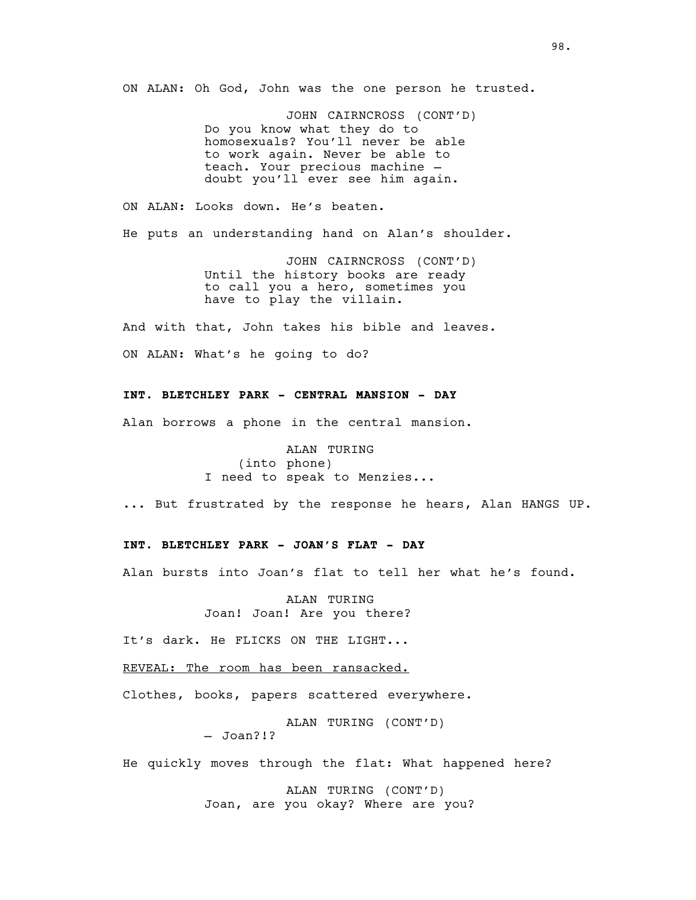ON ALAN: Oh God, John was the one person he trusted.

JOHN CAIRNCROSS (CONT'D)
Do you know what they do to homosexuals? You'll never be able to work again. Never be able to teach. Your precious machine – doubt you'll ever see him again.

ON ALAN: Looks down. He's beaten.

He puts an understanding hand on Alan's shoulder.

JOHN CAIRNCROSS (CONT'D)
Until the history books are ready to call you a hero, sometimes you have to play the villain.

And with that, John takes his bible and leaves.

ON ALAN: What's he going to do?

**INT. BLETCHLEY PARK - CENTRAL MANSION - DAY**

Alan borrows a phone in the central mansion.

ALAN TURING
(into phone)
I need to speak to Menzies...

... But frustrated by the response he hears, Alan HANGS UP.

**INT. BLETCHLEY PARK - JOAN'S FLAT - DAY**

Alan bursts into Joan's flat to tell her what he's found.

ALAN TURING
Joan! Joan! Are you there?

It's dark. He FLICKS ON THE LIGHT...

<u>REVEAL: The room has been ransacked.</u>

Clothes, books, papers scattered everywhere.

ALAN TURING (CONT'D)
– Joan?!?

He quickly moves through the flat: What happened here?

ALAN TURING (CONT'D)
Joan, are you okay? Where are you?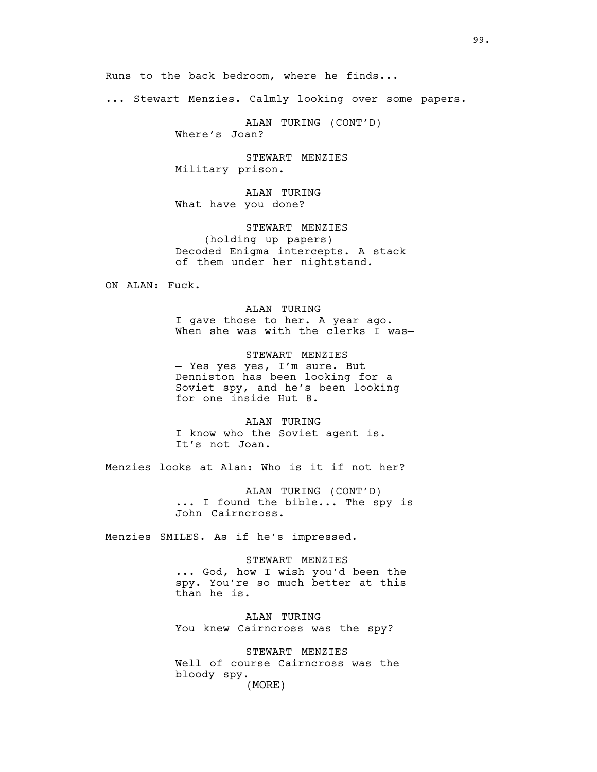Runs to the back bedroom, where he finds...

... Stewart Menzies. Calmly looking over some papers.

ALAN TURING (CONT'D)
Where's Joan?

STEWART MENZIES
Military prison.

ALAN TURING
What have you done?

STEWART MENZIES
(holding up papers)
Decoded Enigma intercepts. A stack of them under her nightstand.

ON ALAN: Fuck.

ALAN TURING
I gave those to her. A year ago. When she was with the clerks I was—

STEWART MENZIES
— Yes yes yes, I'm sure. But Denniston has been looking for a Soviet spy, and he's been looking for one inside Hut 8.

ALAN TURING
I know who the Soviet agent is. It's not Joan.

Menzies looks at Alan: Who is it if not her?

ALAN TURING (CONT'D)
... I found the bible... The spy is John Cairncross.

Menzies SMILES. As if he's impressed.

STEWART MENZIES
... God, how I wish you'd been the spy. You're so much better at this than he is.

ALAN TURING
You knew Cairncross was the spy?

STEWART MENZIES
Well of course Cairncross was the bloody spy.
(MORE)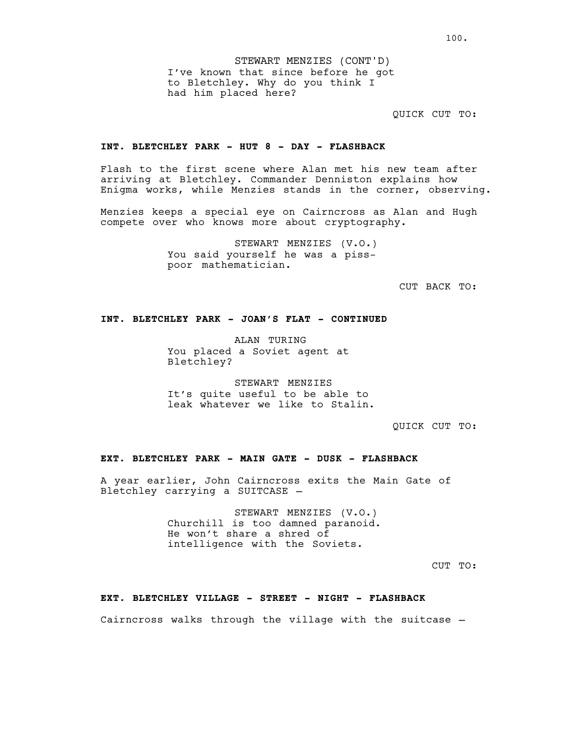STEWART MENZIES (CONT'D)
I've known that since before he got to Bletchley. Why do you think I had him placed here?

QUICK CUT TO:

**INT. BLETCHLEY PARK - HUT 8 - DAY - FLASHBACK**

Flash to the first scene where Alan met his new team after arriving at Bletchley. Commander Denniston explains how Enigma works, while Menzies stands in the corner, observing.

Menzies keeps a special eye on Cairncross as Alan and Hugh compete over who knows more about cryptography.

STEWART MENZIES (V.O.)
You said yourself he was a piss-poor mathematician.

CUT BACK TO:

**INT. BLETCHLEY PARK - JOAN'S FLAT - CONTINUED**

ALAN TURING
You placed a Soviet agent at Bletchley?

STEWART MENZIES
It's quite useful to be able to leak whatever we like to Stalin.

QUICK CUT TO:

**EXT. BLETCHLEY PARK - MAIN GATE - DUSK - FLASHBACK**

A year earlier, John Cairncross exits the Main Gate of Bletchley carrying a SUITCASE –

STEWART MENZIES (V.O.)
Churchill is too damned paranoid. He won't share a shred of intelligence with the Soviets.

CUT TO:

**EXT. BLETCHLEY VILLAGE - STREET - NIGHT - FLASHBACK**

Cairncross walks through the village with the suitcase –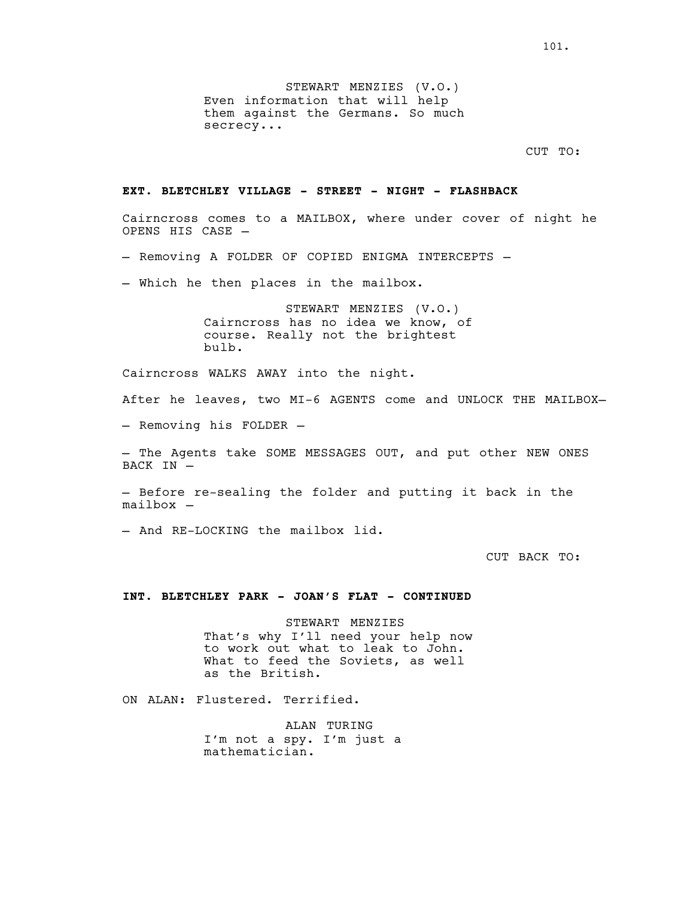STEWART MENZIES (V.O.)
Even information that will help them against the Germans. So much secrecy...

CUT TO:

**EXT. BLETCHLEY VILLAGE - STREET - NIGHT - FLASHBACK**

Cairncross comes to a MAILBOX, where under cover of night he OPENS HIS CASE –

– Removing A FOLDER OF COPIED ENIGMA INTERCEPTS –

– Which he then places in the mailbox.

STEWART MENZIES (V.O.)
Cairncross has no idea we know, of course. Really not the brightest bulb.

Cairncross WALKS AWAY into the night.

After he leaves, two MI-6 AGENTS come and UNLOCK THE MAILBOX–

– Removing his FOLDER –

– The Agents take SOME MESSAGES OUT, and put other NEW ONES BACK IN –

– Before re-sealing the folder and putting it back in the mailbox –

– And RE-LOCKING the mailbox lid.

CUT BACK TO:

**INT. BLETCHLEY PARK - JOAN'S FLAT - CONTINUED**

STEWART MENZIES
That's why I'll need your help now to work out what to leak to John. What to feed the Soviets, as well as the British.

ON ALAN: Flustered. Terrified.

ALAN TURING
I'm not a spy. I'm just a mathematician.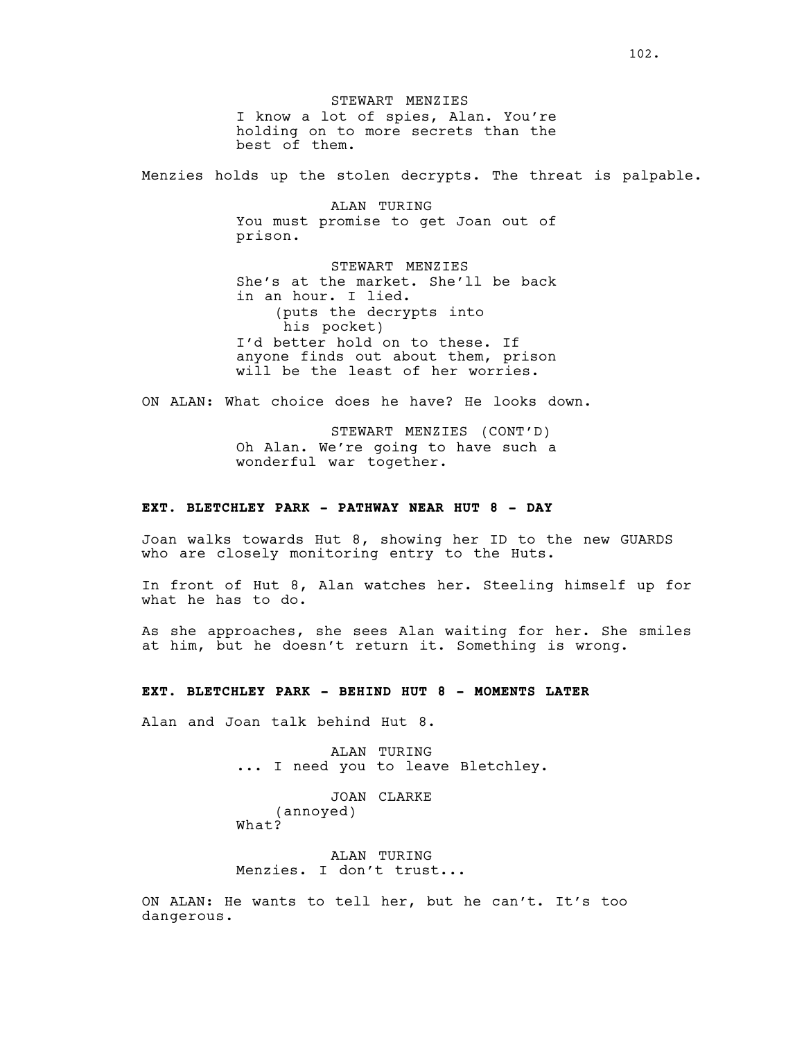STEWART MENZIES
I know a lot of spies, Alan. You're holding on to more secrets than the best of them.

Menzies holds up the stolen decrypts. The threat is palpable.

ALAN TURING
You must promise to get Joan out of prison.

STEWART MENZIES
She's at the market. She'll be back in an hour. I lied.
(puts the decrypts into his pocket)
I'd better hold on to these. If anyone finds out about them, prison will be the least of her worries.

ON ALAN: What choice does he have? He looks down.

STEWART MENZIES (CONT'D)
Oh Alan. We're going to have such a wonderful war together.

**EXT. BLETCHLEY PARK - PATHWAY NEAR HUT 8 - DAY**

Joan walks towards Hut 8, showing her ID to the new GUARDS who are closely monitoring entry to the Huts.

In front of Hut 8, Alan watches her. Steeling himself up for what he has to do.

As she approaches, she sees Alan waiting for her. She smiles at him, but he doesn't return it. Something is wrong.

**EXT. BLETCHLEY PARK - BEHIND HUT 8 - MOMENTS LATER**

Alan and Joan talk behind Hut 8.

ALAN TURING
... I need you to leave Bletchley.

JOAN CLARKE
(annoyed)
What?

ALAN TURING
Menzies. I don't trust...

ON ALAN: He wants to tell her, but he can't. It's too dangerous.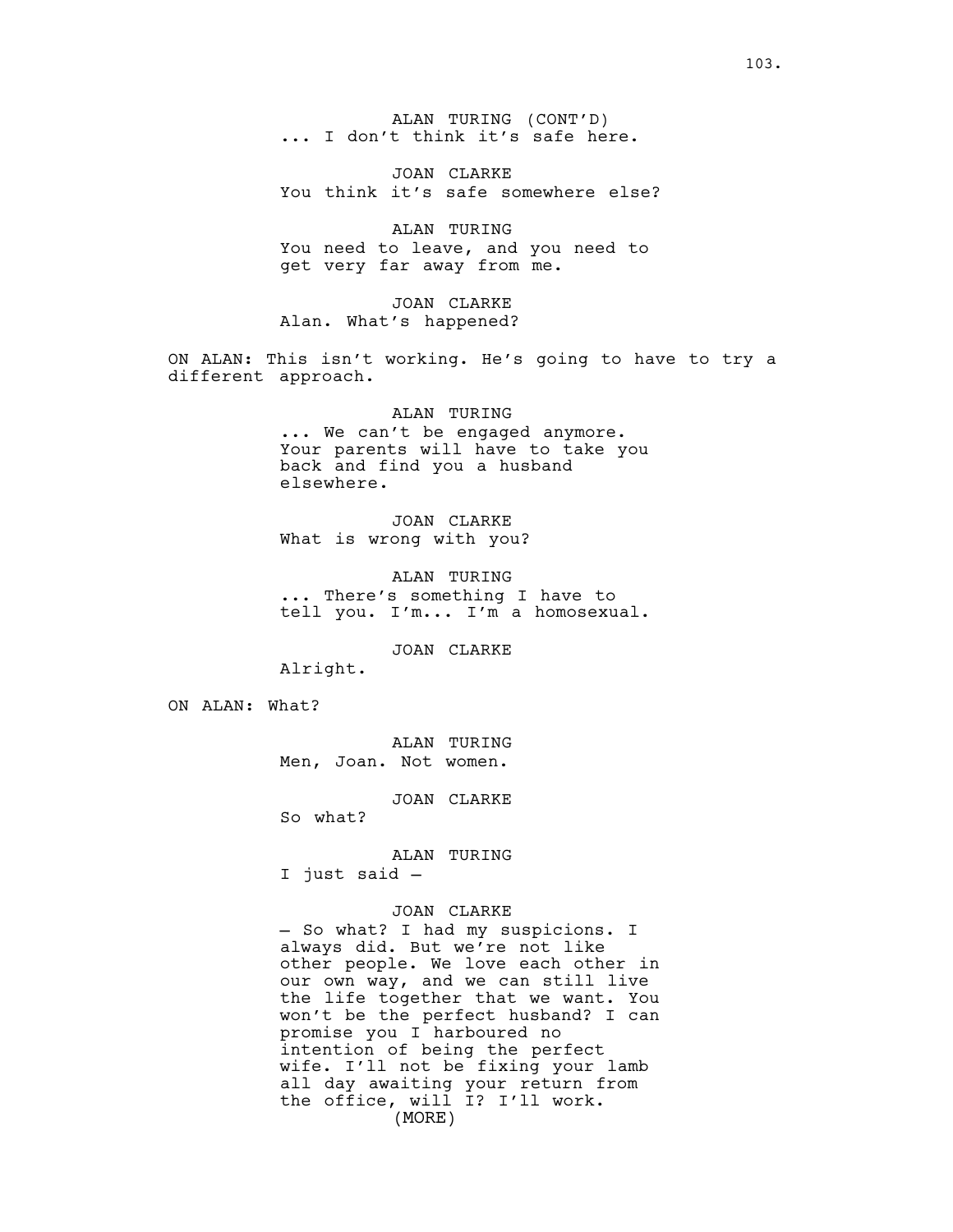ALAN TURING (CONT'D)
... I don't think it's safe here.

JOAN CLARKE
You think it's safe somewhere else?

ALAN TURING
You need to leave, and you need to get very far away from me.

JOAN CLARKE
Alan. What's happened?

ON ALAN: This isn't working. He's going to have to try a different approach.

ALAN TURING
... We can't be engaged anymore. Your parents will have to take you back and find you a husband elsewhere.

JOAN CLARKE
What is wrong with you?

ALAN TURING
... There's something I have to tell you. I'm... I'm a homosexual.

JOAN CLARKE
Alright.

ON ALAN: What?

ALAN TURING
Men, Joan. Not women.

JOAN CLARKE
So what?

ALAN TURING
I just said –

JOAN CLARKE
– So what? I had my suspicions. I always did. But we're not like other people. We love each other in our own way, and we can still live the life together that we want. You won't be the perfect husband? I can promise you I harboured no intention of being the perfect wife. I'll not be fixing your lamb all day awaiting your return from the office, will I? I'll work.
(MORE)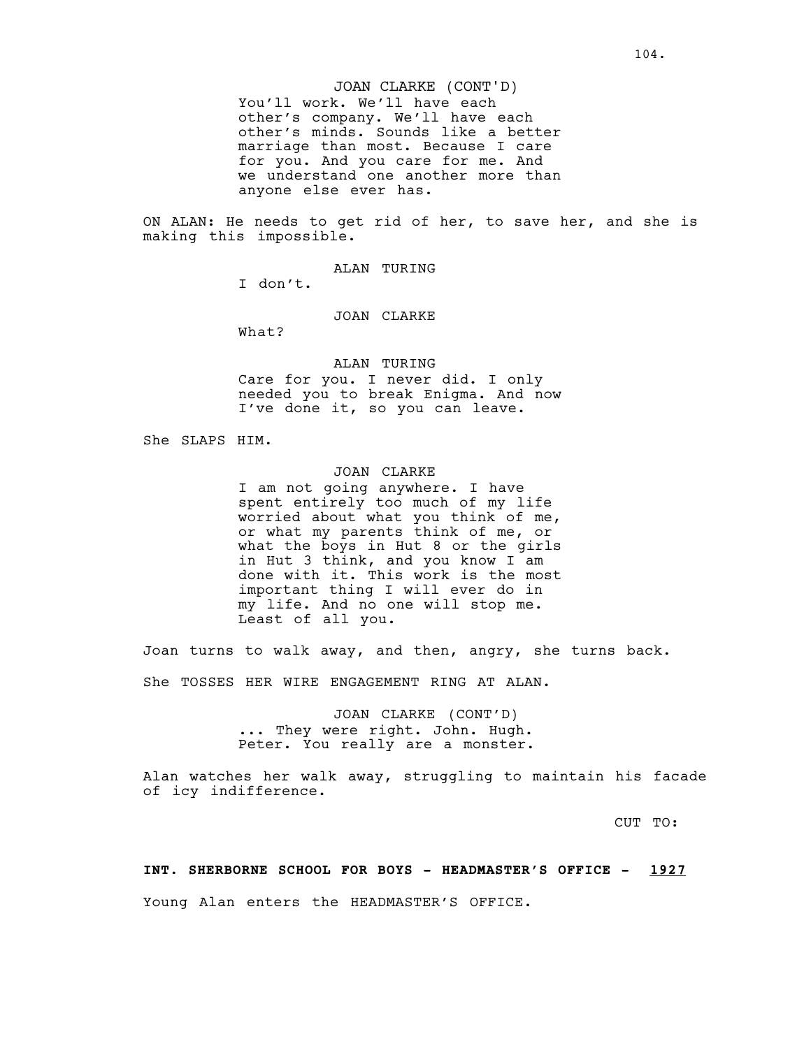JOAN CLARKE (CONT'D)
You'll work. We'll have each other's company. We'll have each other's minds. Sounds like a better marriage than most. Because I care for you. And you care for me. And we understand one another more than anyone else ever has.

ON ALAN: He needs to get rid of her, to save her, and she is making this impossible.

ALAN TURING
I don't.

JOAN CLARKE
What?

ALAN TURING
Care for you. I never did. I only needed you to break Enigma. And now I've done it, so you can leave.

She SLAPS HIM.

JOAN CLARKE
I am not going anywhere. I have spent entirely too much of my life worried about what you think of me, or what my parents think of me, or what the boys in Hut 8 or the girls in Hut 3 think, and you know I am done with it. This work is the most important thing I will ever do in my life. And no one will stop me. Least of all you.

Joan turns to walk away, and then, angry, she turns back.

She TOSSES HER WIRE ENGAGEMENT RING AT ALAN.

JOAN CLARKE (CONT'D)
... They were right. John. Hugh. Peter. You really are a monster.

Alan watches her walk away, struggling to maintain his facade of icy indifference.

CUT TO:

**INT. SHERBORNE SCHOOL FOR BOYS - HEADMASTER'S OFFICE - 1927**

Young Alan enters the HEADMASTER'S OFFICE.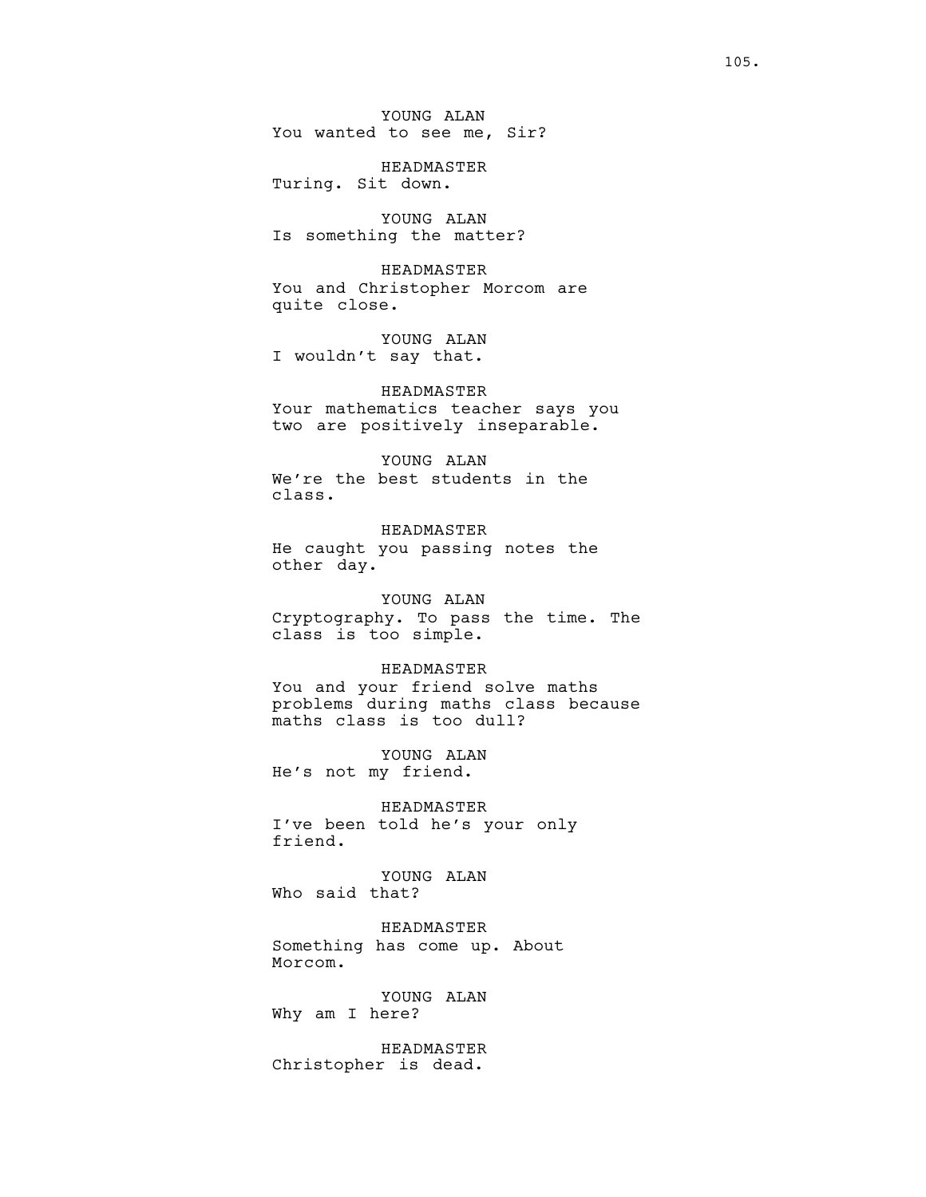YOUNG ALAN
You wanted to see me, Sir?

HEADMASTER
Turing. Sit down.

YOUNG ALAN
Is something the matter?

HEADMASTER
You and Christopher Morcom are quite close.

YOUNG ALAN
I wouldn't say that.

HEADMASTER
Your mathematics teacher says you two are positively inseparable.

YOUNG ALAN
We're the best students in the class.

HEADMASTER
He caught you passing notes the other day.

YOUNG ALAN
Cryptography. To pass the time. The class is too simple.

HEADMASTER
You and your friend solve maths problems during maths class because maths class is too dull?

YOUNG ALAN
He's not my friend.

HEADMASTER
I've been told he's your only friend.

YOUNG ALAN
Who said that?

HEADMASTER
Something has come up. About Morcom.

YOUNG ALAN
Why am I here?

HEADMASTER
Christopher is dead.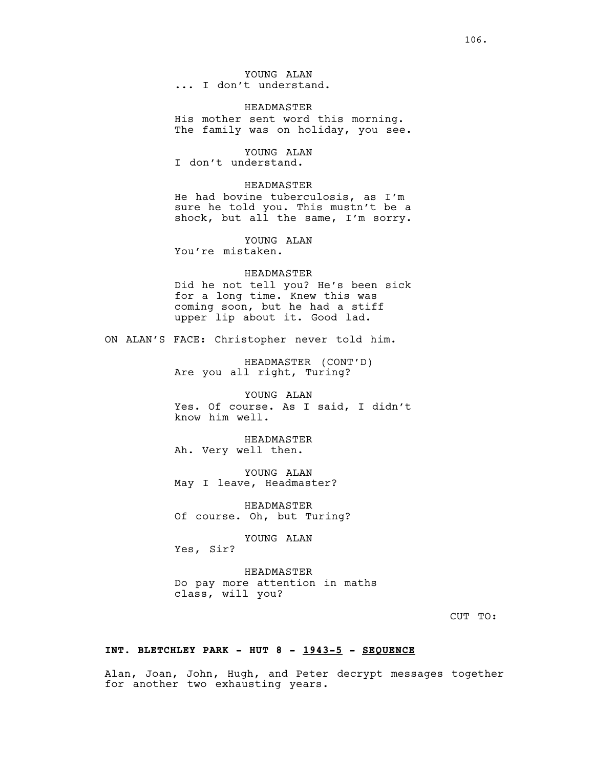YOUNG ALAN
... I don't understand.

HEADMASTER
His mother sent word this morning. The family was on holiday, you see.

YOUNG ALAN
I don't understand.

HEADMASTER
He had bovine tuberculosis, as I'm sure he told you. This mustn't be a shock, but all the same, I'm sorry.

YOUNG ALAN
You're mistaken.

HEADMASTER
Did he not tell you? He's been sick for a long time. Knew this was coming soon, but he had a stiff upper lip about it. Good lad.

ON ALAN'S FACE: Christopher never told him.

HEADMASTER (CONT'D)
Are you all right, Turing?

YOUNG ALAN
Yes. Of course. As I said, I didn't know him well.

HEADMASTER
Ah. Very well then.

YOUNG ALAN
May I leave, Headmaster?

HEADMASTER
Of course. Oh, but Turing?

YOUNG ALAN
Yes, Sir?

HEADMASTER
Do pay more attention in maths class, will you?

CUT TO:

**INT. BLETCHLEY PARK - HUT 8 - <u>1943-5</u> - <u>SEQUENCE</u>**

Alan, Joan, John, Hugh, and Peter decrypt messages together for another two exhausting years.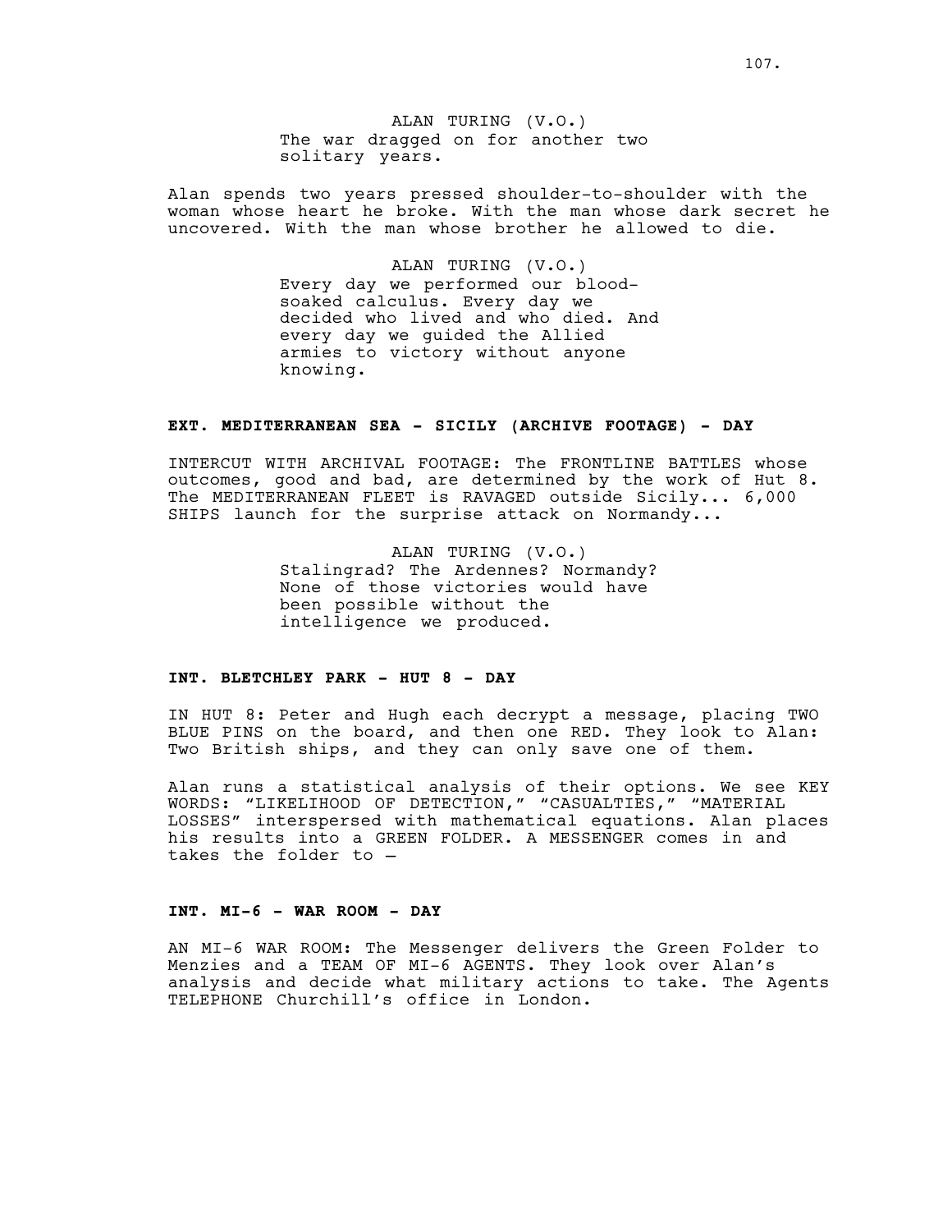ALAN TURING (V.O.)
The war dragged on for another two solitary years.

Alan spends two years pressed shoulder-to-shoulder with the woman whose heart he broke. With the man whose dark secret he uncovered. With the man whose brother he allowed to die.

ALAN TURING (V.O.)
Every day we performed our blood-soaked calculus. Every day we decided who lived and who died. And every day we guided the Allied armies to victory without anyone knowing.

**EXT. MEDITERRANEAN SEA - SICILY (ARCHIVE FOOTAGE) - DAY**

INTERCUT WITH ARCHIVAL FOOTAGE: The FRONTLINE BATTLES whose outcomes, good and bad, are determined by the work of Hut 8. The MEDITERRANEAN FLEET is RAVAGED outside Sicily... 6,000 SHIPS launch for the surprise attack on Normandy...

ALAN TURING (V.O.)
Stalingrad? The Ardennes? Normandy? None of those victories would have been possible without the intelligence we produced.

**INT. BLETCHLEY PARK - HUT 8 - DAY**

IN HUT 8: Peter and Hugh each decrypt a message, placing TWO BLUE PINS on the board, and then one RED. They look to Alan: Two British ships, and they can only save one of them.

Alan runs a statistical analysis of their options. We see KEY WORDS: "LIKELIHOOD OF DETECTION," "CASUALTIES," "MATERIAL LOSSES" interspersed with mathematical equations. Alan places his results into a GREEN FOLDER. A MESSENGER comes in and takes the folder to –

**INT. MI-6 - WAR ROOM - DAY**

AN MI-6 WAR ROOM: The Messenger delivers the Green Folder to Menzies and a TEAM OF MI-6 AGENTS. They look over Alan's analysis and decide what military actions to take. The Agents TELEPHONE Churchill's office in London.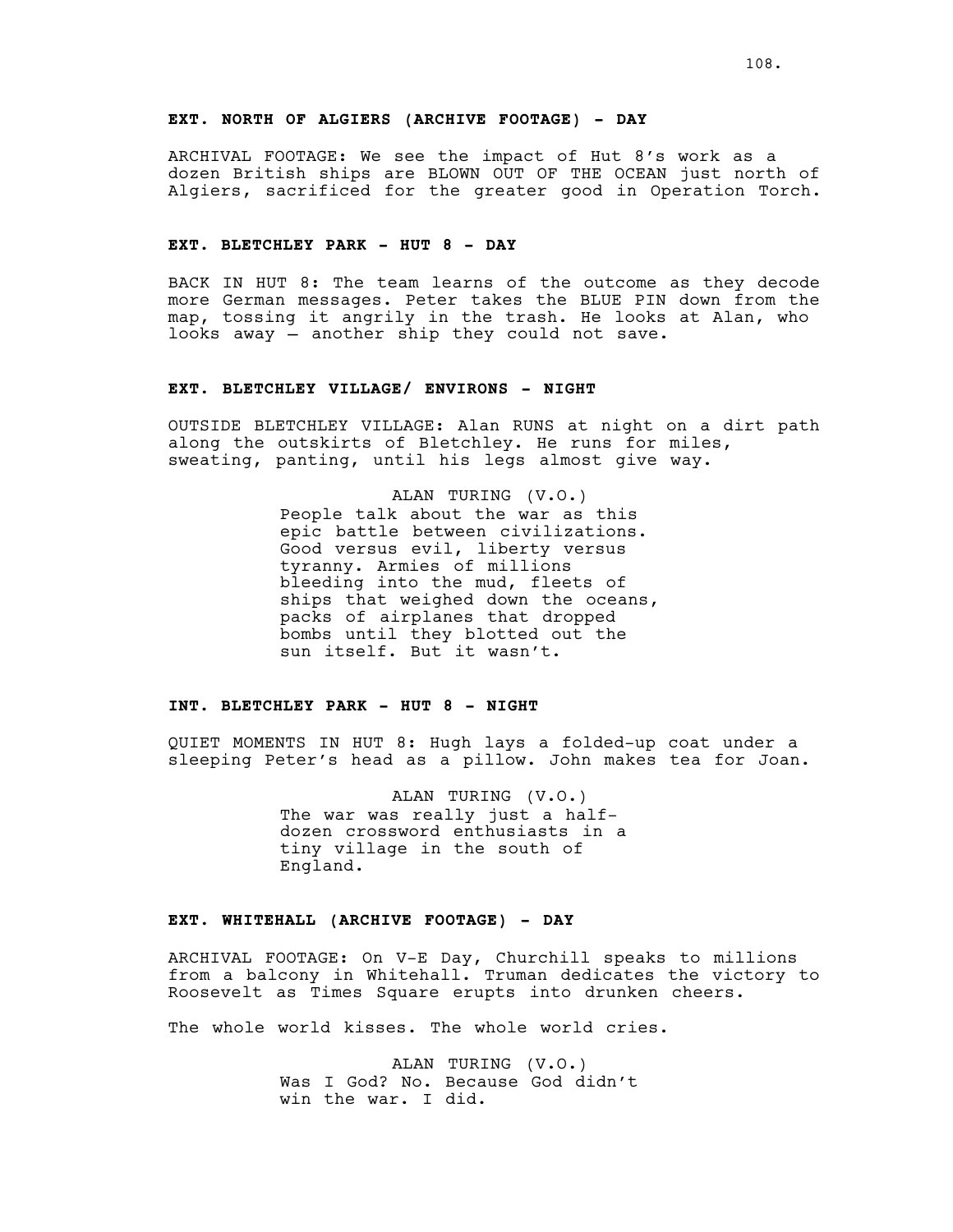**EXT. NORTH OF ALGIERS (ARCHIVE FOOTAGE) - DAY**

ARCHIVAL FOOTAGE: We see the impact of Hut 8's work as a dozen British ships are BLOWN OUT OF THE OCEAN just north of Algiers, sacrificed for the greater good in Operation Torch.

**EXT. BLETCHLEY PARK - HUT 8 - DAY**

BACK IN HUT 8: The team learns of the outcome as they decode more German messages. Peter takes the BLUE PIN down from the map, tossing it angrily in the trash. He looks at Alan, who looks away – another ship they could not save.

**EXT. BLETCHLEY VILLAGE/ ENVIRONS - NIGHT**

OUTSIDE BLETCHLEY VILLAGE: Alan RUNS at night on a dirt path along the outskirts of Bletchley. He runs for miles, sweating, panting, until his legs almost give way.

ALAN TURING (V.O.)
People talk about the war as this epic battle between civilizations. Good versus evil, liberty versus tyranny. Armies of millions bleeding into the mud, fleets of ships that weighed down the oceans, packs of airplanes that dropped bombs until they blotted out the sun itself. But it wasn't.

**INT. BLETCHLEY PARK - HUT 8 - NIGHT**

QUIET MOMENTS IN HUT 8: Hugh lays a folded-up coat under a sleeping Peter's head as a pillow. John makes tea for Joan.

ALAN TURING (V.O.)
The war was really just a half-dozen crossword enthusiasts in a tiny village in the south of England.

**EXT. WHITEHALL (ARCHIVE FOOTAGE) - DAY**

ARCHIVAL FOOTAGE: On V-E Day, Churchill speaks to millions from a balcony in Whitehall. Truman dedicates the victory to Roosevelt as Times Square erupts into drunken cheers.

The whole world kisses. The whole world cries.

ALAN TURING (V.O.)
Was I God? No. Because God didn't win the war. I did.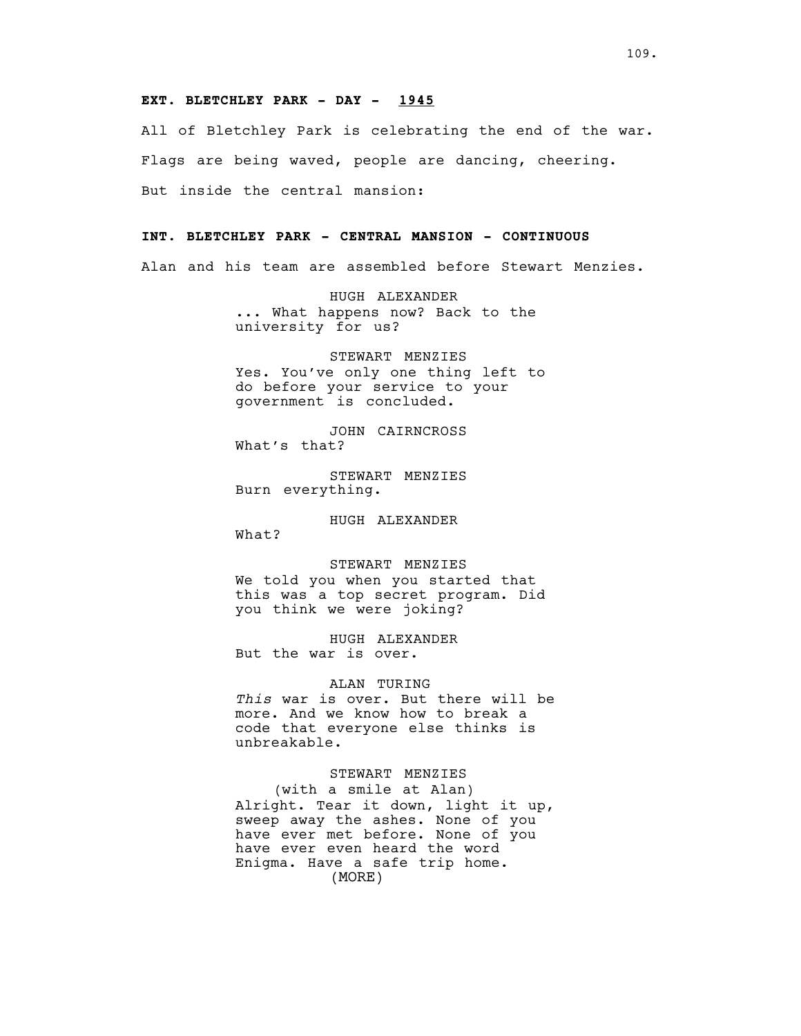**EXT. BLETCHLEY PARK - DAY - <u>1945</u>**

All of Bletchley Park is celebrating the end of the war.

Flags are being waved, people are dancing, cheering.

But inside the central mansion:

**INT. BLETCHLEY PARK - CENTRAL MANSION - CONTINUOUS**

Alan and his team are assembled before Stewart Menzies.

HUGH ALEXANDER
... What happens now? Back to the university for us?

STEWART MENZIES
Yes. You've only one thing left to do before your service to your government is concluded.

JOHN CAIRNCROSS
What's that?

STEWART MENZIES
Burn everything.

HUGH ALEXANDER
What?

STEWART MENZIES
We told you when you started that this was a top secret program. Did you think we were joking?

HUGH ALEXANDER
But the war is over.

ALAN TURING
*This* war is over. But there will be more. And we know how to break a code that everyone else thinks is unbreakable.

STEWART MENZIES
(with a smile at Alan)
Alright. Tear it down, light it up, sweep away the ashes. None of you have ever met before. None of you have ever even heard the word Enigma. Have a safe trip home.
(MORE)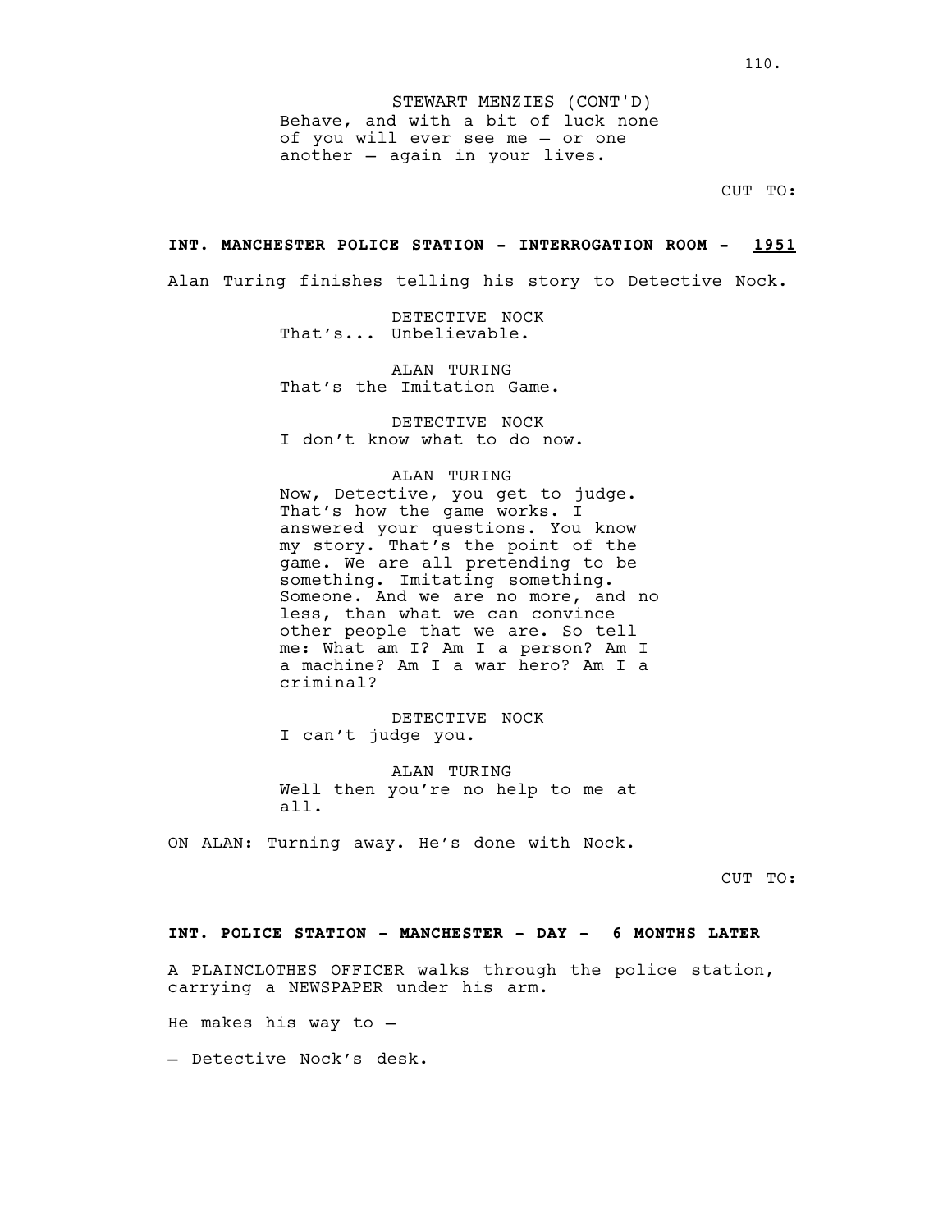STEWART MENZIES (CONT'D)
Behave, and with a bit of luck none of you will ever see me – or one another – again in your lives.

CUT TO:

**INT. MANCHESTER POLICE STATION - INTERROGATION ROOM - <u>1951</u>**

Alan Turing finishes telling his story to Detective Nock.

DETECTIVE NOCK
That's... Unbelievable.

ALAN TURING
That's the Imitation Game.

DETECTIVE NOCK
I don't know what to do now.

ALAN TURING
Now, Detective, you get to judge. That's how the game works. I answered your questions. You know my story. That's the point of the game. We are all pretending to be something. Imitating something. Someone. And we are no more, and no less, than what we can convince other people that we are. So tell me: What am I? Am I a person? Am I a machine? Am I a war hero? Am I a criminal?

DETECTIVE NOCK
I can't judge you.

ALAN TURING
Well then you're no help to me at all.

ON ALAN: Turning away. He's done with Nock.

CUT TO:

**INT. POLICE STATION - MANCHESTER - DAY - <u>6 MONTHS LATER</u>**

A PLAINCLOTHES OFFICER walks through the police station, carrying a NEWSPAPER under his arm.

He makes his way to –

– Detective Nock's desk.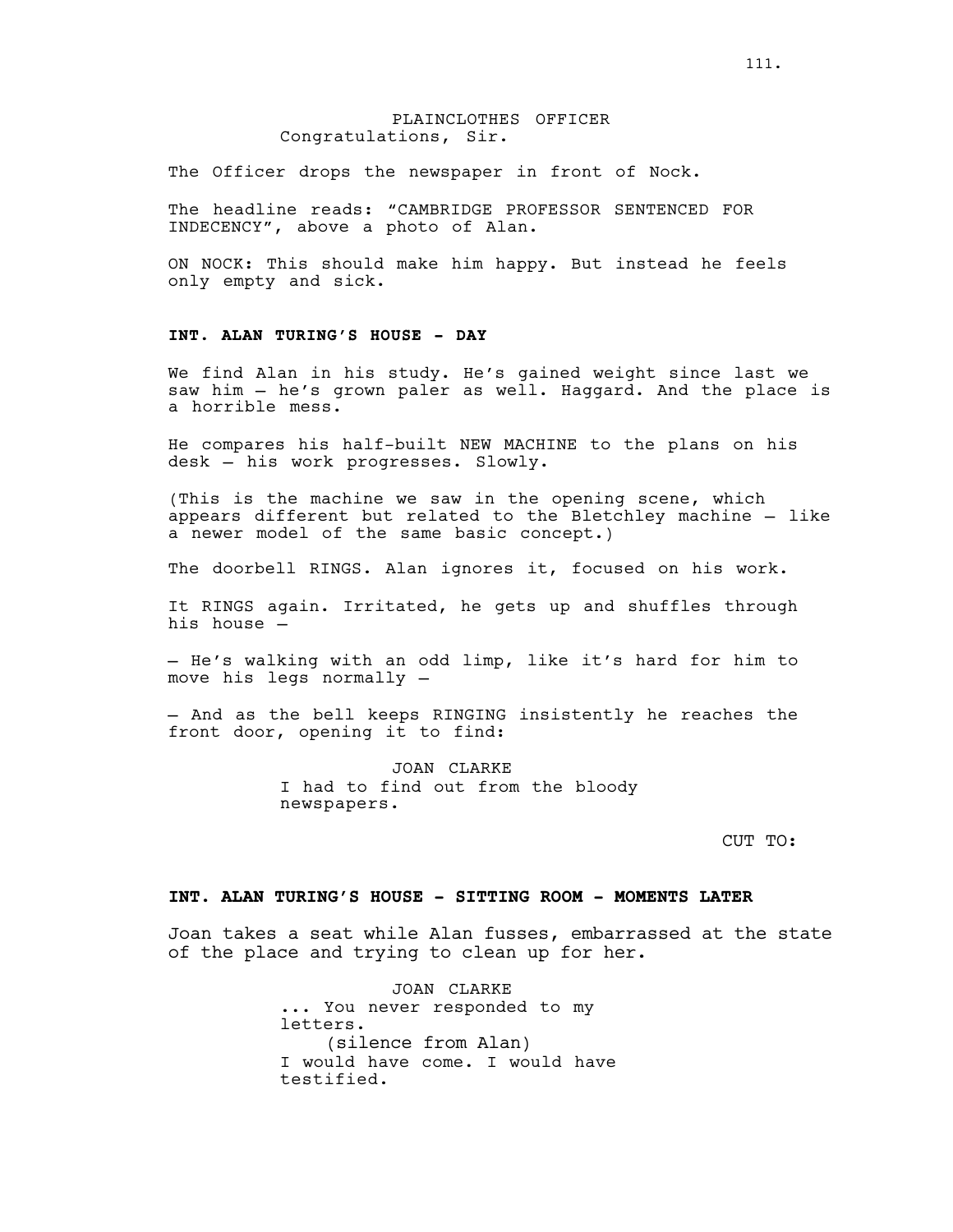PLAINCLOTHES OFFICER
Congratulations, Sir.

The Officer drops the newspaper in front of Nock.

The headline reads: "CAMBRIDGE PROFESSOR SENTENCED FOR INDECENCY", above a photo of Alan.

ON NOCK: This should make him happy. But instead he feels only empty and sick.

**INT. ALAN TURING'S HOUSE - DAY**

We find Alan in his study. He's gained weight since last we saw him – he's grown paler as well. Haggard. And the place is a horrible mess.

He compares his half-built NEW MACHINE to the plans on his desk – his work progresses. Slowly.

(This is the machine we saw in the opening scene, which appears different but related to the Bletchley machine – like a newer model of the same basic concept.)

The doorbell RINGS. Alan ignores it, focused on his work.

It RINGS again. Irritated, he gets up and shuffles through his house –

– He's walking with an odd limp, like it's hard for him to move his legs normally –

– And as the bell keeps RINGING insistently he reaches the front door, opening it to find:

JOAN CLARKE
I had to find out from the bloody newspapers.

CUT TO:

**INT. ALAN TURING'S HOUSE - SITTING ROOM - MOMENTS LATER**

Joan takes a seat while Alan fusses, embarrassed at the state of the place and trying to clean up for her.

JOAN CLARKE
... You never responded to my letters.
(silence from Alan)
I would have come. I would have testified.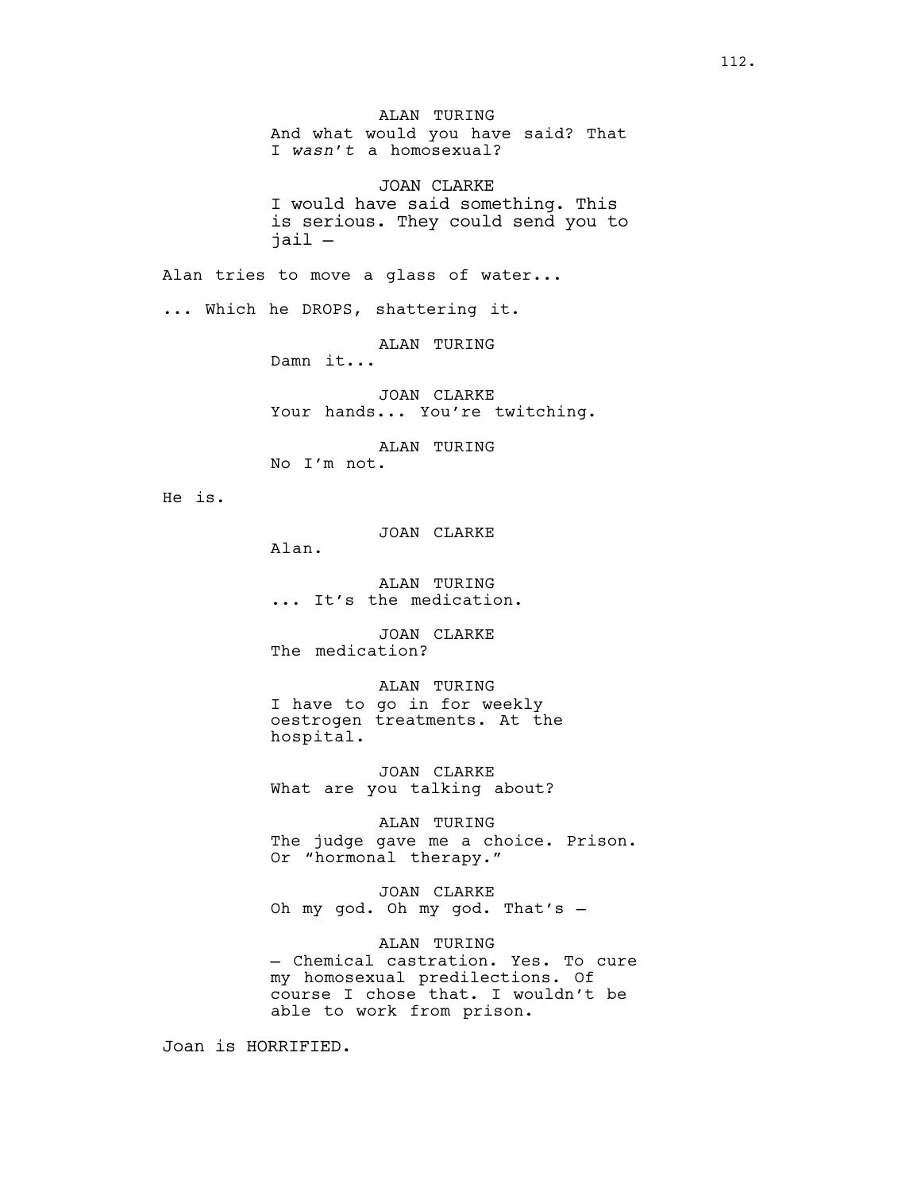ALAN TURING

And what would you have said? That I *wasn't* a homosexual?

JOAN CLARKE

I would have said something. This is serious. They could send you to jail –

Alan tries to move a glass of water...

... Which he DROPS, shattering it.

ALAN TURING

Damn it...

JOAN CLARKE

Your hands... You're twitching.

ALAN TURING

No I'm not.

He is.

JOAN CLARKE

Alan.

ALAN TURING

... It's the medication.

JOAN CLARKE

The medication?

ALAN TURING

I have to go in for weekly oestrogen treatments. At the hospital.

JOAN CLARKE

What are you talking about?

ALAN TURING

The judge gave me a choice. Prison. Or "hormonal therapy."

JOAN CLARKE

Oh my god. Oh my god. That's –

ALAN TURING

– Chemical castration. Yes. To cure my homosexual predilections. Of course I chose that. I wouldn't be able to work from prison.

Joan is HORRIFIED.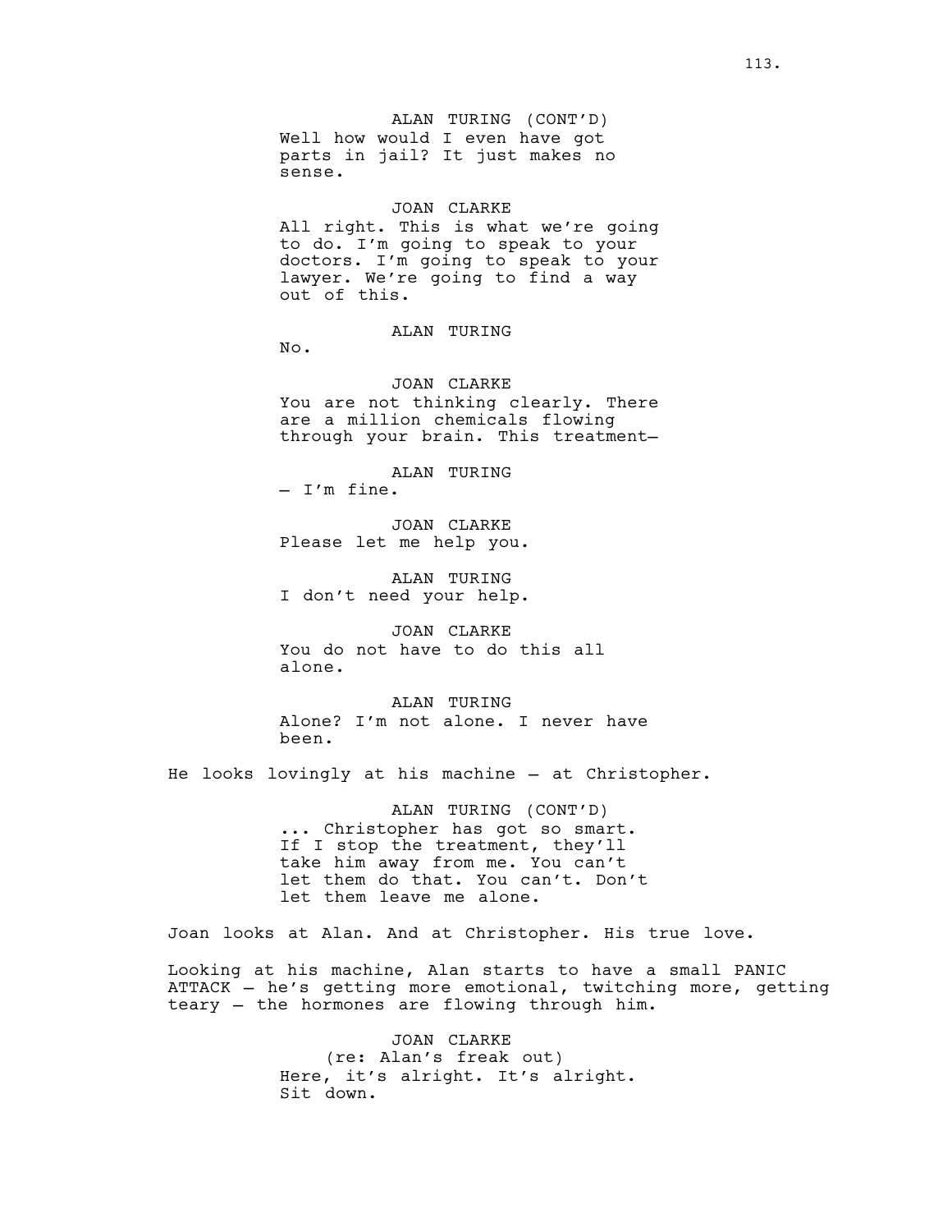ALAN TURING (CONT'D)
Well how would I even have got parts in jail? It just makes no sense.

JOAN CLARKE
All right. This is what we're going to do. I'm going to speak to your doctors. I'm going to speak to your lawyer. We're going to find a way out of this.

ALAN TURING
No.

JOAN CLARKE
You are not thinking clearly. There are a million chemicals flowing through your brain. This treatment—

ALAN TURING
— I'm fine.

JOAN CLARKE
Please let me help you.

ALAN TURING
I don't need your help.

JOAN CLARKE
You do not have to do this all alone.

ALAN TURING
Alone? I'm not alone. I never have been.

He looks lovingly at his machine — at Christopher.

ALAN TURING (CONT'D)
... Christopher has got so smart. If I stop the treatment, they'll take him away from me. You can't let them do that. You can't. Don't let them leave me alone.

Joan looks at Alan. And at Christopher. His true love.

Looking at his machine, Alan starts to have a small PANIC ATTACK — he's getting more emotional, twitching more, getting teary — the hormones are flowing through him.

JOAN CLARKE
(re: Alan's freak out)
Here, it's alright. It's alright. Sit down.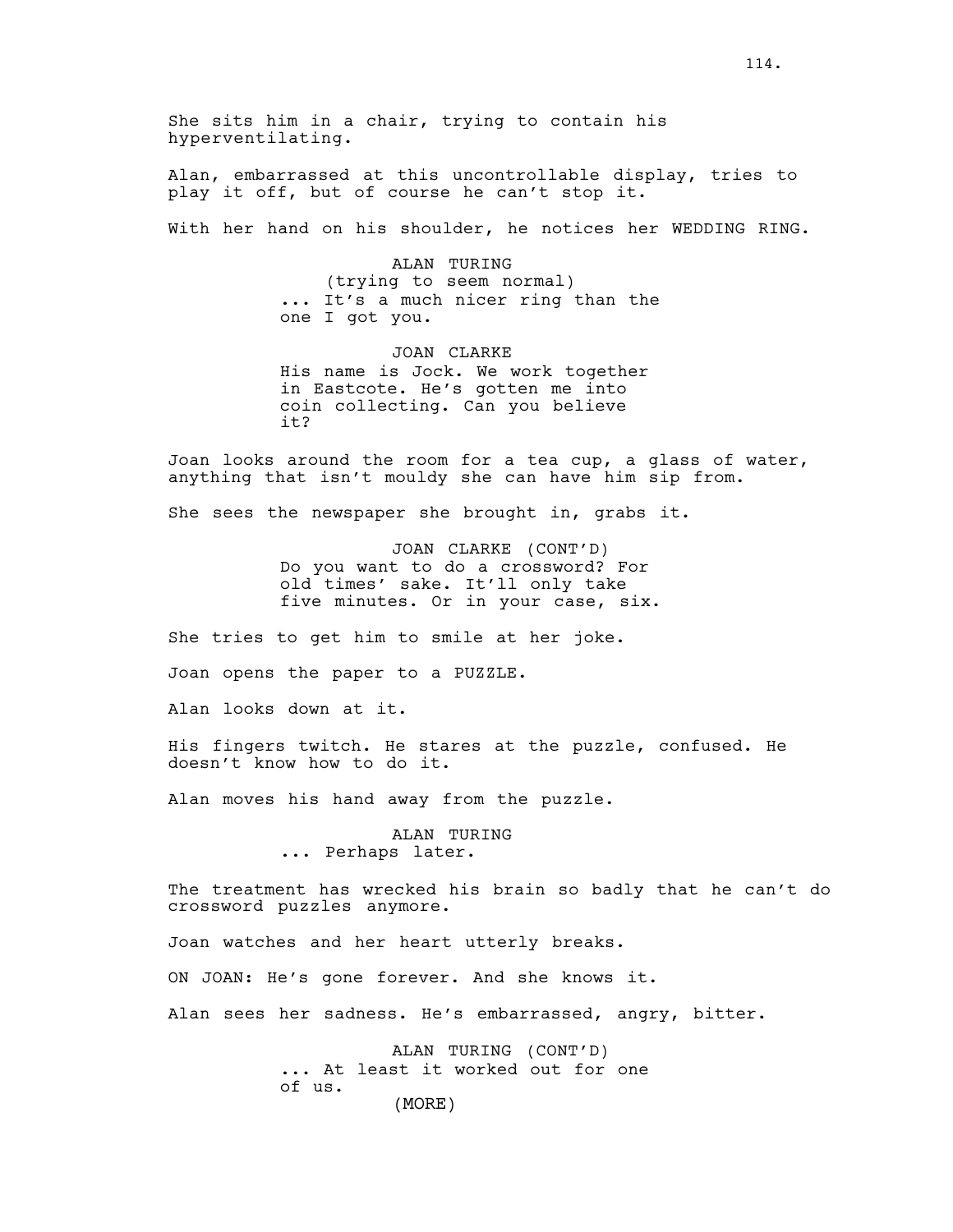She sits him in a chair, trying to contain his hyperventilating.

Alan, embarrassed at this uncontrollable display, tries to play it off, but of course he can't stop it.

With her hand on his shoulder, he notices her WEDDING RING.

ALAN TURING
(trying to seem normal)
... It's a much nicer ring than the one I got you.

JOAN CLARKE
His name is Jock. We work together in Eastcote. He's gotten me into coin collecting. Can you believe it?

Joan looks around the room for a tea cup, a glass of water, anything that isn't mouldy she can have him sip from.

She sees the newspaper she brought in, grabs it.

JOAN CLARKE (CONT'D)
Do you want to do a crossword? For old times' sake. It'll only take five minutes. Or in your case, six.

She tries to get him to smile at her joke.

Joan opens the paper to a PUZZLE.

Alan looks down at it.

His fingers twitch. He stares at the puzzle, confused. He doesn't know how to do it.

Alan moves his hand away from the puzzle.

ALAN TURING
... Perhaps later.

The treatment has wrecked his brain so badly that he can't do crossword puzzles anymore.

Joan watches and her heart utterly breaks.

ON JOAN: He's gone forever. And she knows it.

Alan sees her sadness. He's embarrassed, angry, bitter.

ALAN TURING (CONT'D)
... At least it worked out for one of us.
(MORE)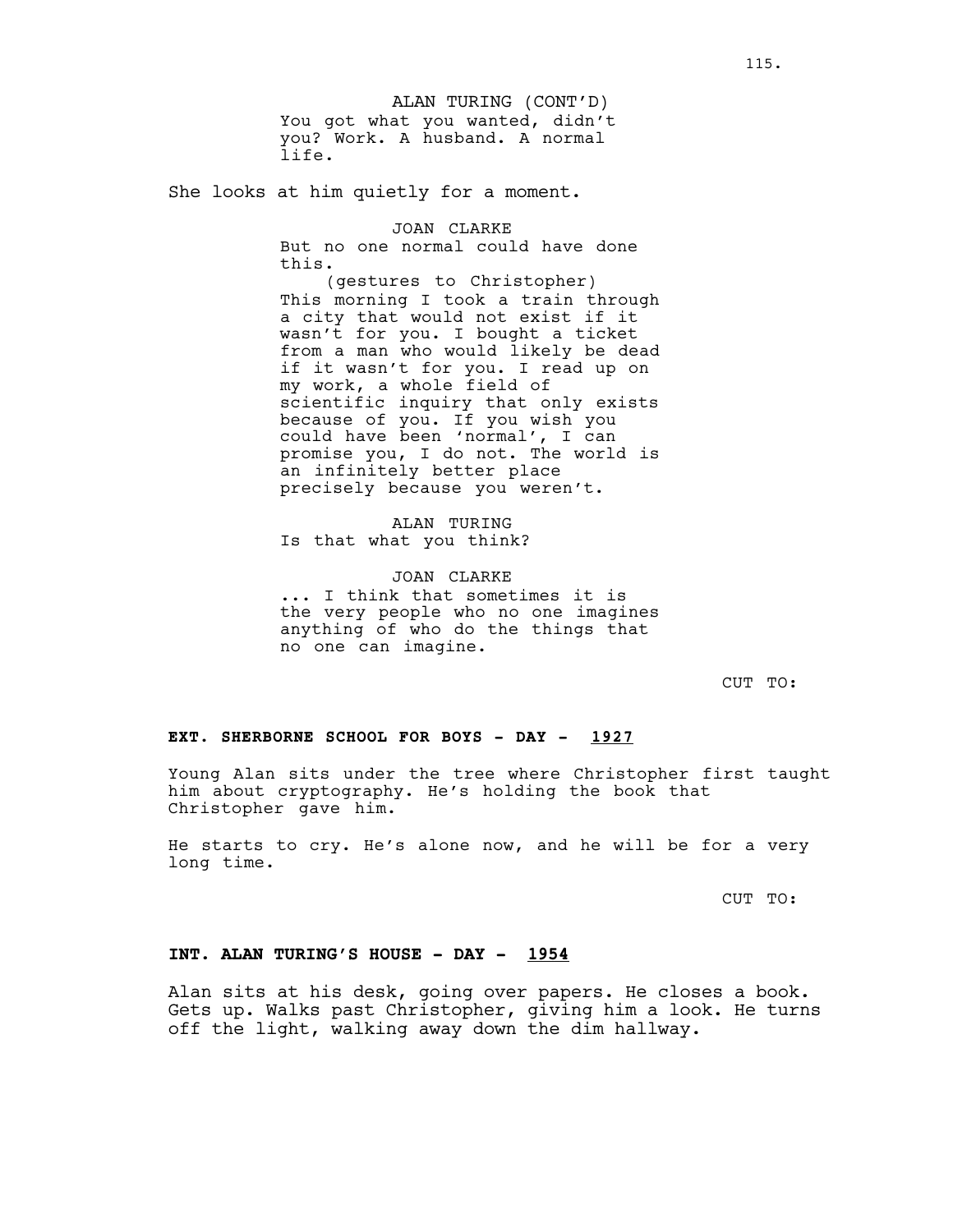ALAN TURING (CONT'D)
You got what you wanted, didn't you? Work. A husband. A normal life.

She looks at him quietly for a moment.

JOAN CLARKE
But no one normal could have done this.
(gestures to Christopher)
This morning I took a train through a city that would not exist if it wasn't for you. I bought a ticket from a man who would likely be dead if it wasn't for you. I read up on my work, a whole field of scientific inquiry that only exists because of you. If you wish you could have been 'normal', I can promise you, I do not. The world is an infinitely better place precisely because you weren't.

ALAN TURING
Is that what you think?

JOAN CLARKE
... I think that sometimes it is the very people who no one imagines anything of who do the things that no one can imagine.

CUT TO:

**EXT. SHERBORNE SCHOOL FOR BOYS - DAY - 1927**

Young Alan sits under the tree where Christopher first taught him about cryptography. He's holding the book that Christopher gave him.

He starts to cry. He's alone now, and he will be for a very long time.

CUT TO:

**INT. ALAN TURING'S HOUSE - DAY - 1954**

Alan sits at his desk, going over papers. He closes a book. Gets up. Walks past Christopher, giving him a look. He turns off the light, walking away down the dim hallway.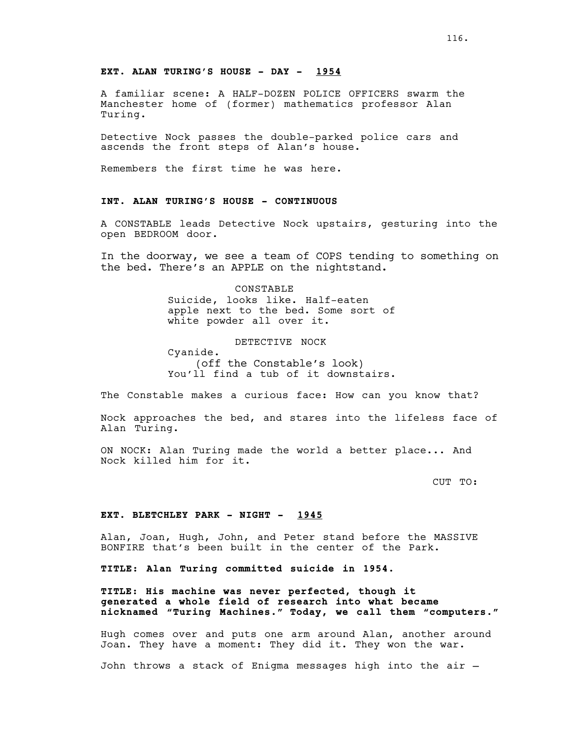**EXT. ALAN TURING'S HOUSE - DAY - <u>1954</u>**

A familiar scene: A HALF-DOZEN POLICE OFFICERS swarm the Manchester home of (former) mathematics professor Alan Turing.

Detective Nock passes the double-parked police cars and ascends the front steps of Alan's house.

Remembers the first time he was here.

**INT. ALAN TURING'S HOUSE - CONTINUOUS**

A CONSTABLE leads Detective Nock upstairs, gesturing into the open BEDROOM door.

In the doorway, we see a team of COPS tending to something on the bed. There's an APPLE on the nightstand.

CONSTABLE
Suicide, looks like. Half-eaten apple next to the bed. Some sort of white powder all over it.

DETECTIVE NOCK
Cyanide.
(off the Constable's look)
You'll find a tub of it downstairs.

The Constable makes a curious face: How can you know that?

Nock approaches the bed, and stares into the lifeless face of Alan Turing.

ON NOCK: Alan Turing made the world a better place... And Nock killed him for it.

CUT TO:

**EXT. BLETCHLEY PARK - NIGHT - <u>1945</u>**

Alan, Joan, Hugh, John, and Peter stand before the MASSIVE BONFIRE that's been built in the center of the Park.

**TITLE: Alan Turing committed suicide in 1954.**

**TITLE: His machine was never perfected, though it generated a whole field of research into what became nicknamed "Turing Machines." Today, we call them "computers."**

Hugh comes over and puts one arm around Alan, another around Joan. They have a moment: They did it. They won the war.

John throws a stack of Enigma messages high into the air –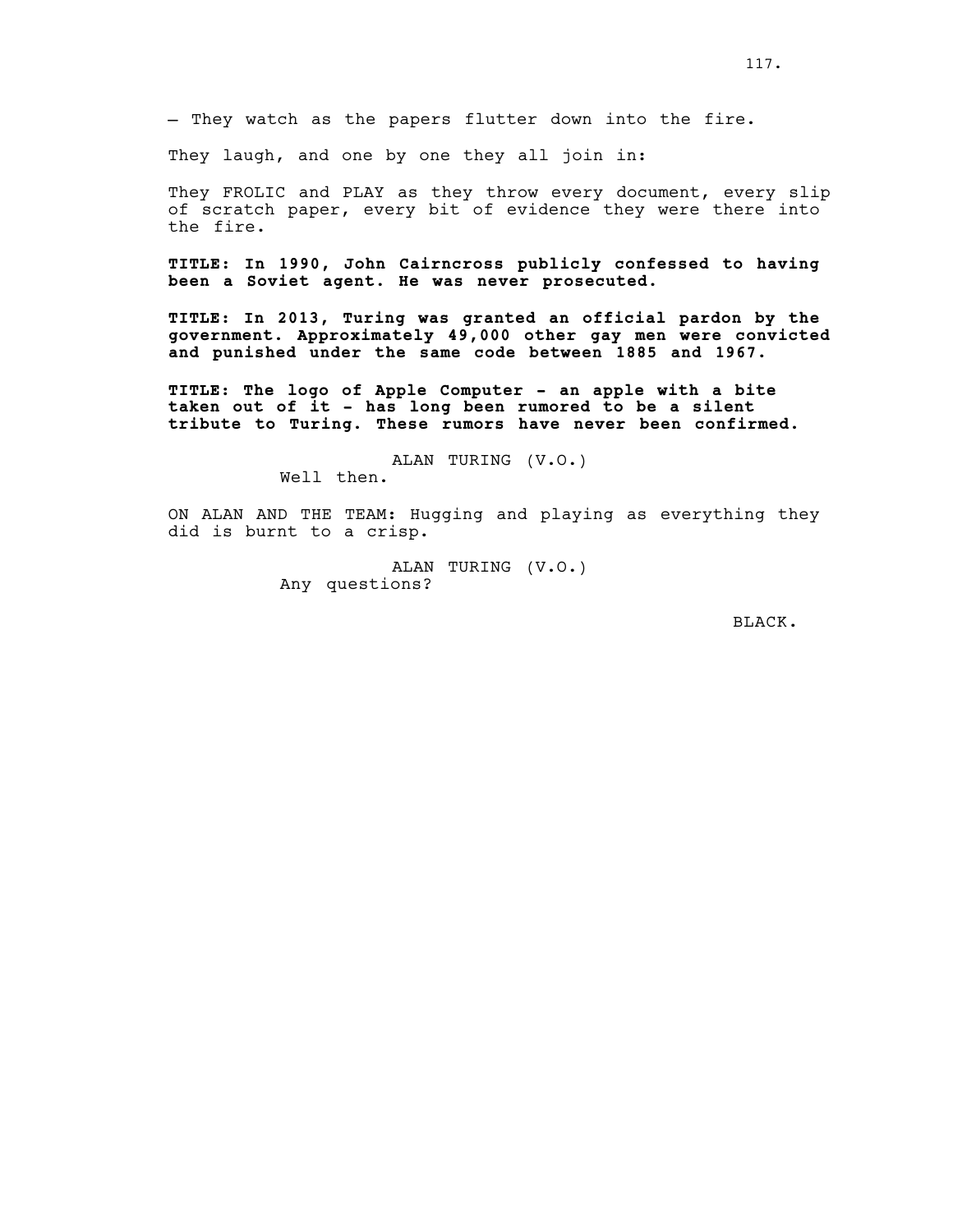– They watch as the papers flutter down into the fire.

They laugh, and one by one they all join in:

They FROLIC and PLAY as they throw every document, every slip of scratch paper, every bit of evidence they were there into the fire.

**TITLE: In 1990, John Cairncross publicly confessed to having been a Soviet agent. He was never prosecuted.**

**TITLE: In 2013, Turing was granted an official pardon by the government. Approximately 49,000 other gay men were convicted and punished under the same code between 1885 and 1967.**

**TITLE: The logo of Apple Computer - an apple with a bite taken out of it - has long been rumored to be a silent tribute to Turing. These rumors have never been confirmed.**

ALAN TURING (V.O.)
Well then.

ON ALAN AND THE TEAM: Hugging and playing as everything they did is burnt to a crisp.

ALAN TURING (V.O.)
Any questions?

BLACK.